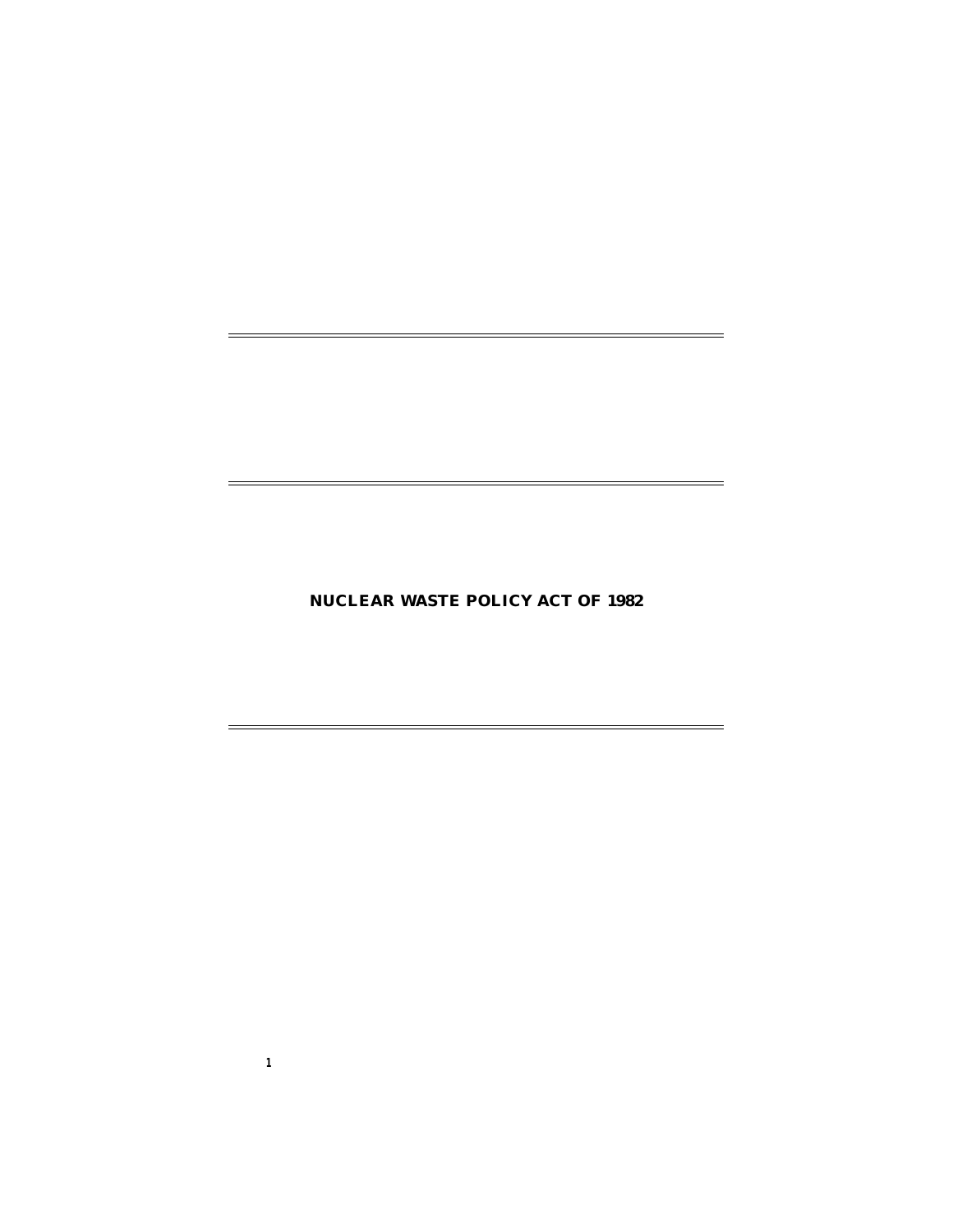# NUCLEAR WASTE POLICY ACT OF 1982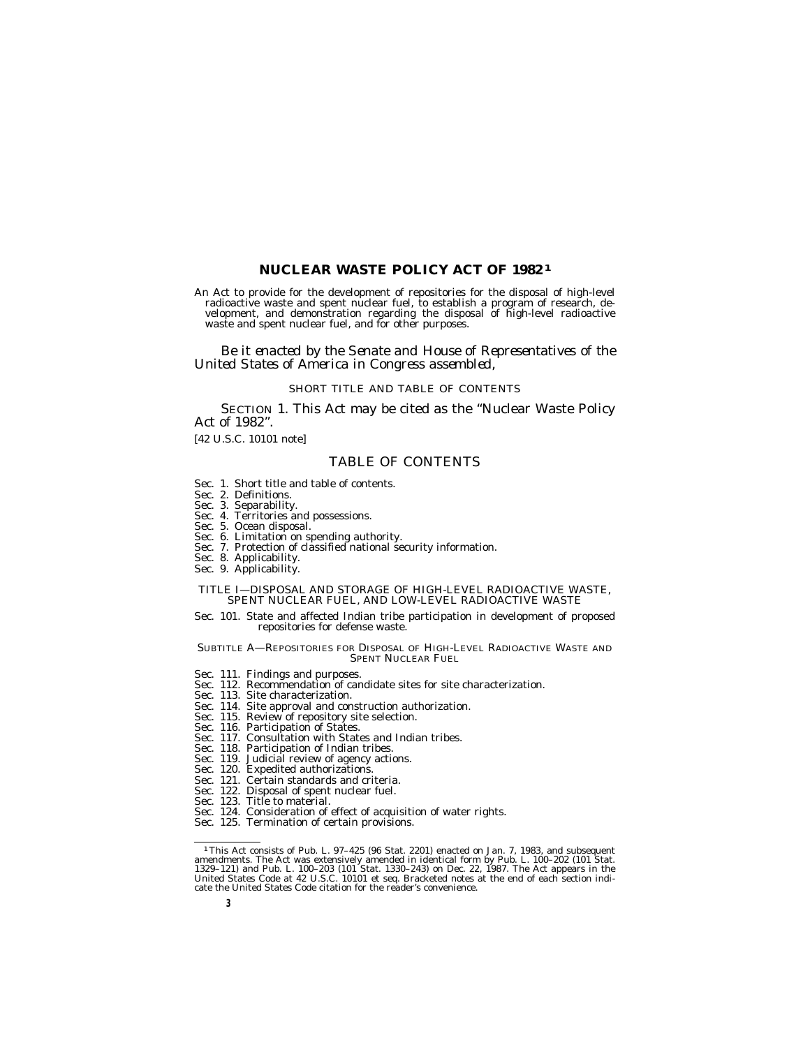# NUCLEAR WASTE POLICY ACT OF 1982[1]

An Act to provide for the development of repositories for the disposal of high-level radioactive waste and spent nuclear fuel, to establish a program of research, development, and demonstration regarding the disposal of high-level radioactive waste and spent nuclear fuel, and for other purposes.

*Be it enacted by the Senate and House of Representatives of the United States of America in Congress assembled,*

SHORT TITLE AND TABLE OF CONTENTS

SECTION 1. This Act may be cited as the "Nuclear Waste Policy Act of 1982".

[42 U.S.C. 10101 note]

## TABLE OF CONTENTS

Sec. 1. Short title and table of contents.
Sec. 2. Definitions.
Sec. 3. Separability.
Sec. 4. Territories and possessions.
Sec. 5. Ocean disposal.
Sec. 6. Limitation on spending authority.
Sec. 7. Protection of classified national security information.
Sec. 8. Applicability.
Sec. 9. Applicability.

TITLE I—DISPOSAL AND STORAGE OF HIGH-LEVEL RADIOACTIVE WASTE, SPENT NUCLEAR FUEL, AND LOW-LEVEL RADIOACTIVE WASTE

Sec. 101. State and affected Indian tribe participation in development of proposed repositories for defense waste.

SUBTITLE A—REPOSITORIES FOR DISPOSAL OF HIGH-LEVEL RADIOACTIVE WASTE AND SPENT NUCLEAR FUEL

Sec. 111. Findings and purposes.
Sec. 112. Recommendation of candidate sites for site characterization.
Sec. 113. Site characterization.
Sec. 114. Site approval and construction authorization.
Sec. 115. Review of repository site selection.
Sec. 116. Participation of States.
Sec. 117. Consultation with States and Indian tribes.
Sec. 118. Participation of Indian tribes.
Sec. 119. Judicial review of agency actions.
Sec. 120. Expedited authorizations.
Sec. 121. Certain standards and criteria.
Sec. 122. Disposal of spent nuclear fuel.
Sec. 123. Title to material.
Sec. 124. Consideration of effect of acquisition of water rights.
Sec. 125. Termination of certain provisions.

[1] This Act consists of Pub. L. 97–425 (96 Stat. 2201) enacted on Jan. 7, 1983, and subsequent amendments. The Act was extensively amended in identical form by Pub. L. 100–202 (101 Stat. 1329–121) and Pub. L. 100–203 (101 Stat. 1330–243) on Dec. 22, 1987. The Act appears in the United States Code at 42 U.S.C. 10101 et seq. Bracketed notes at the end of each section indicate the United States Code citation for the reader's convenience.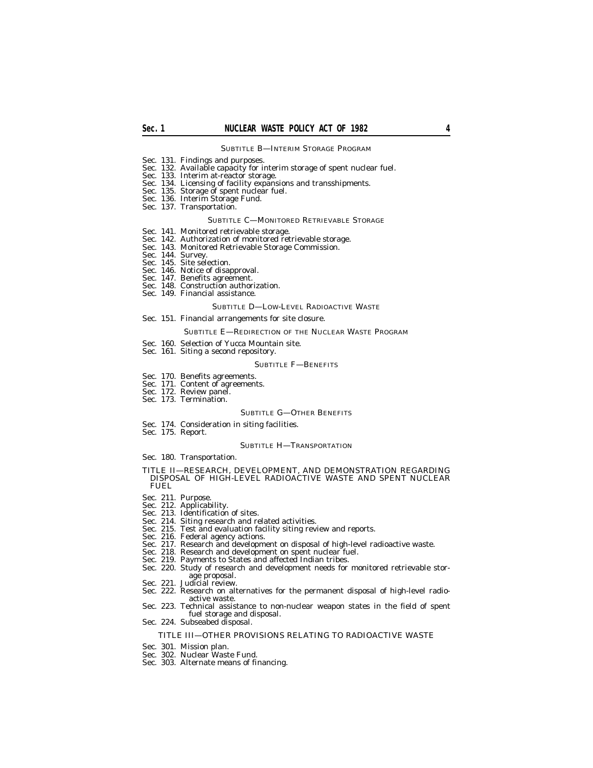SUBTITLE B—INTERIM STORAGE PROGRAM

Sec. 131. Findings and purposes.
Sec. 132. Available capacity for interim storage of spent nuclear fuel.
Sec. 133. Interim at-reactor storage.
Sec. 134. Licensing of facility expansions and transshipments.
Sec. 135. Storage of spent nuclear fuel.
Sec. 136. Interim Storage Fund.
Sec. 137. Transportation.

SUBTITLE C—MONITORED RETRIEVABLE STORAGE

Sec. 141. Monitored retrievable storage.
Sec. 142. Authorization of monitored retrievable storage.
Sec. 143. Monitored Retrievable Storage Commission.
Sec. 144. Survey.
Sec. 145. Site selection.
Sec. 146. Notice of disapproval.
Sec. 147. Benefits agreement.
Sec. 148. Construction authorization.
Sec. 149. Financial assistance.

SUBTITLE D—LOW-LEVEL RADIOACTIVE WASTE

Sec. 151. Financial arrangements for site closure.

SUBTITLE E—REDIRECTION OF THE NUCLEAR WASTE PROGRAM

Sec. 160. Selection of Yucca Mountain site.
Sec. 161. Siting a second repository.

SUBTITLE F—BENEFITS

Sec. 170. Benefits agreements.
Sec. 171. Content of agreements.
Sec. 172. Review panel.
Sec. 173. Termination.

SUBTITLE G—OTHER BENEFITS

Sec. 174. Consideration in siting facilities.
Sec. 175. Report.

SUBTITLE H—TRANSPORTATION

Sec. 180. Transportation.

TITLE II—RESEARCH, DEVELOPMENT, AND DEMONSTRATION REGARDING DISPOSAL OF HIGH-LEVEL RADIOACTIVE WASTE AND SPENT NUCLEAR FUEL

Sec. 211. Purpose.
Sec. 212. Applicability.
Sec. 213. Identification of sites.
Sec. 214. Siting research and related activities.
Sec. 215. Test and evaluation facility siting review and reports.
Sec. 216. Federal agency actions.
Sec. 217. Research and development on disposal of high-level radioactive waste.
Sec. 218. Research and development on spent nuclear fuel.
Sec. 219. Payments to States and affected Indian tribes.
Sec. 220. Study of research and development needs for monitored retrievable storage proposal.
Sec. 221. Judicial review.
Sec. 222. Research on alternatives for the permanent disposal of high-level radioactive waste.
Sec. 223. Technical assistance to non-nuclear weapon states in the field of spent fuel storage and disposal.
Sec. 224. Subseabed disposal.

TITLE III—OTHER PROVISIONS RELATING TO RADIOACTIVE WASTE

Sec. 301. Mission plan.
Sec. 302. Nuclear Waste Fund.
Sec. 303. Alternate means of financing.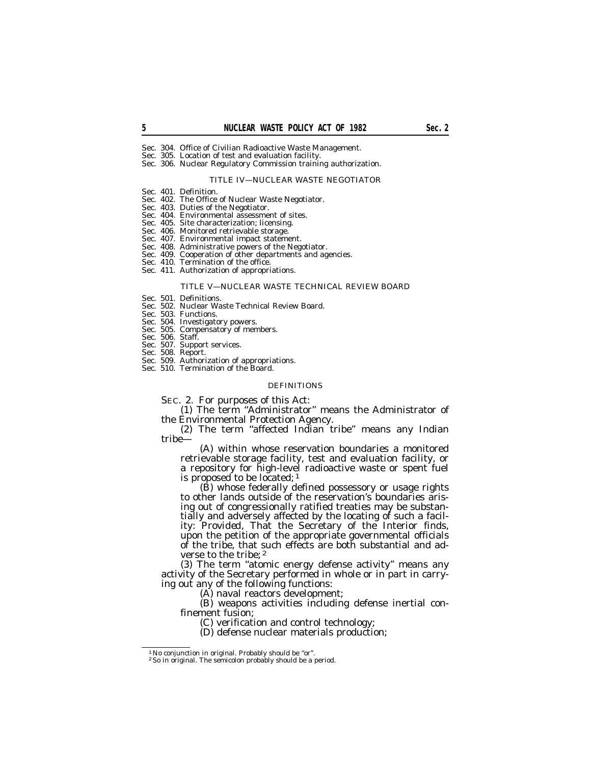Sec. 304. Office of Civilian Radioactive Waste Management.
Sec. 305. Location of test and evaluation facility.
Sec. 306. Nuclear Regulatory Commission training authorization.

TITLE IV—NUCLEAR WASTE NEGOTIATOR

Sec. 401. Definition.
Sec. 402. The Office of Nuclear Waste Negotiator.
Sec. 403. Duties of the Negotiator.
Sec. 404. Environmental assessment of sites.
Sec. 405. Site characterization; licensing.
Sec. 406. Monitored retrievable storage.
Sec. 407. Environmental impact statement.
Sec. 408. Administrative powers of the Negotiator.
Sec. 409. Cooperation of other departments and agencies.
Sec. 410. Termination of the office.
Sec. 411. Authorization of appropriations.

TITLE V—NUCLEAR WASTE TECHNICAL REVIEW BOARD

Sec. 501. Definitions.
Sec. 502. Nuclear Waste Technical Review Board.
Sec. 503. Functions.
Sec. 504. Investigatory powers.
Sec. 505. Compensatory of members.
Sec. 506. Staff.
Sec. 507. Support services.
Sec. 508. Report.
Sec. 509. Authorization of appropriations.
Sec. 510. Termination of the Board.

## DEFINITIONS

SEC. 2. For purposes of this Act:

(1) The term "Administrator" means the Administrator of the Environmental Protection Agency.

(2) The term "affected Indian tribe" means any Indian tribe—

(A) within whose reservation boundaries a monitored retrievable storage facility, test and evaluation facility, or a repository for high-level radioactive waste or spent fuel is proposed to be located; [1]

(B) whose federally defined possessory or usage rights to other lands outside of the reservation's boundaries arising out of congressionally ratified treaties may be substantially and adversely affected by the locating of such a facility: *Provided*, That the Secretary of the Interior finds, upon the petition of the appropriate governmental officials of the tribe, that such effects are both substantial and adverse to the tribe; [2]

(3) The term "atomic energy defense activity" means any activity of the Secretary performed in whole or in part in carrying out any of the following functions:

(A) naval reactors development;

(B) weapons activities including defense inertial confinement fusion;

(C) verification and control technology;

(D) defense nuclear materials production;

[1] No conjunction in original. Probably should be "or".

[2] So in original. The semicolon probably should be a period.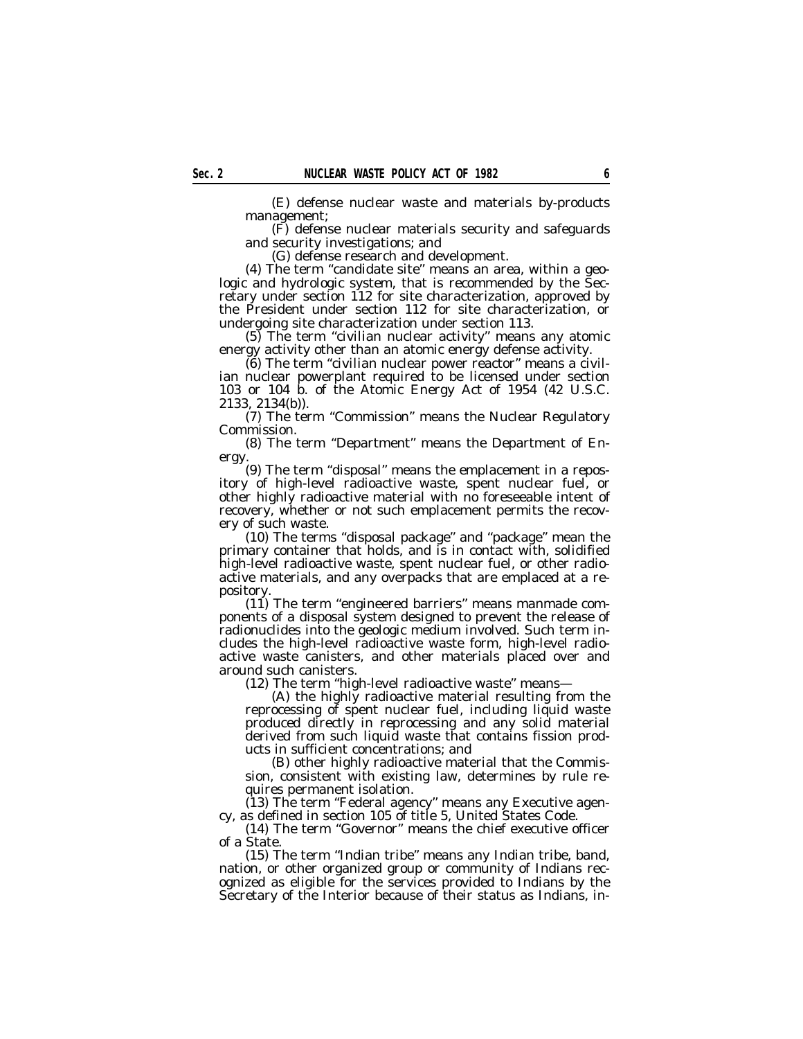(E) defense nuclear waste and materials by-products management;

(F) defense nuclear materials security and safeguards and security investigations; and

(G) defense research and development.

(4) The term "candidate site" means an area, within a geologic and hydrologic system, that is recommended by the Secretary under section 112 for site characterization, approved by the President under section 112 for site characterization, or undergoing site characterization under section 113.

(5) The term "civilian nuclear activity" means any atomic energy activity other than an atomic energy defense activity.

(6) The term "civilian nuclear power reactor" means a civilian nuclear powerplant required to be licensed under section 103 or 104 b. of the Atomic Energy Act of 1954 (42 U.S.C. 2133, 2134(b)).

(7) The term "Commission" means the Nuclear Regulatory Commission.

(8) The term "Department" means the Department of Energy.

(9) The term "disposal" means the emplacement in a repository of high-level radioactive waste, spent nuclear fuel, or other highly radioactive material with no foreseeable intent of recovery, whether or not such emplacement permits the recovery of such waste.

(10) The terms "disposal package" and "package" mean the primary container that holds, and is in contact with, solidified high-level radioactive waste, spent nuclear fuel, or other radioactive materials, and any overpacks that are emplaced at a repository.

(11) The term "engineered barriers" means manmade components of a disposal system designed to prevent the release of radionuclides into the geologic medium involved. Such term includes the high-level radioactive waste form, high-level radioactive waste canisters, and other materials placed over and around such canisters.

(12) The term "high-level radioactive waste" means—

(A) the highly radioactive material resulting from the reprocessing of spent nuclear fuel, including liquid waste produced directly in reprocessing and any solid material derived from such liquid waste that contains fission products in sufficient concentrations; and

(B) other highly radioactive material that the Commission, consistent with existing law, determines by rule requires permanent isolation.

(13) The term "Federal agency" means any Executive agency, as defined in section 105 of title 5, United States Code.

(14) The term "Governor" means the chief executive officer of a State.

(15) The term "Indian tribe" means any Indian tribe, band, nation, or other organized group or community of Indians recognized as eligible for the services provided to Indians by the Secretary of the Interior because of their status as Indians, in-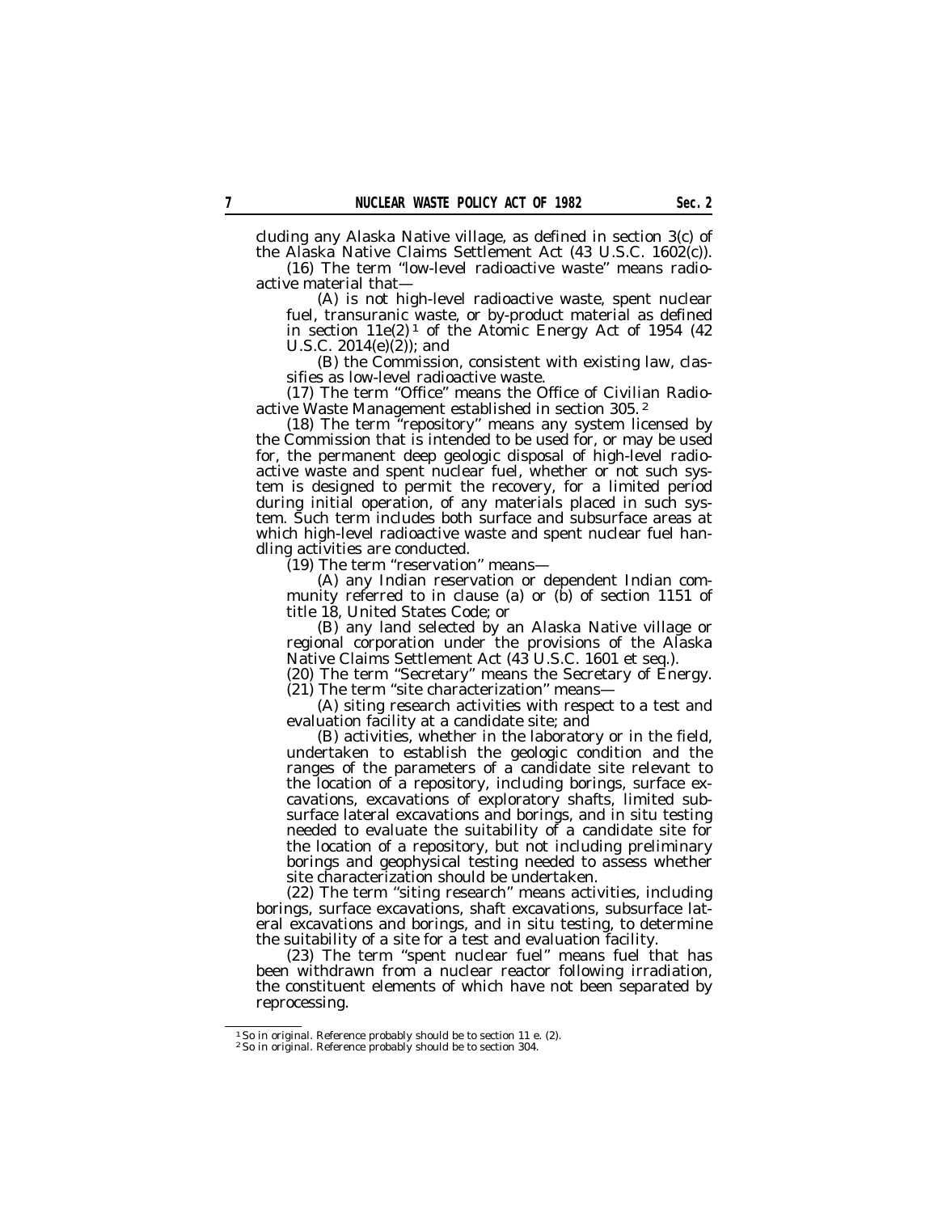cluding any Alaska Native village, as defined in section 3(c) of the Alaska Native Claims Settlement Act (43 U.S.C. 1602(c)).

(16) The term ''low-level radioactive waste'' means radioactive material that—

(A) is not high-level radioactive waste, spent nuclear fuel, transuranic waste, or by-product material as defined in section 11e(2)[1] of the Atomic Energy Act of 1954 (42 U.S.C. 2014(e)(2)); and

(B) the Commission, consistent with existing law, classifies as low-level radioactive waste.

(17) The term ''Office'' means the Office of Civilian Radioactive Waste Management established in section 305.[2]

(18) The term ''repository'' means any system licensed by the Commission that is intended to be used for, or may be used for, the permanent deep geologic disposal of high-level radioactive waste and spent nuclear fuel, whether or not such system is designed to permit the recovery, for a limited period during initial operation, of any materials placed in such system. Such term includes both surface and subsurface areas at which high-level radioactive waste and spent nuclear fuel handling activities are conducted.

(19) The term ''reservation'' means—

(A) any Indian reservation or dependent Indian community referred to in clause (a) or (b) of section 1151 of title 18, United States Code; or

(B) any land selected by an Alaska Native village or regional corporation under the provisions of the Alaska Native Claims Settlement Act (43 U.S.C. 1601 et seq.).

(20) The term ''Secretary'' means the Secretary of Energy.

(21) The term ''site characterization'' means—

(A) siting research activities with respect to a test and evaluation facility at a candidate site; and

(B) activities, whether in the laboratory or in the field, undertaken to establish the geologic condition and the ranges of the parameters of a candidate site relevant to the location of a repository, including borings, surface excavations, excavations of exploratory shafts, limited subsurface lateral excavations and borings, and in situ testing needed to evaluate the suitability of a candidate site for the location of a repository, but not including preliminary borings and geophysical testing needed to assess whether site characterization should be undertaken.

(22) The term ''siting research'' means activities, including borings, surface excavations, shaft excavations, subsurface lateral excavations and borings, and in situ testing, to determine the suitability of a site for a test and evaluation facility.

(23) The term ''spent nuclear fuel'' means fuel that has been withdrawn from a nuclear reactor following irradiation, the constituent elements of which have not been separated by reprocessing.

---

[1] So in original. Reference probably should be to section 11 e. (2).

[2] So in original. Reference probably should be to section 304.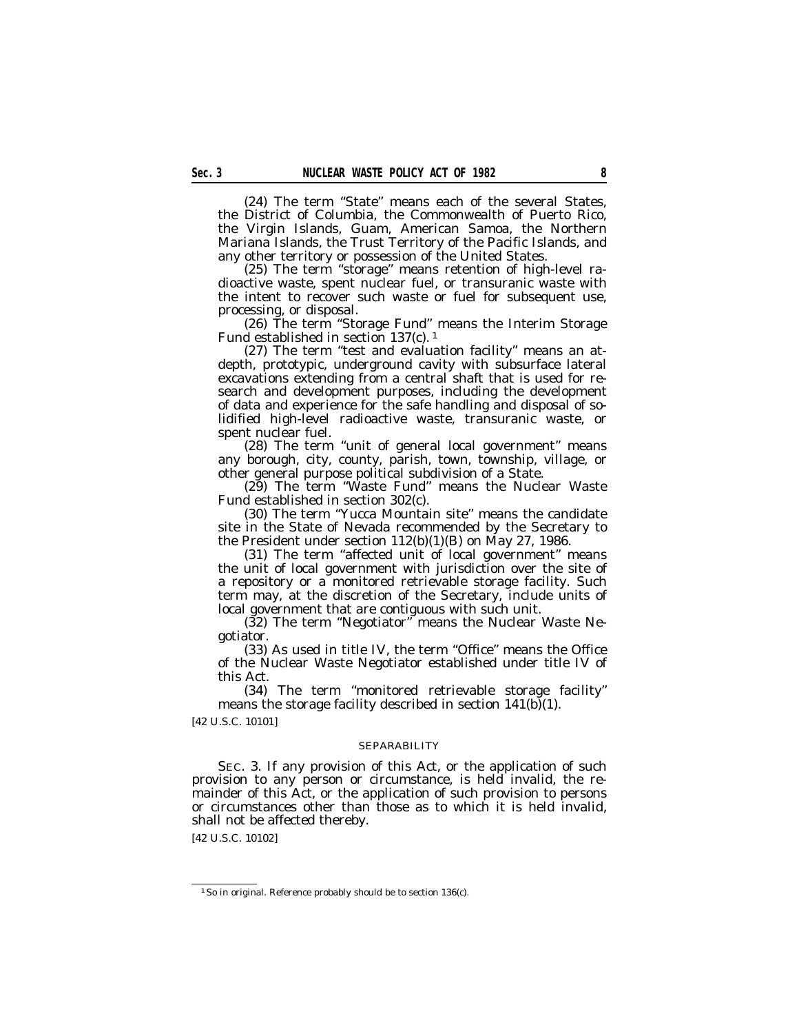(24) The term "State" means each of the several States, the District of Columbia, the Commonwealth of Puerto Rico, the Virgin Islands, Guam, American Samoa, the Northern Mariana Islands, the Trust Territory of the Pacific Islands, and any other territory or possession of the United States.

(25) The term "storage" means retention of high-level radioactive waste, spent nuclear fuel, or transuranic waste with the intent to recover such waste or fuel for subsequent use, processing, or disposal.

(26) The term "Storage Fund" means the Interim Storage Fund established in section 137(c). [1]

(27) The term "test and evaluation facility" means an at-depth, prototypic, underground cavity with subsurface lateral excavations extending from a central shaft that is used for research and development purposes, including the development of data and experience for the safe handling and disposal of solidified high-level radioactive waste, transuranic waste, or spent nuclear fuel.

(28) The term "unit of general local government" means any borough, city, county, parish, town, township, village, or other general purpose political subdivision of a State.

(29) The term "Waste Fund" means the Nuclear Waste Fund established in section 302(c).

(30) The term "Yucca Mountain site" means the candidate site in the State of Nevada recommended by the Secretary to the President under section 112(b)(1)(B) on May 27, 1986.

(31) The term "affected unit of local government" means the unit of local government with jurisdiction over the site of a repository or a monitored retrievable storage facility. Such term may, at the discretion of the Secretary, include units of local government that are contiguous with such unit.

(32) The term "Negotiator" means the Nuclear Waste Negotiator.

(33) As used in title IV, the term "Office" means the Office of the Nuclear Waste Negotiator established under title IV of this Act.

(34) The term "monitored retrievable storage facility" means the storage facility described in section 141(b)(1).

[42 U.S.C. 10101]

## SEPARABILITY

SEC. 3. If any provision of this Act, or the application of such provision to any person or circumstance, is held invalid, the remainder of this Act, or the application of such provision to persons or circumstances other than those as to which it is held invalid, shall not be affected thereby.

[42 U.S.C. 10102]

---

[1] So in original. Reference probably should be to section 136(c).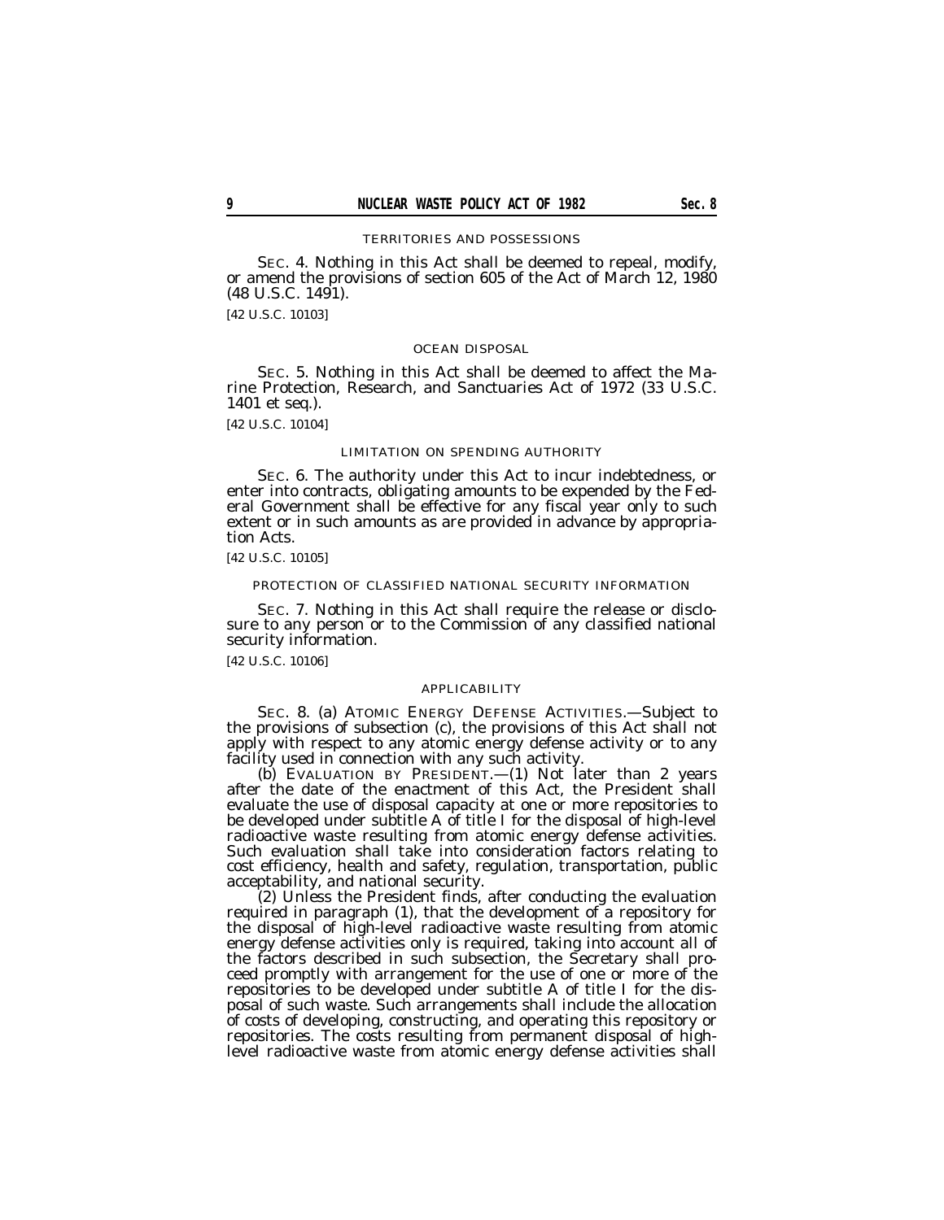#### TERRITORIES AND POSSESSIONS

SEC. 4. Nothing in this Act shall be deemed to repeal, modify, or amend the provisions of section 605 of the Act of March 12, 1980 (48 U.S.C. 1491).

[42 U.S.C. 10103]

#### OCEAN DISPOSAL

SEC. 5. Nothing in this Act shall be deemed to affect the Marine Protection, Research, and Sanctuaries Act of 1972 (33 U.S.C. 1401 et seq.).

[42 U.S.C. 10104]

#### LIMITATION ON SPENDING AUTHORITY

SEC. 6. The authority under this Act to incur indebtedness, or enter into contracts, obligating amounts to be expended by the Federal Government shall be effective for any fiscal year only to such extent or in such amounts as are provided in advance by appropriation Acts.

[42 U.S.C. 10105]

#### PROTECTION OF CLASSIFIED NATIONAL SECURITY INFORMATION

SEC. 7. Nothing in this Act shall require the release or disclosure to any person or to the Commission of any classified national security information.

[42 U.S.C. 10106]

#### APPLICABILITY

SEC. 8. (a) ATOMIC ENERGY DEFENSE ACTIVITIES.—Subject to the provisions of subsection (c), the provisions of this Act shall not apply with respect to any atomic energy defense activity or to any facility used in connection with any such activity.

(b) EVALUATION BY PRESIDENT.—(1) Not later than 2 years after the date of the enactment of this Act, the President shall evaluate the use of disposal capacity at one or more repositories to be developed under subtitle A of title I for the disposal of high-level radioactive waste resulting from atomic energy defense activities. Such evaluation shall take into consideration factors relating to cost efficiency, health and safety, regulation, transportation, public acceptability, and national security.

(2) Unless the President finds, after conducting the evaluation required in paragraph (1), that the development of a repository for the disposal of high-level radioactive waste resulting from atomic energy defense activities only is required, taking into account all of the factors described in such subsection, the Secretary shall proceed promptly with arrangement for the use of one or more of the repositories to be developed under subtitle A of title I for the disposal of such waste. Such arrangements shall include the allocation of costs of developing, constructing, and operating this repository or repositories. The costs resulting from permanent disposal of high-level radioactive waste from atomic energy defense activities shall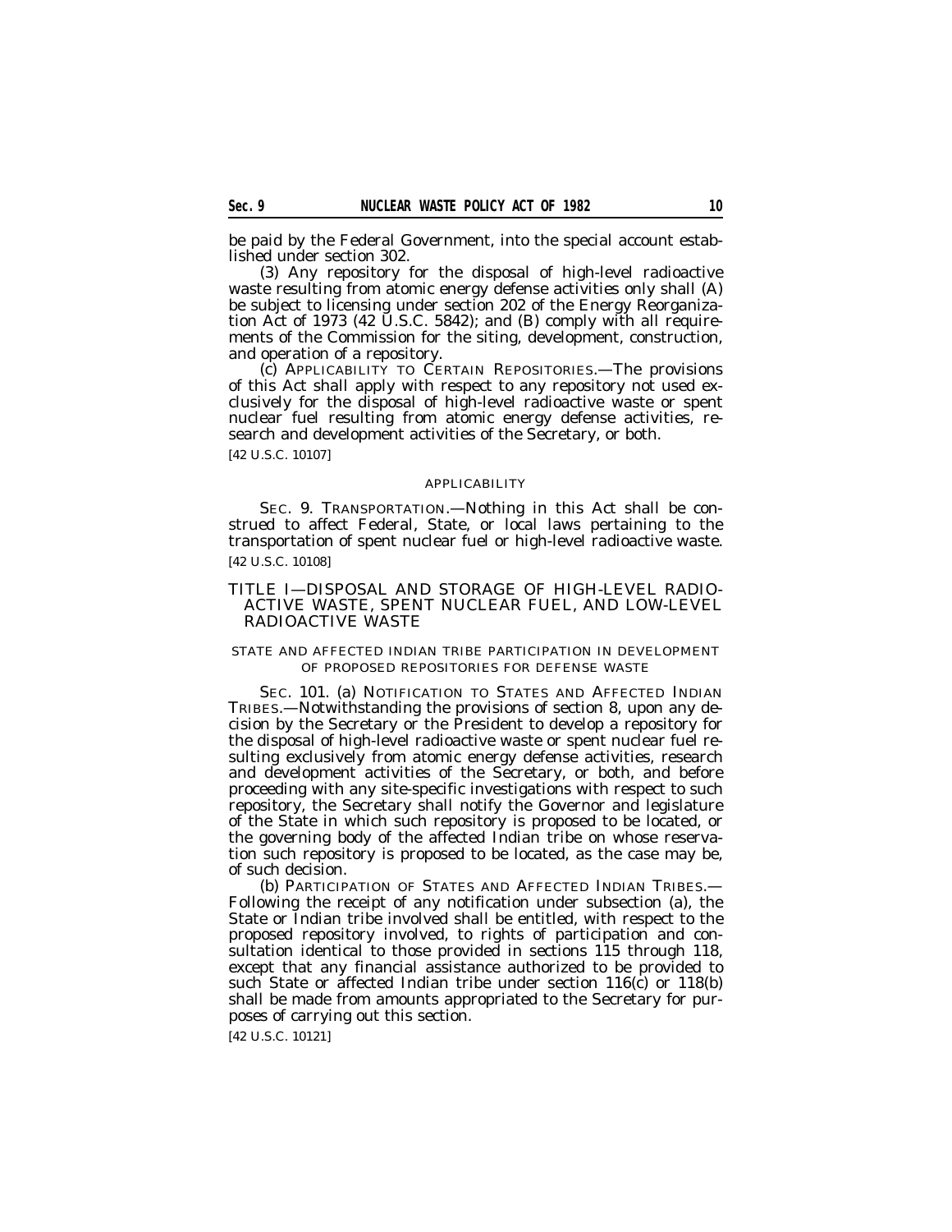be paid by the Federal Government, into the special account established under section 302.

(3) Any repository for the disposal of high-level radioactive waste resulting from atomic energy defense activities only shall (A) be subject to licensing under section 202 of the Energy Reorganization Act of 1973 (42 U.S.C. 5842); and (B) comply with all requirements of the Commission for the siting, development, construction, and operation of a repository.

(c) APPLICABILITY TO CERTAIN REPOSITORIES.—The provisions of this Act shall apply with respect to any repository not used exclusively for the disposal of high-level radioactive waste or spent nuclear fuel resulting from atomic energy defense activities, research and development activities of the Secretary, or both.

[42 U.S.C. 10107]

APPLICABILITY

SEC. 9. TRANSPORTATION.—Nothing in this Act shall be construed to affect Federal, State, or local laws pertaining to the transportation of spent nuclear fuel or high-level radioactive waste.

[42 U.S.C. 10108]

## TITLE I—DISPOSAL AND STORAGE OF HIGH-LEVEL RADIOACTIVE WASTE, SPENT NUCLEAR FUEL, AND LOW-LEVEL RADIOACTIVE WASTE

STATE AND AFFECTED INDIAN TRIBE PARTICIPATION IN DEVELOPMENT OF PROPOSED REPOSITORIES FOR DEFENSE WASTE

SEC. 101. (a) NOTIFICATION TO STATES AND AFFECTED INDIAN TRIBES.—Notwithstanding the provisions of section 8, upon any decision by the Secretary or the President to develop a repository for the disposal of high-level radioactive waste or spent nuclear fuel resulting exclusively from atomic energy defense activities, research and development activities of the Secretary, or both, and before proceeding with any site-specific investigations with respect to such repository, the Secretary shall notify the Governor and legislature of the State in which such repository is proposed to be located, or the governing body of the affected Indian tribe on whose reservation such repository is proposed to be located, as the case may be, of such decision.

(b) PARTICIPATION OF STATES AND AFFECTED INDIAN TRIBES.—Following the receipt of any notification under subsection (a), the State or Indian tribe involved shall be entitled, with respect to the proposed repository involved, to rights of participation and consultation identical to those provided in sections 115 through 118, except that any financial assistance authorized to be provided to such State or affected Indian tribe under section 116(c) or 118(b) shall be made from amounts appropriated to the Secretary for purposes of carrying out this section.

[42 U.S.C. 10121]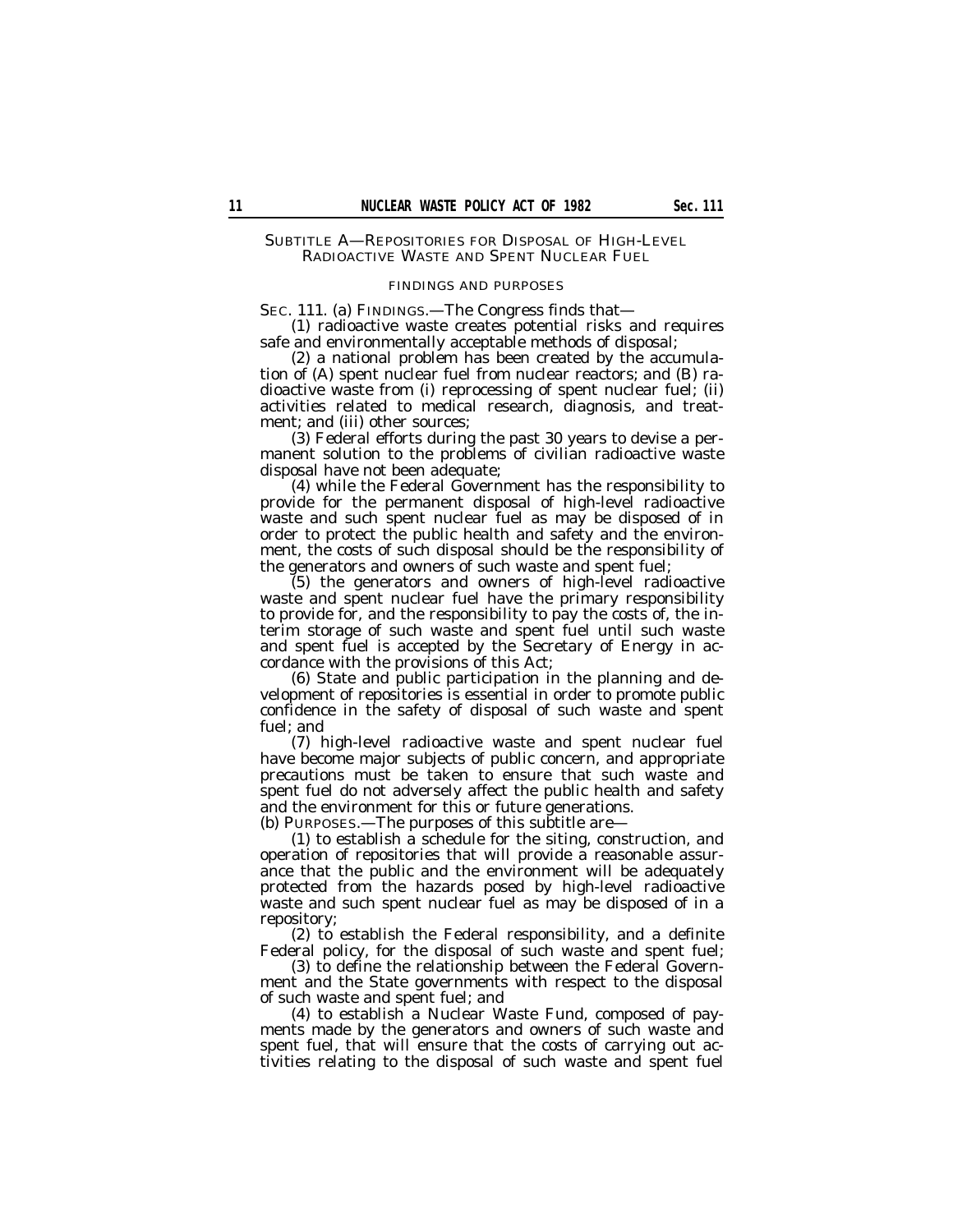## SUBTITLE A—REPOSITORIES FOR DISPOSAL OF HIGH-LEVEL RADIOACTIVE WASTE AND SPENT NUCLEAR FUEL

### FINDINGS AND PURPOSES

SEC. 111. (a) FINDINGS.—The Congress finds that—

(1) radioactive waste creates potential risks and requires safe and environmentally acceptable methods of disposal;

(2) a national problem has been created by the accumulation of (A) spent nuclear fuel from nuclear reactors; and (B) radioactive waste from (i) reprocessing of spent nuclear fuel; (ii) activities related to medical research, diagnosis, and treatment; and (iii) other sources;

(3) Federal efforts during the past 30 years to devise a permanent solution to the problems of civilian radioactive waste disposal have not been adequate;

(4) while the Federal Government has the responsibility to provide for the permanent disposal of high-level radioactive waste and such spent nuclear fuel as may be disposed of in order to protect the public health and safety and the environment, the costs of such disposal should be the responsibility of the generators and owners of such waste and spent fuel;

(5) the generators and owners of high-level radioactive waste and spent nuclear fuel have the primary responsibility to provide for, and the responsibility to pay the costs of, the interim storage of such waste and spent fuel until such waste and spent fuel is accepted by the Secretary of Energy in accordance with the provisions of this Act;

(6) State and public participation in the planning and development of repositories is essential in order to promote public confidence in the safety of disposal of such waste and spent fuel; and

(7) high-level radioactive waste and spent nuclear fuel have become major subjects of public concern, and appropriate precautions must be taken to ensure that such waste and spent fuel do not adversely affect the public health and safety and the environment for this or future generations.

(b) PURPOSES.—The purposes of this subtitle are—

(1) to establish a schedule for the siting, construction, and operation of repositories that will provide a reasonable assurance that the public and the environment will be adequately protected from the hazards posed by high-level radioactive waste and such spent nuclear fuel as may be disposed of in a repository;

(2) to establish the Federal responsibility, and a definite Federal policy, for the disposal of such waste and spent fuel;

(3) to define the relationship between the Federal Government and the State governments with respect to the disposal of such waste and spent fuel; and

(4) to establish a Nuclear Waste Fund, composed of payments made by the generators and owners of such waste and spent fuel, that will ensure that the costs of carrying out activities relating to the disposal of such waste and spent fuel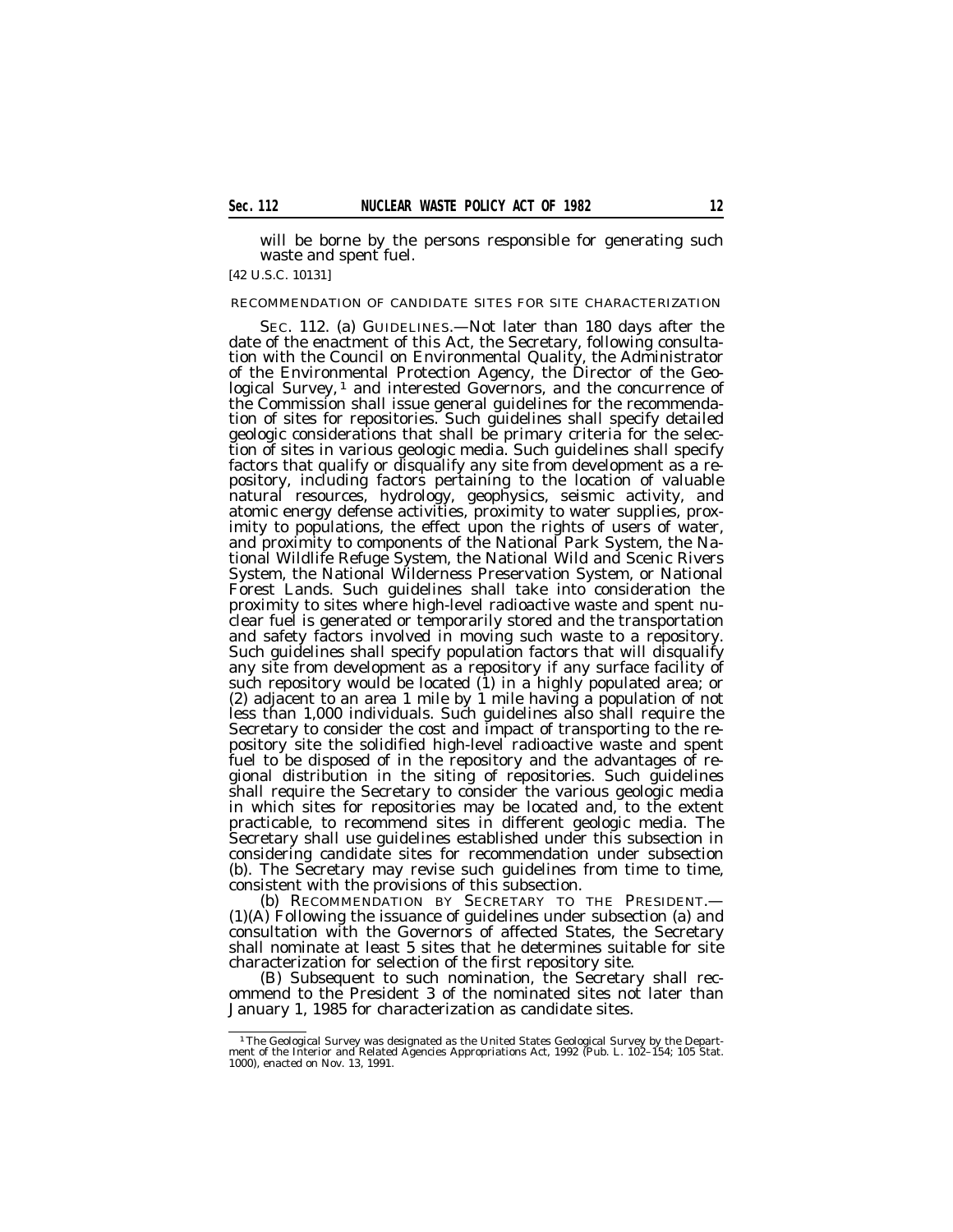will be borne by the persons responsible for generating such waste and spent fuel.

[42 U.S.C. 10131]

RECOMMENDATION OF CANDIDATE SITES FOR SITE CHARACTERIZATION

SEC. 112. (a) GUIDELINES.—Not later than 180 days after the date of the enactment of this Act, the Secretary, following consultation with the Council on Environmental Quality, the Administrator of the Environmental Protection Agency, the Director of the Geological Survey,[1] and interested Governors, and the concurrence of the Commission shall issue general guidelines for the recommendation of sites for repositories. Such guidelines shall specify detailed geologic considerations that shall be primary criteria for the selection of sites in various geologic media. Such guidelines shall specify factors that qualify or disqualify any site from development as a repository, including factors pertaining to the location of valuable natural resources, hydrology, geophysics, seismic activity, and atomic energy defense activities, proximity to water supplies, proximity to populations, the effect upon the rights of users of water, and proximity to components of the National Park System, the National Wildlife Refuge System, the National Wild and Scenic Rivers System, the National Wilderness Preservation System, or National Forest Lands. Such guidelines shall take into consideration the proximity to sites where high-level radioactive waste and spent nuclear fuel is generated or temporarily stored and the transportation and safety factors involved in moving such waste to a repository. Such guidelines shall specify population factors that will disqualify any site from development as a repository if any surface facility of such repository would be located (1) in a highly populated area; or (2) adjacent to an area 1 mile by 1 mile having a population of not less than 1,000 individuals. Such guidelines also shall require the Secretary to consider the cost and impact of transporting to the repository site the solidified high-level radioactive waste and spent fuel to be disposed of in the repository and the advantages of regional distribution in the siting of repositories. Such guidelines shall require the Secretary to consider the various geologic media in which sites for repositories may be located and, to the extent practicable, to recommend sites in different geologic media. The Secretary shall use guidelines established under this subsection in considering candidate sites for recommendation under subsection (b). The Secretary may revise such guidelines from time to time, consistent with the provisions of this subsection.

(b) RECOMMENDATION BY SECRETARY TO THE PRESIDENT.—(1)(A) Following the issuance of guidelines under subsection (a) and consultation with the Governors of affected States, the Secretary shall nominate at least 5 sites that he determines suitable for site characterization for selection of the first repository site.

(B) Subsequent to such nomination, the Secretary shall recommend to the President 3 of the nominated sites not later than January 1, 1985 for characterization as candidate sites.

[1] The Geological Survey was designated as the United States Geological Survey by the Department of the Interior and Related Agencies Appropriations Act, 1992 (Pub. L. 102–154; 105 Stat. 1000), enacted on Nov. 13, 1991.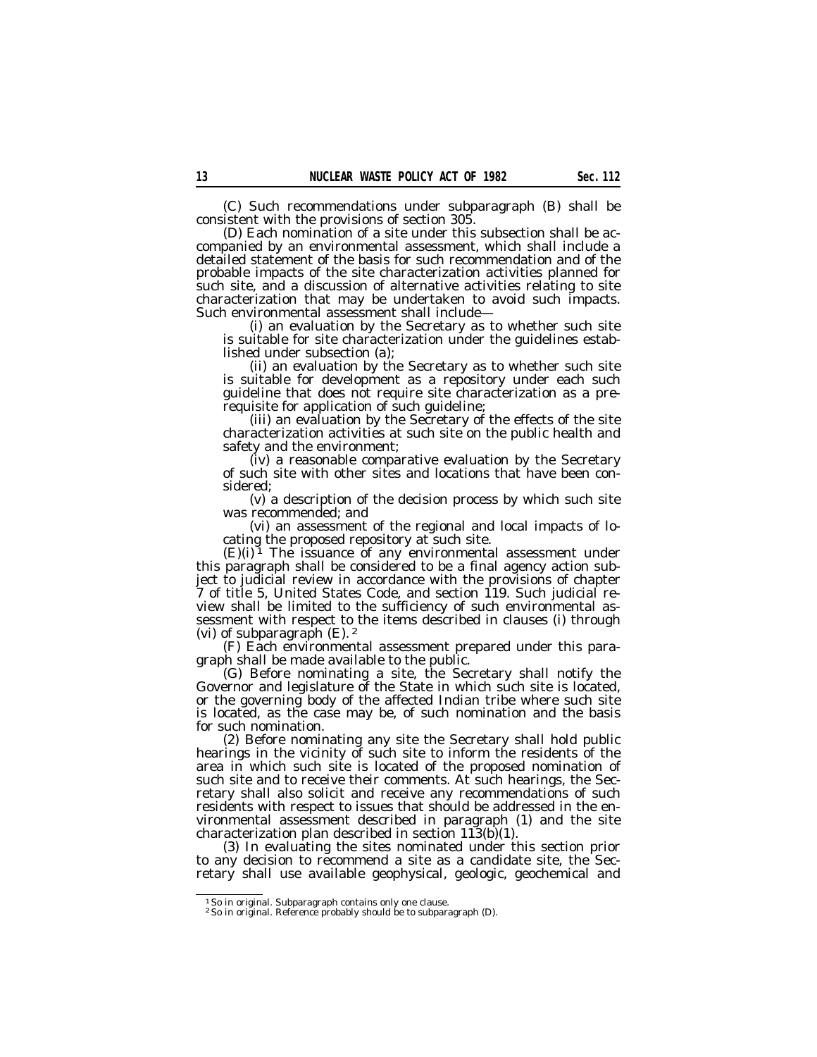(C) Such recommendations under subparagraph (B) shall be consistent with the provisions of section 305.

(D) Each nomination of a site under this subsection shall be accompanied by an environmental assessment, which shall include a detailed statement of the basis for such recommendation and of the probable impacts of the site characterization activities planned for such site, and a discussion of alternative activities relating to site characterization that may be undertaken to avoid such impacts. Such environmental assessment shall include—

(i) an evaluation by the Secretary as to whether such site is suitable for site characterization under the guidelines established under subsection (a);

(ii) an evaluation by the Secretary as to whether such site is suitable for development as a repository under each such guideline that does not require site characterization as a prerequisite for application of such guideline;

(iii) an evaluation by the Secretary of the effects of the site characterization activities at such site on the public health and safety and the environment;

(iv) a reasonable comparative evaluation by the Secretary of such site with other sites and locations that have been considered;

(v) a description of the decision process by which such site was recommended; and

(vi) an assessment of the regional and local impacts of locating the proposed repository at such site.

(E)(i) [1] The issuance of any environmental assessment under this paragraph shall be considered to be a final agency action subject to judicial review in accordance with the provisions of chapter 7 of title 5, United States Code, and section 119. Such judicial review shall be limited to the sufficiency of such environmental assessment with respect to the items described in clauses (i) through (vi) of subparagraph (E). [2]

(F) Each environmental assessment prepared under this paragraph shall be made available to the public.

(G) Before nominating a site, the Secretary shall notify the Governor and legislature of the State in which such site is located, or the governing body of the affected Indian tribe where such site is located, as the case may be, of such nomination and the basis for such nomination.

(2) Before nominating any site the Secretary shall hold public hearings in the vicinity of such site to inform the residents of the area in which such site is located of the proposed nomination of such site and to receive their comments. At such hearings, the Secretary shall also solicit and receive any recommendations of such residents with respect to issues that should be addressed in the environmental assessment described in paragraph (1) and the site characterization plan described in section 113(b)(1).

(3) In evaluating the sites nominated under this section prior to any decision to recommend a site as a candidate site, the Secretary shall use available geophysical, geologic, geochemical and

---

[1] So in original. Subparagraph contains only one clause.

[2] So in original. Reference probably should be to subparagraph (D).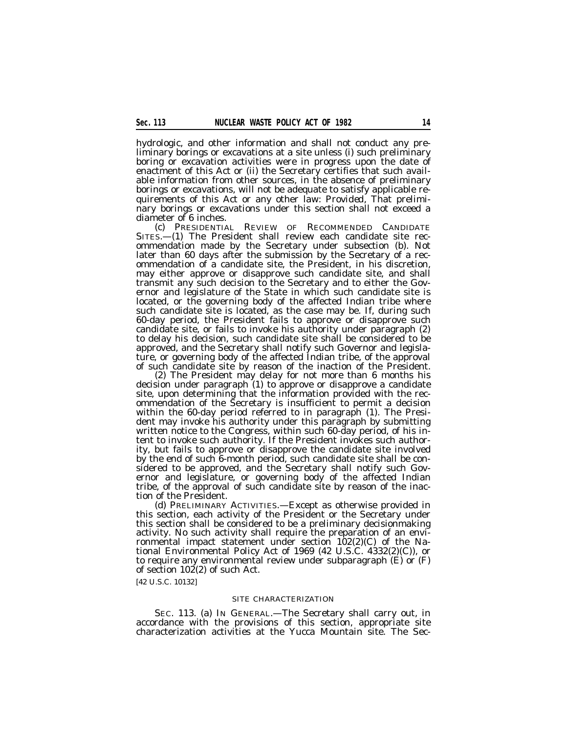hydrologic, and other information and shall not conduct any preliminary borings or excavations at a site unless (i) such preliminary boring or excavation activities were in progress upon the date of enactment of this Act or (ii) the Secretary certifies that such available information from other sources, in the absence of preliminary borings or excavations, will not be adequate to satisfy applicable requirements of this Act or any other law: *Provided,* That preliminary borings or excavations under this section shall not exceed a diameter of 6 inches.

(c) PRESIDENTIAL REVIEW OF RECOMMENDED CANDIDATE SITES.—(1) The President shall review each candidate site recommendation made by the Secretary under subsection (b). Not later than 60 days after the submission by the Secretary of a recommendation of a candidate site, the President, in his discretion, may either approve or disapprove such candidate site, and shall transmit any such decision to the Secretary and to either the Governor and legislature of the State in which such candidate site is located, or the governing body of the affected Indian tribe where such candidate site is located, as the case may be. If, during such 60-day period, the President fails to approve or disapprove such candidate site, or fails to invoke his authority under paragraph (2) to delay his decision, such candidate site shall be considered to be approved, and the Secretary shall notify such Governor and legislature, or governing body of the affected Indian tribe, of the approval of such candidate site by reason of the inaction of the President.

(2) The President may delay for not more than 6 months his decision under paragraph (1) to approve or disapprove a candidate site, upon determining that the information provided with the recommendation of the Secretary is insufficient to permit a decision within the 60-day period referred to in paragraph (1). The President may invoke his authority under this paragraph by submitting written notice to the Congress, within such 60-day period, of his intent to invoke such authority. If the President invokes such authority, but fails to approve or disapprove the candidate site involved by the end of such 6-month period, such candidate site shall be considered to be approved, and the Secretary shall notify such Governor and legislature, or governing body of the affected Indian tribe, of the approval of such candidate site by reason of the inaction of the President.

(d) PRELIMINARY ACTIVITIES.—Except as otherwise provided in this section, each activity of the President or the Secretary under this section shall be considered to be a preliminary decisionmaking activity. No such activity shall require the preparation of an environmental impact statement under section 102(2)(C) of the National Environmental Policy Act of 1969 (42 U.S.C. 4332(2)(C)), or to require any environmental review under subparagraph (E) or (F) of section 102(2) of such Act.

[42 U.S.C. 10132]

SITE CHARACTERIZATION

SEC. 113. (a) IN GENERAL.—The Secretary shall carry out, in accordance with the provisions of this section, appropriate site characterization activities at the Yucca Mountain site. The Sec-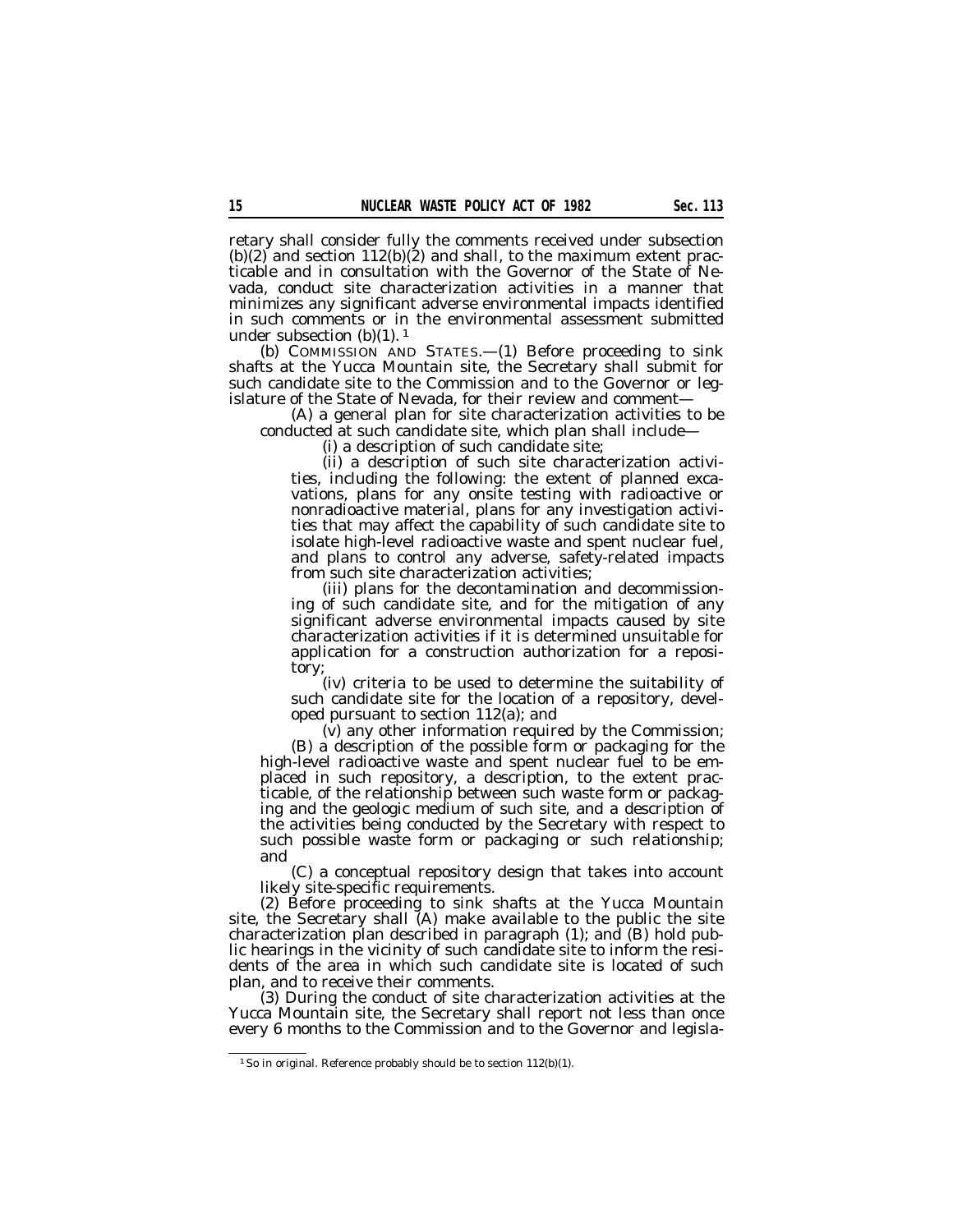retary shall consider fully the comments received under subsection (b)(2) and section 112(b)(2) and shall, to the maximum extent practicable and in consultation with the Governor of the State of Nevada, conduct site characterization activities in a manner that minimizes any significant adverse environmental impacts identified in such comments or in the environmental assessment submitted under subsection (b)(1).[1]

(b) COMMISSION AND STATES.—(1) Before proceeding to sink shafts at the Yucca Mountain site, the Secretary shall submit for such candidate site to the Commission and to the Governor or legislature of the State of Nevada, for their review and comment—

(A) a general plan for site characterization activities to be conducted at such candidate site, which plan shall include—

(i) a description of such candidate site;

(ii) a description of such site characterization activities, including the following: the extent of planned excavations, plans for any onsite testing with radioactive or nonradioactive material, plans for any investigation activities that may affect the capability of such candidate site to isolate high-level radioactive waste and spent nuclear fuel, and plans to control any adverse, safety-related impacts from such site characterization activities;

(iii) plans for the decontamination and decommissioning of such candidate site, and for the mitigation of any significant adverse environmental impacts caused by site characterization activities if it is determined unsuitable for application for a construction authorization for a repository;

(iv) criteria to be used to determine the suitability of such candidate site for the location of a repository, developed pursuant to section 112(a); and

(v) any other information required by the Commission;

(B) a description of the possible form or packaging for the high-level radioactive waste and spent nuclear fuel to be emplaced in such repository, a description, to the extent practicable, of the relationship between such waste form or packaging and the geologic medium of such site, and a description of the activities being conducted by the Secretary with respect to such possible waste form or packaging or such relationship; and

(C) a conceptual repository design that takes into account likely site-specific requirements.

(2) Before proceeding to sink shafts at the Yucca Mountain site, the Secretary shall (A) make available to the public the site characterization plan described in paragraph (1); and (B) hold public hearings in the vicinity of such candidate site to inform the residents of the area in which such candidate site is located of such plan, and to receive their comments.

(3) During the conduct of site characterization activities at the Yucca Mountain site, the Secretary shall report not less than once every 6 months to the Commission and to the Governor and legisla-

---

[1] So in original. Reference probably should be to section 112(b)(1).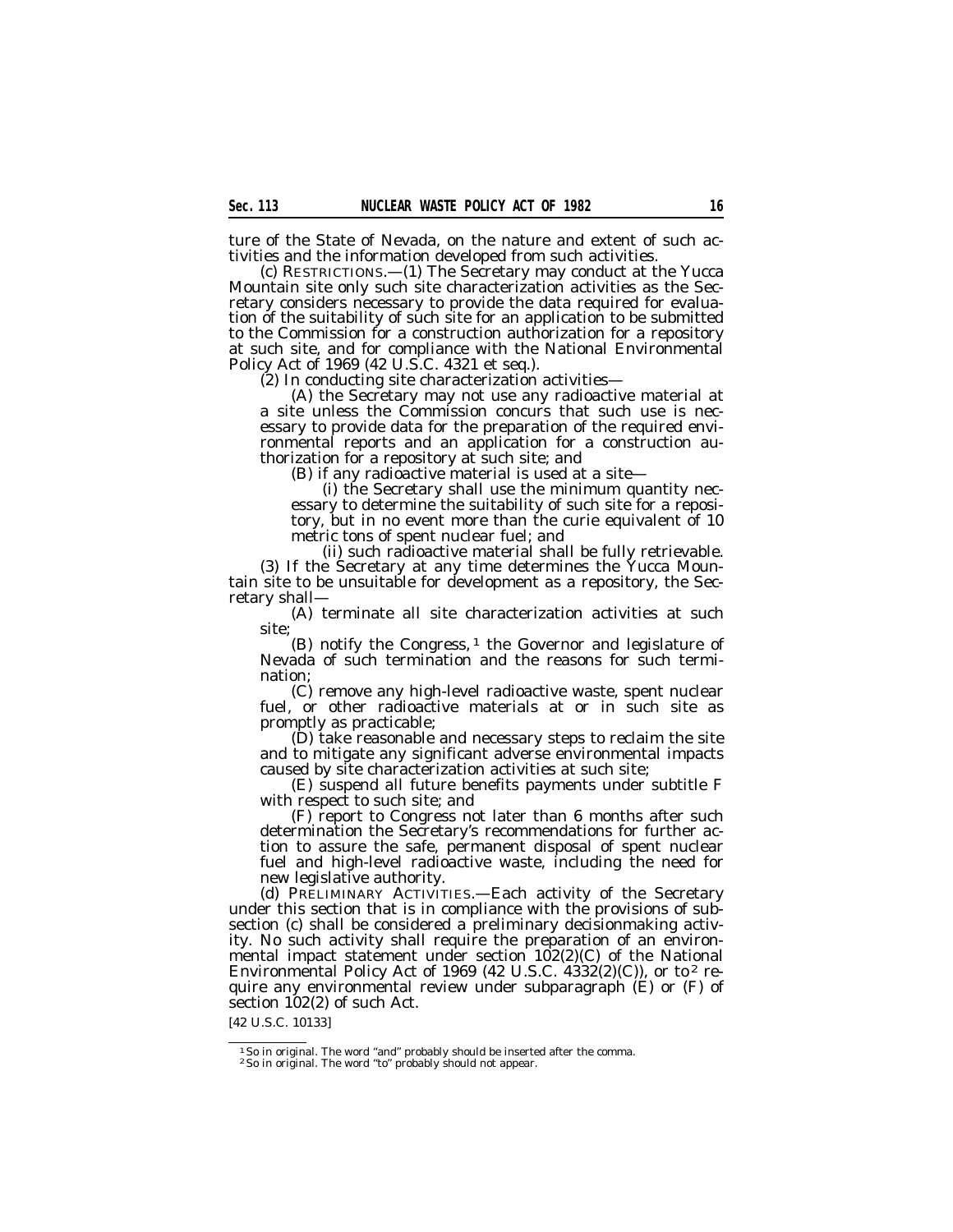ture of the State of Nevada, on the nature and extent of such activities and the information developed from such activities.

(c) RESTRICTIONS.—(1) The Secretary may conduct at the Yucca Mountain site only such site characterization activities as the Secretary considers necessary to provide the data required for evaluation of the suitability of such site for an application to be submitted to the Commission for a construction authorization for a repository at such site, and for compliance with the National Environmental Policy Act of 1969 (42 U.S.C. 4321 et seq.).

(2) In conducting site characterization activities—

(A) the Secretary may not use any radioactive material at a site unless the Commission concurs that such use is necessary to provide data for the preparation of the required environmental reports and an application for a construction authorization for a repository at such site; and

(B) if any radioactive material is used at a site—

(i) the Secretary shall use the minimum quantity necessary to determine the suitability of such site for a repository, but in no event more than the curie equivalent of 10 metric tons of spent nuclear fuel; and

(ii) such radioactive material shall be fully retrievable.

(3) If the Secretary at any time determines the Yucca Mountain site to be unsuitable for development as a repository, the Secretary shall—

(A) terminate all site characterization activities at such site;

(B) notify the Congress,[1] the Governor and legislature of Nevada of such termination and the reasons for such termination;

(C) remove any high-level radioactive waste, spent nuclear fuel, or other radioactive materials at or in such site as promptly as practicable;

(D) take reasonable and necessary steps to reclaim the site and to mitigate any significant adverse environmental impacts caused by site characterization activities at such site;

(E) suspend all future benefits payments under subtitle F with respect to such site; and

(F) report to Congress not later than 6 months after such determination the Secretary's recommendations for further action to assure the safe, permanent disposal of spent nuclear fuel and high-level radioactive waste, including the need for new legislative authority.

(d) PRELIMINARY ACTIVITIES.—Each activity of the Secretary under this section that is in compliance with the provisions of subsection (c) shall be considered a preliminary decisionmaking activity. No such activity shall require the preparation of an environmental impact statement under section 102(2)(C) of the National Environmental Policy Act of 1969 (42 U.S.C. 4332(2)(C)), or to[2] require any environmental review under subparagraph (E) or (F) of section 102(2) of such Act.

[42 U.S.C. 10133]

---

[1] So in original. The word "and" probably should be inserted after the comma.

[2] So in original. The word "to" probably should not appear.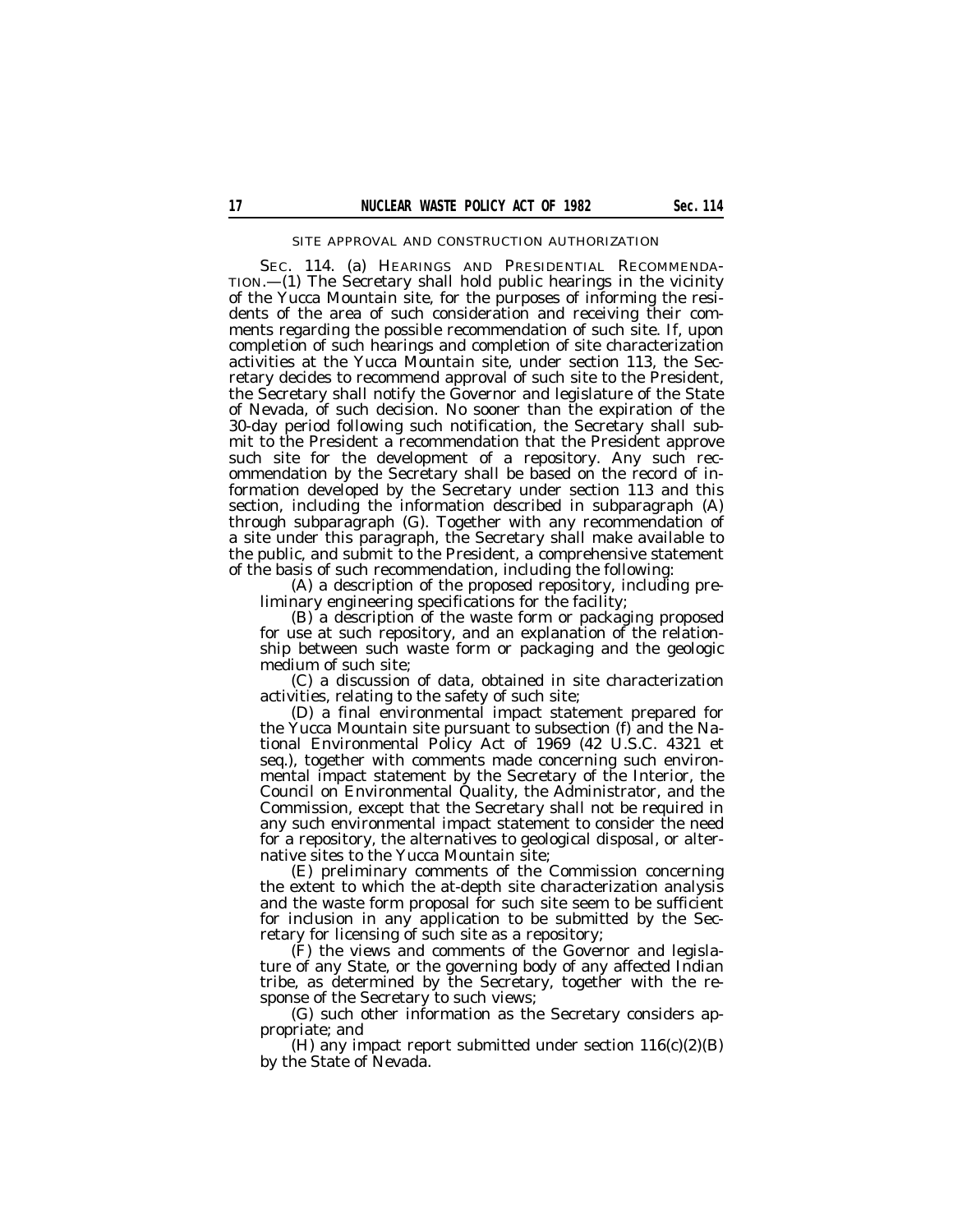## SITE APPROVAL AND CONSTRUCTION AUTHORIZATION

SEC. 114. (a) HEARINGS AND PRESIDENTIAL RECOMMENDATION.—(1) The Secretary shall hold public hearings in the vicinity of the Yucca Mountain site, for the purposes of informing the residents of the area of such consideration and receiving their comments regarding the possible recommendation of such site. If, upon completion of such hearings and completion of site characterization activities at the Yucca Mountain site, under section 113, the Secretary decides to recommend approval of such site to the President, the Secretary shall notify the Governor and legislature of the State of Nevada, of such decision. No sooner than the expiration of the 30-day period following such notification, the Secretary shall submit to the President a recommendation that the President approve such site for the development of a repository. Any such recommendation by the Secretary shall be based on the record of information developed by the Secretary under section 113 and this section, including the information described in subparagraph (A) through subparagraph (G). Together with any recommendation of a site under this paragraph, the Secretary shall make available to the public, and submit to the President, a comprehensive statement of the basis of such recommendation, including the following:

(A) a description of the proposed repository, including preliminary engineering specifications for the facility;

(B) a description of the waste form or packaging proposed for use at such repository, and an explanation of the relationship between such waste form or packaging and the geologic medium of such site;

(C) a discussion of data, obtained in site characterization activities, relating to the safety of such site;

(D) a final environmental impact statement prepared for the Yucca Mountain site pursuant to subsection (f) and the National Environmental Policy Act of 1969 (42 U.S.C. 4321 et seq.), together with comments made concerning such environmental impact statement by the Secretary of the Interior, the Council on Environmental Quality, the Administrator, and the Commission, except that the Secretary shall not be required in any such environmental impact statement to consider the need for a repository, the alternatives to geological disposal, or alternative sites to the Yucca Mountain site;

(E) preliminary comments of the Commission concerning the extent to which the at-depth site characterization analysis and the waste form proposal for such site seem to be sufficient for inclusion in any application to be submitted by the Secretary for licensing of such site as a repository;

(F) the views and comments of the Governor and legislature of any State, or the governing body of any affected Indian tribe, as determined by the Secretary, together with the response of the Secretary to such views;

(G) such other information as the Secretary considers appropriate; and

(H) any impact report submitted under section 116(c)(2)(B) by the State of Nevada.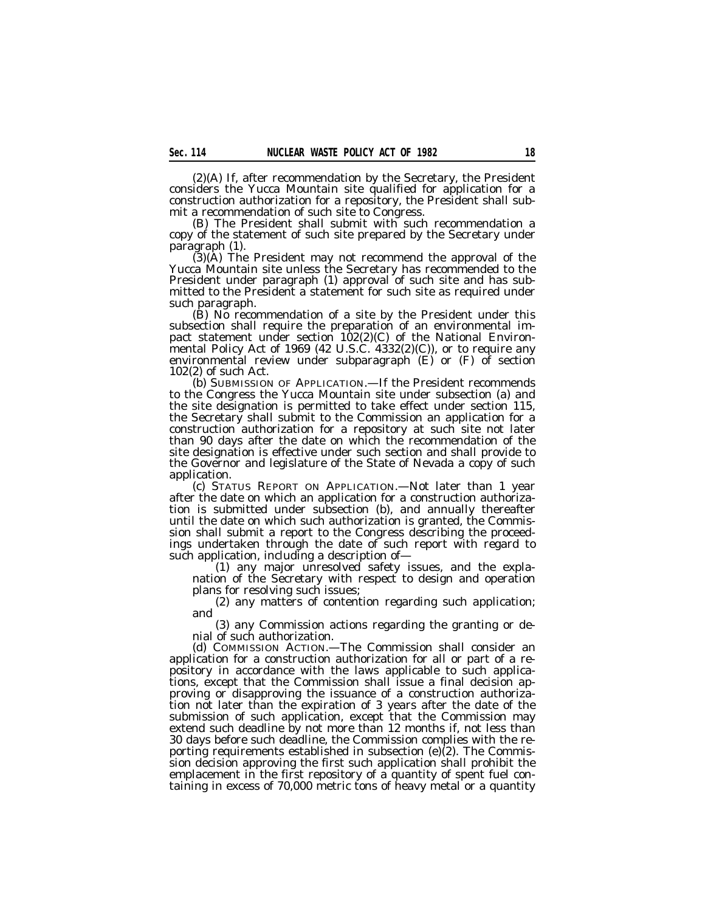(2)(A) If, after recommendation by the Secretary, the President considers the Yucca Mountain site qualified for application for a construction authorization for a repository, the President shall submit a recommendation of such site to Congress.

(B) The President shall submit with such recommendation a copy of the statement of such site prepared by the Secretary under paragraph (1).

(3)(A) The President may not recommend the approval of the Yucca Mountain site unless the Secretary has recommended to the President under paragraph (1) approval of such site and has submitted to the President a statement for such site as required under such paragraph.

(B) No recommendation of a site by the President under this subsection shall require the preparation of an environmental impact statement under section 102(2)(C) of the National Environmental Policy Act of 1969 (42 U.S.C. 4332(2)(C)), or to require any environmental review under subparagraph (E) or (F) of section 102(2) of such Act.

(b) SUBMISSION OF APPLICATION.—If the President recommends to the Congress the Yucca Mountain site under subsection (a) and the site designation is permitted to take effect under section 115, the Secretary shall submit to the Commission an application for a construction authorization for a repository at such site not later than 90 days after the date on which the recommendation of the site designation is effective under such section and shall provide to the Governor and legislature of the State of Nevada a copy of such application.

(c) STATUS REPORT ON APPLICATION.—Not later than 1 year after the date on which an application for a construction authorization is submitted under subsection (b), and annually thereafter until the date on which such authorization is granted, the Commission shall submit a report to the Congress describing the proceedings undertaken through the date of such report with regard to such application, including a description of—

(1) any major unresolved safety issues, and the explanation of the Secretary with respect to design and operation plans for resolving such issues;

(2) any matters of contention regarding such application; and

(3) any Commission actions regarding the granting or denial of such authorization.

(d) COMMISSION ACTION.—The Commission shall consider an application for a construction authorization for all or part of a repository in accordance with the laws applicable to such applications, except that the Commission shall issue a final decision approving or disapproving the issuance of a construction authorization not later than the expiration of 3 years after the date of the submission of such application, except that the Commission may extend such deadline by not more than 12 months if, not less than 30 days before such deadline, the Commission complies with the reporting requirements established in subsection (e)(2). The Commission decision approving the first such application shall prohibit the emplacement in the first repository of a quantity of spent fuel containing in excess of 70,000 metric tons of heavy metal or a quantity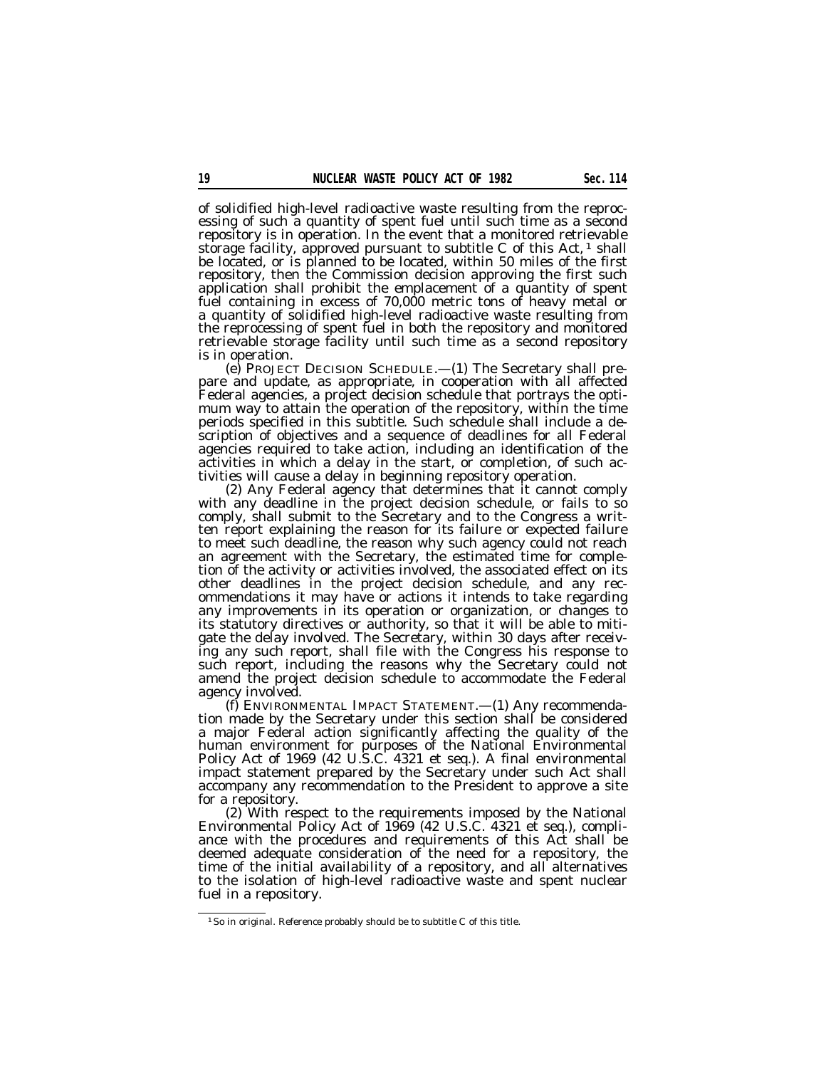of solidified high-level radioactive waste resulting from the reprocessing of such a quantity of spent fuel until such time as a second repository is in operation. In the event that a monitored retrievable storage facility, approved pursuant to subtitle C of this Act,[1] shall be located, or is planned to be located, within 50 miles of the first repository, then the Commission decision approving the first such application shall prohibit the emplacement of a quantity of spent fuel containing in excess of 70,000 metric tons of heavy metal or a quantity of solidified high-level radioactive waste resulting from the reprocessing of spent fuel in both the repository and monitored retrievable storage facility until such time as a second repository is in operation.

(e) PROJECT DECISION SCHEDULE.—(1) The Secretary shall prepare and update, as appropriate, in cooperation with all affected Federal agencies, a project decision schedule that portrays the optimum way to attain the operation of the repository, within the time periods specified in this subtitle. Such schedule shall include a description of objectives and a sequence of deadlines for all Federal agencies required to take action, including an identification of the activities in which a delay in the start, or completion, of such activities will cause a delay in beginning repository operation.

(2) Any Federal agency that determines that it cannot comply with any deadline in the project decision schedule, or fails to so comply, shall submit to the Secretary and to the Congress a written report explaining the reason for its failure or expected failure to meet such deadline, the reason why such agency could not reach an agreement with the Secretary, the estimated time for completion of the activity or activities involved, the associated effect on its other deadlines in the project decision schedule, and any recommendations it may have or actions it intends to take regarding any improvements in its operation or organization, or changes to its statutory directives or authority, so that it will be able to mitigate the delay involved. The Secretary, within 30 days after receiving any such report, shall file with the Congress his response to such report, including the reasons why the Secretary could not amend the project decision schedule to accommodate the Federal agency involved.

(f) ENVIRONMENTAL IMPACT STATEMENT.—(1) Any recommendation made by the Secretary under this section shall be considered a major Federal action significantly affecting the quality of the human environment for purposes of the National Environmental Policy Act of 1969 (42 U.S.C. 4321 et seq.). A final environmental impact statement prepared by the Secretary under such Act shall accompany any recommendation to the President to approve a site for a repository.

(2) With respect to the requirements imposed by the National Environmental Policy Act of 1969 (42 U.S.C. 4321 et seq.), compliance with the procedures and requirements of this Act shall be deemed adequate consideration of the need for a repository, the time of the initial availability of a repository, and all alternatives to the isolation of high-level radioactive waste and spent nuclear fuel in a repository.

---

[1] So in original. Reference probably should be to subtitle C of this title.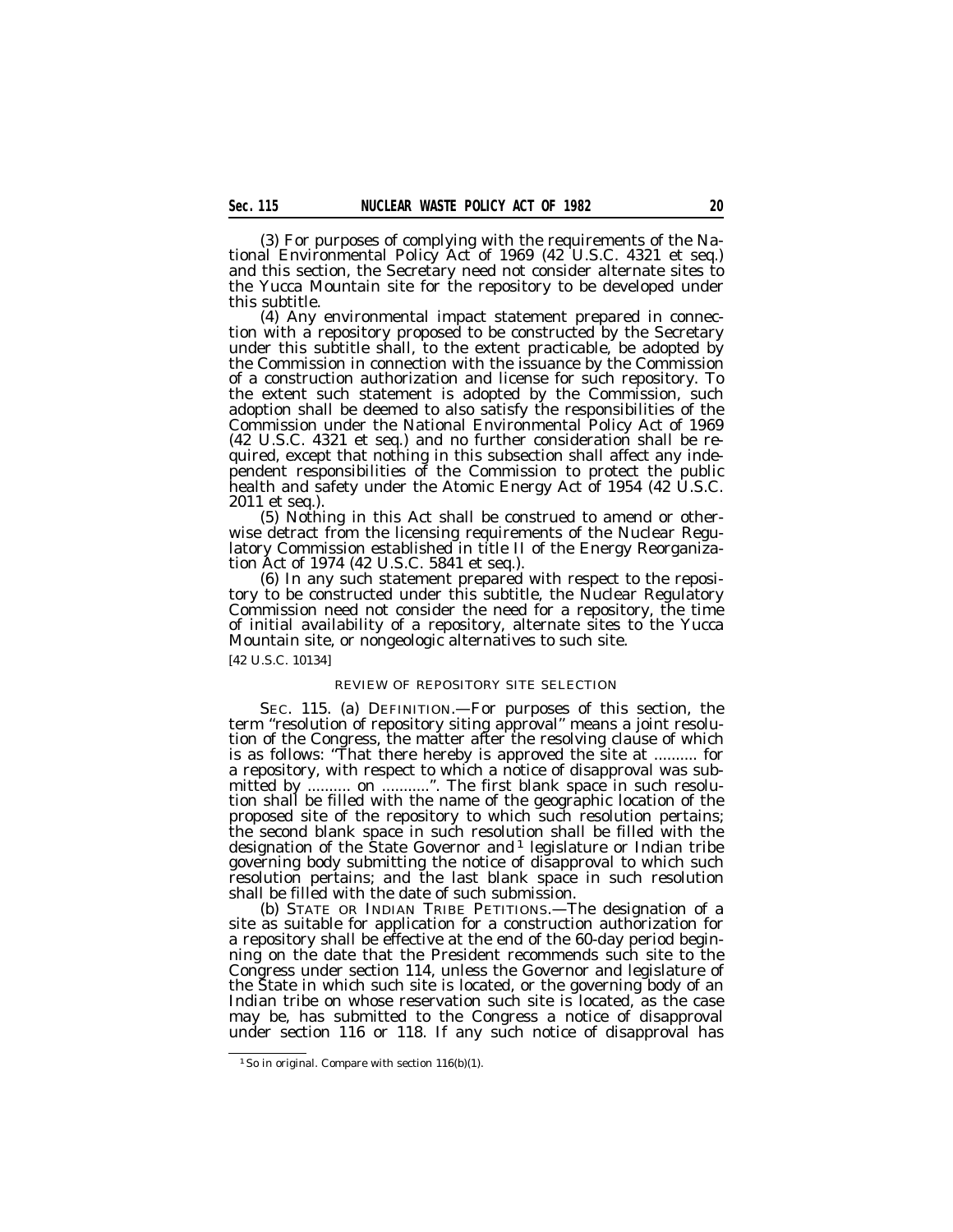(3) For purposes of complying with the requirements of the National Environmental Policy Act of 1969 (42 U.S.C. 4321 et seq.) and this section, the Secretary need not consider alternate sites to the Yucca Mountain site for the repository to be developed under this subtitle.

(4) Any environmental impact statement prepared in connection with a repository proposed to be constructed by the Secretary under this subtitle shall, to the extent practicable, be adopted by the Commission in connection with the issuance by the Commission of a construction authorization and license for such repository. To the extent such statement is adopted by the Commission, such adoption shall be deemed to also satisfy the responsibilities of the Commission under the National Environmental Policy Act of 1969 (42 U.S.C. 4321 et seq.) and no further consideration shall be required, except that nothing in this subsection shall affect any independent responsibilities of the Commission to protect the public health and safety under the Atomic Energy Act of 1954 (42 U.S.C. 2011 et seq.).

(5) Nothing in this Act shall be construed to amend or otherwise detract from the licensing requirements of the Nuclear Regulatory Commission established in title II of the Energy Reorganization Act of 1974 (42 U.S.C. 5841 et seq.).

(6) In any such statement prepared with respect to the repository to be constructed under this subtitle, the Nuclear Regulatory Commission need not consider the need for a repository, the time of initial availability of a repository, alternate sites to the Yucca Mountain site, or nongeologic alternatives to such site.

[42 U.S.C. 10134]

REVIEW OF REPOSITORY SITE SELECTION

SEC. 115. (a) DEFINITION.—For purposes of this section, the term "resolution of repository siting approval" means a joint resolution of the Congress, the matter after the resolving clause of which is as follows: "That there hereby is approved the site at .......... for a repository, with respect to which a notice of disapproval was submitted by .......... on ..........". The first blank space in such resolution shall be filled with the name of the geographic location of the proposed site of the repository to which such resolution pertains; the second blank space in such resolution shall be filled with the designation of the State Governor and [1] legislature or Indian tribe governing body submitting the notice of disapproval to which such resolution pertains; and the last blank space in such resolution shall be filled with the date of such submission.

(b) STATE OR INDIAN TRIBE PETITIONS.—The designation of a site as suitable for application for a construction authorization for a repository shall be effective at the end of the 60-day period beginning on the date that the President recommends such site to the Congress under section 114, unless the Governor and legislature of the State in which such site is located, or the governing body of an Indian tribe on whose reservation such site is located, as the case may be, has submitted to the Congress a notice of disapproval under section 116 or 118. If any such notice of disapproval has

[1] So in original. Compare with section 116(b)(1).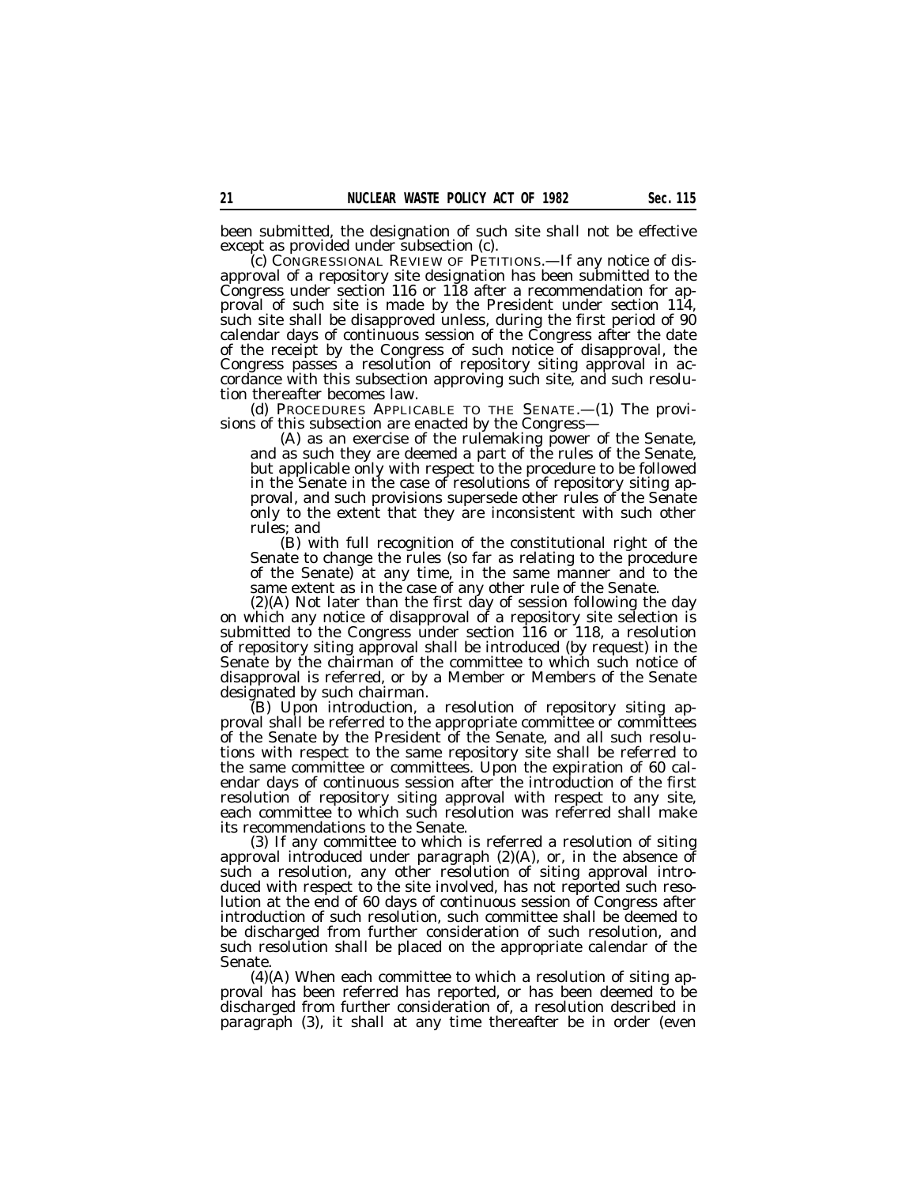been submitted, the designation of such site shall not be effective except as provided under subsection (c).

(c) CONGRESSIONAL REVIEW OF PETITIONS.—If any notice of disapproval of a repository site designation has been submitted to the Congress under section 116 or 118 after a recommendation for approval of such site is made by the President under section 114, such site shall be disapproved unless, during the first period of 90 calendar days of continuous session of the Congress after the date of the receipt by the Congress of such notice of disapproval, the Congress passes a resolution of repository siting approval in accordance with this subsection approving such site, and such resolution thereafter becomes law.

(d) PROCEDURES APPLICABLE TO THE SENATE.—(1) The provisions of this subsection are enacted by the Congress—

(A) as an exercise of the rulemaking power of the Senate, and as such they are deemed a part of the rules of the Senate, but applicable only with respect to the procedure to be followed in the Senate in the case of resolutions of repository siting approval, and such provisions supersede other rules of the Senate only to the extent that they are inconsistent with such other rules; and

(B) with full recognition of the constitutional right of the Senate to change the rules (so far as relating to the procedure of the Senate) at any time, in the same manner and to the same extent as in the case of any other rule of the Senate.

(2)(A) Not later than the first day of session following the day on which any notice of disapproval of a repository site selection is submitted to the Congress under section 116 or 118, a resolution of repository siting approval shall be introduced (by request) in the Senate by the chairman of the committee to which such notice of disapproval is referred, or by a Member or Members of the Senate designated by such chairman.

(B) Upon introduction, a resolution of repository siting approval shall be referred to the appropriate committee or committees of the Senate by the President of the Senate, and all such resolutions with respect to the same repository site shall be referred to the same committee or committees. Upon the expiration of 60 calendar days of continuous session after the introduction of the first resolution of repository siting approval with respect to any site, each committee to which such resolution was referred shall make its recommendations to the Senate.

(3) If any committee to which is referred a resolution of siting approval introduced under paragraph (2)(A), or, in the absence of such a resolution, any other resolution of siting approval introduced with respect to the site involved, has not reported such resolution at the end of 60 days of continuous session of Congress after introduction of such resolution, such committee shall be deemed to be discharged from further consideration of such resolution, and such resolution shall be placed on the appropriate calendar of the Senate.

(4)(A) When each committee to which a resolution of siting approval has been referred has reported, or has been deemed to be discharged from further consideration of, a resolution described in paragraph (3), it shall at any time thereafter be in order (even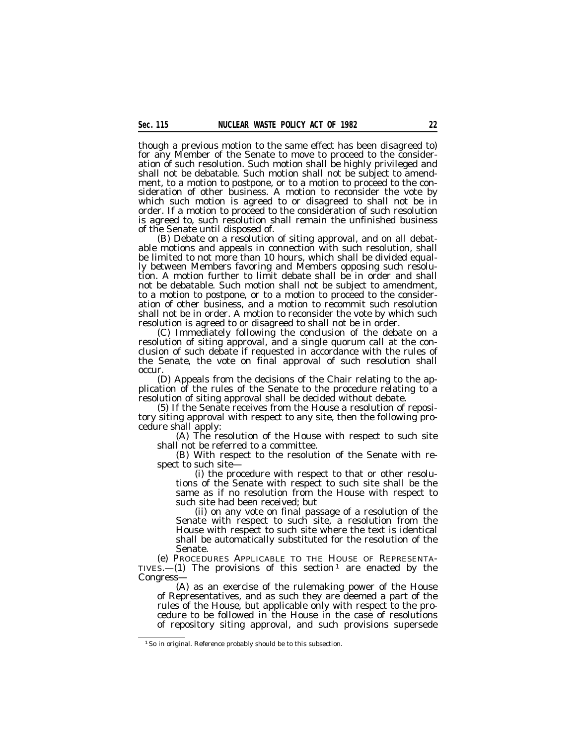though a previous motion to the same effect has been disagreed to) for any Member of the Senate to move to proceed to the consideration of such resolution. Such motion shall be highly privileged and shall not be debatable. Such motion shall not be subject to amendment, to a motion to postpone, or to a motion to proceed to the consideration of other business. A motion to reconsider the vote by which such motion is agreed to or disagreed to shall not be in order. If a motion to proceed to the consideration of such resolution is agreed to, such resolution shall remain the unfinished business of the Senate until disposed of.

(B) Debate on a resolution of siting approval, and on all debatable motions and appeals in connection with such resolution, shall be limited to not more than 10 hours, which shall be divided equally between Members favoring and Members opposing such resolution. A motion further to limit debate shall be in order and shall not be debatable. Such motion shall not be subject to amendment, to a motion to postpone, or to a motion to proceed to the consideration of other business, and a motion to recommit such resolution shall not be in order. A motion to reconsider the vote by which such resolution is agreed to or disagreed to shall not be in order.

(C) Immediately following the conclusion of the debate on a resolution of siting approval, and a single quorum call at the conclusion of such debate if requested in accordance with the rules of the Senate, the vote on final approval of such resolution shall occur.

(D) Appeals from the decisions of the Chair relating to the application of the rules of the Senate to the procedure relating to a resolution of siting approval shall be decided without debate.

(5) If the Senate receives from the House a resolution of repository siting approval with respect to any site, then the following procedure shall apply:

(A) The resolution of the House with respect to such site shall not be referred to a committee.

(B) With respect to the resolution of the Senate with respect to such site—

(i) the procedure with respect to that or other resolutions of the Senate with respect to such site shall be the same as if no resolution from the House with respect to such site had been received; but

(ii) on any vote on final passage of a resolution of the Senate with respect to such site, a resolution from the House with respect to such site where the text is identical shall be automatically substituted for the resolution of the Senate.

(e) PROCEDURES APPLICABLE TO THE HOUSE OF REPRESENTATIVES.—(1) The provisions of this section[1] are enacted by the Congress—

(A) as an exercise of the rulemaking power of the House of Representatives, and as such they are deemed a part of the rules of the House, but applicable only with respect to the procedure to be followed in the House in the case of resolutions of repository siting approval, and such provisions supersede

[1] So in original. Reference probably should be to this subsection.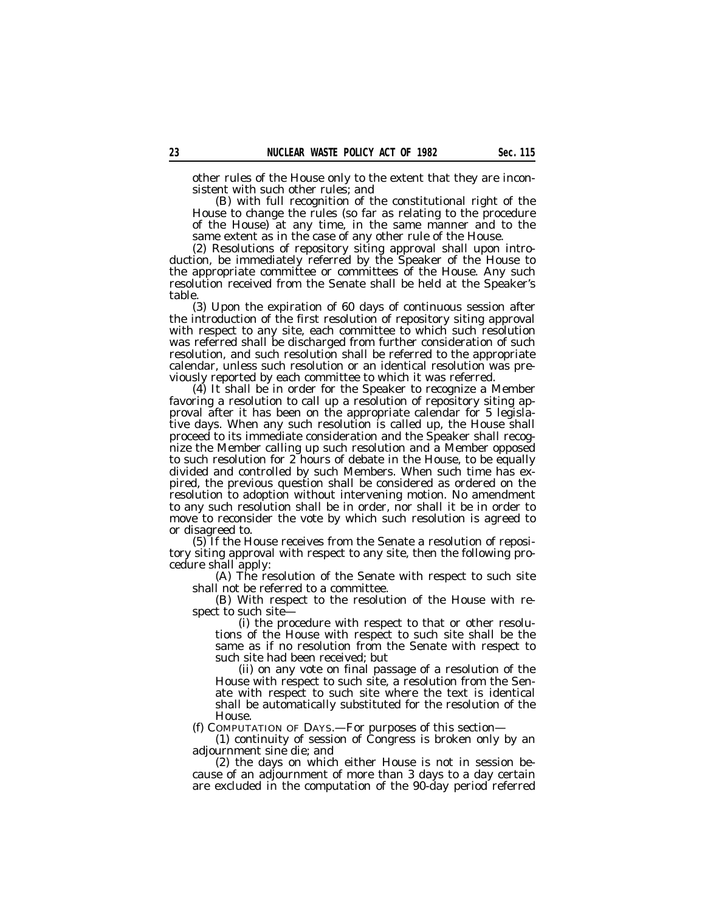other rules of the House only to the extent that they are inconsistent with such other rules; and

(B) with full recognition of the constitutional right of the House to change the rules (so far as relating to the procedure of the House) at any time, in the same manner and to the same extent as in the case of any other rule of the House.

(2) Resolutions of repository siting approval shall upon introduction, be immediately referred by the Speaker of the House to the appropriate committee or committees of the House. Any such resolution received from the Senate shall be held at the Speaker's table.

(3) Upon the expiration of 60 days of continuous session after the introduction of the first resolution of repository siting approval with respect to any site, each committee to which such resolution was referred shall be discharged from further consideration of such resolution, and such resolution shall be referred to the appropriate calendar, unless such resolution or an identical resolution was previously reported by each committee to which it was referred.

(4) It shall be in order for the Speaker to recognize a Member favoring a resolution to call up a resolution of repository siting approval after it has been on the appropriate calendar for 5 legislative days. When any such resolution is called up, the House shall proceed to its immediate consideration and the Speaker shall recognize the Member calling up such resolution and a Member opposed to such resolution for 2 hours of debate in the House, to be equally divided and controlled by such Members. When such time has expired, the previous question shall be considered as ordered on the resolution to adoption without intervening motion. No amendment to any such resolution shall be in order, nor shall it be in order to move to reconsider the vote by which such resolution is agreed to or disagreed to.

(5) If the House receives from the Senate a resolution of repository siting approval with respect to any site, then the following procedure shall apply:

(A) The resolution of the Senate with respect to such site shall not be referred to a committee.

(B) With respect to the resolution of the House with respect to such site—

(i) the procedure with respect to that or other resolutions of the House with respect to such site shall be the same as if no resolution from the Senate with respect to such site had been received; but

(ii) on any vote on final passage of a resolution of the House with respect to such site, a resolution from the Senate with respect to such site where the text is identical shall be automatically substituted for the resolution of the House.

(f) COMPUTATION OF DAYS.—For purposes of this section—

(1) continuity of session of Congress is broken only by an adjournment sine die; and

(2) the days on which either House is not in session because of an adjournment of more than 3 days to a day certain are excluded in the computation of the 90-day period referred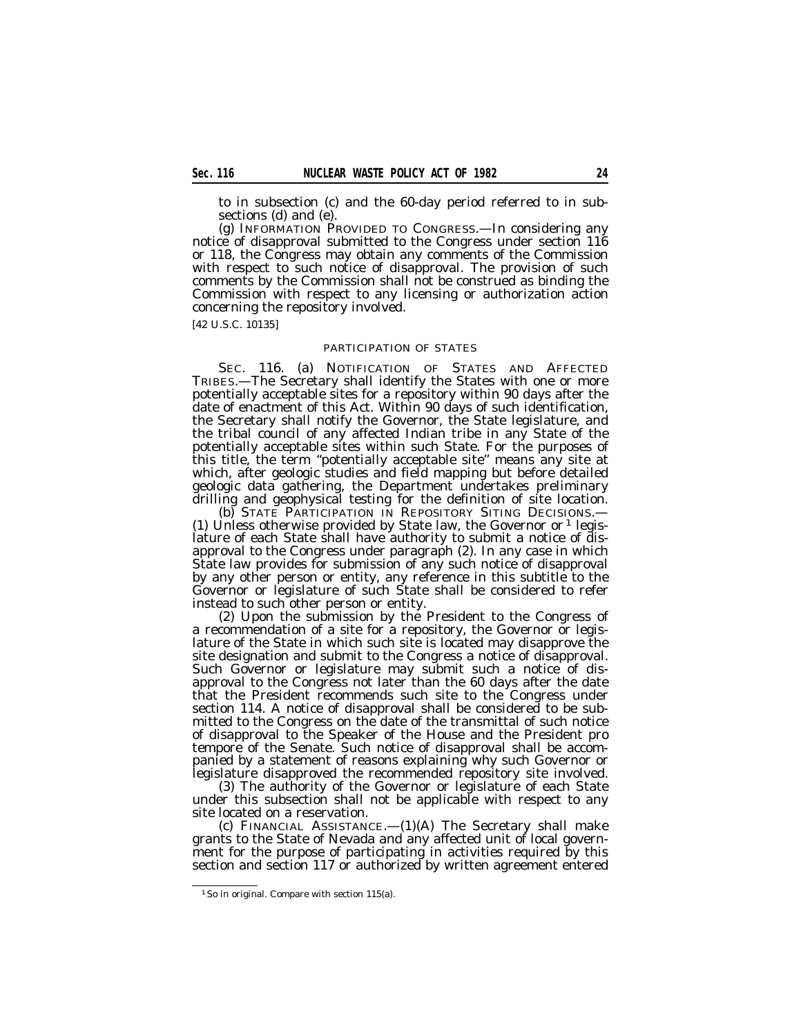to in subsection (c) and the 60-day period referred to in subsections (d) and (e).

(g) INFORMATION PROVIDED TO CONGRESS.—In considering any notice of disapproval submitted to the Congress under section 116 or 118, the Congress may obtain any comments of the Commission with respect to such notice of disapproval. The provision of such comments by the Commission shall not be construed as binding the Commission with respect to any licensing or authorization action concerning the repository involved.

[42 U.S.C. 10135]

PARTICIPATION OF STATES

SEC. 116. (a) NOTIFICATION OF STATES AND AFFECTED TRIBES.—The Secretary shall identify the States with one or more potentially acceptable sites for a repository within 90 days after the date of enactment of this Act. Within 90 days of such identification, the Secretary shall notify the Governor, the State legislature, and the tribal council of any affected Indian tribe in any State of the potentially acceptable sites within such State. For the purposes of this title, the term "potentially acceptable site" means any site at which, after geologic studies and field mapping but before detailed geologic data gathering, the Department undertakes preliminary drilling and geophysical testing for the definition of site location.

(b) STATE PARTICIPATION IN REPOSITORY SITING DECISIONS.—(1) Unless otherwise provided by State law, the Governor or [1] legislature of each State shall have authority to submit a notice of disapproval to the Congress under paragraph (2). In any case in which State law provides for submission of any such notice of disapproval by any other person or entity, any reference in this subtitle to the Governor or legislature of such State shall be considered to refer instead to such other person or entity.

(2) Upon the submission by the President to the Congress of a recommendation of a site for a repository, the Governor or legislature of the State in which such site is located may disapprove the site designation and submit to the Congress a notice of disapproval. Such Governor or legislature may submit such a notice of disapproval to the Congress not later than the 60 days after the date that the President recommends such site to the Congress under section 114. A notice of disapproval shall be considered to be submitted to the Congress on the date of the transmittal of such notice of disapproval to the Speaker of the House and the President pro tempore of the Senate. Such notice of disapproval shall be accompanied by a statement of reasons explaining why such Governor or legislature disapproved the recommended repository site involved.

(3) The authority of the Governor or legislature of each State under this subsection shall not be applicable with respect to any site located on a reservation.

(c) FINANCIAL ASSISTANCE.—(1)(A) The Secretary shall make grants to the State of Nevada and any affected unit of local government for the purpose of participating in activities required by this section and section 117 or authorized by written agreement entered

---

[1] So in original. Compare with section 115(a).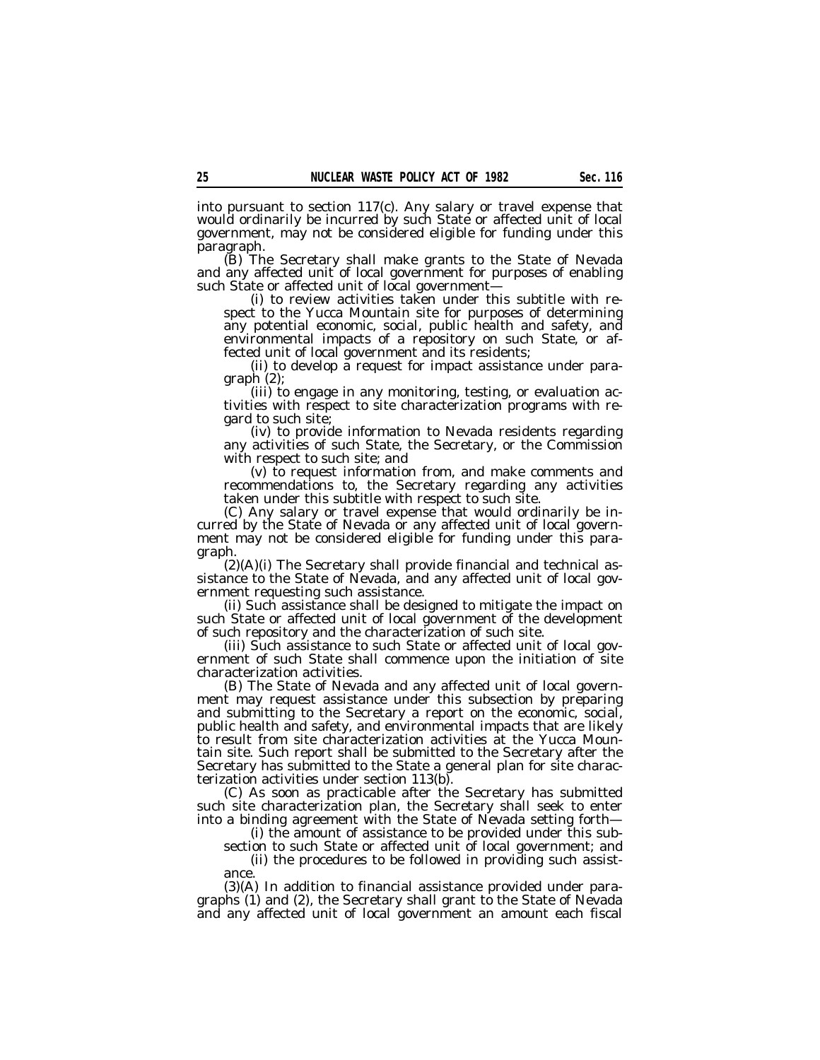into pursuant to section 117(c). Any salary or travel expense that would ordinarily be incurred by such State or affected unit of local government, may not be considered eligible for funding under this paragraph.

(B) The Secretary shall make grants to the State of Nevada and any affected unit of local government for purposes of enabling such State or affected unit of local government—

(i) to review activities taken under this subtitle with respect to the Yucca Mountain site for purposes of determining any potential economic, social, public health and safety, and environmental impacts of a repository on such State, or affected unit of local government and its residents;

(ii) to develop a request for impact assistance under paragraph (2);

(iii) to engage in any monitoring, testing, or evaluation activities with respect to site characterization programs with regard to such site;

(iv) to provide information to Nevada residents regarding any activities of such State, the Secretary, or the Commission with respect to such site; and

(v) to request information from, and make comments and recommendations to, the Secretary regarding any activities taken under this subtitle with respect to such site.

(C) Any salary or travel expense that would ordinarily be incurred by the State of Nevada or any affected unit of local government may not be considered eligible for funding under this paragraph.

(2)(A)(i) The Secretary shall provide financial and technical assistance to the State of Nevada, and any affected unit of local government requesting such assistance.

(ii) Such assistance shall be designed to mitigate the impact on such State or affected unit of local government of the development of such repository and the characterization of such site.

(iii) Such assistance to such State or affected unit of local government of such State shall commence upon the initiation of site characterization activities.

(B) The State of Nevada and any affected unit of local government may request assistance under this subsection by preparing and submitting to the Secretary a report on the economic, social, public health and safety, and environmental impacts that are likely to result from site characterization activities at the Yucca Mountain site. Such report shall be submitted to the Secretary after the Secretary has submitted to the State a general plan for site characterization activities under section 113(b).

(C) As soon as practicable after the Secretary has submitted such site characterization plan, the Secretary shall seek to enter into a binding agreement with the State of Nevada setting forth—

(i) the amount of assistance to be provided under this subsection to such State or affected unit of local government; and

(ii) the procedures to be followed in providing such assistance.

(3)(A) In addition to financial assistance provided under paragraphs (1) and (2), the Secretary shall grant to the State of Nevada and any affected unit of local government an amount each fiscal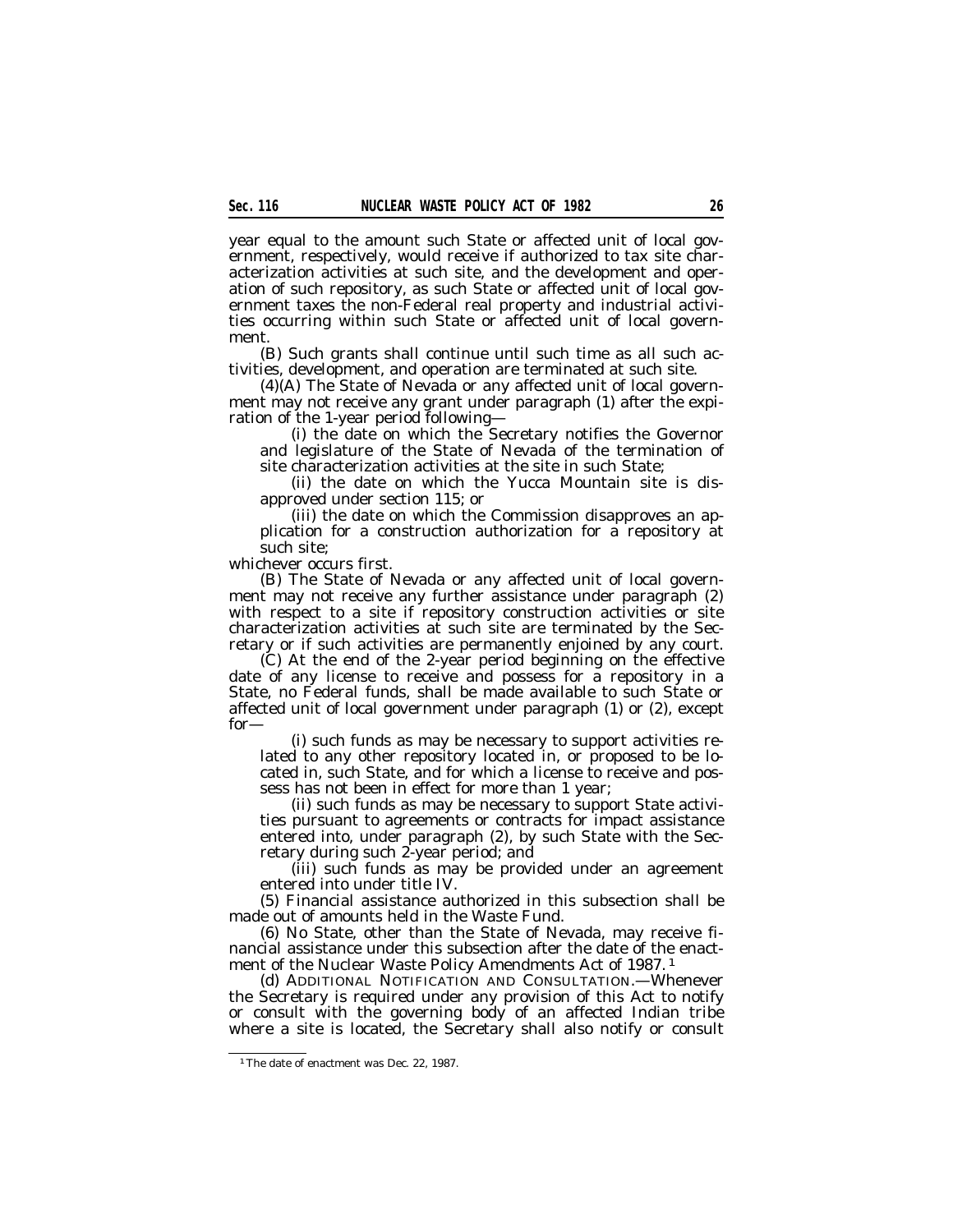year equal to the amount such State or affected unit of local government, respectively, would receive if authorized to tax site characterization activities at such site, and the development and operation of such repository, as such State or affected unit of local government taxes the non-Federal real property and industrial activities occurring within such State or affected unit of local government.

(B) Such grants shall continue until such time as all such activities, development, and operation are terminated at such site.

(4)(A) The State of Nevada or any affected unit of local government may not receive any grant under paragraph (1) after the expiration of the 1-year period following—

(i) the date on which the Secretary notifies the Governor and legislature of the State of Nevada of the termination of site characterization activities at the site in such State;

(ii) the date on which the Yucca Mountain site is disapproved under section 115; or

(iii) the date on which the Commission disapproves an application for a construction authorization for a repository at such site;

whichever occurs first.

(B) The State of Nevada or any affected unit of local government may not receive any further assistance under paragraph (2) with respect to a site if repository construction activities or site characterization activities at such site are terminated by the Secretary or if such activities are permanently enjoined by any court.

(C) At the end of the 2-year period beginning on the effective date of any license to receive and possess for a repository in a State, no Federal funds, shall be made available to such State or affected unit of local government under paragraph (1) or (2), except for—

(i) such funds as may be necessary to support activities related to any other repository located in, or proposed to be located in, such State, and for which a license to receive and possess has not been in effect for more than 1 year;

(ii) such funds as may be necessary to support State activities pursuant to agreements or contracts for impact assistance entered into, under paragraph (2), by such State with the Secretary during such 2-year period; and

(iii) such funds as may be provided under an agreement entered into under title IV.

(5) Financial assistance authorized in this subsection shall be made out of amounts held in the Waste Fund.

(6) No State, other than the State of Nevada, may receive financial assistance under this subsection after the date of the enactment of the Nuclear Waste Policy Amendments Act of 1987.[1]

(d) ADDITIONAL NOTIFICATION AND CONSULTATION.—Whenever the Secretary is required under any provision of this Act to notify or consult with the governing body of an affected Indian tribe where a site is located, the Secretary shall also notify or consult

[1] The date of enactment was Dec. 22, 1987.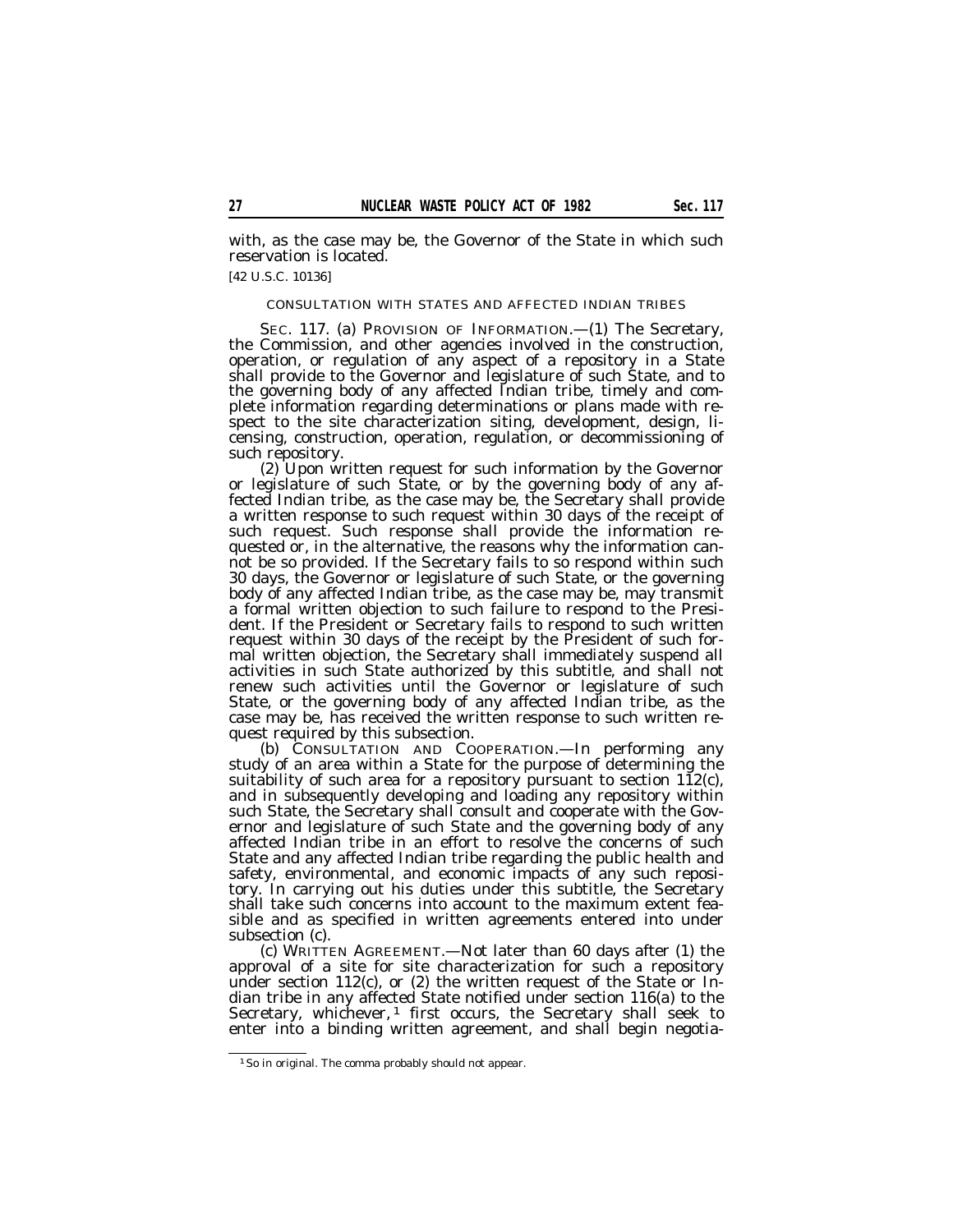with, as the case may be, the Governor of the State in which such reservation is located.

[42 U.S.C. 10136]

CONSULTATION WITH STATES AND AFFECTED INDIAN TRIBES

SEC. 117. (a) PROVISION OF INFORMATION.—(1) The Secretary, the Commission, and other agencies involved in the construction, operation, or regulation of any aspect of a repository in a State shall provide to the Governor and legislature of such State, and to the governing body of any affected Indian tribe, timely and complete information regarding determinations or plans made with respect to the site characterization siting, development, design, licensing, construction, operation, regulation, or decommissioning of such repository.

(2) Upon written request for such information by the Governor or legislature of such State, or by the governing body of any affected Indian tribe, as the case may be, the Secretary shall provide a written response to such request within 30 days of the receipt of such request. Such response shall provide the information requested or, in the alternative, the reasons why the information cannot be so provided. If the Secretary fails to so respond within such 30 days, the Governor or legislature of such State, or the governing body of any affected Indian tribe, as the case may be, may transmit a formal written objection to such failure to respond to the President. If the President or Secretary fails to respond to such written request within 30 days of the receipt by the President of such formal written objection, the Secretary shall immediately suspend all activities in such State authorized by this subtitle, and shall not renew such activities until the Governor or legislature of such State, or the governing body of any affected Indian tribe, as the case may be, has received the written response to such written request required by this subsection.

(b) CONSULTATION AND COOPERATION.—In performing any study of an area within a State for the purpose of determining the suitability of such area for a repository pursuant to section 112(c), and in subsequently developing and loading any repository within such State, the Secretary shall consult and cooperate with the Governor and legislature of such State and the governing body of any affected Indian tribe in an effort to resolve the concerns of such State and any affected Indian tribe regarding the public health and safety, environmental, and economic impacts of any such repository. In carrying out his duties under this subtitle, the Secretary shall take such concerns into account to the maximum extent feasible and as specified in written agreements entered into under subsection (c).

(c) WRITTEN AGREEMENT.—Not later than 60 days after (1) the approval of a site for site characterization for such a repository under section 112(c), or (2) the written request of the State or Indian tribe in any affected State notified under section 116(a) to the Secretary, whichever,[1] first occurs, the Secretary shall seek to enter into a binding written agreement, and shall begin negotia-

[1] So in original. The comma probably should not appear.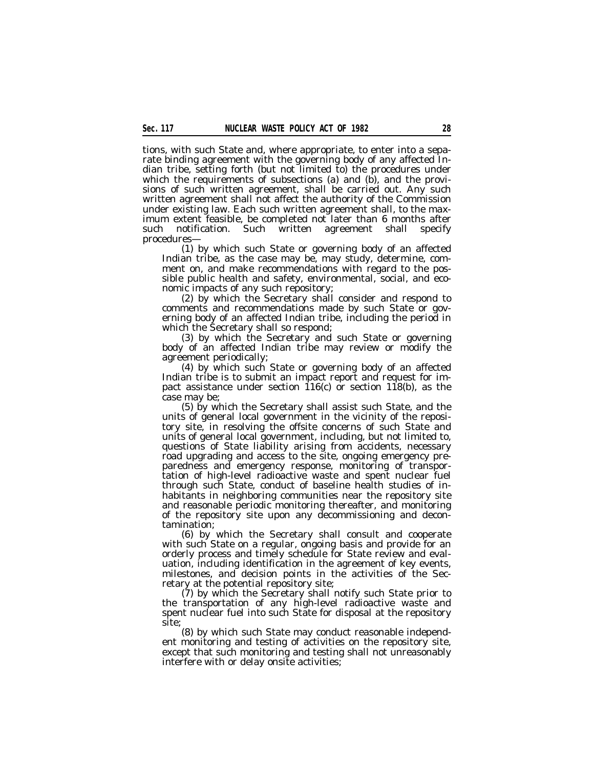tions, with such State and, where appropriate, to enter into a separate binding agreement with the governing body of any affected Indian tribe, setting forth (but not limited to) the procedures under which the requirements of subsections (a) and (b), and the provisions of such written agreement, shall be carried out. Any such written agreement shall not affect the authority of the Commission under existing law. Each such written agreement shall, to the maximum extent feasible, be completed not later than 6 months after such notification. Such written agreement shall specify procedures—

(1) by which such State or governing body of an affected Indian tribe, as the case may be, may study, determine, comment on, and make recommendations with regard to the possible public health and safety, environmental, social, and economic impacts of any such repository;

(2) by which the Secretary shall consider and respond to comments and recommendations made by such State or governing body of an affected Indian tribe, including the period in which the Secretary shall so respond;

(3) by which the Secretary and such State or governing body of an affected Indian tribe may review or modify the agreement periodically;

(4) by which such State or governing body of an affected Indian tribe is to submit an impact report and request for impact assistance under section 116(c) or section 118(b), as the case may be;

(5) by which the Secretary shall assist such State, and the units of general local government in the vicinity of the repository site, in resolving the offsite concerns of such State and units of general local government, including, but not limited to, questions of State liability arising from accidents, necessary road upgrading and access to the site, ongoing emergency preparedness and emergency response, monitoring of transportation of high-level radioactive waste and spent nuclear fuel through such State, conduct of baseline health studies of inhabitants in neighboring communities near the repository site and reasonable periodic monitoring thereafter, and monitoring of the repository site upon any decommissioning and decontamination;

(6) by which the Secretary shall consult and cooperate with such State on a regular, ongoing basis and provide for an orderly process and timely schedule for State review and evaluation, including identification in the agreement of key events, milestones, and decision points in the activities of the Secretary at the potential repository site;

(7) by which the Secretary shall notify such State prior to the transportation of any high-level radioactive waste and spent nuclear fuel into such State for disposal at the repository site;

(8) by which such State may conduct reasonable independent monitoring and testing of activities on the repository site, except that such monitoring and testing shall not unreasonably interfere with or delay onsite activities;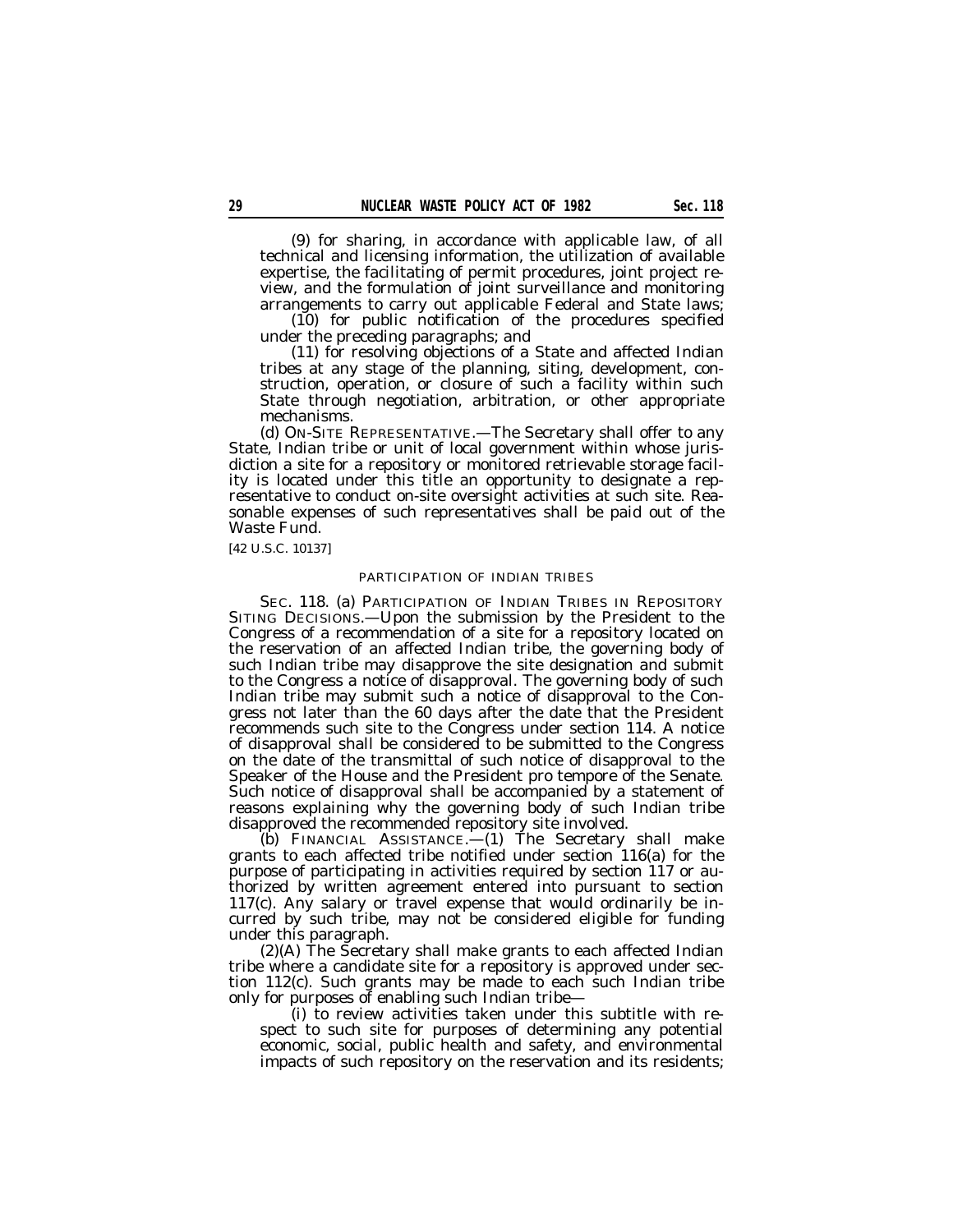(9) for sharing, in accordance with applicable law, of all technical and licensing information, the utilization of available expertise, the facilitating of permit procedures, joint project review, and the formulation of joint surveillance and monitoring arrangements to carry out applicable Federal and State laws;

(10) for public notification of the procedures specified under the preceding paragraphs; and

(11) for resolving objections of a State and affected Indian tribes at any stage of the planning, siting, development, construction, operation, or closure of such a facility within such State through negotiation, arbitration, or other appropriate mechanisms.

(d) ON-SITE REPRESENTATIVE.—The Secretary shall offer to any State, Indian tribe or unit of local government within whose jurisdiction a site for a repository or monitored retrievable storage facility is located under this title an opportunity to designate a representative to conduct on-site oversight activities at such site. Reasonable expenses of such representatives shall be paid out of the Waste Fund.

[42 U.S.C. 10137]

PARTICIPATION OF INDIAN TRIBES

SEC. 118. (a) PARTICIPATION OF INDIAN TRIBES IN REPOSITORY SITING DECISIONS.—Upon the submission by the President to the Congress of a recommendation of a site for a repository located on the reservation of an affected Indian tribe, the governing body of such Indian tribe may disapprove the site designation and submit to the Congress a notice of disapproval. The governing body of such Indian tribe may submit such a notice of disapproval to the Congress not later than the 60 days after the date that the President recommends such site to the Congress under section 114. A notice of disapproval shall be considered to be submitted to the Congress on the date of the transmittal of such notice of disapproval to the Speaker of the House and the President pro tempore of the Senate. Such notice of disapproval shall be accompanied by a statement of reasons explaining why the governing body of such Indian tribe disapproved the recommended repository site involved.

(b) FINANCIAL ASSISTANCE.—(1) The Secretary shall make grants to each affected tribe notified under section 116(a) for the purpose of participating in activities required by section 117 or authorized by written agreement entered into pursuant to section 117(c). Any salary or travel expense that would ordinarily be incurred by such tribe, may not be considered eligible for funding under this paragraph.

(2)(A) The Secretary shall make grants to each affected Indian tribe where a candidate site for a repository is approved under section 112(c). Such grants may be made to each such Indian tribe only for purposes of enabling such Indian tribe—

(i) to review activities taken under this subtitle with respect to such site for purposes of determining any potential economic, social, public health and safety, and environmental impacts of such repository on the reservation and its residents;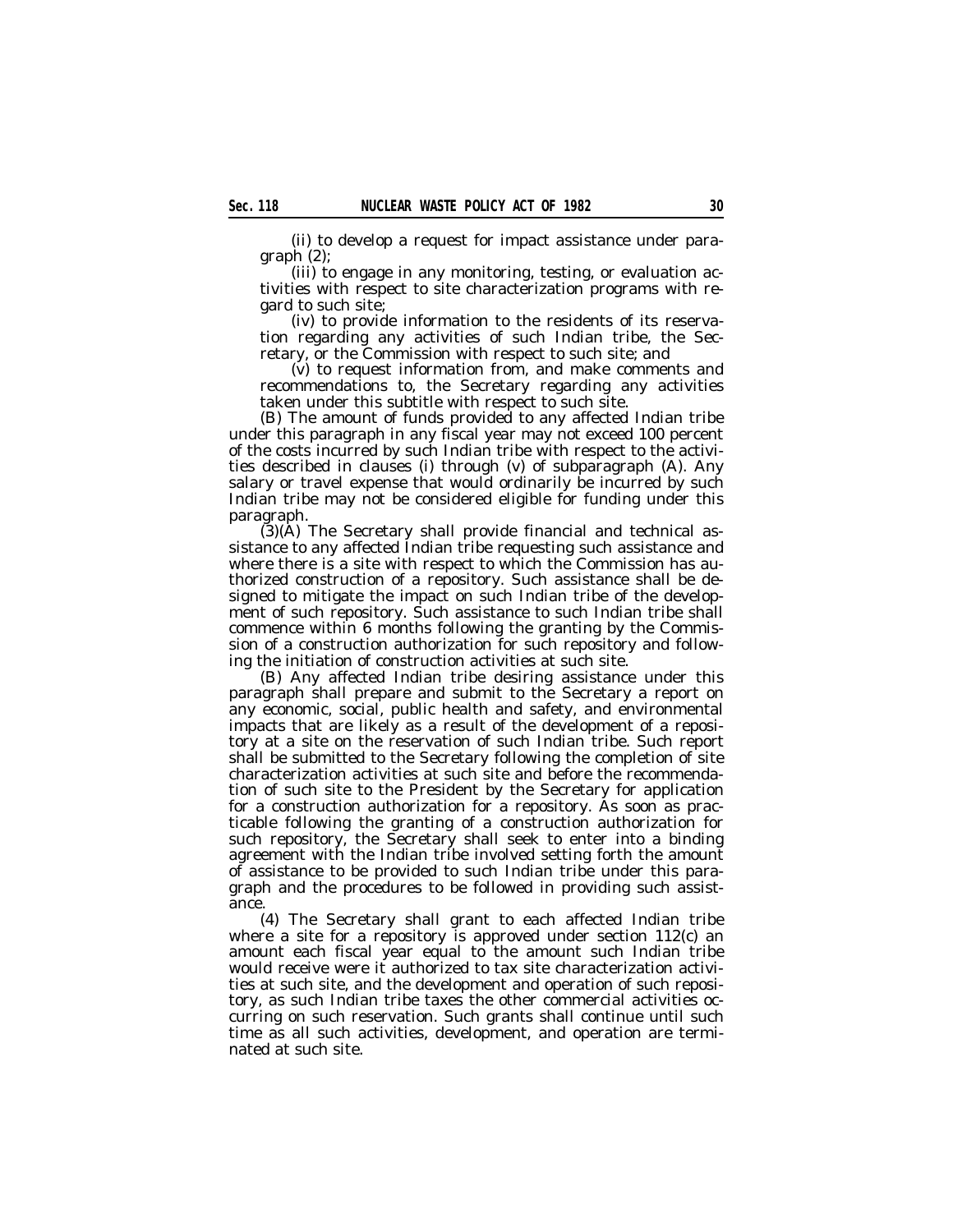(ii) to develop a request for impact assistance under paragraph (2);

(iii) to engage in any monitoring, testing, or evaluation activities with respect to site characterization programs with regard to such site;

(iv) to provide information to the residents of its reservation regarding any activities of such Indian tribe, the Secretary, or the Commission with respect to such site; and

(v) to request information from, and make comments and recommendations to, the Secretary regarding any activities taken under this subtitle with respect to such site.

(B) The amount of funds provided to any affected Indian tribe under this paragraph in any fiscal year may not exceed 100 percent of the costs incurred by such Indian tribe with respect to the activities described in clauses (i) through (v) of subparagraph (A). Any salary or travel expense that would ordinarily be incurred by such Indian tribe may not be considered eligible for funding under this paragraph.

(3)(A) The Secretary shall provide financial and technical assistance to any affected Indian tribe requesting such assistance and where there is a site with respect to which the Commission has authorized construction of a repository. Such assistance shall be designed to mitigate the impact on such Indian tribe of the development of such repository. Such assistance to such Indian tribe shall commence within 6 months following the granting by the Commission of a construction authorization for such repository and following the initiation of construction activities at such site.

(B) Any affected Indian tribe desiring assistance under this paragraph shall prepare and submit to the Secretary a report on any economic, social, public health and safety, and environmental impacts that are likely as a result of the development of a repository at a site on the reservation of such Indian tribe. Such report shall be submitted to the Secretary following the completion of site characterization activities at such site and before the recommendation of such site to the President by the Secretary for application for a construction authorization for a repository. As soon as practicable following the granting of a construction authorization for such repository, the Secretary shall seek to enter into a binding agreement with the Indian tribe involved setting forth the amount of assistance to be provided to such Indian tribe under this paragraph and the procedures to be followed in providing such assistance.

(4) The Secretary shall grant to each affected Indian tribe where a site for a repository is approved under section 112(c) an amount each fiscal year equal to the amount such Indian tribe would receive were it authorized to tax site characterization activities at such site, and the development and operation of such repository, as such Indian tribe taxes the other commercial activities occurring on such reservation. Such grants shall continue until such time as all such activities, development, and operation are terminated at such site.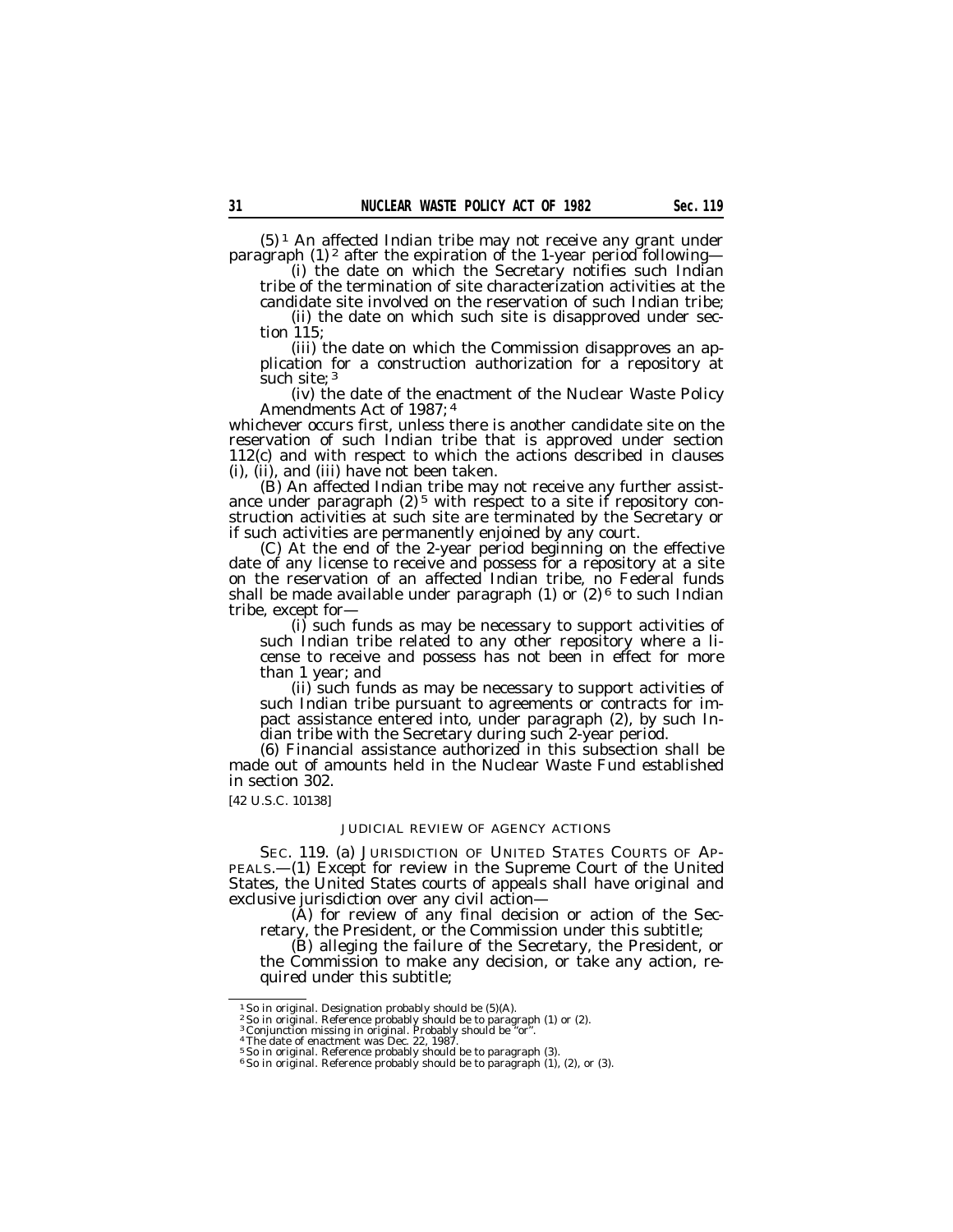(5)[1] An affected Indian tribe may not receive any grant under paragraph (1)[2] after the expiration of the 1-year period following—

(i) the date on which the Secretary notifies such Indian tribe of the termination of site characterization activities at the candidate site involved on the reservation of such Indian tribe;

(ii) the date on which such site is disapproved under section 115;

(iii) the date on which the Commission disapproves an application for a construction authorization for a repository at such site;[3]

(iv) the date of the enactment of the Nuclear Waste Policy Amendments Act of 1987;[4]

whichever occurs first, unless there is another candidate site on the reservation of such Indian tribe that is approved under section 112(c) and with respect to which the actions described in clauses (i), (ii), and (iii) have not been taken.

(B) An affected Indian tribe may not receive any further assistance under paragraph (2)[5] with respect to a site if repository construction activities at such site are terminated by the Secretary or if such activities are permanently enjoined by any court.

(C) At the end of the 2-year period beginning on the effective date of any license to receive and possess for a repository at a site on the reservation of an affected Indian tribe, no Federal funds shall be made available under paragraph (1) or (2)[6] to such Indian tribe, except for—

(i) such funds as may be necessary to support activities of such Indian tribe related to any other repository where a license to receive and possess has not been in effect for more than 1 year; and

(ii) such funds as may be necessary to support activities of such Indian tribe pursuant to agreements or contracts for impact assistance entered into, under paragraph (2), by such Indian tribe with the Secretary during such 2-year period.

(6) Financial assistance authorized in this subsection shall be made out of amounts held in the Nuclear Waste Fund established in section 302.

[42 U.S.C. 10138]

JUDICIAL REVIEW OF AGENCY ACTIONS

SEC. 119. (a) JURISDICTION OF UNITED STATES COURTS OF APPEALS.—(1) Except for review in the Supreme Court of the United States, the United States courts of appeals shall have original and exclusive jurisdiction over any civil action—

(A) for review of any final decision or action of the Secretary, the President, or the Commission under this subtitle;

(B) alleging the failure of the Secretary, the President, or the Commission to make any decision, or take any action, required under this subtitle;

---

[1] So in original. Designation probably should be (5)(A).
[2] So in original. Reference probably should be to paragraph (1) or (2).
[3] Conjunction missing in original. Probably should be "or".
[4] The date of enactment was Dec. 22, 1987.
[5] So in original. Reference probably should be to paragraph (3).
[6] So in original. Reference probably should be to paragraph (1), (2), or (3).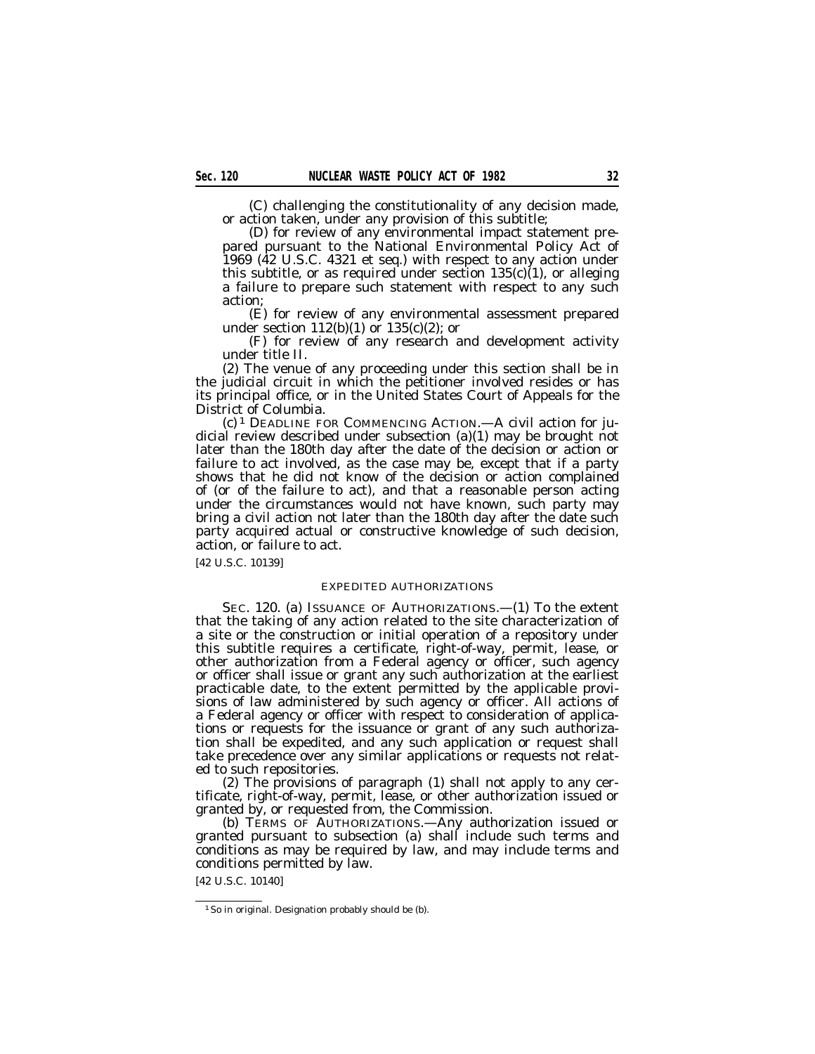(C) challenging the constitutionality of any decision made, or action taken, under any provision of this subtitle;

(D) for review of any environmental impact statement prepared pursuant to the National Environmental Policy Act of 1969 (42 U.S.C. 4321 et seq.) with respect to any action under this subtitle, or as required under section 135(c)(1), or alleging a failure to prepare such statement with respect to any such action;

(E) for review of any environmental assessment prepared under section 112(b)(1) or 135(c)(2); or

(F) for review of any research and development activity under title II.

(2) The venue of any proceeding under this section shall be in the judicial circuit in which the petitioner involved resides or has its principal office, or in the United States Court of Appeals for the District of Columbia.

(c)[1] DEADLINE FOR COMMENCING ACTION.—A civil action for judicial review described under subsection (a)(1) may be brought not later than the 180th day after the date of the decision or action or failure to act involved, as the case may be, except that if a party shows that he did not know of the decision or action complained of (or of the failure to act), and that a reasonable person acting under the circumstances would not have known, such party may bring a civil action not later than the 180th day after the date such party acquired actual or constructive knowledge of such decision, action, or failure to act.

[42 U.S.C. 10139]

EXPEDITED AUTHORIZATIONS

SEC. 120. (a) ISSUANCE OF AUTHORIZATIONS.—(1) To the extent that the taking of any action related to the site characterization of a site or the construction or initial operation of a repository under this subtitle requires a certificate, right-of-way, permit, lease, or other authorization from a Federal agency or officer, such agency or officer shall issue or grant any such authorization at the earliest practicable date, to the extent permitted by the applicable provisions of law administered by such agency or officer. All actions of a Federal agency or officer with respect to consideration of applications or requests for the issuance or grant of any such authorization shall be expedited, and any such application or request shall take precedence over any similar applications or requests not related to such repositories.

(2) The provisions of paragraph (1) shall not apply to any certificate, right-of-way, permit, lease, or other authorization issued or granted by, or requested from, the Commission.

(b) TERMS OF AUTHORIZATIONS.—Any authorization issued or granted pursuant to subsection (a) shall include such terms and conditions as may be required by law, and may include terms and conditions permitted by law.

[42 U.S.C. 10140]

[1] So in original. Designation probably should be (b).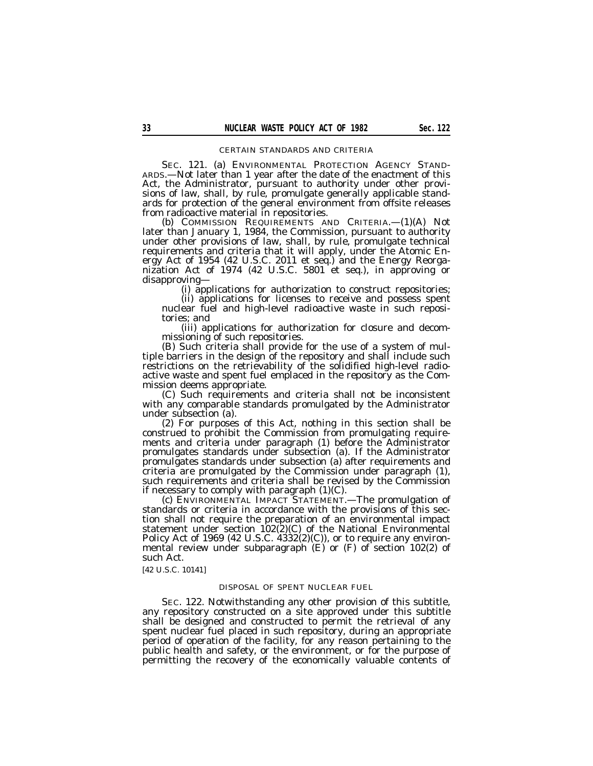## CERTAIN STANDARDS AND CRITERIA

SEC. 121. (a) ENVIRONMENTAL PROTECTION AGENCY STANDARDS.—Not later than 1 year after the date of the enactment of this Act, the Administrator, pursuant to authority under other provisions of law, shall, by rule, promulgate generally applicable standards for protection of the general environment from offsite releases from radioactive material in repositories.

(b) COMMISSION REQUIREMENTS AND CRITERIA.—(1)(A) Not later than January 1, 1984, the Commission, pursuant to authority under other provisions of law, shall, by rule, promulgate technical requirements and criteria that it will apply, under the Atomic Energy Act of 1954 (42 U.S.C. 2011 et seq.) and the Energy Reorganization Act of 1974 (42 U.S.C. 5801 et seq.), in approving or disapproving—

(i) applications for authorization to construct repositories;

(ii) applications for licenses to receive and possess spent nuclear fuel and high-level radioactive waste in such repositories; and

(iii) applications for authorization for closure and decommissioning of such repositories.

(B) Such criteria shall provide for the use of a system of multiple barriers in the design of the repository and shall include such restrictions on the retrievability of the solidified high-level radioactive waste and spent fuel emplaced in the repository as the Commission deems appropriate.

(C) Such requirements and criteria shall not be inconsistent with any comparable standards promulgated by the Administrator under subsection (a).

(2) For purposes of this Act, nothing in this section shall be construed to prohibit the Commission from promulgating requirements and criteria under paragraph (1) before the Administrator promulgates standards under subsection (a). If the Administrator promulgates standards under subsection (a) after requirements and criteria are promulgated by the Commission under paragraph (1), such requirements and criteria shall be revised by the Commission if necessary to comply with paragraph (1)(C).

(c) ENVIRONMENTAL IMPACT STATEMENT.—The promulgation of standards or criteria in accordance with the provisions of this section shall not require the preparation of an environmental impact statement under section 102(2)(C) of the National Environmental Policy Act of 1969 (42 U.S.C. 4332(2)(C)), or to require any environmental review under subparagraph (E) or (F) of section 102(2) of such Act.

[42 U.S.C. 10141]

## DISPOSAL OF SPENT NUCLEAR FUEL

SEC. 122. Notwithstanding any other provision of this subtitle, any repository constructed on a site approved under this subtitle shall be designed and constructed to permit the retrieval of any spent nuclear fuel placed in such repository, during an appropriate period of operation of the facility, for any reason pertaining to the public health and safety, or the environment, or for the purpose of permitting the recovery of the economically valuable contents of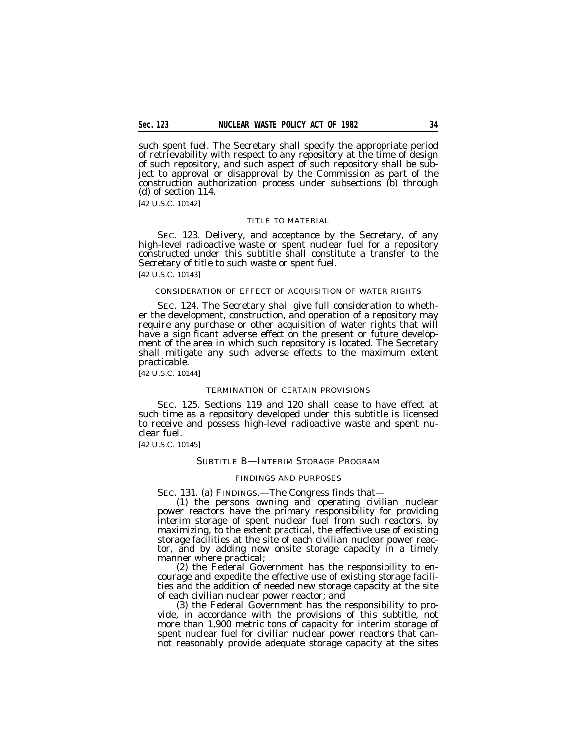such spent fuel. The Secretary shall specify the appropriate period of retrievability with respect to any repository at the time of design of such repository, and such aspect of such repository shall be subject to approval or disapproval by the Commission as part of the construction authorization process under subsections (b) through (d) of section 114.

[42 U.S.C. 10142]

### TITLE TO MATERIAL

SEC. 123. Delivery, and acceptance by the Secretary, of any high-level radioactive waste or spent nuclear fuel for a repository constructed under this subtitle shall constitute a transfer to the Secretary of title to such waste or spent fuel.

[42 U.S.C. 10143]

### CONSIDERATION OF EFFECT OF ACQUISITION OF WATER RIGHTS

SEC. 124. The Secretary shall give full consideration to whether the development, construction, and operation of a repository may require any purchase or other acquisition of water rights that will have a significant adverse effect on the present or future development of the area in which such repository is located. The Secretary shall mitigate any such adverse effects to the maximum extent practicable.

[42 U.S.C. 10144]

### TERMINATION OF CERTAIN PROVISIONS

SEC. 125. Sections 119 and 120 shall cease to have effect at such time as a repository developed under this subtitle is licensed to receive and possess high-level radioactive waste and spent nuclear fuel.

[42 U.S.C. 10145]

## SUBTITLE B—INTERIM STORAGE PROGRAM

### FINDINGS AND PURPOSES

SEC. 131. (a) FINDINGS.—The Congress finds that—

(1) the persons owning and operating civilian nuclear power reactors have the primary responsibility for providing interim storage of spent nuclear fuel from such reactors, by maximizing, to the extent practical, the effective use of existing storage facilities at the site of each civilian nuclear power reactor, and by adding new onsite storage capacity in a timely manner where practical;

(2) the Federal Government has the responsibility to encourage and expedite the effective use of existing storage facilities and the addition of needed new storage capacity at the site of each civilian nuclear power reactor; and

(3) the Federal Government has the responsibility to provide, in accordance with the provisions of this subtitle, not more than 1,900 metric tons of capacity for interim storage of spent nuclear fuel for civilian nuclear power reactors that cannot reasonably provide adequate storage capacity at the sites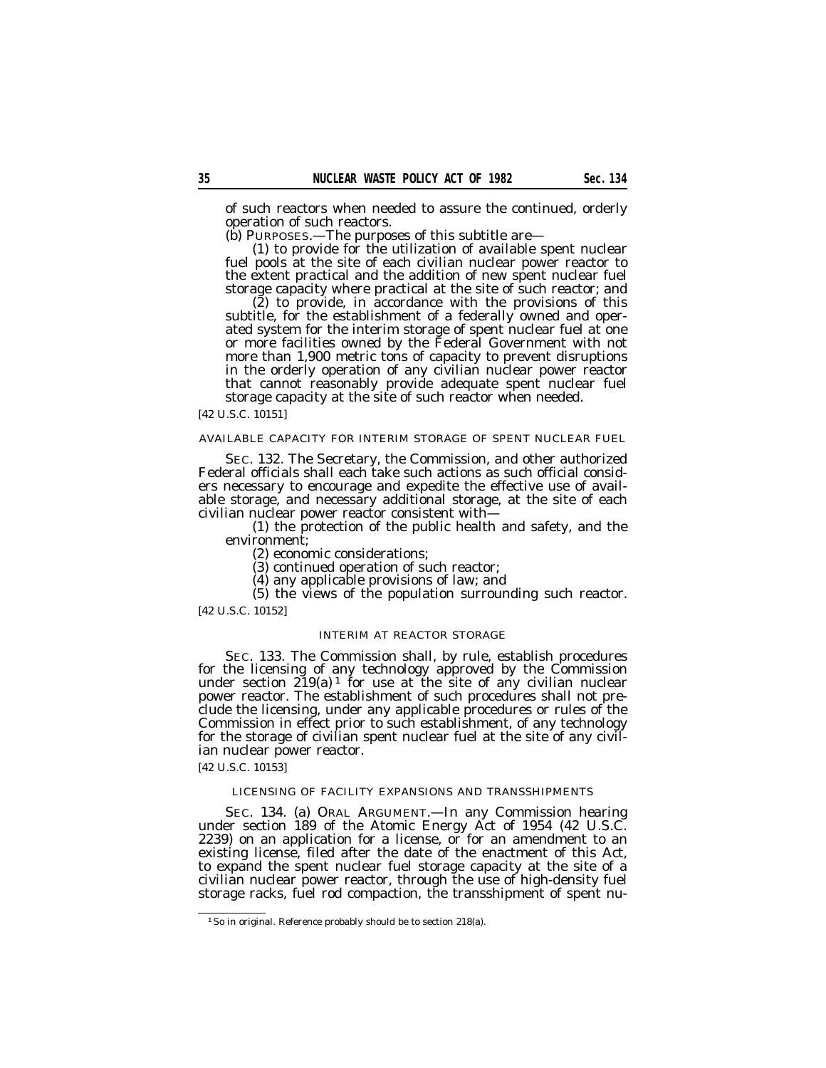of such reactors when needed to assure the continued, orderly operation of such reactors.

(b) PURPOSES.—The purposes of this subtitle are—

(1) to provide for the utilization of available spent nuclear fuel pools at the site of each civilian nuclear power reactor to the extent practical and the addition of new spent nuclear fuel storage capacity where practical at the site of such reactor; and

(2) to provide, in accordance with the provisions of this subtitle, for the establishment of a federally owned and operated system for the interim storage of spent nuclear fuel at one or more facilities owned by the Federal Government with not more than 1,900 metric tons of capacity to prevent disruptions in the orderly operation of any civilian nuclear power reactor that cannot reasonably provide adequate spent nuclear fuel storage capacity at the site of such reactor when needed.

[42 U.S.C. 10151]

AVAILABLE CAPACITY FOR INTERIM STORAGE OF SPENT NUCLEAR FUEL

SEC. 132. The Secretary, the Commission, and other authorized Federal officials shall each take such actions as such official considers necessary to encourage and expedite the effective use of available storage, and necessary additional storage, at the site of each civilian nuclear power reactor consistent with—

(1) the protection of the public health and safety, and the environment;

(2) economic considerations;

(3) continued operation of such reactor;

(4) any applicable provisions of law; and

(5) the views of the population surrounding such reactor.

[42 U.S.C. 10152]

INTERIM AT REACTOR STORAGE

SEC. 133. The Commission shall, by rule, establish procedures for the licensing of any technology approved by the Commission under section 219(a)[1] for use at the site of any civilian nuclear power reactor. The establishment of such procedures shall not preclude the licensing, under any applicable procedures or rules of the Commission in effect prior to such establishment, of any technology for the storage of civilian spent nuclear fuel at the site of any civilian nuclear power reactor.

[42 U.S.C. 10153]

LICENSING OF FACILITY EXPANSIONS AND TRANSSHIPMENTS

SEC. 134. (a) ORAL ARGUMENT.—In any Commission hearing under section 189 of the Atomic Energy Act of 1954 (42 U.S.C. 2239) on an application for a license, or for an amendment to an existing license, filed after the date of the enactment of this Act, to expand the spent nuclear fuel storage capacity at the site of a civilian nuclear power reactor, through the use of high-density fuel storage racks, fuel rod compaction, the transshipment of spent nu-

[1] So in original. Reference probably should be to section 218(a).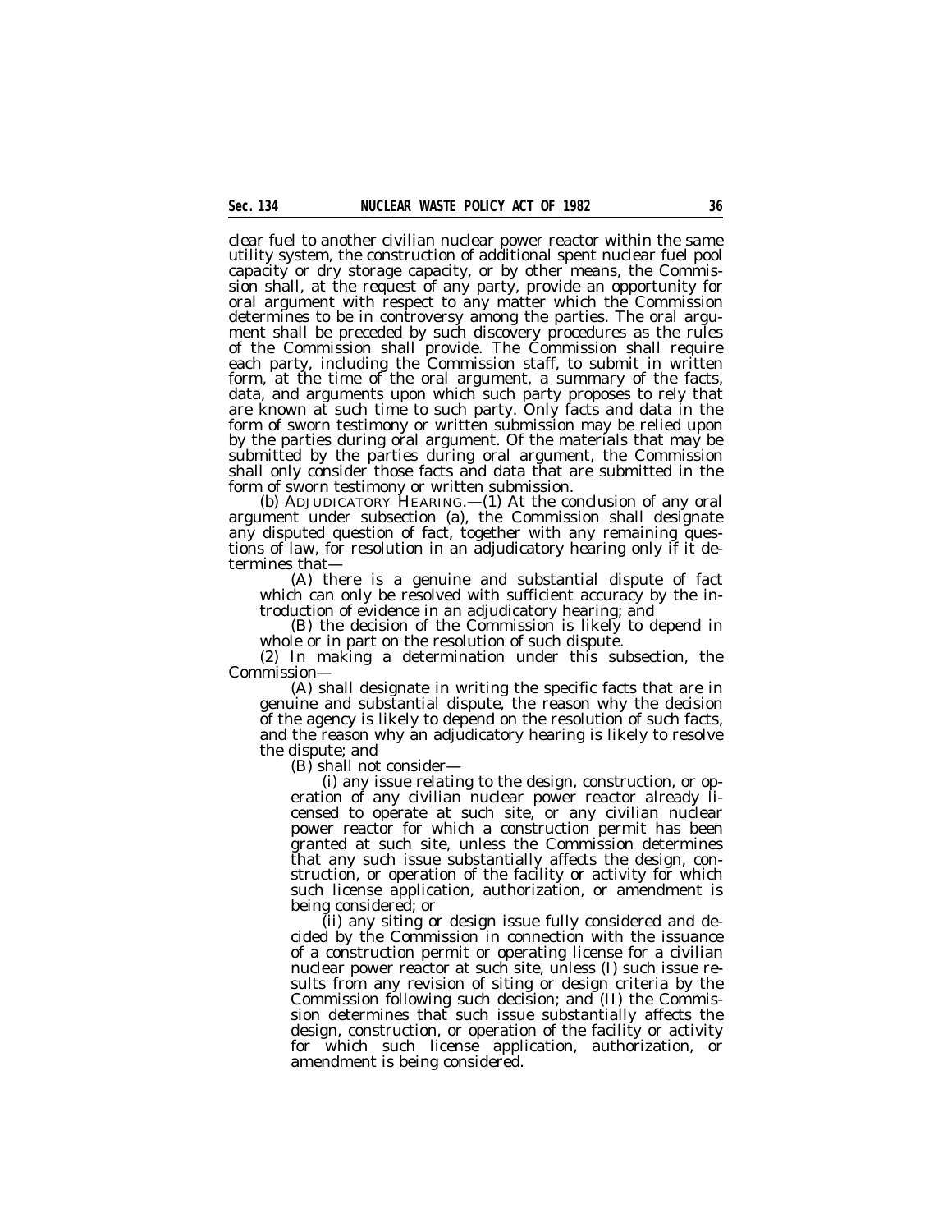clear fuel to another civilian nuclear power reactor within the same utility system, the construction of additional spent nuclear fuel pool capacity or dry storage capacity, or by other means, the Commission shall, at the request of any party, provide an opportunity for oral argument with respect to any matter which the Commission determines to be in controversy among the parties. The oral argument shall be preceded by such discovery procedures as the rules of the Commission shall provide. The Commission shall require each party, including the Commission staff, to submit in written form, at the time of the oral argument, a summary of the facts, data, and arguments upon which such party proposes to rely that are known at such time to such party. Only facts and data in the form of sworn testimony or written submission may be relied upon by the parties during oral argument. Of the materials that may be submitted by the parties during oral argument, the Commission shall only consider those facts and data that are submitted in the form of sworn testimony or written submission.

(b) ADJUDICATORY HEARING.—(1) At the conclusion of any oral argument under subsection (a), the Commission shall designate any disputed question of fact, together with any remaining questions of law, for resolution in an adjudicatory hearing only if it determines that—

(A) there is a genuine and substantial dispute of fact which can only be resolved with sufficient accuracy by the introduction of evidence in an adjudicatory hearing; and

(B) the decision of the Commission is likely to depend in whole or in part on the resolution of such dispute.

(2) In making a determination under this subsection, the Commission—

(A) shall designate in writing the specific facts that are in genuine and substantial dispute, the reason why the decision of the agency is likely to depend on the resolution of such facts, and the reason why an adjudicatory hearing is likely to resolve the dispute; and

(B) shall not consider—

(i) any issue relating to the design, construction, or operation of any civilian nuclear power reactor already licensed to operate at such site, or any civilian nuclear power reactor for which a construction permit has been granted at such site, unless the Commission determines that any such issue substantially affects the design, construction, or operation of the facility or activity for which such license application, authorization, or amendment is being considered; or

(ii) any siting or design issue fully considered and decided by the Commission in connection with the issuance of a construction permit or operating license for a civilian nuclear power reactor at such site, unless (I) such issue results from any revision of siting or design criteria by the Commission following such decision; and (II) the Commission determines that such issue substantially affects the design, construction, or operation of the facility or activity for which such license application, authorization, or amendment is being considered.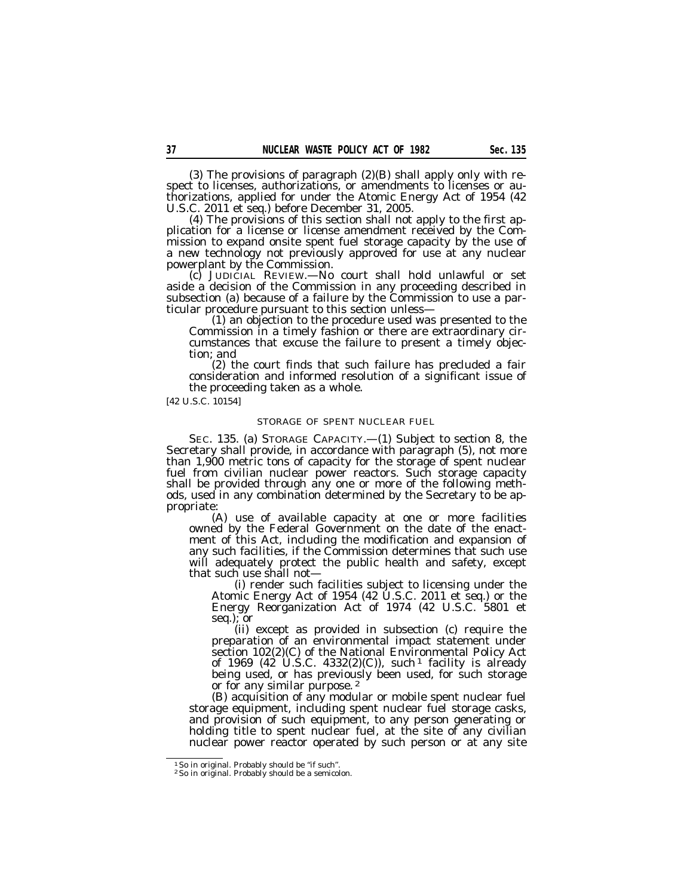(3) The provisions of paragraph (2)(B) shall apply only with respect to licenses, authorizations, or amendments to licenses or authorizations, applied for under the Atomic Energy Act of 1954 (42 U.S.C. 2011 et seq.) before December 31, 2005.

(4) The provisions of this section shall not apply to the first application for a license or license amendment received by the Commission to expand onsite spent fuel storage capacity by the use of a new technology not previously approved for use at any nuclear powerplant by the Commission.

(c) JUDICIAL REVIEW.—No court shall hold unlawful or set aside a decision of the Commission in any proceeding described in subsection (a) because of a failure by the Commission to use a particular procedure pursuant to this section unless—

(1) an objection to the procedure used was presented to the Commission in a timely fashion or there are extraordinary circumstances that excuse the failure to present a timely objection; and

(2) the court finds that such failure has precluded a fair consideration and informed resolution of a significant issue of the proceeding taken as a whole.

[42 U.S.C. 10154]

STORAGE OF SPENT NUCLEAR FUEL

SEC. 135. (a) STORAGE CAPACITY.—(1) Subject to section 8, the Secretary shall provide, in accordance with paragraph (5), not more than 1,900 metric tons of capacity for the storage of spent nuclear fuel from civilian nuclear power reactors. Such storage capacity shall be provided through any one or more of the following methods, used in any combination determined by the Secretary to be appropriate:

(A) use of available capacity at one or more facilities owned by the Federal Government on the date of the enactment of this Act, including the modification and expansion of any such facilities, if the Commission determines that such use will adequately protect the public health and safety, except that such use shall not—

(i) render such facilities subject to licensing under the Atomic Energy Act of 1954 (42 U.S.C. 2011 et seq.) or the Energy Reorganization Act of 1974 (42 U.S.C. 5801 et seq.); or

(ii) except as provided in subsection (c) require the preparation of an environmental impact statement under section 102(2)(C) of the National Environmental Policy Act of 1969 (42 U.S.C. 4332(2)(C)), such [1] facility is already being used, or has previously been used, for such storage or for any similar purpose. [2]

(B) acquisition of any modular or mobile spent nuclear fuel storage equipment, including spent nuclear fuel storage casks, and provision of such equipment, to any person generating or holding title to spent nuclear fuel, at the site of any civilian nuclear power reactor operated by such person or at any site

---

[1] So in original. Probably should be "if such".

[2] So in original. Probably should be a semicolon.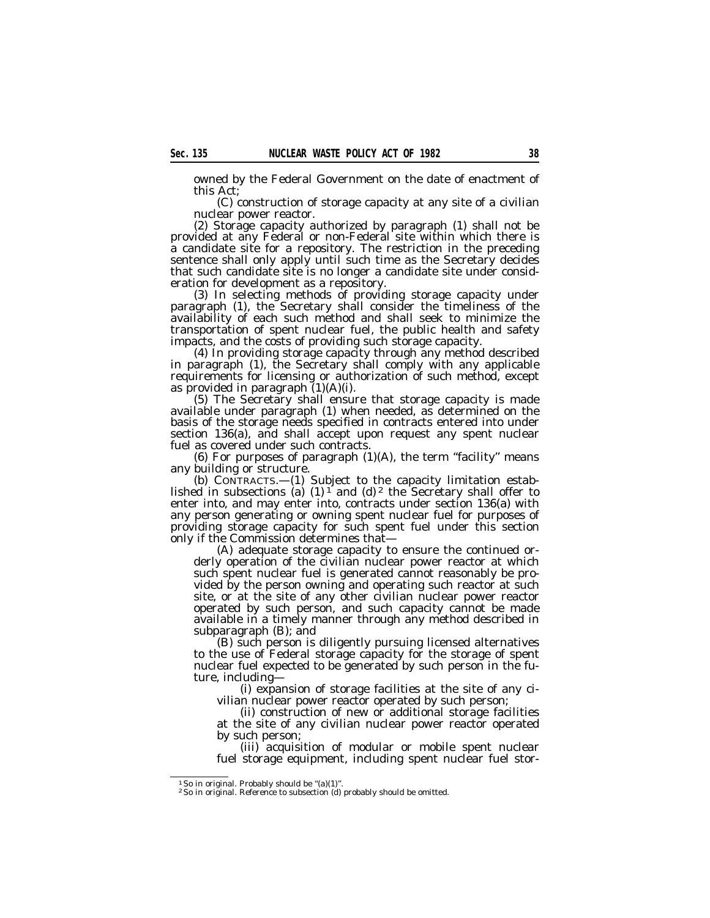owned by the Federal Government on the date of enactment of this Act;

(C) construction of storage capacity at any site of a civilian nuclear power reactor.

(2) Storage capacity authorized by paragraph (1) shall not be provided at any Federal or non-Federal site within which there is a candidate site for a repository. The restriction in the preceding sentence shall only apply until such time as the Secretary decides that such candidate site is no longer a candidate site under consideration for development as a repository.

(3) In selecting methods of providing storage capacity under paragraph (1), the Secretary shall consider the timeliness of the availability of each such method and shall seek to minimize the transportation of spent nuclear fuel, the public health and safety impacts, and the costs of providing such storage capacity.

(4) In providing storage capacity through any method described in paragraph (1), the Secretary shall comply with any applicable requirements for licensing or authorization of such method, except as provided in paragraph (1)(A)(i).

(5) The Secretary shall ensure that storage capacity is made available under paragraph (1) when needed, as determined on the basis of the storage needs specified in contracts entered into under section 136(a), and shall accept upon request any spent nuclear fuel as covered under such contracts.

(6) For purposes of paragraph (1)(A), the term "facility" means any building or structure.

(b) CONTRACTS.—(1) Subject to the capacity limitation established in subsections (a) (1)[1] and (d)[2] the Secretary shall offer to enter into, and may enter into, contracts under section 136(a) with any person generating or owning spent nuclear fuel for purposes of providing storage capacity for such spent fuel under this section only if the Commission determines that—

(A) adequate storage capacity to ensure the continued orderly operation of the civilian nuclear power reactor at which such spent nuclear fuel is generated cannot reasonably be provided by the person owning and operating such reactor at such site, or at the site of any other civilian nuclear power reactor operated by such person, and such capacity cannot be made available in a timely manner through any method described in subparagraph (B); and

(B) such person is diligently pursuing licensed alternatives to the use of Federal storage capacity for the storage of spent nuclear fuel expected to be generated by such person in the future, including—

(i) expansion of storage facilities at the site of any civilian nuclear power reactor operated by such person;

(ii) construction of new or additional storage facilities at the site of any civilian nuclear power reactor operated by such person;

(iii) acquisition of modular or mobile spent nuclear fuel storage equipment, including spent nuclear fuel stor-

---

[1] So in original. Probably should be "(a)(1)".

[2] So in original. Reference to subsection (d) probably should be omitted.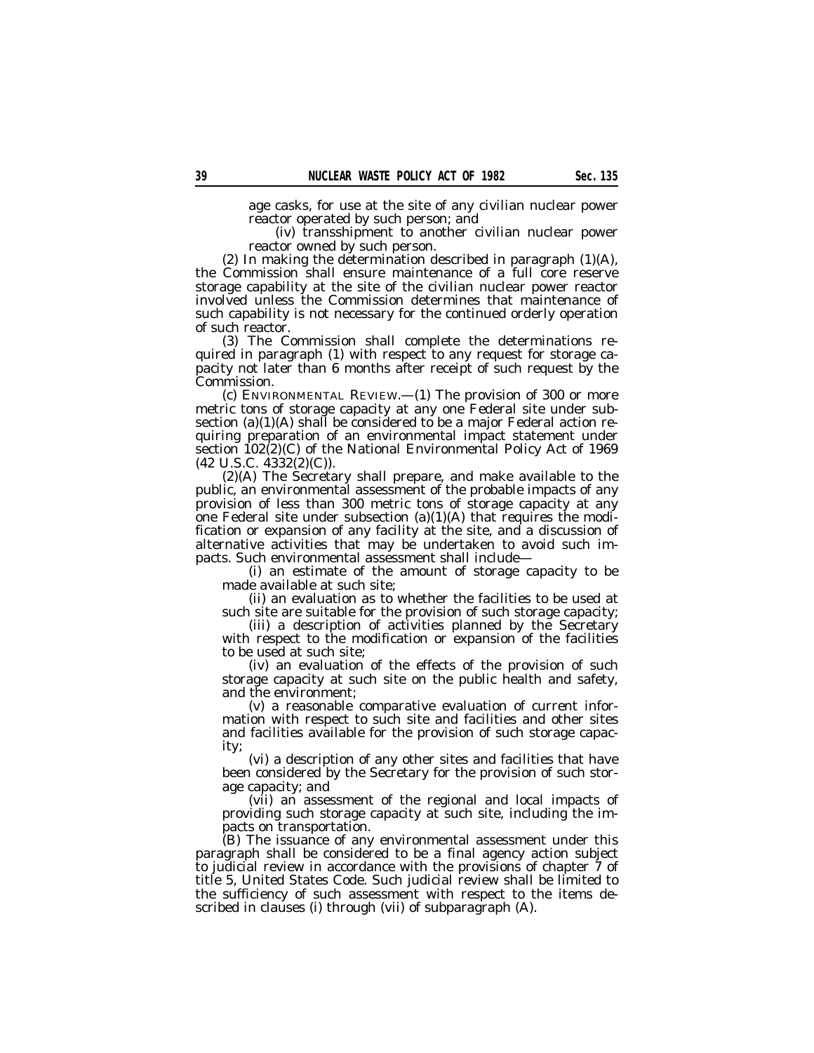age casks, for use at the site of any civilian nuclear power reactor operated by such person; and

(iv) transshipment to another civilian nuclear power reactor owned by such person.

(2) In making the determination described in paragraph (1)(A), the Commission shall ensure maintenance of a full core reserve storage capability at the site of the civilian nuclear power reactor involved unless the Commission determines that maintenance of such capability is not necessary for the continued orderly operation of such reactor.

(3) The Commission shall complete the determinations required in paragraph (1) with respect to any request for storage capacity not later than 6 months after receipt of such request by the Commission.

(c) ENVIRONMENTAL REVIEW.—(1) The provision of 300 or more metric tons of storage capacity at any one Federal site under subsection (a)(1)(A) shall be considered to be a major Federal action requiring preparation of an environmental impact statement under section 102(2)(C) of the National Environmental Policy Act of 1969 (42 U.S.C. 4332(2)(C)).

(2)(A) The Secretary shall prepare, and make available to the public, an environmental assessment of the probable impacts of any provision of less than 300 metric tons of storage capacity at any one Federal site under subsection (a)(1)(A) that requires the modification or expansion of any facility at the site, and a discussion of alternative activities that may be undertaken to avoid such impacts. Such environmental assessment shall include—

(i) an estimate of the amount of storage capacity to be made available at such site;

(ii) an evaluation as to whether the facilities to be used at such site are suitable for the provision of such storage capacity;

(iii) a description of activities planned by the Secretary with respect to the modification or expansion of the facilities to be used at such site;

(iv) an evaluation of the effects of the provision of such storage capacity at such site on the public health and safety, and the environment;

(v) a reasonable comparative evaluation of current information with respect to such site and facilities and other sites and facilities available for the provision of such storage capacity;

(vi) a description of any other sites and facilities that have been considered by the Secretary for the provision of such storage capacity; and

(vii) an assessment of the regional and local impacts of providing such storage capacity at such site, including the impacts on transportation.

(B) The issuance of any environmental assessment under this paragraph shall be considered to be a final agency action subject to judicial review in accordance with the provisions of chapter 7 of title 5, United States Code. Such judicial review shall be limited to the sufficiency of such assessment with respect to the items described in clauses (i) through (vii) of subparagraph (A).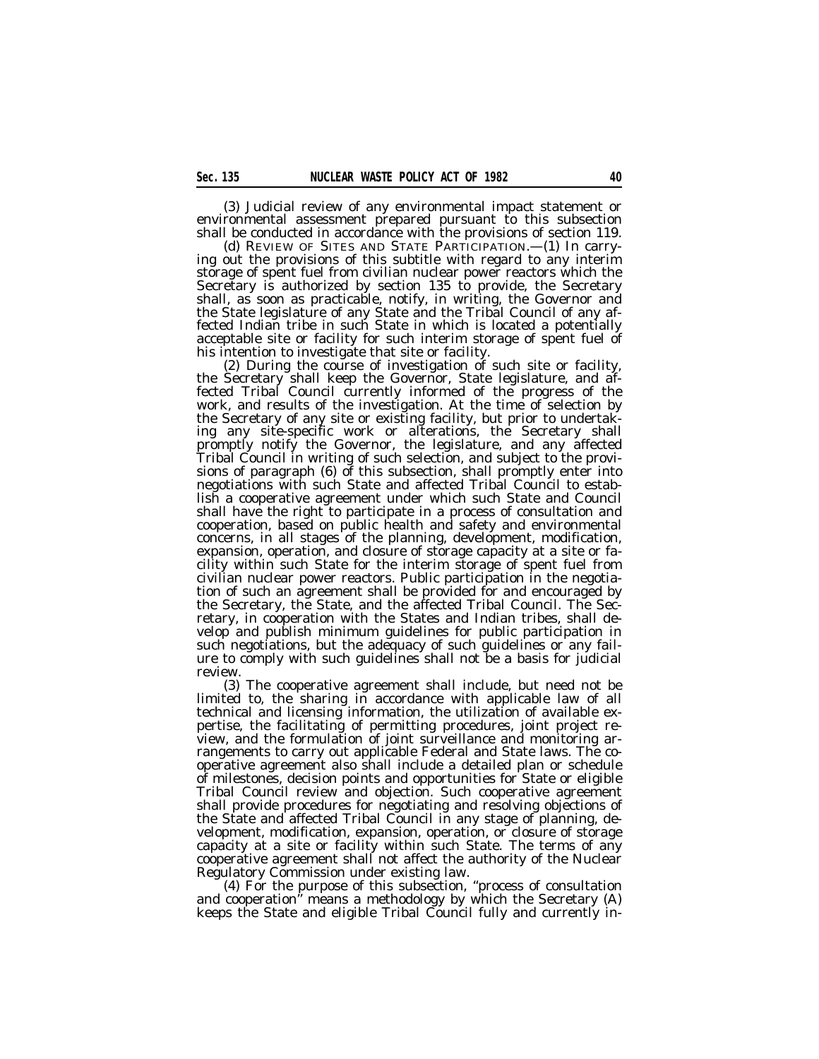(3) Judicial review of any environmental impact statement or environmental assessment prepared pursuant to this subsection shall be conducted in accordance with the provisions of section 119.

(d) REVIEW OF SITES AND STATE PARTICIPATION.—(1) In carrying out the provisions of this subtitle with regard to any interim storage of spent fuel from civilian nuclear power reactors which the Secretary is authorized by section 135 to provide, the Secretary shall, as soon as practicable, notify, in writing, the Governor and the State legislature of any State and the Tribal Council of any affected Indian tribe in such State in which is located a potentially acceptable site or facility for such interim storage of spent fuel of his intention to investigate that site or facility.

(2) During the course of investigation of such site or facility, the Secretary shall keep the Governor, State legislature, and affected Tribal Council currently informed of the progress of the work, and results of the investigation. At the time of selection by the Secretary of any site or existing facility, but prior to undertaking any site-specific work or alterations, the Secretary shall promptly notify the Governor, the legislature, and any affected Tribal Council in writing of such selection, and subject to the provisions of paragraph (6) of this subsection, shall promptly enter into negotiations with such State and affected Tribal Council to establish a cooperative agreement under which such State and Council shall have the right to participate in a process of consultation and cooperation, based on public health and safety and environmental concerns, in all stages of the planning, development, modification, expansion, operation, and closure of storage capacity at a site or facility within such State for the interim storage of spent fuel from civilian nuclear power reactors. Public participation in the negotiation of such an agreement shall be provided for and encouraged by the Secretary, the State, and the affected Tribal Council. The Secretary, in cooperation with the States and Indian tribes, shall develop and publish minimum guidelines for public participation in such negotiations, but the adequacy of such guidelines or any failure to comply with such guidelines shall not be a basis for judicial review.

(3) The cooperative agreement shall include, but need not be limited to, the sharing in accordance with applicable law of all technical and licensing information, the utilization of available expertise, the facilitating of permitting procedures, joint project review, and the formulation of joint surveillance and monitoring arrangements to carry out applicable Federal and State laws. The cooperative agreement also shall include a detailed plan or schedule of milestones, decision points and opportunities for State or eligible Tribal Council review and objection. Such cooperative agreement shall provide procedures for negotiating and resolving objections of the State and affected Tribal Council in any stage of planning, development, modification, expansion, operation, or closure of storage capacity at a site or facility within such State. The terms of any cooperative agreement shall not affect the authority of the Nuclear Regulatory Commission under existing law.

(4) For the purpose of this subsection, "process of consultation and cooperation" means a methodology by which the Secretary (A) keeps the State and eligible Tribal Council fully and currently in-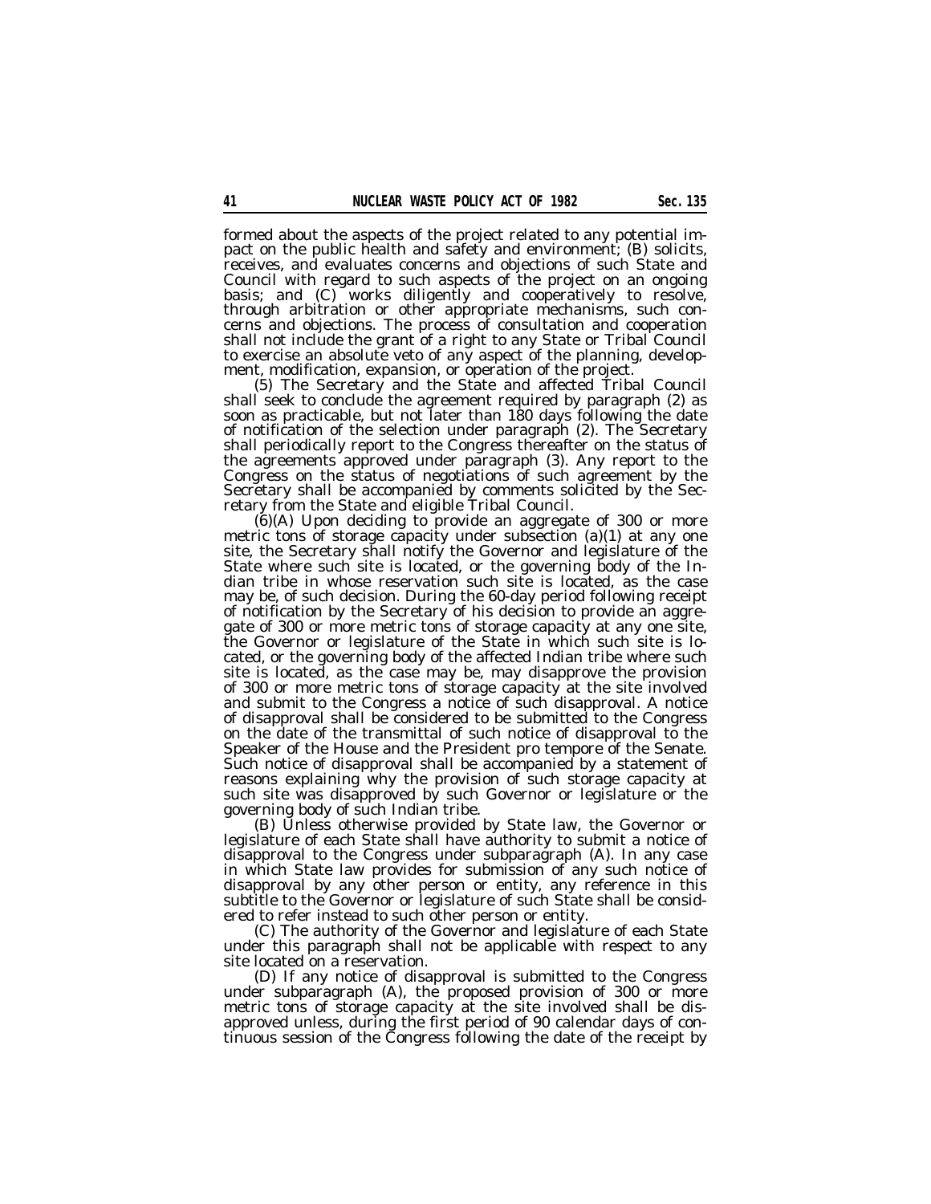formed about the aspects of the project related to any potential impact on the public health and safety and environment; (B) solicits, receives, and evaluates concerns and objections of such State and Council with regard to such aspects of the project on an ongoing basis; and (C) works diligently and cooperatively to resolve, through arbitration or other appropriate mechanisms, such concerns and objections. The process of consultation and cooperation shall not include the grant of a right to any State or Tribal Council to exercise an absolute veto of any aspect of the planning, development, modification, expansion, or operation of the project.

(5) The Secretary and the State and affected Tribal Council shall seek to conclude the agreement required by paragraph (2) as soon as practicable, but not later than 180 days following the date of notification of the selection under paragraph (2). The Secretary shall periodically report to the Congress thereafter on the status of the agreements approved under paragraph (3). Any report to the Congress on the status of negotiations of such agreement by the Secretary shall be accompanied by comments solicited by the Secretary from the State and eligible Tribal Council.

(6)(A) Upon deciding to provide an aggregate of 300 or more metric tons of storage capacity under subsection (a)(1) at any one site, the Secretary shall notify the Governor and legislature of the State where such site is located, or the governing body of the Indian tribe in whose reservation such site is located, as the case may be, of such decision. During the 60-day period following receipt of notification by the Secretary of his decision to provide an aggregate of 300 or more metric tons of storage capacity at any one site, the Governor or legislature of the State in which such site is located, or the governing body of the affected Indian tribe where such site is located, as the case may be, may disapprove the provision of 300 or more metric tons of storage capacity at the site involved and submit to the Congress a notice of such disapproval. A notice of disapproval shall be considered to be submitted to the Congress on the date of the transmittal of such notice of disapproval to the Speaker of the House and the President pro tempore of the Senate. Such notice of disapproval shall be accompanied by a statement of reasons explaining why the provision of such storage capacity at such site was disapproved by such Governor or legislature or the governing body of such Indian tribe.

(B) Unless otherwise provided by State law, the Governor or legislature of each State shall have authority to submit a notice of disapproval to the Congress under subparagraph (A). In any case in which State law provides for submission of any such notice of disapproval by any other person or entity, any reference in this subtitle to the Governor or legislature of such State shall be considered to refer instead to such other person or entity.

(C) The authority of the Governor and legislature of each State under this paragraph shall not be applicable with respect to any site located on a reservation.

(D) If any notice of disapproval is submitted to the Congress under subparagraph (A), the proposed provision of 300 or more metric tons of storage capacity at the site involved shall be disapproved unless, during the first period of 90 calendar days of continuous session of the Congress following the date of the receipt by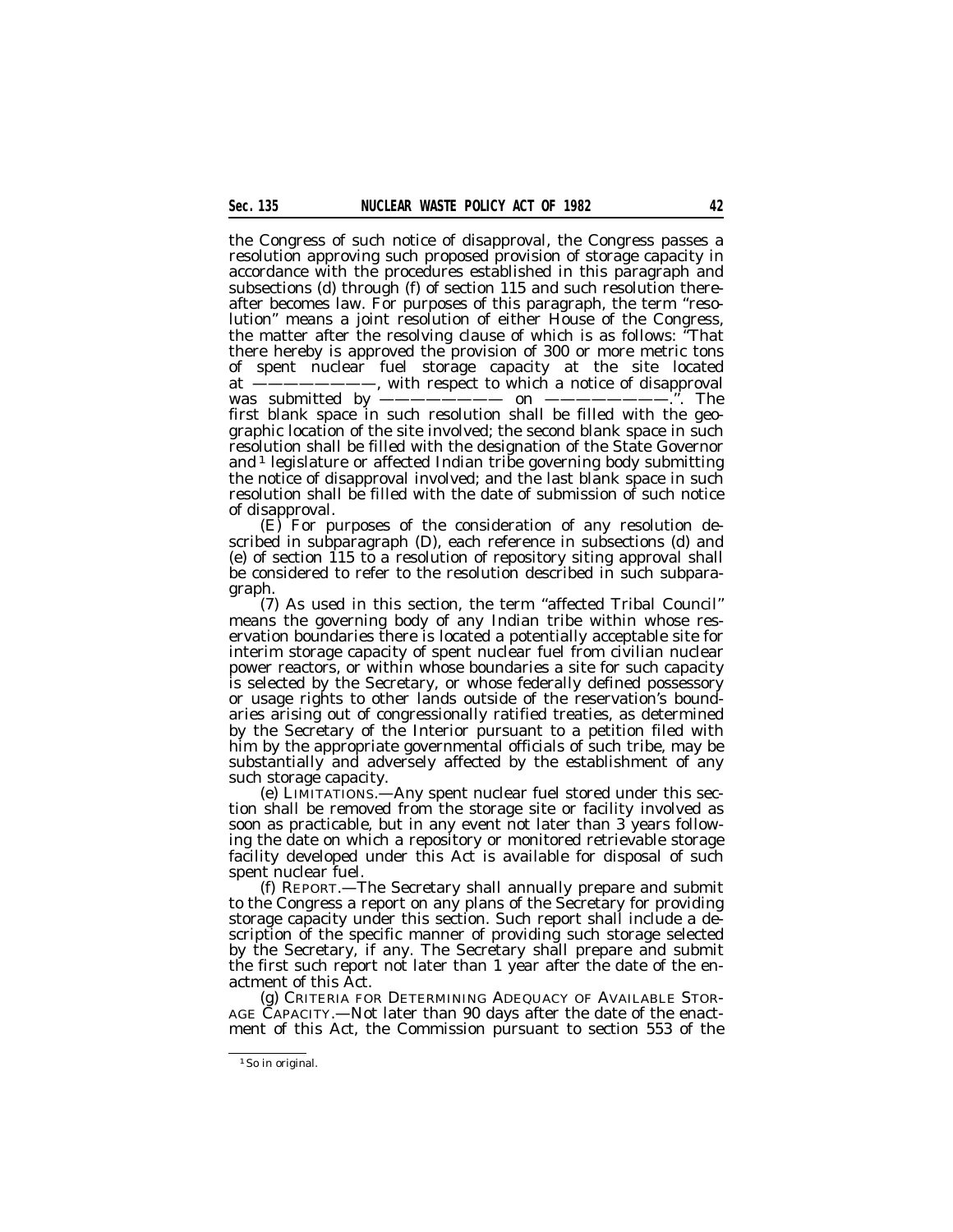the Congress of such notice of disapproval, the Congress passes a resolution approving such proposed provision of storage capacity in accordance with the procedures established in this paragraph and subsections (d) through (f) of section 115 and such resolution thereafter becomes law. For purposes of this paragraph, the term "resolution" means a joint resolution of either House of the Congress, the matter after the resolving clause of which is as follows: "That there hereby is approved the provision of 300 or more metric tons of spent nuclear fuel storage capacity at the site located at ——————————, with respect to which a notice of disapproval was submitted by —————————— on ——————————.". The first blank space in such resolution shall be filled with the geographic location of the site involved; the second blank space in such resolution shall be filled with the designation of the State Governor and[1] legislature or affected Indian tribe governing body submitting the notice of disapproval involved; and the last blank space in such resolution shall be filled with the date of submission of such notice of disapproval.

(E) For purposes of the consideration of any resolution described in subparagraph (D), each reference in subsections (d) and (e) of section 115 to a resolution of repository siting approval shall be considered to refer to the resolution described in such subparagraph.

(7) As used in this section, the term "affected Tribal Council" means the governing body of any Indian tribe within whose reservation boundaries there is located a potentially acceptable site for interim storage capacity of spent nuclear fuel from civilian nuclear power reactors, or within whose boundaries a site for such capacity is selected by the Secretary, or whose federally defined possessory or usage rights to other lands outside of the reservation's boundaries arising out of congressionally ratified treaties, as determined by the Secretary of the Interior pursuant to a petition filed with him by the appropriate governmental officials of such tribe, may be substantially and adversely affected by the establishment of any such storage capacity.

(e) LIMITATIONS.—Any spent nuclear fuel stored under this section shall be removed from the storage site or facility involved as soon as practicable, but in any event not later than 3 years following the date on which a repository or monitored retrievable storage facility developed under this Act is available for disposal of such spent nuclear fuel.

(f) REPORT.—The Secretary shall annually prepare and submit to the Congress a report on any plans of the Secretary for providing storage capacity under this section. Such report shall include a description of the specific manner of providing such storage selected by the Secretary, if any. The Secretary shall prepare and submit the first such report not later than 1 year after the date of the enactment of this Act.

(g) CRITERIA FOR DETERMINING ADEQUACY OF AVAILABLE STORAGE CAPACITY.—Not later than 90 days after the date of the enactment of this Act, the Commission pursuant to section 553 of the

[1] So in original.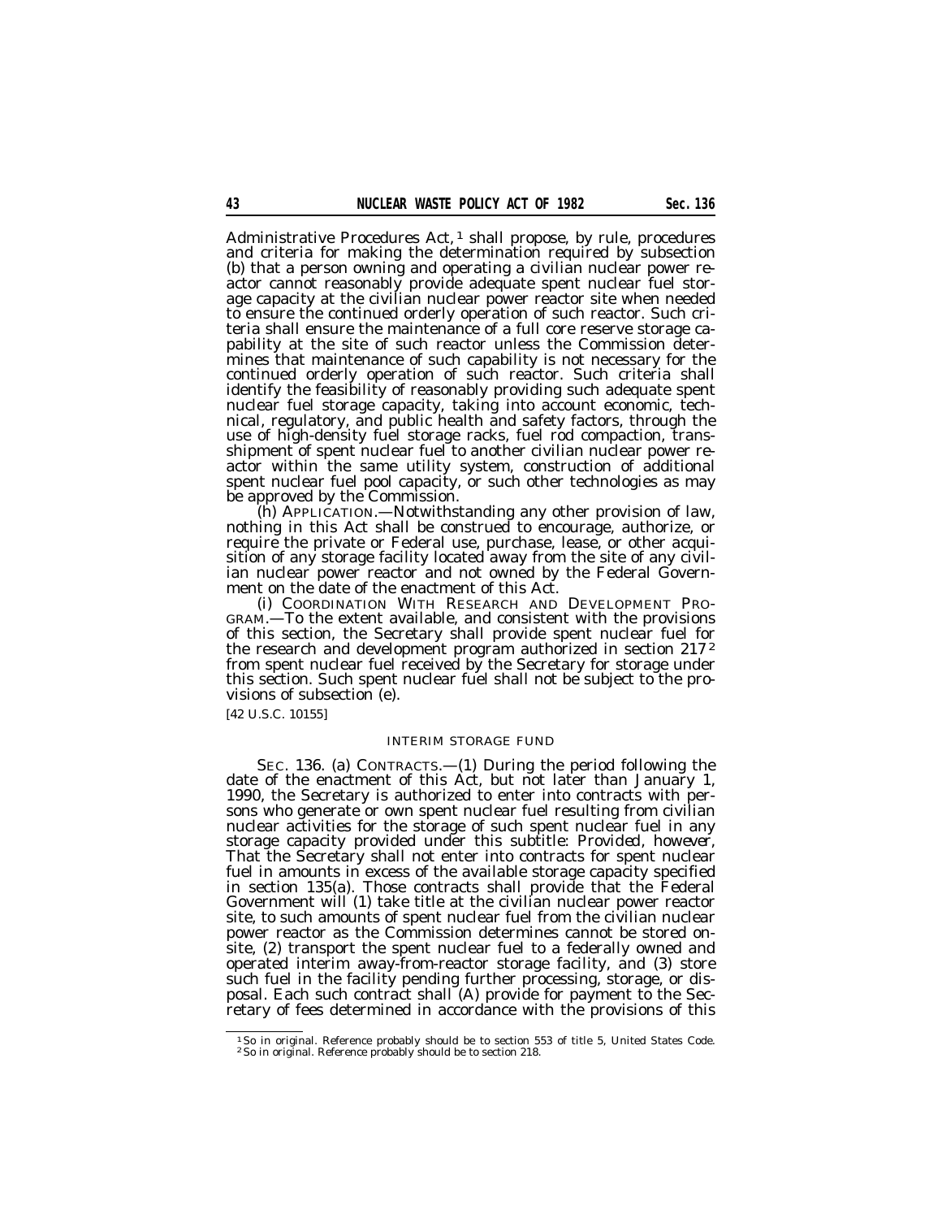Administrative Procedures Act,[1] shall propose, by rule, procedures and criteria for making the determination required by subsection (b) that a person owning and operating a civilian nuclear power reactor cannot reasonably provide adequate spent nuclear fuel storage capacity at the civilian nuclear power reactor site when needed to ensure the continued orderly operation of such reactor. Such criteria shall ensure the maintenance of a full core reserve storage capability at the site of such reactor unless the Commission determines that maintenance of such capability is not necessary for the continued orderly operation of such reactor. Such criteria shall identify the feasibility of reasonably providing such adequate spent nuclear fuel storage capacity, taking into account economic, technical, regulatory, and public health and safety factors, through the use of high-density fuel storage racks, fuel rod compaction, transshipment of spent nuclear fuel to another civilian nuclear power reactor within the same utility system, construction of additional spent nuclear fuel pool capacity, or such other technologies as may be approved by the Commission.

(h) APPLICATION.—Notwithstanding any other provision of law, nothing in this Act shall be construed to encourage, authorize, or require the private or Federal use, purchase, lease, or other acquisition of any storage facility located away from the site of any civilian nuclear power reactor and not owned by the Federal Government on the date of the enactment of this Act.

(i) COORDINATION WITH RESEARCH AND DEVELOPMENT PROGRAM.—To the extent available, and consistent with the provisions of this section, the Secretary shall provide spent nuclear fuel for the research and development program authorized in section 217[2] from spent nuclear fuel received by the Secretary for storage under this section. Such spent nuclear fuel shall not be subject to the provisions of subsection (e).

[42 U.S.C. 10155]

INTERIM STORAGE FUND

SEC. 136. (a) CONTRACTS.—(1) During the period following the date of the enactment of this Act, but not later than January 1, 1990, the Secretary is authorized to enter into contracts with persons who generate or own spent nuclear fuel resulting from civilian nuclear activities for the storage of such spent nuclear fuel in any storage capacity provided under this subtitle: *Provided, however,* That the Secretary shall not enter into contracts for spent nuclear fuel in amounts in excess of the available storage capacity specified in section 135(a). Those contracts shall provide that the Federal Government will (1) take title at the civilian nuclear power reactor site, to such amounts of spent nuclear fuel from the civilian nuclear power reactor as the Commission determines cannot be stored onsite, (2) transport the spent nuclear fuel to a federally owned and operated interim away-from-reactor storage facility, and (3) store such fuel in the facility pending further processing, storage, or disposal. Each such contract shall (A) provide for payment to the Secretary of fees determined in accordance with the provisions of this

---

[1] So in original. Reference probably should be to section 553 of title 5, United States Code.

[2] So in original. Reference probably should be to section 218.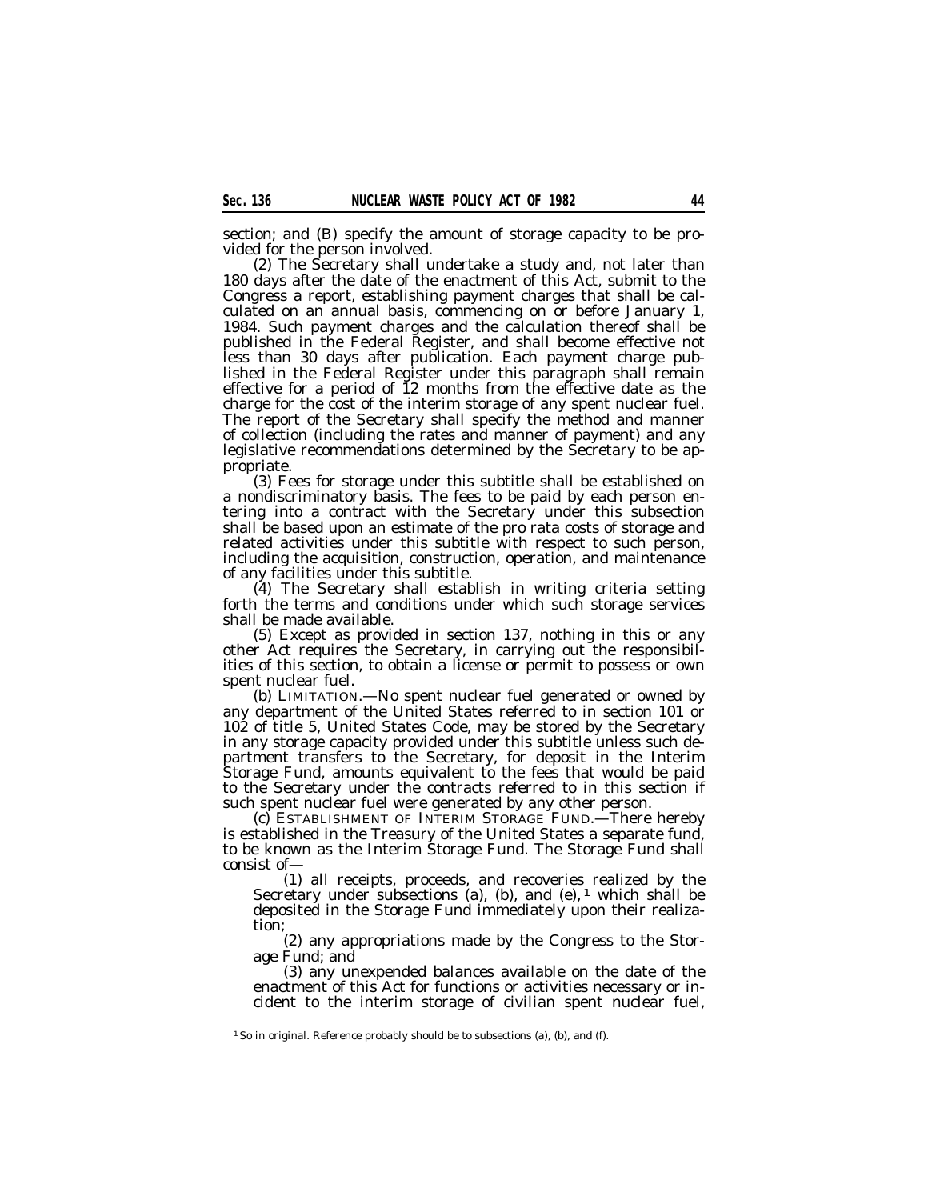section; and (B) specify the amount of storage capacity to be provided for the person involved.

(2) The Secretary shall undertake a study and, not later than 180 days after the date of the enactment of this Act, submit to the Congress a report, establishing payment charges that shall be calculated on an annual basis, commencing on or before January 1, 1984. Such payment charges and the calculation thereof shall be published in the Federal Register, and shall become effective not less than 30 days after publication. Each payment charge published in the Federal Register under this paragraph shall remain effective for a period of 12 months from the effective date as the charge for the cost of the interim storage of any spent nuclear fuel. The report of the Secretary shall specify the method and manner of collection (including the rates and manner of payment) and any legislative recommendations determined by the Secretary to be appropriate.

(3) Fees for storage under this subtitle shall be established on a nondiscriminatory basis. The fees to be paid by each person entering into a contract with the Secretary under this subsection shall be based upon an estimate of the pro rata costs of storage and related activities under this subtitle with respect to such person, including the acquisition, construction, operation, and maintenance of any facilities under this subtitle.

(4) The Secretary shall establish in writing criteria setting forth the terms and conditions under which such storage services shall be made available.

(5) Except as provided in section 137, nothing in this or any other Act requires the Secretary, in carrying out the responsibilities of this section, to obtain a license or permit to possess or own spent nuclear fuel.

(b) LIMITATION.—No spent nuclear fuel generated or owned by any department of the United States referred to in section 101 or 102 of title 5, United States Code, may be stored by the Secretary in any storage capacity provided under this subtitle unless such department transfers to the Secretary, for deposit in the Interim Storage Fund, amounts equivalent to the fees that would be paid to the Secretary under the contracts referred to in this section if such spent nuclear fuel were generated by any other person.

(c) ESTABLISHMENT OF INTERIM STORAGE FUND.—There hereby is established in the Treasury of the United States a separate fund, to be known as the Interim Storage Fund. The Storage Fund shall consist of—

(1) all receipts, proceeds, and recoveries realized by the Secretary under subsections (a), (b), and (e),[1] which shall be deposited in the Storage Fund immediately upon their realization;

(2) any appropriations made by the Congress to the Storage Fund; and

(3) any unexpended balances available on the date of the enactment of this Act for functions or activities necessary or incident to the interim storage of civilian spent nuclear fuel,

---

[1] So in original. Reference probably should be to subsections (a), (b), and (f).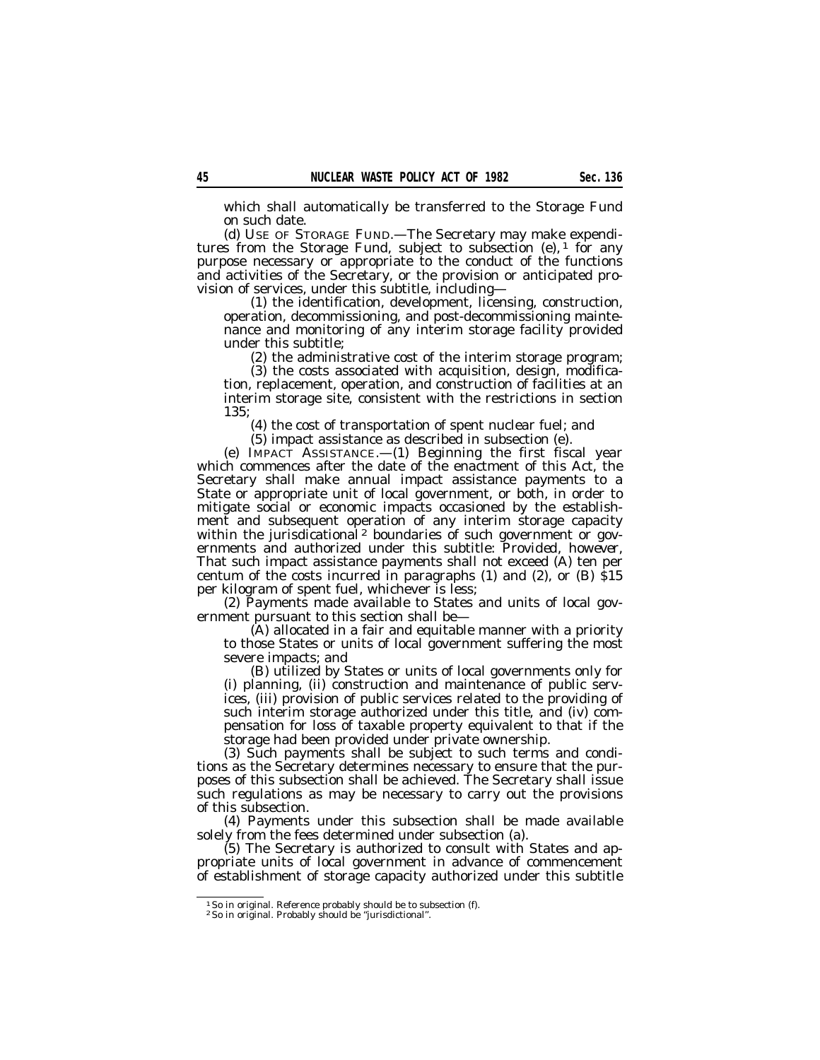which shall automatically be transferred to the Storage Fund on such date.

(d) USE OF STORAGE FUND.—The Secretary may make expenditures from the Storage Fund, subject to subsection (e),[1] for any purpose necessary or appropriate to the conduct of the functions and activities of the Secretary, or the provision or anticipated provision of services, under this subtitle, including—

(1) the identification, development, licensing, construction, operation, decommissioning, and post-decommissioning maintenance and monitoring of any interim storage facility provided under this subtitle;

(2) the administrative cost of the interim storage program;

(3) the costs associated with acquisition, design, modification, replacement, operation, and construction of facilities at an interim storage site, consistent with the restrictions in section 135;

(4) the cost of transportation of spent nuclear fuel; and

(5) impact assistance as described in subsection (e).

(e) IMPACT ASSISTANCE.—(1) Beginning the first fiscal year which commences after the date of the enactment of this Act, the Secretary shall make annual impact assistance payments to a State or appropriate unit of local government, or both, in order to mitigate social or economic impacts occasioned by the establishment and subsequent operation of any interim storage capacity within the jurisdicational[2] boundaries of such government or governments and authorized under this subtitle: *Provided, however,* That such impact assistance payments shall not exceed (A) ten per centum of the costs incurred in paragraphs (1) and (2), or (B) $15 per kilogram of spent fuel, whichever is less;

(2) Payments made available to States and units of local government pursuant to this section shall be—

(A) allocated in a fair and equitable manner with a priority to those States or units of local government suffering the most severe impacts; and

(B) utilized by States or units of local governments only for (i) planning, (ii) construction and maintenance of public services, (iii) provision of public services related to the providing of such interim storage authorized under this title, and (iv) compensation for loss of taxable property equivalent to that if the storage had been provided under private ownership.

(3) Such payments shall be subject to such terms and conditions as the Secretary determines necessary to ensure that the purposes of this subsection shall be achieved. The Secretary shall issue such regulations as may be necessary to carry out the provisions of this subsection.

(4) Payments under this subsection shall be made available solely from the fees determined under subsection (a).

(5) The Secretary is authorized to consult with States and appropriate units of local government in advance of commencement of establishment of storage capacity authorized under this subtitle

---

[1] So in original. Reference probably should be to subsection (f).

[2] So in original. Probably should be "jurisdictional".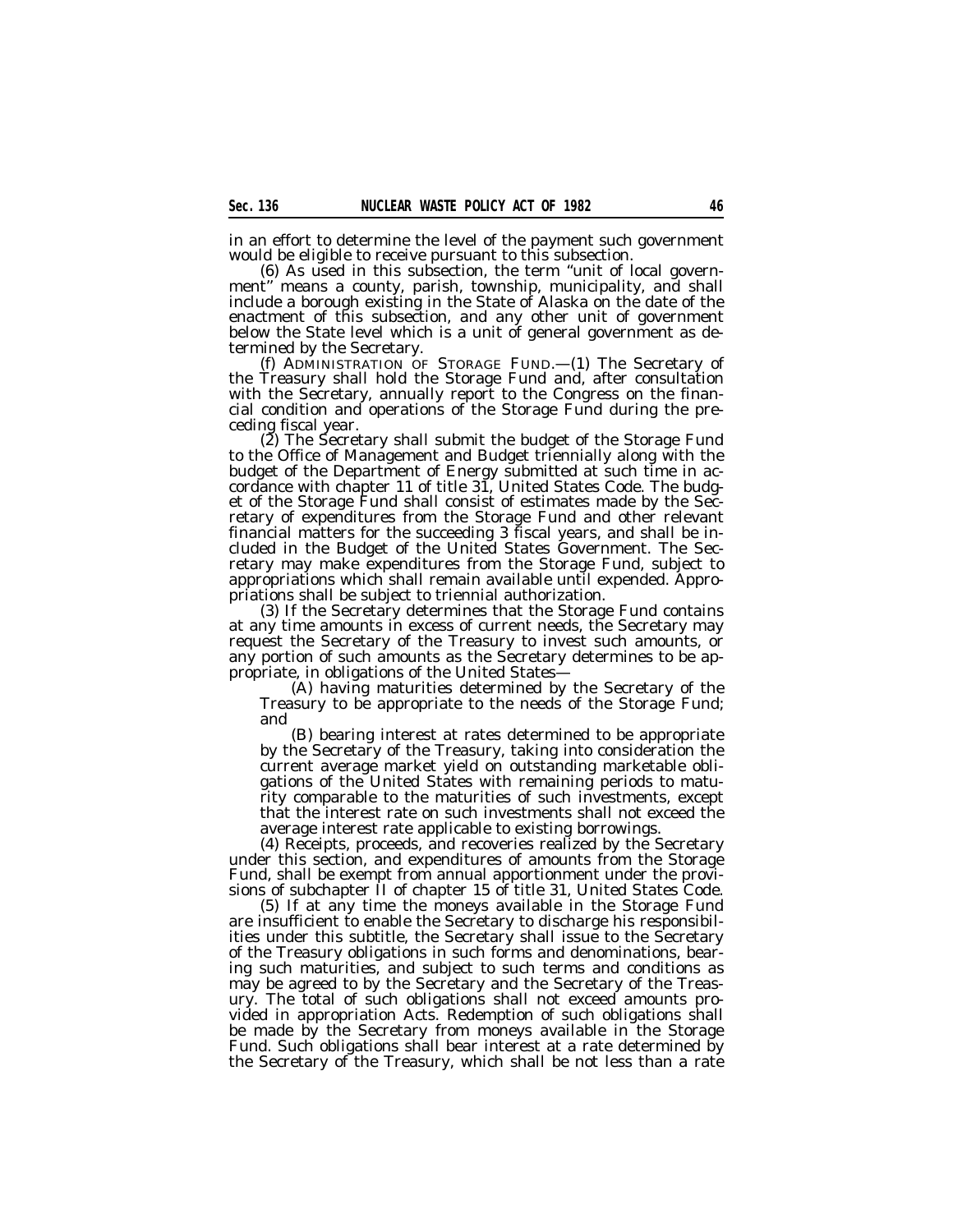in an effort to determine the level of the payment such government would be eligible to receive pursuant to this subsection.

(6) As used in this subsection, the term "unit of local government" means a county, parish, township, municipality, and shall include a borough existing in the State of Alaska on the date of the enactment of this subsection, and any other unit of government below the State level which is a unit of general government as determined by the Secretary.

(f) ADMINISTRATION OF STORAGE FUND.—(1) The Secretary of the Treasury shall hold the Storage Fund and, after consultation with the Secretary, annually report to the Congress on the financial condition and operations of the Storage Fund during the preceding fiscal year.

(2) The Secretary shall submit the budget of the Storage Fund to the Office of Management and Budget triennially along with the budget of the Department of Energy submitted at such time in accordance with chapter 11 of title 31, United States Code. The budget of the Storage Fund shall consist of estimates made by the Secretary of expenditures from the Storage Fund and other relevant financial matters for the succeeding 3 fiscal years, and shall be included in the Budget of the United States Government. The Secretary may make expenditures from the Storage Fund, subject to appropriations which shall remain available until expended. Appropriations shall be subject to triennial authorization.

(3) If the Secretary determines that the Storage Fund contains at any time amounts in excess of current needs, the Secretary may request the Secretary of the Treasury to invest such amounts, or any portion of such amounts as the Secretary determines to be appropriate, in obligations of the United States—

(A) having maturities determined by the Secretary of the Treasury to be appropriate to the needs of the Storage Fund; and

(B) bearing interest at rates determined to be appropriate by the Secretary of the Treasury, taking into consideration the current average market yield on outstanding marketable obligations of the United States with remaining periods to maturity comparable to the maturities of such investments, except that the interest rate on such investments shall not exceed the average interest rate applicable to existing borrowings.

(4) Receipts, proceeds, and recoveries realized by the Secretary under this section, and expenditures of amounts from the Storage Fund, shall be exempt from annual apportionment under the provisions of subchapter II of chapter 15 of title 31, United States Code.

(5) If at any time the moneys available in the Storage Fund are insufficient to enable the Secretary to discharge his responsibilities under this subtitle, the Secretary shall issue to the Secretary of the Treasury obligations in such forms and denominations, bearing such maturities, and subject to such terms and conditions as may be agreed to by the Secretary and the Secretary of the Treasury. The total of such obligations shall not exceed amounts provided in appropriation Acts. Redemption of such obligations shall be made by the Secretary from moneys available in the Storage Fund. Such obligations shall bear interest at a rate determined by the Secretary of the Treasury, which shall be not less than a rate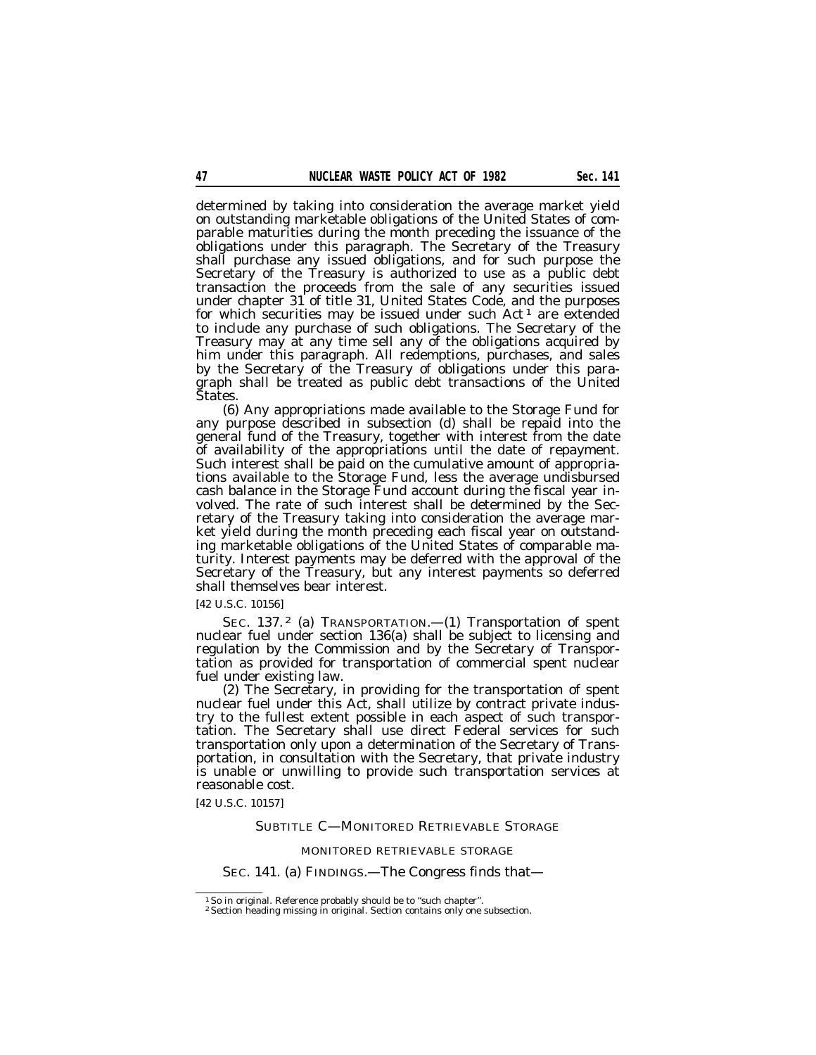determined by taking into consideration the average market yield on outstanding marketable obligations of the United States of comparable maturities during the month preceding the issuance of the obligations under this paragraph. The Secretary of the Treasury shall purchase any issued obligations, and for such purpose the Secretary of the Treasury is authorized to use as a public debt transaction the proceeds from the sale of any securities issued under chapter 31 of title 31, United States Code, and the purposes for which securities may be issued under such Act [1] are extended to include any purchase of such obligations. The Secretary of the Treasury may at any time sell any of the obligations acquired by him under this paragraph. All redemptions, purchases, and sales by the Secretary of the Treasury of obligations under this paragraph shall be treated as public debt transactions of the United States.

(6) Any appropriations made available to the Storage Fund for any purpose described in subsection (d) shall be repaid into the general fund of the Treasury, together with interest from the date of availability of the appropriations until the date of repayment. Such interest shall be paid on the cumulative amount of appropriations available to the Storage Fund, less the average undisbursed cash balance in the Storage Fund account during the fiscal year involved. The rate of such interest shall be determined by the Secretary of the Treasury taking into consideration the average market yield during the month preceding each fiscal year on outstanding marketable obligations of the United States of comparable maturity. Interest payments may be deferred with the approval of the Secretary of the Treasury, but any interest payments so deferred shall themselves bear interest.

[42 U.S.C. 10156]

SEC. 137. [2] (a) TRANSPORTATION.—(1) Transportation of spent nuclear fuel under section 136(a) shall be subject to licensing and regulation by the Commission and by the Secretary of Transportation as provided for transportation of commercial spent nuclear fuel under existing law.

(2) The Secretary, in providing for the transportation of spent nuclear fuel under this Act, shall utilize by contract private industry to the fullest extent possible in each aspect of such transportation. The Secretary shall use direct Federal services for such transportation only upon a determination of the Secretary of Transportation, in consultation with the Secretary, that private industry is unable or unwilling to provide such transportation services at reasonable cost.

[42 U.S.C. 10157]

## SUBTITLE C—MONITORED RETRIEVABLE STORAGE

### MONITORED RETRIEVABLE STORAGE

SEC. 141. (a) FINDINGS.—The Congress finds that—

[1] So in original. Reference probably should be to "such chapter".

[2] Section heading missing in original. Section contains only one subsection.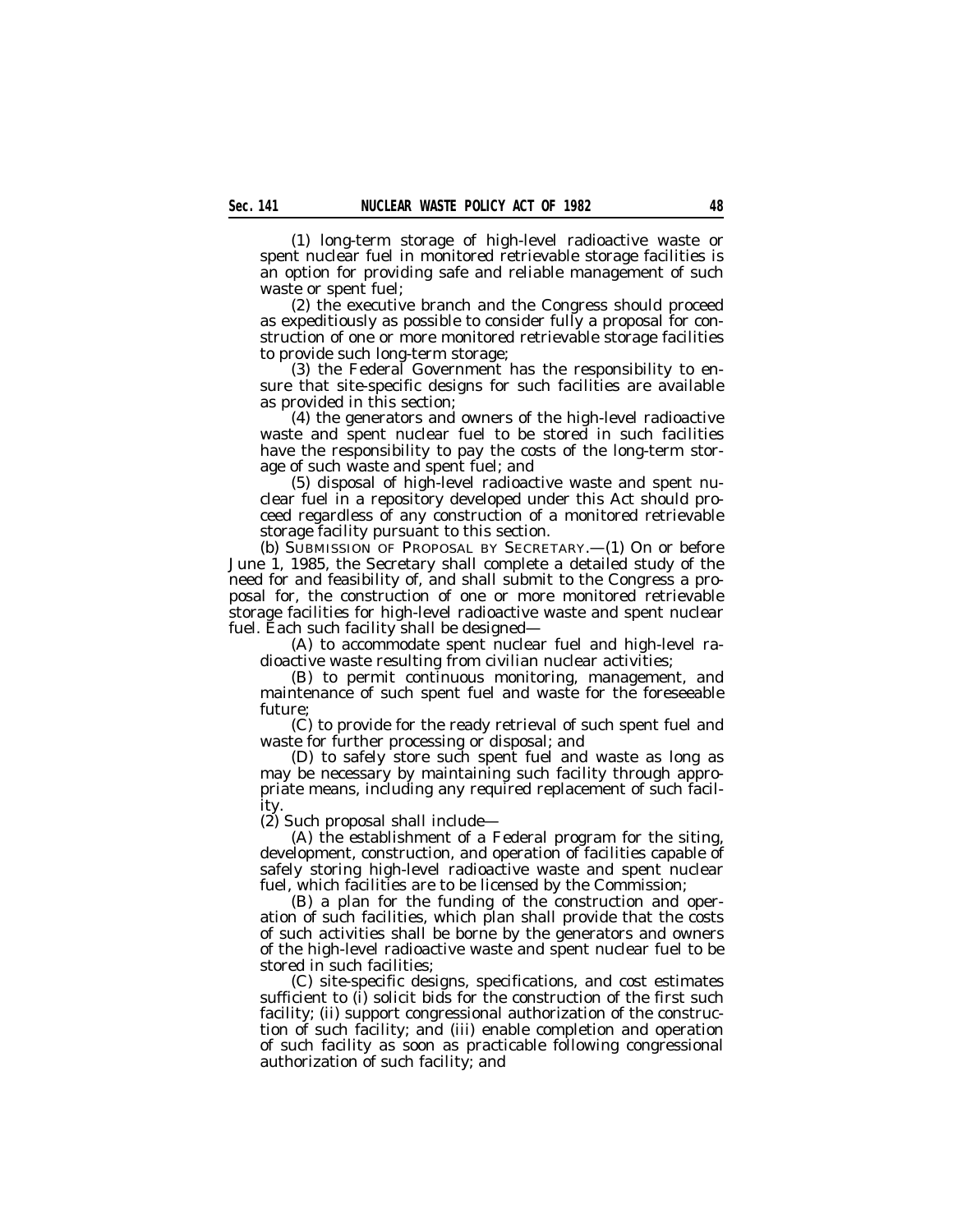(1) long-term storage of high-level radioactive waste or spent nuclear fuel in monitored retrievable storage facilities is an option for providing safe and reliable management of such waste or spent fuel;

(2) the executive branch and the Congress should proceed as expeditiously as possible to consider fully a proposal for construction of one or more monitored retrievable storage facilities to provide such long-term storage;

(3) the Federal Government has the responsibility to ensure that site-specific designs for such facilities are available as provided in this section;

(4) the generators and owners of the high-level radioactive waste and spent nuclear fuel to be stored in such facilities have the responsibility to pay the costs of the long-term storage of such waste and spent fuel; and

(5) disposal of high-level radioactive waste and spent nuclear fuel in a repository developed under this Act should proceed regardless of any construction of a monitored retrievable storage facility pursuant to this section.

(b) SUBMISSION OF PROPOSAL BY SECRETARY.—(1) On or before June 1, 1985, the Secretary shall complete a detailed study of the need for and feasibility of, and shall submit to the Congress a proposal for, the construction of one or more monitored retrievable storage facilities for high-level radioactive waste and spent nuclear fuel. Each such facility shall be designed—

(A) to accommodate spent nuclear fuel and high-level radioactive waste resulting from civilian nuclear activities;

(B) to permit continuous monitoring, management, and maintenance of such spent fuel and waste for the foreseeable future;

(C) to provide for the ready retrieval of such spent fuel and waste for further processing or disposal; and

(D) to safely store such spent fuel and waste as long as may be necessary by maintaining such facility through appropriate means, including any required replacement of such facility.

(2) Such proposal shall include—

(A) the establishment of a Federal program for the siting, development, construction, and operation of facilities capable of safely storing high-level radioactive waste and spent nuclear fuel, which facilities are to be licensed by the Commission;

(B) a plan for the funding of the construction and operation of such facilities, which plan shall provide that the costs of such activities shall be borne by the generators and owners of the high-level radioactive waste and spent nuclear fuel to be stored in such facilities;

(C) site-specific designs, specifications, and cost estimates sufficient to (i) solicit bids for the construction of the first such facility; (ii) support congressional authorization of the construction of such facility; and (iii) enable completion and operation of such facility as soon as practicable following congressional authorization of such facility; and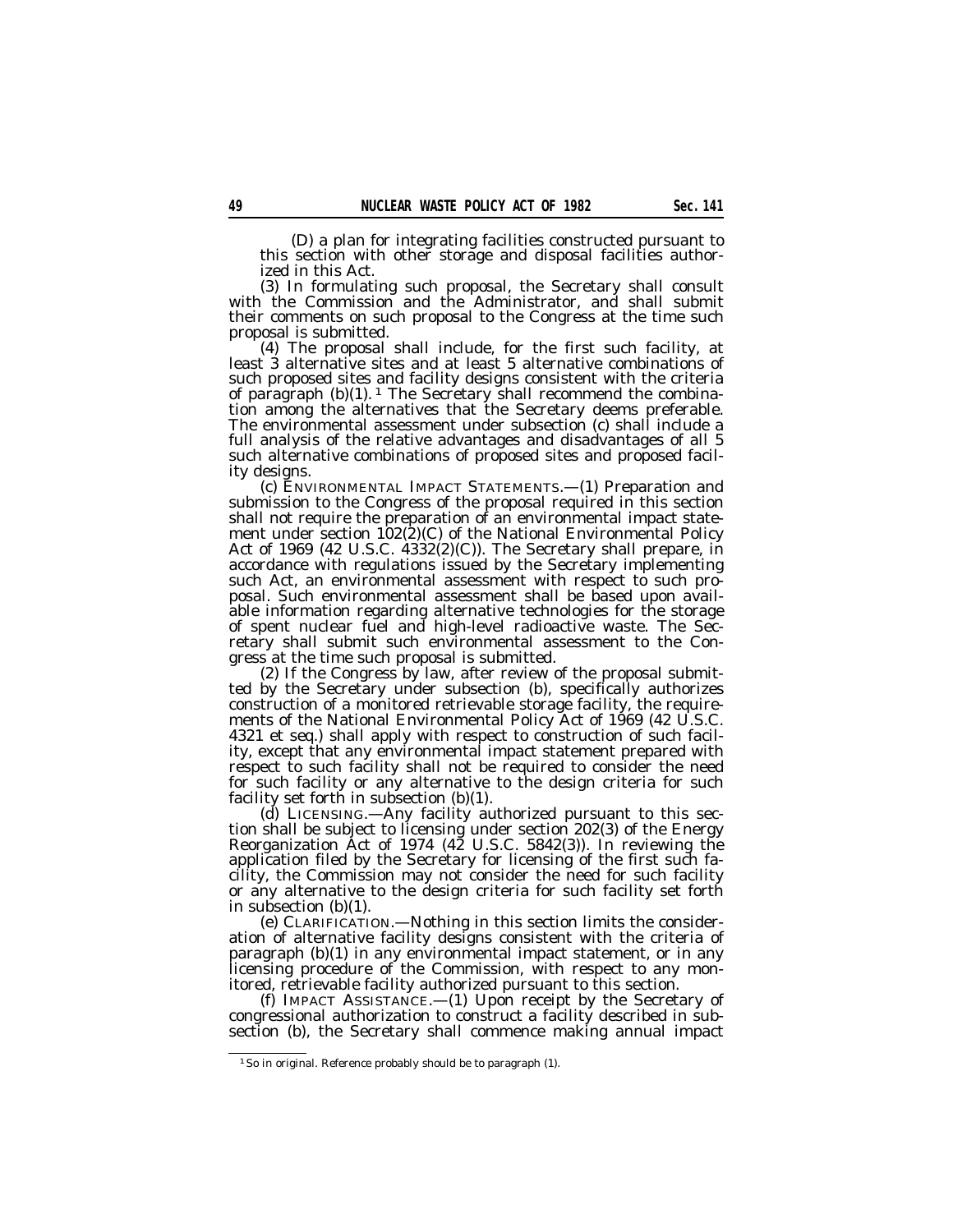(D) a plan for integrating facilities constructed pursuant to this section with other storage and disposal facilities authorized in this Act.

(3) In formulating such proposal, the Secretary shall consult with the Commission and the Administrator, and shall submit their comments on such proposal to the Congress at the time such proposal is submitted.

(4) The proposal shall include, for the first such facility, at least 3 alternative sites and at least 5 alternative combinations of such proposed sites and facility designs consistent with the criteria of paragraph (b)(1).[1] The Secretary shall recommend the combination among the alternatives that the Secretary deems preferable. The environmental assessment under subsection (c) shall include a full analysis of the relative advantages and disadvantages of all 5 such alternative combinations of proposed sites and proposed facility designs.

(c) ENVIRONMENTAL IMPACT STATEMENTS.—(1) Preparation and submission to the Congress of the proposal required in this section shall not require the preparation of an environmental impact statement under section 102(2)(C) of the National Environmental Policy Act of 1969 (42 U.S.C. 4332(2)(C)). The Secretary shall prepare, in accordance with regulations issued by the Secretary implementing such Act, an environmental assessment with respect to such proposal. Such environmental assessment shall be based upon available information regarding alternative technologies for the storage of spent nuclear fuel and high-level radioactive waste. The Secretary shall submit such environmental assessment to the Congress at the time such proposal is submitted.

(2) If the Congress by law, after review of the proposal submitted by the Secretary under subsection (b), specifically authorizes construction of a monitored retrievable storage facility, the requirements of the National Environmental Policy Act of 1969 (42 U.S.C. 4321 et seq.) shall apply with respect to construction of such facility, except that any environmental impact statement prepared with respect to such facility shall not be required to consider the need for such facility or any alternative to the design criteria for such facility set forth in subsection (b)(1).

(d) LICENSING.—Any facility authorized pursuant to this section shall be subject to licensing under section 202(3) of the Energy Reorganization Act of 1974 (42 U.S.C. 5842(3)). In reviewing the application filed by the Secretary for licensing of the first such facility, the Commission may not consider the need for such facility or any alternative to the design criteria for such facility set forth in subsection (b)(1).

(e) CLARIFICATION.—Nothing in this section limits the consideration of alternative facility designs consistent with the criteria of paragraph (b)(1) in any environmental impact statement, or in any licensing procedure of the Commission, with respect to any monitored, retrievable facility authorized pursuant to this section.

(f) IMPACT ASSISTANCE.—(1) Upon receipt by the Secretary of congressional authorization to construct a facility described in subsection (b), the Secretary shall commence making annual impact

---

[1] So in original. Reference probably should be to paragraph (1).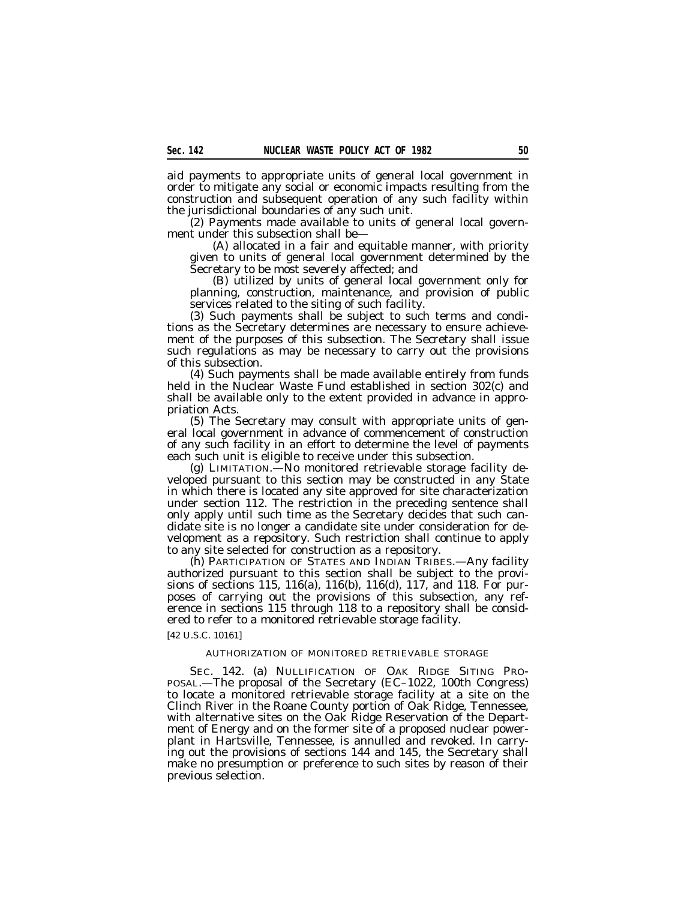aid payments to appropriate units of general local government in order to mitigate any social or economic impacts resulting from the construction and subsequent operation of any such facility within the jurisdictional boundaries of any such unit.

(2) Payments made available to units of general local government under this subsection shall be—

(A) allocated in a fair and equitable manner, with priority given to units of general local government determined by the Secretary to be most severely affected; and

(B) utilized by units of general local government only for planning, construction, maintenance, and provision of public services related to the siting of such facility.

(3) Such payments shall be subject to such terms and conditions as the Secretary determines are necessary to ensure achievement of the purposes of this subsection. The Secretary shall issue such regulations as may be necessary to carry out the provisions of this subsection.

(4) Such payments shall be made available entirely from funds held in the Nuclear Waste Fund established in section 302(c) and shall be available only to the extent provided in advance in appropriation Acts.

(5) The Secretary may consult with appropriate units of general local government in advance of commencement of construction of any such facility in an effort to determine the level of payments each such unit is eligible to receive under this subsection.

(g) LIMITATION.—No monitored retrievable storage facility developed pursuant to this section may be constructed in any State in which there is located any site approved for site characterization under section 112. The restriction in the preceding sentence shall only apply until such time as the Secretary decides that such candidate site is no longer a candidate site under consideration for development as a repository. Such restriction shall continue to apply to any site selected for construction as a repository.

(h) PARTICIPATION OF STATES AND INDIAN TRIBES.—Any facility authorized pursuant to this section shall be subject to the provisions of sections 115, 116(a), 116(b), 116(d), 117, and 118. For purposes of carrying out the provisions of this subsection, any reference in sections 115 through 118 to a repository shall be considered to refer to a monitored retrievable storage facility.

[42 U.S.C. 10161]

AUTHORIZATION OF MONITORED RETRIEVABLE STORAGE

SEC. 142. (a) NULLIFICATION OF OAK RIDGE SITING PROPOSAL.—The proposal of the Secretary (EC–1022, 100th Congress) to locate a monitored retrievable storage facility at a site on the Clinch River in the Roane County portion of Oak Ridge, Tennessee, with alternative sites on the Oak Ridge Reservation of the Department of Energy and on the former site of a proposed nuclear powerplant in Hartsville, Tennessee, is annulled and revoked. In carrying out the provisions of sections 144 and 145, the Secretary shall make no presumption or preference to such sites by reason of their previous selection.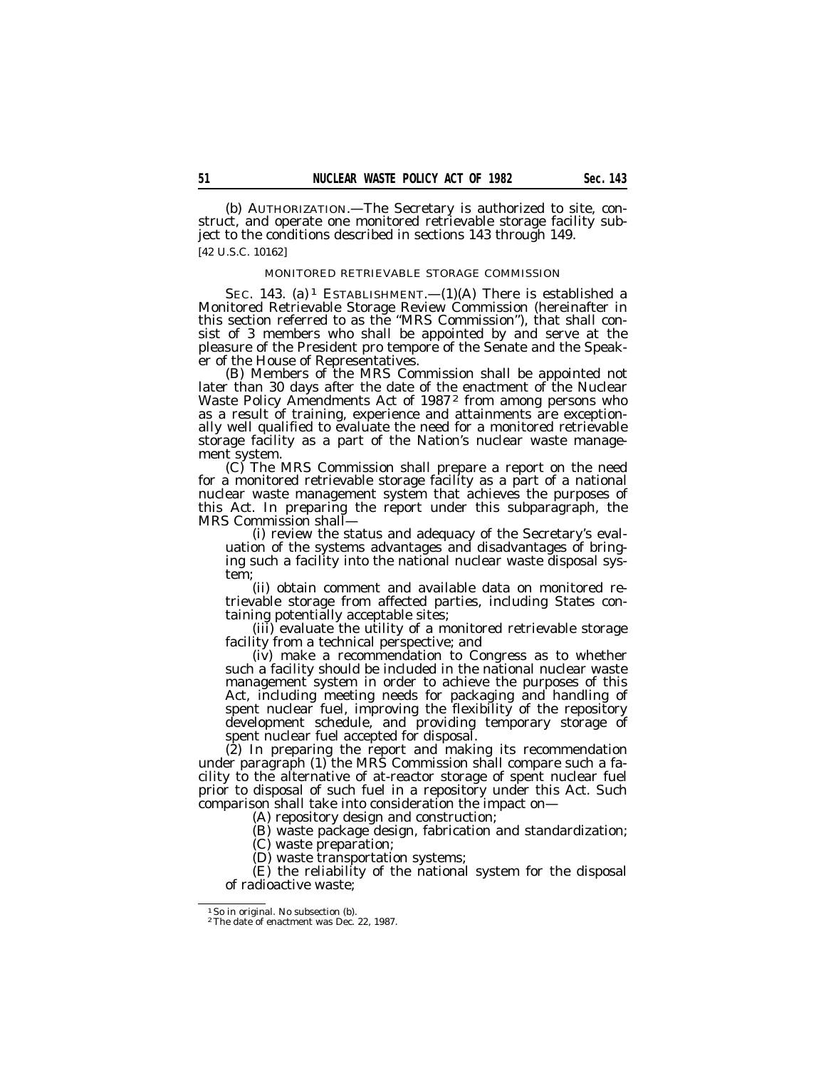(b) AUTHORIZATION.—The Secretary is authorized to site, construct, and operate one monitored retrievable storage facility subject to the conditions described in sections 143 through 149.

[42 U.S.C. 10162]

MONITORED RETRIEVABLE STORAGE COMMISSION

SEC. 143. (a)[1] ESTABLISHMENT.—(1)(A) There is established a Monitored Retrievable Storage Review Commission (hereinafter in this section referred to as the "MRS Commission"), that shall consist of 3 members who shall be appointed by and serve at the pleasure of the President pro tempore of the Senate and the Speaker of the House of Representatives.

(B) Members of the MRS Commission shall be appointed not later than 30 days after the date of the enactment of the Nuclear Waste Policy Amendments Act of 1987[2] from among persons who as a result of training, experience and attainments are exceptionally well qualified to evaluate the need for a monitored retrievable storage facility as a part of the Nation's nuclear waste management system.

(C) The MRS Commission shall prepare a report on the need for a monitored retrievable storage facility as a part of a national nuclear waste management system that achieves the purposes of this Act. In preparing the report under this subparagraph, the MRS Commission shall—

(i) review the status and adequacy of the Secretary's evaluation of the systems advantages and disadvantages of bringing such a facility into the national nuclear waste disposal system;

(ii) obtain comment and available data on monitored retrievable storage from affected parties, including States containing potentially acceptable sites;

(iii) evaluate the utility of a monitored retrievable storage facility from a technical perspective; and

(iv) make a recommendation to Congress as to whether such a facility should be included in the national nuclear waste management system in order to achieve the purposes of this Act, including meeting needs for packaging and handling of spent nuclear fuel, improving the flexibility of the repository development schedule, and providing temporary storage of spent nuclear fuel accepted for disposal.

(2) In preparing the report and making its recommendation under paragraph (1) the MRS Commission shall compare such a facility to the alternative of at-reactor storage of spent nuclear fuel prior to disposal of such fuel in a repository under this Act. Such comparison shall take into consideration the impact on—

(A) repository design and construction;

(B) waste package design, fabrication and standardization;

(C) waste preparation;

(D) waste transportation systems;

(E) the reliability of the national system for the disposal of radioactive waste;

---

[1] So in original. No subsection (b).

[2] The date of enactment was Dec. 22, 1987.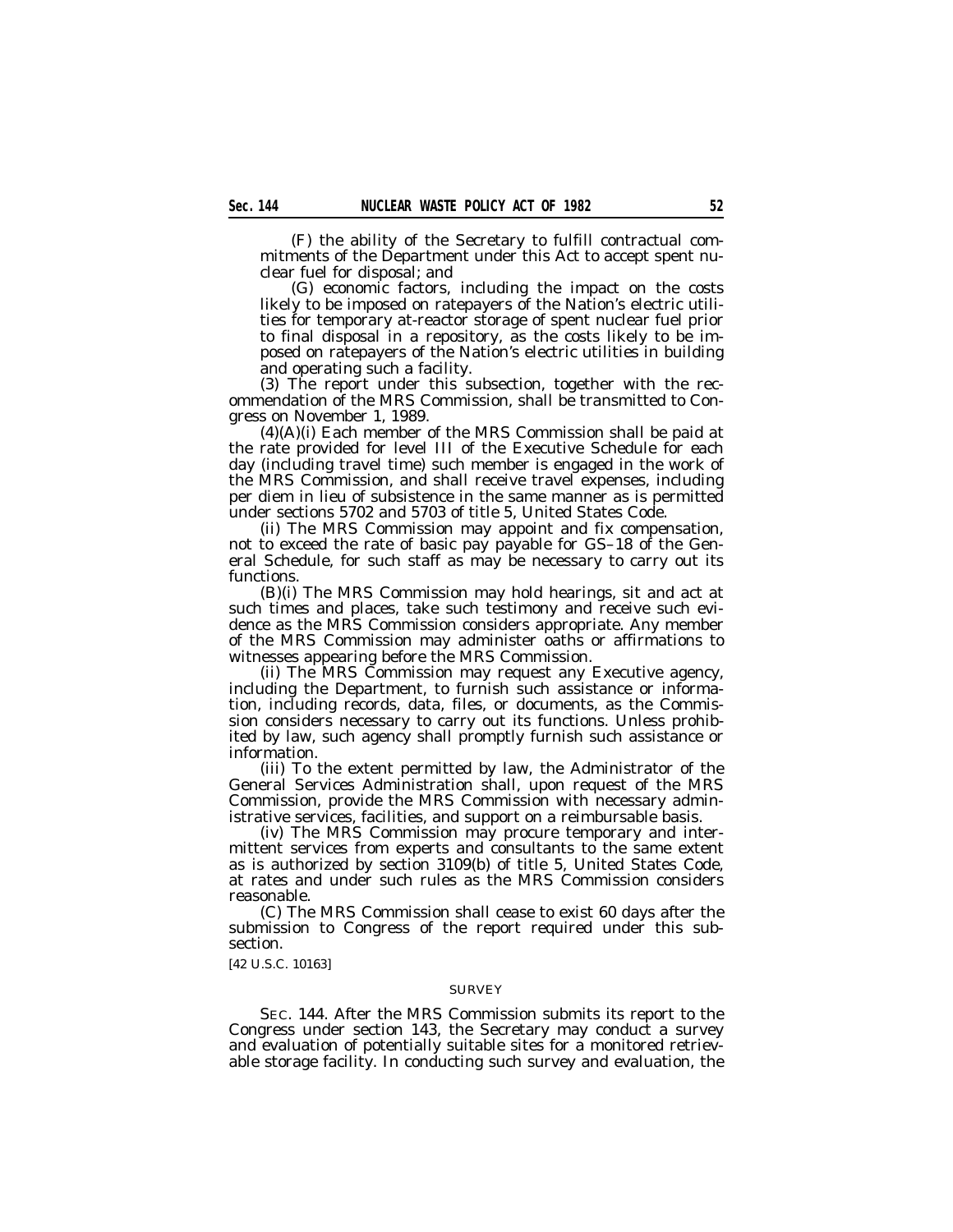(F) the ability of the Secretary to fulfill contractual commitments of the Department under this Act to accept spent nuclear fuel for disposal; and

(G) economic factors, including the impact on the costs likely to be imposed on ratepayers of the Nation's electric utilities for temporary at-reactor storage of spent nuclear fuel prior to final disposal in a repository, as the costs likely to be imposed on ratepayers of the Nation's electric utilities in building and operating such a facility.

(3) The report under this subsection, together with the recommendation of the MRS Commission, shall be transmitted to Congress on November 1, 1989.

(4)(A)(i) Each member of the MRS Commission shall be paid at the rate provided for level III of the Executive Schedule for each day (including travel time) such member is engaged in the work of the MRS Commission, and shall receive travel expenses, including per diem in lieu of subsistence in the same manner as is permitted under sections 5702 and 5703 of title 5, United States Code.

(ii) The MRS Commission may appoint and fix compensation, not to exceed the rate of basic pay payable for GS–18 of the General Schedule, for such staff as may be necessary to carry out its functions.

(B)(i) The MRS Commission may hold hearings, sit and act at such times and places, take such testimony and receive such evidence as the MRS Commission considers appropriate. Any member of the MRS Commission may administer oaths or affirmations to witnesses appearing before the MRS Commission.

(ii) The MRS Commission may request any Executive agency, including the Department, to furnish such assistance or information, including records, data, files, or documents, as the Commission considers necessary to carry out its functions. Unless prohibited by law, such agency shall promptly furnish such assistance or information.

(iii) To the extent permitted by law, the Administrator of the General Services Administration shall, upon request of the MRS Commission, provide the MRS Commission with necessary administrative services, facilities, and support on a reimbursable basis.

(iv) The MRS Commission may procure temporary and intermittent services from experts and consultants to the same extent as is authorized by section 3109(b) of title 5, United States Code, at rates and under such rules as the MRS Commission considers reasonable.

(C) The MRS Commission shall cease to exist 60 days after the submission to Congress of the report required under this subsection.

[42 U.S.C. 10163]

SURVEY

SEC. 144. After the MRS Commission submits its report to the Congress under section 143, the Secretary may conduct a survey and evaluation of potentially suitable sites for a monitored retrievable storage facility. In conducting such survey and evaluation, the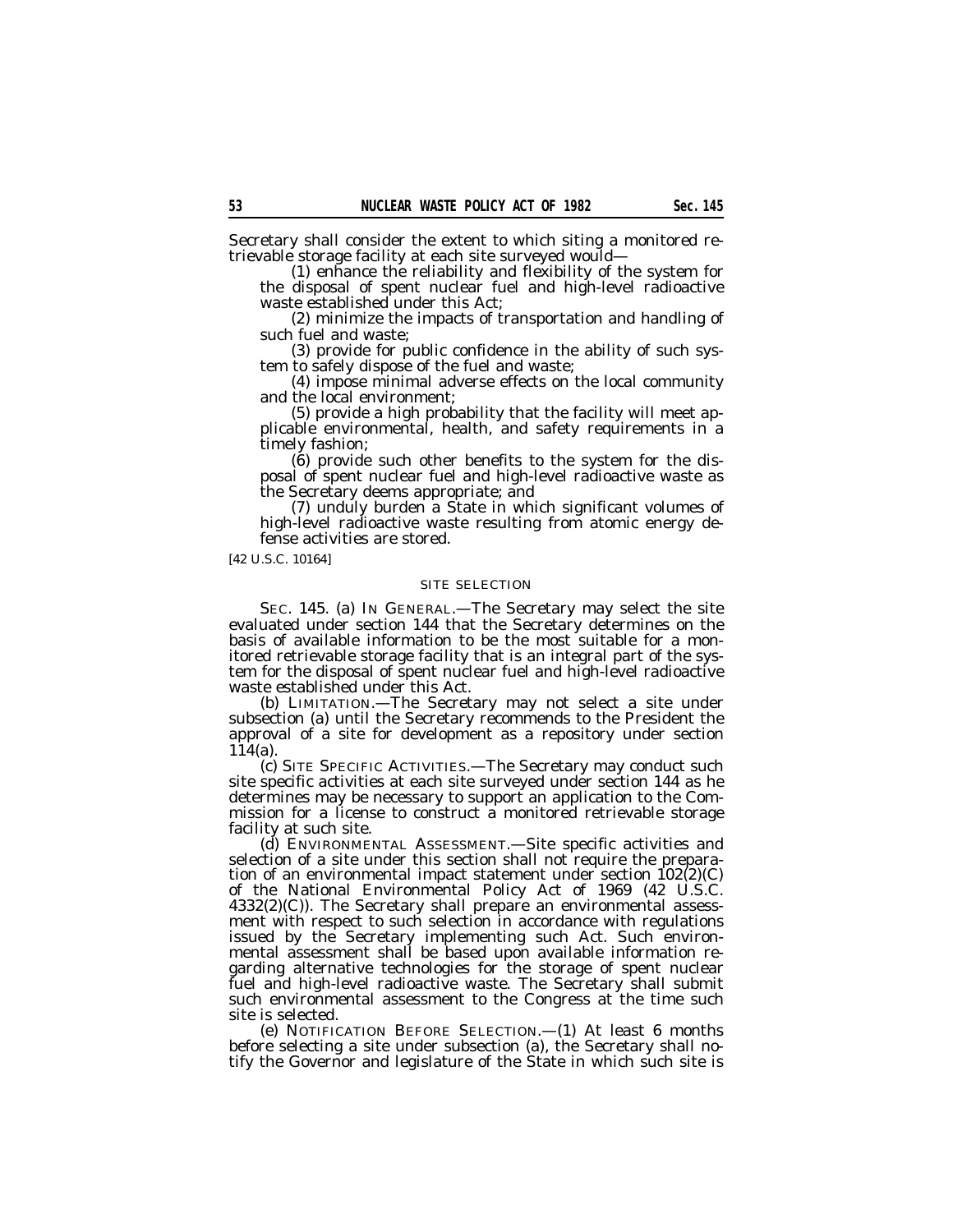Secretary shall consider the extent to which siting a monitored retrievable storage facility at each site surveyed would—

(1) enhance the reliability and flexibility of the system for the disposal of spent nuclear fuel and high-level radioactive waste established under this Act;

(2) minimize the impacts of transportation and handling of such fuel and waste;

(3) provide for public confidence in the ability of such system to safely dispose of the fuel and waste;

(4) impose minimal adverse effects on the local community and the local environment;

(5) provide a high probability that the facility will meet applicable environmental, health, and safety requirements in a timely fashion;

(6) provide such other benefits to the system for the disposal of spent nuclear fuel and high-level radioactive waste as the Secretary deems appropriate; and

(7) unduly burden a State in which significant volumes of high-level radioactive waste resulting from atomic energy defense activities are stored.

[42 U.S.C. 10164]

SITE SELECTION

SEC. 145. (a) IN GENERAL.—The Secretary may select the site evaluated under section 144 that the Secretary determines on the basis of available information to be the most suitable for a monitored retrievable storage facility that is an integral part of the system for the disposal of spent nuclear fuel and high-level radioactive waste established under this Act.

(b) LIMITATION.—The Secretary may not select a site under subsection (a) until the Secretary recommends to the President the approval of a site for development as a repository under section 114(a).

(c) SITE SPECIFIC ACTIVITIES.—The Secretary may conduct such site specific activities at each site surveyed under section 144 as he determines may be necessary to support an application to the Commission for a license to construct a monitored retrievable storage facility at such site.

(d) ENVIRONMENTAL ASSESSMENT.—Site specific activities and selection of a site under this section shall not require the preparation of an environmental impact statement under section 102(2)(C) of the National Environmental Policy Act of 1969 (42 U.S.C. 4332(2)(C)). The Secretary shall prepare an environmental assessment with respect to such selection in accordance with regulations issued by the Secretary implementing such Act. Such environmental assessment shall be based upon available information regarding alternative technologies for the storage of spent nuclear fuel and high-level radioactive waste. The Secretary shall submit such environmental assessment to the Congress at the time such site is selected.

(e) NOTIFICATION BEFORE SELECTION.—(1) At least 6 months before selecting a site under subsection (a), the Secretary shall notify the Governor and legislature of the State in which such site is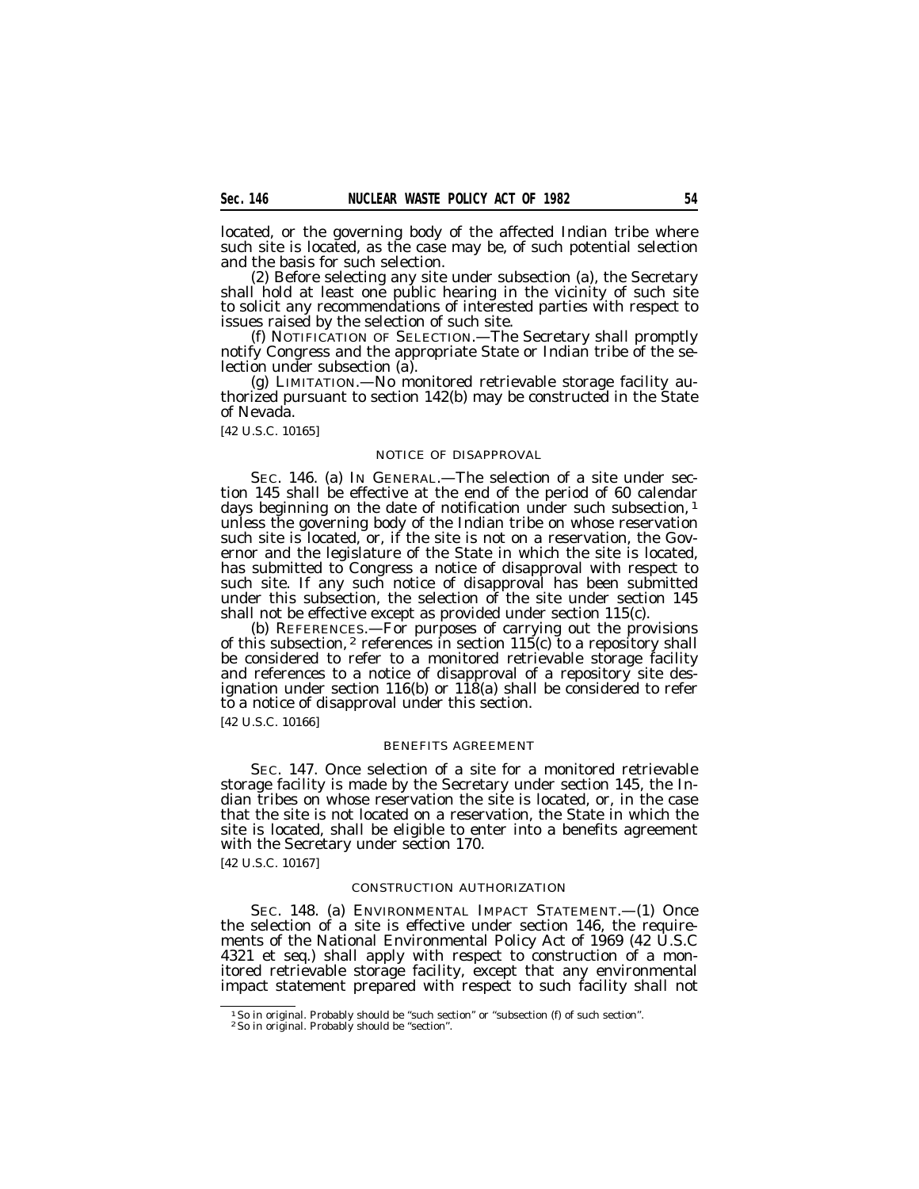located, or the governing body of the affected Indian tribe where such site is located, as the case may be, of such potential selection and the basis for such selection.

(2) Before selecting any site under subsection (a), the Secretary shall hold at least one public hearing in the vicinity of such site to solicit any recommendations of interested parties with respect to issues raised by the selection of such site.

(f) NOTIFICATION OF SELECTION.—The Secretary shall promptly notify Congress and the appropriate State or Indian tribe of the selection under subsection (a).

(g) LIMITATION.—No monitored retrievable storage facility authorized pursuant to section 142(b) may be constructed in the State of Nevada.

[42 U.S.C. 10165]

NOTICE OF DISAPPROVAL

SEC. 146. (a) IN GENERAL.—The selection of a site under section 145 shall be effective at the end of the period of 60 calendar days beginning on the date of notification under such subsection, [1] unless the governing body of the Indian tribe on whose reservation such site is located, or, if the site is not on a reservation, the Governor and the legislature of the State in which the site is located, has submitted to Congress a notice of disapproval with respect to such site. If any such notice of disapproval has been submitted under this subsection, the selection of the site under section 145 shall not be effective except as provided under section 115(c).

(b) REFERENCES.—For purposes of carrying out the provisions of this subsection, [2] references in section 115(c) to a repository shall be considered to refer to a monitored retrievable storage facility and references to a notice of disapproval of a repository site designation under section 116(b) or 118(a) shall be considered to refer to a notice of disapproval under this section.

[42 U.S.C. 10166]

BENEFITS AGREEMENT

SEC. 147. Once selection of a site for a monitored retrievable storage facility is made by the Secretary under section 145, the Indian tribes on whose reservation the site is located, or, in the case that the site is not located on a reservation, the State in which the site is located, shall be eligible to enter into a benefits agreement with the Secretary under section 170.

[42 U.S.C. 10167]

CONSTRUCTION AUTHORIZATION

SEC. 148. (a) ENVIRONMENTAL IMPACT STATEMENT.—(1) Once the selection of a site is effective under section 146, the requirements of the National Environmental Policy Act of 1969 (42 U.S.C 4321 et seq.) shall apply with respect to construction of a monitored retrievable storage facility, except that any environmental impact statement prepared with respect to such facility shall not

---

[1] So in original. Probably should be "such section" or "subsection (f) of such section".

[2] So in original. Probably should be "section".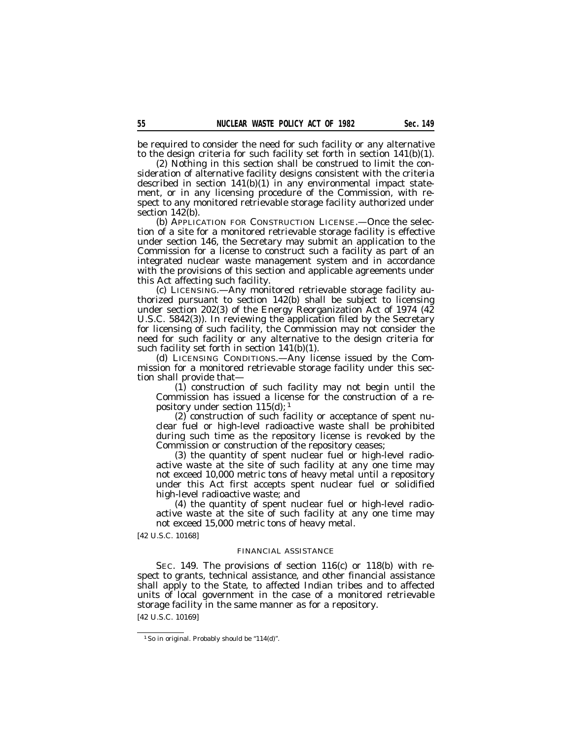be required to consider the need for such facility or any alternative to the design criteria for such facility set forth in section 141(b)(1).

(2) Nothing in this section shall be construed to limit the consideration of alternative facility designs consistent with the criteria described in section 141(b)(1) in any environmental impact statement, or in any licensing procedure of the Commission, with respect to any monitored retrievable storage facility authorized under section 142(b).

(b) APPLICATION FOR CONSTRUCTION LICENSE.—Once the selection of a site for a monitored retrievable storage facility is effective under section 146, the Secretary may submit an application to the Commission for a license to construct such a facility as part of an integrated nuclear waste management system and in accordance with the provisions of this section and applicable agreements under this Act affecting such facility.

(c) LICENSING.—Any monitored retrievable storage facility authorized pursuant to section 142(b) shall be subject to licensing under section 202(3) of the Energy Reorganization Act of 1974 (42 U.S.C. 5842(3)). In reviewing the application filed by the Secretary for licensing of such facility, the Commission may not consider the need for such facility or any alternative to the design criteria for such facility set forth in section 141(b)(1).

(d) LICENSING CONDITIONS.—Any license issued by the Commission for a monitored retrievable storage facility under this section shall provide that—

(1) construction of such facility may not begin until the Commission has issued a license for the construction of a repository under section 115(d); [1]

(2) construction of such facility or acceptance of spent nuclear fuel or high-level radioactive waste shall be prohibited during such time as the repository license is revoked by the Commission or construction of the repository ceases;

(3) the quantity of spent nuclear fuel or high-level radioactive waste at the site of such facility at any one time may not exceed 10,000 metric tons of heavy metal until a repository under this Act first accepts spent nuclear fuel or solidified high-level radioactive waste; and

(4) the quantity of spent nuclear fuel or high-level radioactive waste at the site of such facility at any one time may not exceed 15,000 metric tons of heavy metal.

[42 U.S.C. 10168]

FINANCIAL ASSISTANCE

SEC. 149. The provisions of section 116(c) or 118(b) with respect to grants, technical assistance, and other financial assistance shall apply to the State, to affected Indian tribes and to affected units of local government in the case of a monitored retrievable storage facility in the same manner as for a repository.

[42 U.S.C. 10169]

---

[1] So in original. Probably should be "114(d)".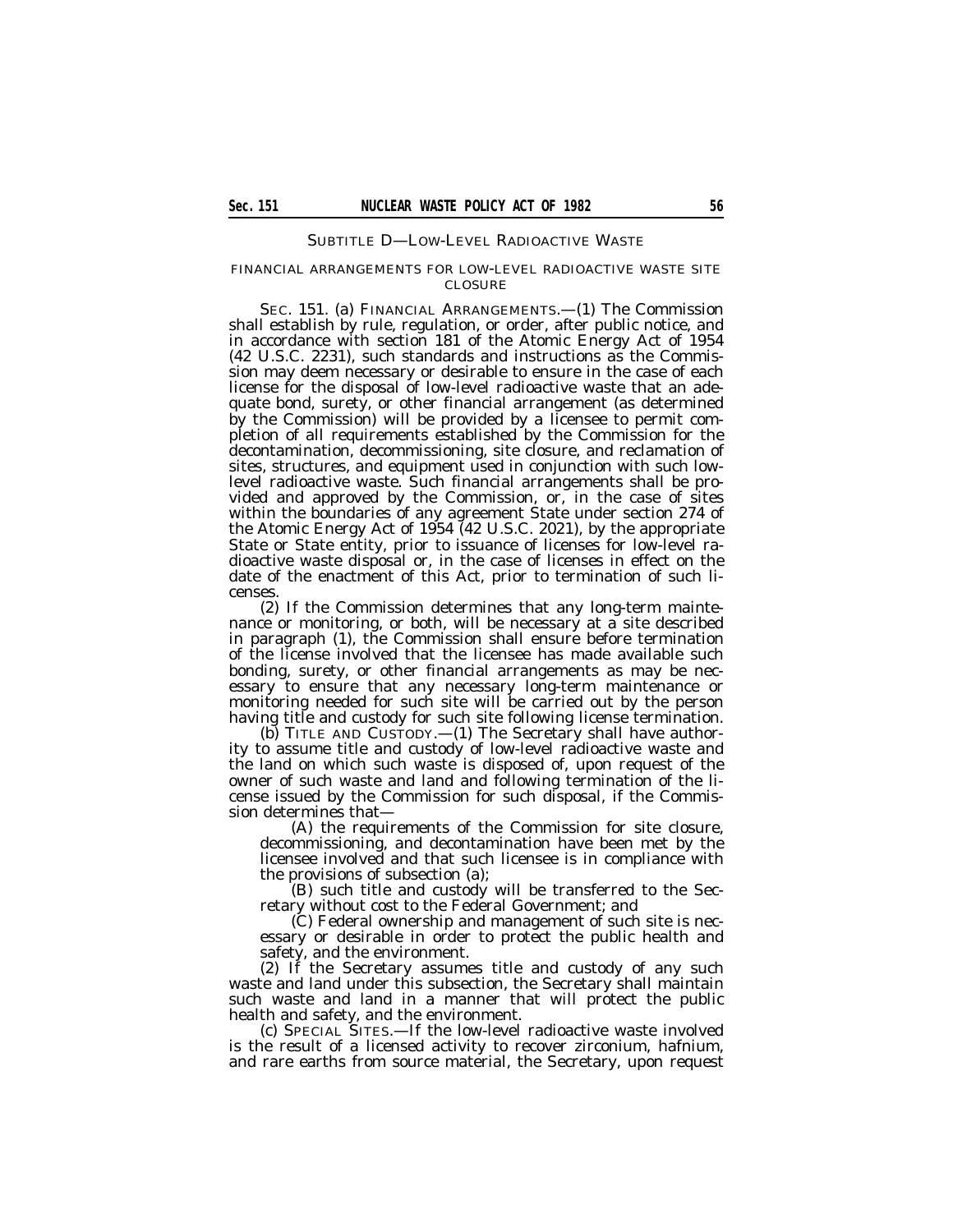## SUBTITLE D—LOW-LEVEL RADIOACTIVE WASTE

### FINANCIAL ARRANGEMENTS FOR LOW-LEVEL RADIOACTIVE WASTE SITE CLOSURE

SEC. 151. (a) FINANCIAL ARRANGEMENTS.—(1) The Commission shall establish by rule, regulation, or order, after public notice, and in accordance with section 181 of the Atomic Energy Act of 1954 (42 U.S.C. 2231), such standards and instructions as the Commission may deem necessary or desirable to ensure in the case of each license for the disposal of low-level radioactive waste that an adequate bond, surety, or other financial arrangement (as determined by the Commission) will be provided by a licensee to permit completion of all requirements established by the Commission for the decontamination, decommissioning, site closure, and reclamation of sites, structures, and equipment used in conjunction with such low-level radioactive waste. Such financial arrangements shall be provided and approved by the Commission, or, in the case of sites within the boundaries of any agreement State under section 274 of the Atomic Energy Act of 1954 (42 U.S.C. 2021), by the appropriate State or State entity, prior to issuance of licenses for low-level radioactive waste disposal or, in the case of licenses in effect on the date of the enactment of this Act, prior to termination of such licenses.

(2) If the Commission determines that any long-term maintenance or monitoring, or both, will be necessary at a site described in paragraph (1), the Commission shall ensure before termination of the license involved that the licensee has made available such bonding, surety, or other financial arrangements as may be necessary to ensure that any necessary long-term maintenance or monitoring needed for such site will be carried out by the person having title and custody for such site following license termination.

(b) TITLE AND CUSTODY.—(1) The Secretary shall have authority to assume title and custody of low-level radioactive waste and the land on which such waste is disposed of, upon request of the owner of such waste and land and following termination of the license issued by the Commission for such disposal, if the Commission determines that—

(A) the requirements of the Commission for site closure, decommissioning, and decontamination have been met by the licensee involved and that such licensee is in compliance with the provisions of subsection (a);

(B) such title and custody will be transferred to the Secretary without cost to the Federal Government; and

(C) Federal ownership and management of such site is necessary or desirable in order to protect the public health and safety, and the environment.

(2) If the Secretary assumes title and custody of any such waste and land under this subsection, the Secretary shall maintain such waste and land in a manner that will protect the public health and safety, and the environment.

(c) SPECIAL SITES.—If the low-level radioactive waste involved is the result of a licensed activity to recover zirconium, hafnium, and rare earths from source material, the Secretary, upon request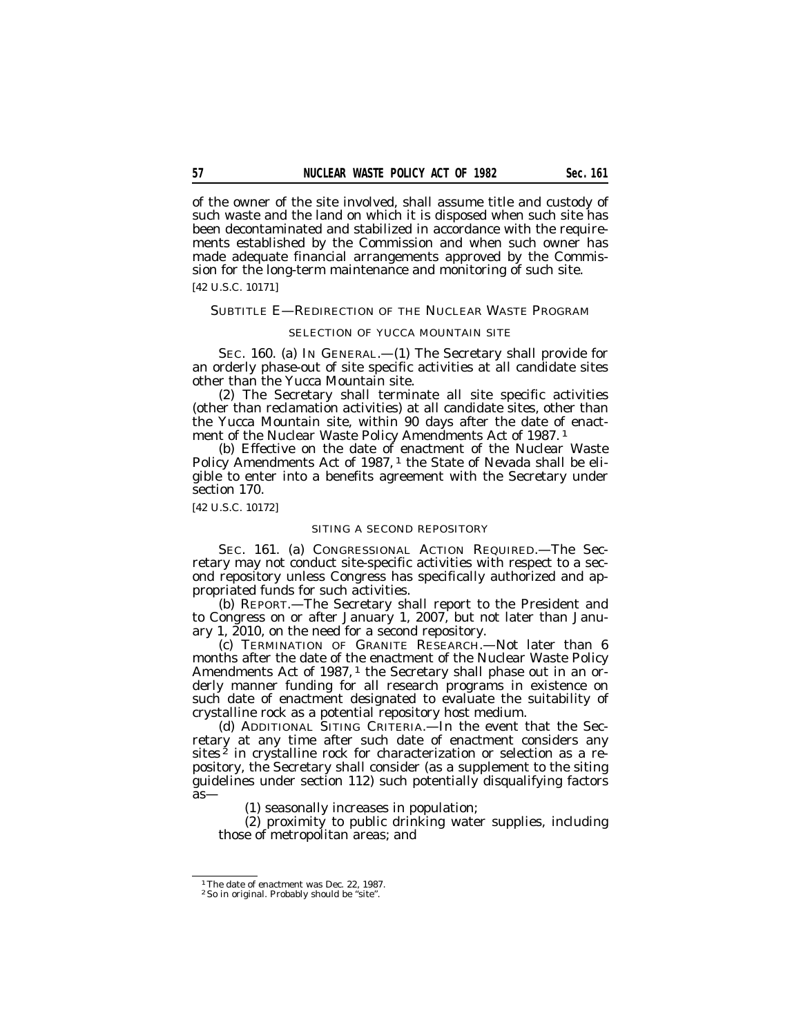of the owner of the site involved, shall assume title and custody of such waste and the land on which it is disposed when such site has been decontaminated and stabilized in accordance with the requirements established by the Commission and when such owner has made adequate financial arrangements approved by the Commission for the long-term maintenance and monitoring of such site.

[42 U.S.C. 10171]

### SUBTITLE E—REDIRECTION OF THE NUCLEAR WASTE PROGRAM

#### SELECTION OF YUCCA MOUNTAIN SITE

SEC. 160. (a) IN GENERAL.—(1) The Secretary shall provide for an orderly phase-out of site specific activities at all candidate sites other than the Yucca Mountain site.

(2) The Secretary shall terminate all site specific activities (other than reclamation activities) at all candidate sites, other than the Yucca Mountain site, within 90 days after the date of enactment of the Nuclear Waste Policy Amendments Act of 1987.[1]

(b) Effective on the date of enactment of the Nuclear Waste Policy Amendments Act of 1987,[1] the State of Nevada shall be eligible to enter into a benefits agreement with the Secretary under section 170.

[42 U.S.C. 10172]

#### SITING A SECOND REPOSITORY

SEC. 161. (a) CONGRESSIONAL ACTION REQUIRED.—The Secretary may not conduct site-specific activities with respect to a second repository unless Congress has specifically authorized and appropriated funds for such activities.

(b) REPORT.—The Secretary shall report to the President and to Congress on or after January 1, 2007, but not later than January 1, 2010, on the need for a second repository.

(c) TERMINATION OF GRANITE RESEARCH.—Not later than 6 months after the date of the enactment of the Nuclear Waste Policy Amendments Act of 1987,[1] the Secretary shall phase out in an orderly manner funding for all research programs in existence on such date of enactment designated to evaluate the suitability of crystalline rock as a potential repository host medium.

(d) ADDITIONAL SITING CRITERIA.—In the event that the Secretary at any time after such date of enactment considers any sites[2] in crystalline rock for characterization or selection as a repository, the Secretary shall consider (as a supplement to the siting guidelines under section 112) such potentially disqualifying factors as—

(1) seasonally increases in population;

(2) proximity to public drinking water supplies, including those of metropolitan areas; and

---

[1] The date of enactment was Dec. 22, 1987.

[2] So in original. Probably should be "site".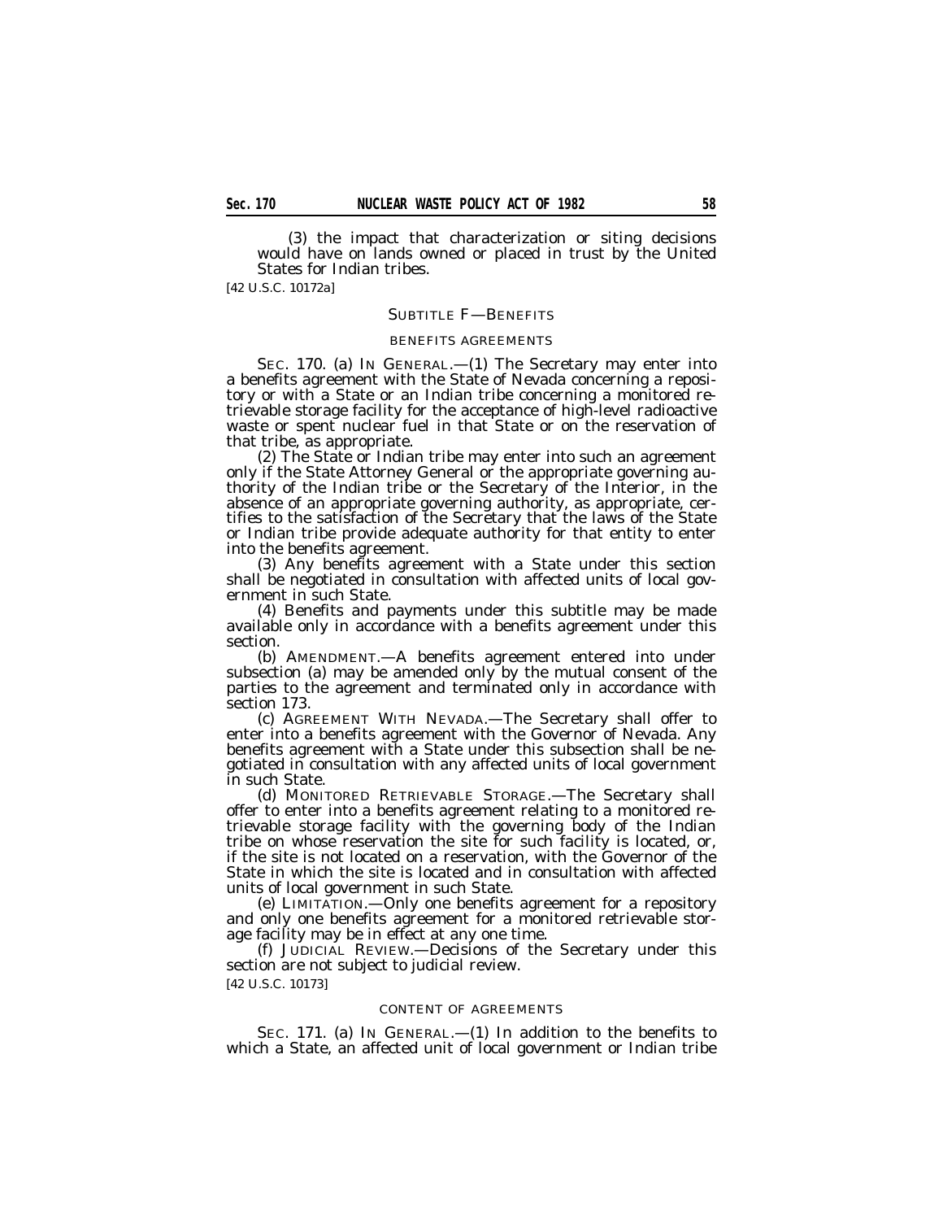(3) the impact that characterization or siting decisions would have on lands owned or placed in trust by the United States for Indian tribes.

[42 U.S.C. 10172a]

## SUBTITLE F—BENEFITS

### BENEFITS AGREEMENTS

SEC. 170. (a) IN GENERAL.—(1) The Secretary may enter into a benefits agreement with the State of Nevada concerning a repository or with a State or an Indian tribe concerning a monitored retrievable storage facility for the acceptance of high-level radioactive waste or spent nuclear fuel in that State or on the reservation of that tribe, as appropriate.

(2) The State or Indian tribe may enter into such an agreement only if the State Attorney General or the appropriate governing authority of the Indian tribe or the Secretary of the Interior, in the absence of an appropriate governing authority, as appropriate, certifies to the satisfaction of the Secretary that the laws of the State or Indian tribe provide adequate authority for that entity to enter into the benefits agreement.

(3) Any benefits agreement with a State under this section shall be negotiated in consultation with affected units of local government in such State.

(4) Benefits and payments under this subtitle may be made available only in accordance with a benefits agreement under this section.

(b) AMENDMENT.—A benefits agreement entered into under subsection (a) may be amended only by the mutual consent of the parties to the agreement and terminated only in accordance with section 173.

(c) AGREEMENT WITH NEVADA.—The Secretary shall offer to enter into a benefits agreement with the Governor of Nevada. Any benefits agreement with a State under this subsection shall be negotiated in consultation with any affected units of local government in such State.

(d) MONITORED RETRIEVABLE STORAGE.—The Secretary shall offer to enter into a benefits agreement relating to a monitored retrievable storage facility with the governing body of the Indian tribe on whose reservation the site for such facility is located, or, if the site is not located on a reservation, with the Governor of the State in which the site is located and in consultation with affected units of local government in such State.

(e) LIMITATION.—Only one benefits agreement for a repository and only one benefits agreement for a monitored retrievable storage facility may be in effect at any one time.

(f) JUDICIAL REVIEW.—Decisions of the Secretary under this section are not subject to judicial review.

[42 U.S.C. 10173]

### CONTENT OF AGREEMENTS

SEC. 171. (a) IN GENERAL.—(1) In addition to the benefits to which a State, an affected unit of local government or Indian tribe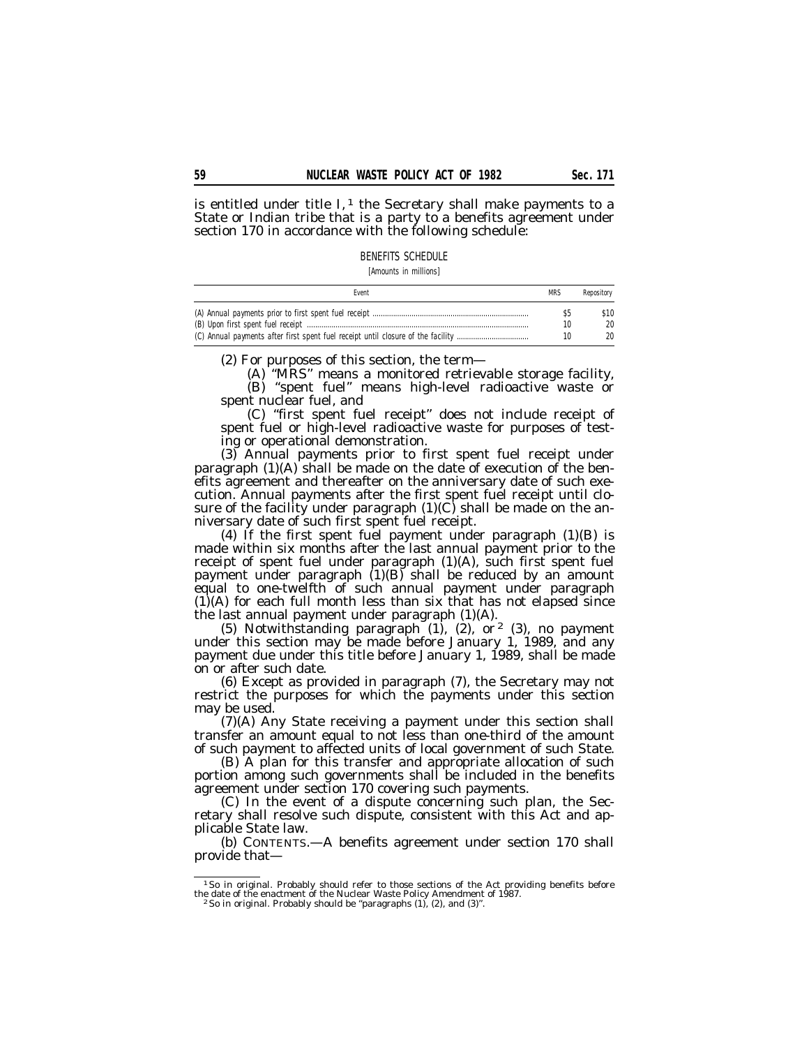is entitled under title I, [1] the Secretary shall make payments to a State or Indian tribe that is a party to a benefits agreement under section 170 in accordance with the following schedule:

BENEFITS SCHEDULE

[Amounts in millions]

| Event | MRS | Repository |
|---|---|---|
| (A) Annual payments prior to first spent fuel receipt | $5 | $10 |
| (B) Upon first spent fuel receipt | 10 | 20 |
| (C) Annual payments after first spent fuel receipt until closure of the facility | 10 | 20 |

(2) For purposes of this section, the term—

(A) "MRS" means a monitored retrievable storage facility,

(B) "spent fuel" means high-level radioactive waste or spent nuclear fuel, and

(C) "first spent fuel receipt" does not include receipt of spent fuel or high-level radioactive waste for purposes of testing or operational demonstration.

(3) Annual payments prior to first spent fuel receipt under paragraph (1)(A) shall be made on the date of execution of the benefits agreement and thereafter on the anniversary date of such execution. Annual payments after the first spent fuel receipt until closure of the facility under paragraph (1)(C) shall be made on the anniversary date of such first spent fuel receipt.

(4) If the first spent fuel payment under paragraph (1)(B) is made within six months after the last annual payment prior to the receipt of spent fuel under paragraph (1)(A), such first spent fuel payment under paragraph (1)(B) shall be reduced by an amount equal to one-twelfth of such annual payment under paragraph (1)(A) for each full month less than six that has not elapsed since the last annual payment under paragraph (1)(A).

(5) Notwithstanding paragraph (1), (2), or [2] (3), no payment under this section may be made before January 1, 1989, and any payment due under this title before January 1, 1989, shall be made on or after such date.

(6) Except as provided in paragraph (7), the Secretary may not restrict the purposes for which the payments under this section may be used.

(7)(A) Any State receiving a payment under this section shall transfer an amount equal to not less than one-third of the amount of such payment to affected units of local government of such State.

(B) A plan for this transfer and appropriate allocation of such portion among such governments shall be included in the benefits agreement under section 170 covering such payments.

(C) In the event of a dispute concerning such plan, the Secretary shall resolve such dispute, consistent with this Act and applicable State law.

(b) CONTENTS.—A benefits agreement under section 170 shall provide that—

---

[1] So in original. Probably should refer to those sections of the Act providing benefits before the date of the enactment of the Nuclear Waste Policy Amendment of 1987.

[2] So in original. Probably should be "paragraphs (1), (2), and (3)".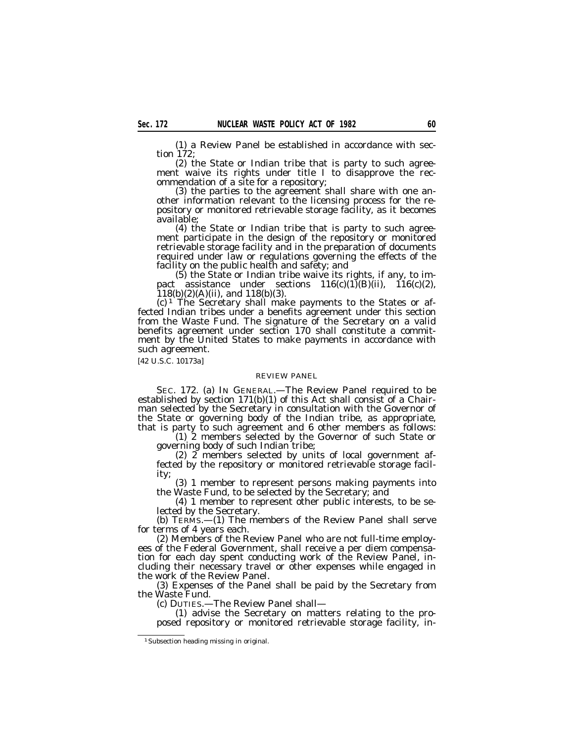(1) a Review Panel be established in accordance with section 172;

(2) the State or Indian tribe that is party to such agreement waive its rights under title I to disapprove the recommendation of a site for a repository;

(3) the parties to the agreement shall share with one another information relevant to the licensing process for the repository or monitored retrievable storage facility, as it becomes available;

(4) the State or Indian tribe that is party to such agreement participate in the design of the repository or monitored retrievable storage facility and in the preparation of documents required under law or regulations governing the effects of the facility on the public health and safety; and

(5) the State or Indian tribe waive its rights, if any, to impact assistance under sections 116(c)(1)(B)(ii), 116(c)(2), 118(b)(2)(A)(ii), and 118(b)(3).

(c)[1] The Secretary shall make payments to the States or affected Indian tribes under a benefits agreement under this section from the Waste Fund. The signature of the Secretary on a valid benefits agreement under section 170 shall constitute a commitment by the United States to make payments in accordance with such agreement.

[42 U.S.C. 10173a]

REVIEW PANEL

SEC. 172. (a) IN GENERAL.—The Review Panel required to be established by section 171(b)(1) of this Act shall consist of a Chairman selected by the Secretary in consultation with the Governor of the State or governing body of the Indian tribe, as appropriate, that is party to such agreement and 6 other members as follows:

(1) 2 members selected by the Governor of such State or governing body of such Indian tribe;

(2) 2 members selected by units of local government affected by the repository or monitored retrievable storage facility;

(3) 1 member to represent persons making payments into the Waste Fund, to be selected by the Secretary; and

(4) 1 member to represent other public interests, to be selected by the Secretary.

(b) TERMS.—(1) The members of the Review Panel shall serve for terms of 4 years each.

(2) Members of the Review Panel who are not full-time employees of the Federal Government, shall receive a per diem compensation for each day spent conducting work of the Review Panel, including their necessary travel or other expenses while engaged in the work of the Review Panel.

(3) Expenses of the Panel shall be paid by the Secretary from the Waste Fund.

(c) DUTIES.—The Review Panel shall—

(1) advise the Secretary on matters relating to the proposed repository or monitored retrievable storage facility, in-

[1] Subsection heading missing in original.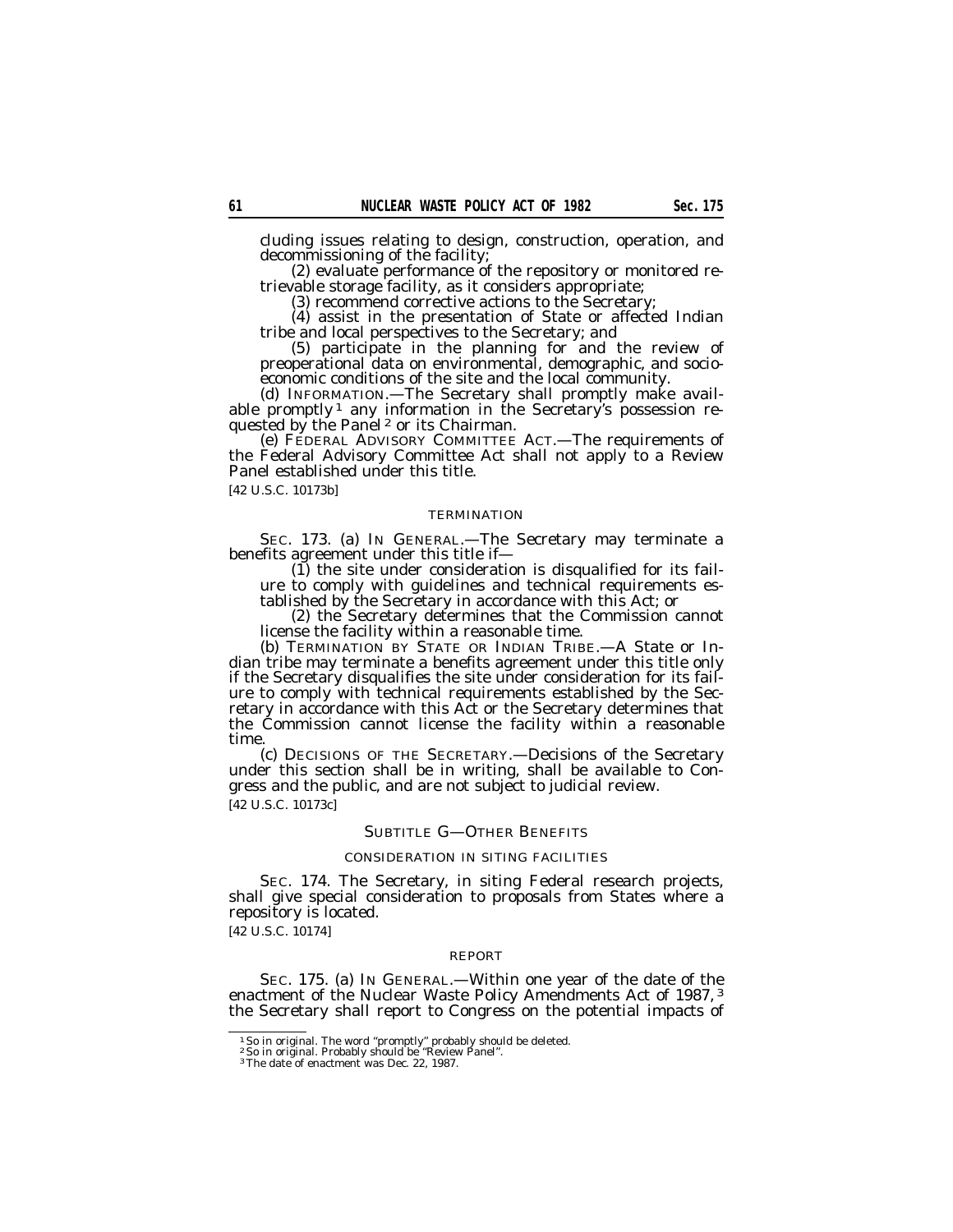cluding issues relating to design, construction, operation, and decommissioning of the facility;

(2) evaluate performance of the repository or monitored retrievable storage facility, as it considers appropriate;

(3) recommend corrective actions to the Secretary;

(4) assist in the presentation of State or affected Indian tribe and local perspectives to the Secretary; and

(5) participate in the planning for and the review of preoperational data on environmental, demographic, and socioeconomic conditions of the site and the local community.

(d) INFORMATION.—The Secretary shall promptly make available promptly[1] any information in the Secretary's possession requested by the Panel[2] or its Chairman.

(e) FEDERAL ADVISORY COMMITTEE ACT.—The requirements of the Federal Advisory Committee Act shall not apply to a Review Panel established under this title.

[42 U.S.C. 10173b]

TERMINATION

SEC. 173. (a) IN GENERAL.—The Secretary may terminate a benefits agreement under this title if—

(1) the site under consideration is disqualified for its failure to comply with guidelines and technical requirements established by the Secretary in accordance with this Act; or

(2) the Secretary determines that the Commission cannot license the facility within a reasonable time.

(b) TERMINATION BY STATE OR INDIAN TRIBE.—A State or Indian tribe may terminate a benefits agreement under this title only if the Secretary disqualifies the site under consideration for its failure to comply with technical requirements established by the Secretary in accordance with this Act or the Secretary determines that the Commission cannot license the facility within a reasonable time.

(c) DECISIONS OF THE SECRETARY.—Decisions of the Secretary under this section shall be in writing, shall be available to Congress and the public, and are not subject to judicial review.

[42 U.S.C. 10173c]

SUBTITLE G—OTHER BENEFITS

CONSIDERATION IN SITING FACILITIES

SEC. 174. The Secretary, in siting Federal research projects, shall give special consideration to proposals from States where a repository is located.

[42 U.S.C. 10174]

REPORT

SEC. 175. (a) IN GENERAL.—Within one year of the date of the enactment of the Nuclear Waste Policy Amendments Act of 1987,[3] the Secretary shall report to Congress on the potential impacts of

---

[1] So in original. The word "promptly" probably should be deleted.

[2] So in original. Probably should be "Review Panel".

[3] The date of enactment was Dec. 22, 1987.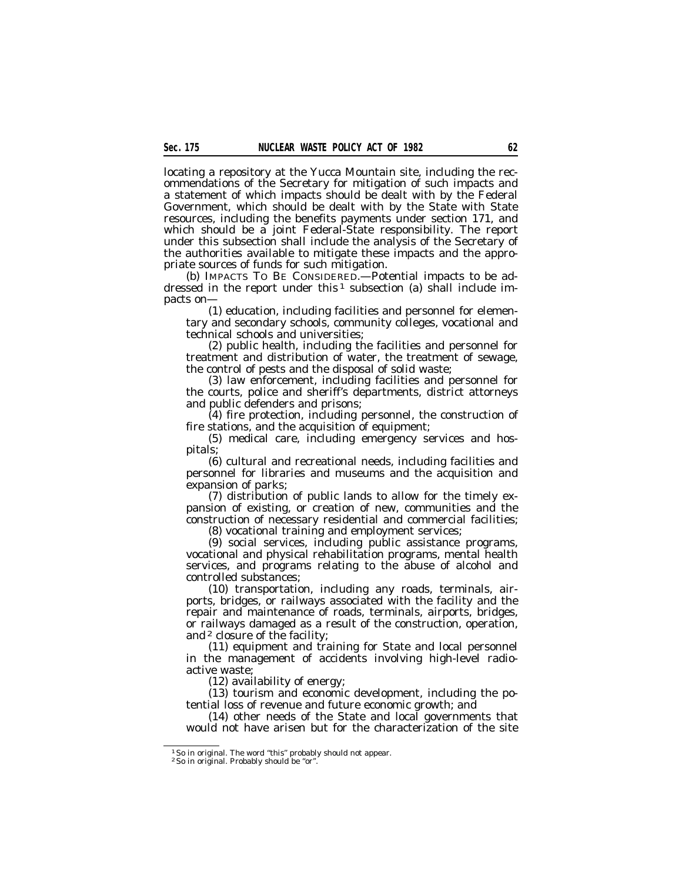locating a repository at the Yucca Mountain site, including the recommendations of the Secretary for mitigation of such impacts and a statement of which impacts should be dealt with by the Federal Government, which should be dealt with by the State with State resources, including the benefits payments under section 171, and which should be a joint Federal-State responsibility. The report under this subsection shall include the analysis of the Secretary of the authorities available to mitigate these impacts and the appropriate sources of funds for such mitigation.

(b) IMPACTS TO BE CONSIDERED.—Potential impacts to be addressed in the report under this [1] subsection (a) shall include impacts on—

(1) education, including facilities and personnel for elementary and secondary schools, community colleges, vocational and technical schools and universities;

(2) public health, including the facilities and personnel for treatment and distribution of water, the treatment of sewage, the control of pests and the disposal of solid waste;

(3) law enforcement, including facilities and personnel for the courts, police and sheriff's departments, district attorneys and public defenders and prisons;

(4) fire protection, including personnel, the construction of fire stations, and the acquisition of equipment;

(5) medical care, including emergency services and hospitals;

(6) cultural and recreational needs, including facilities and personnel for libraries and museums and the acquisition and expansion of parks;

(7) distribution of public lands to allow for the timely expansion of existing, or creation of new, communities and the construction of necessary residential and commercial facilities;

(8) vocational training and employment services;

(9) social services, including public assistance programs, vocational and physical rehabilitation programs, mental health services, and programs relating to the abuse of alcohol and controlled substances;

(10) transportation, including any roads, terminals, airports, bridges, or railways associated with the facility and the repair and maintenance of roads, terminals, airports, bridges, or railways damaged as a result of the construction, operation, and [2] closure of the facility;

(11) equipment and training for State and local personnel in the management of accidents involving high-level radioactive waste;

(12) availability of energy;

(13) tourism and economic development, including the potential loss of revenue and future economic growth; and

(14) other needs of the State and local governments that would not have arisen but for the characterization of the site

[1] So in original. The word "this" probably should not appear.

[2] So in original. Probably should be "or".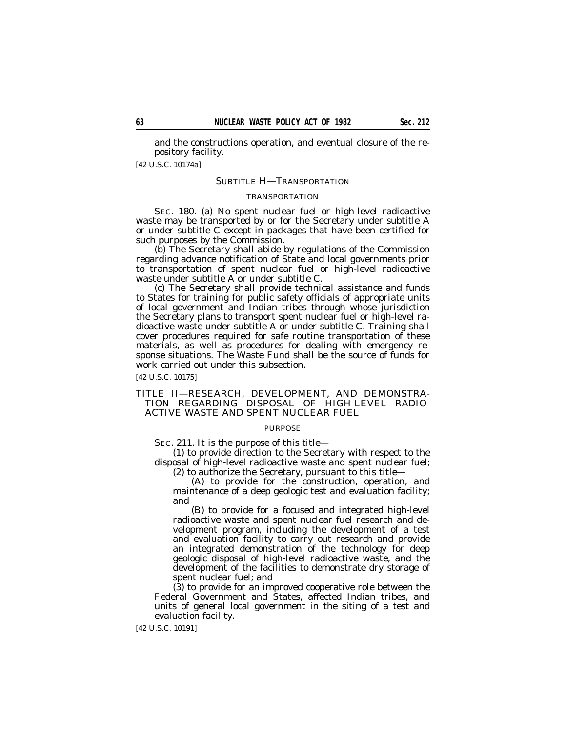and the constructions operation, and eventual closure of the repository facility.

[42 U.S.C. 10174a]

## SUBTITLE H—TRANSPORTATION

### TRANSPORTATION

SEC. 180. (a) No spent nuclear fuel or high-level radioactive waste may be transported by or for the Secretary under subtitle A or under subtitle C except in packages that have been certified for such purposes by the Commission.

(b) The Secretary shall abide by regulations of the Commission regarding advance notification of State and local governments prior to transportation of spent nuclear fuel or high-level radioactive waste under subtitle A or under subtitle C.

(c) The Secretary shall provide technical assistance and funds to States for training for public safety officials of appropriate units of local government and Indian tribes through whose jurisdiction the Secretary plans to transport spent nuclear fuel or high-level radioactive waste under subtitle A or under subtitle C. Training shall cover procedures required for safe routine transportation of these materials, as well as procedures for dealing with emergency response situations. The Waste Fund shall be the source of funds for work carried out under this subsection.

[42 U.S.C. 10175]

# TITLE II—RESEARCH, DEVELOPMENT, AND DEMONSTRATION REGARDING DISPOSAL OF HIGH-LEVEL RADIOACTIVE WASTE AND SPENT NUCLEAR FUEL

### PURPOSE

SEC. 211. It is the purpose of this title—

(1) to provide direction to the Secretary with respect to the disposal of high-level radioactive waste and spent nuclear fuel;

(2) to authorize the Secretary, pursuant to this title—

(A) to provide for the construction, operation, and maintenance of a deep geologic test and evaluation facility; and

(B) to provide for a focused and integrated high-level radioactive waste and spent nuclear fuel research and development program, including the development of a test and evaluation facility to carry out research and provide an integrated demonstration of the technology for deep geologic disposal of high-level radioactive waste, and the development of the facilities to demonstrate dry storage of spent nuclear fuel; and

(3) to provide for an improved cooperative role between the Federal Government and States, affected Indian tribes, and units of general local government in the siting of a test and evaluation facility.

[42 U.S.C. 10191]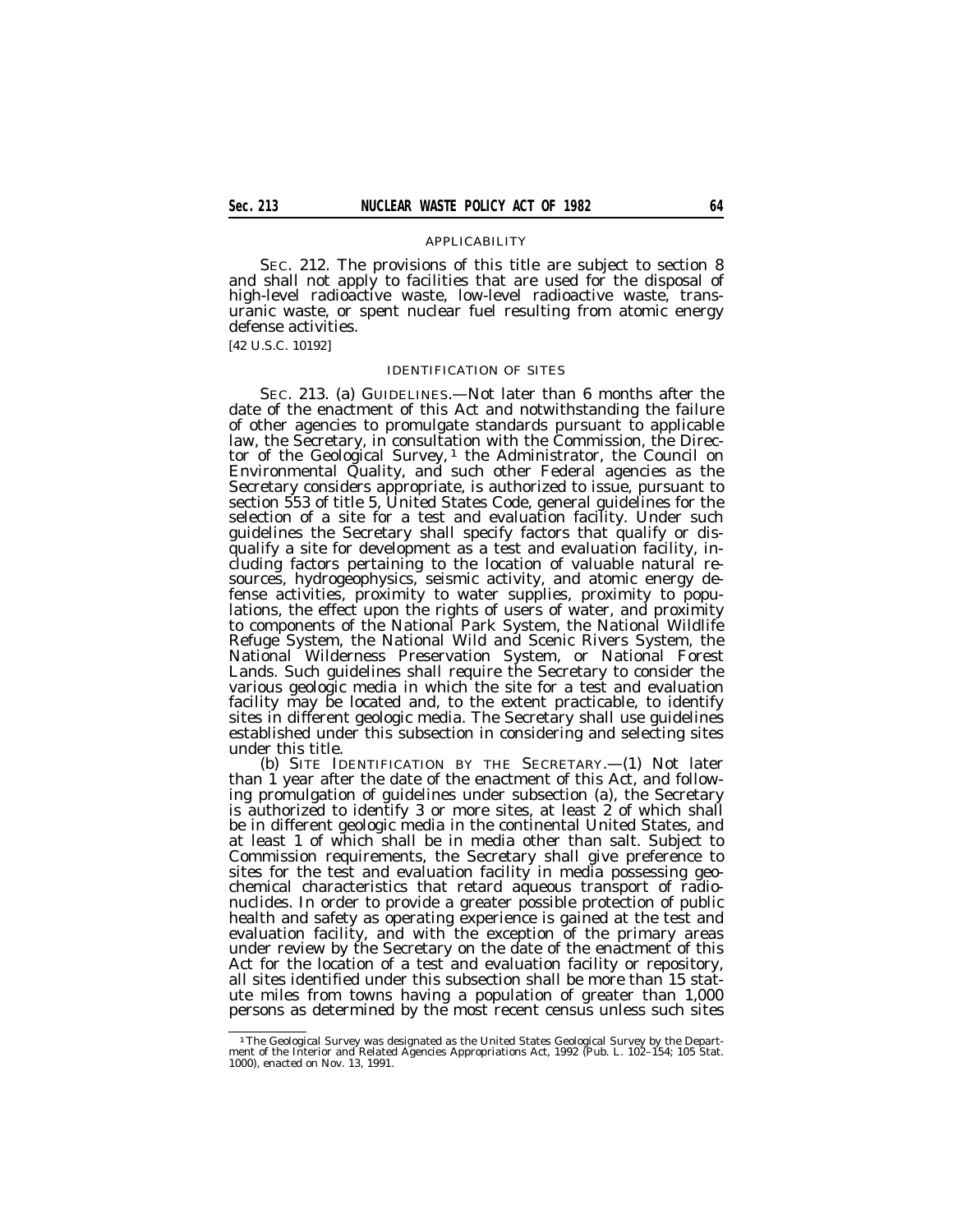APPLICABILITY

SEC. 212. The provisions of this title are subject to section 8 and shall not apply to facilities that are used for the disposal of high-level radioactive waste, low-level radioactive waste, transuranic waste, or spent nuclear fuel resulting from atomic energy defense activities.

[42 U.S.C. 10192]

IDENTIFICATION OF SITES

SEC. 213. (a) GUIDELINES.—Not later than 6 months after the date of the enactment of this Act and notwithstanding the failure of other agencies to promulgate standards pursuant to applicable law, the Secretary, in consultation with the Commission, the Director of the Geological Survey, [1] the Administrator, the Council on Environmental Quality, and such other Federal agencies as the Secretary considers appropriate, is authorized to issue, pursuant to section 553 of title 5, United States Code, general guidelines for the selection of a site for a test and evaluation facility. Under such guidelines the Secretary shall specify factors that qualify or disqualify a site for development as a test and evaluation facility, including factors pertaining to the location of valuable natural resources, hydrogeophysics, seismic activity, and atomic energy defense activities, proximity to water supplies, proximity to populations, the effect upon the rights of users of water, and proximity to components of the National Park System, the National Wildlife Refuge System, the National Wild and Scenic Rivers System, the National Wilderness Preservation System, or National Forest Lands. Such guidelines shall require the Secretary to consider the various geologic media in which the site for a test and evaluation facility may be located and, to the extent practicable, to identify sites in different geologic media. The Secretary shall use guidelines established under this subsection in considering and selecting sites under this title.

(b) SITE IDENTIFICATION BY THE SECRETARY.—(1) Not later than 1 year after the date of the enactment of this Act, and following promulgation of guidelines under subsection (a), the Secretary is authorized to identify 3 or more sites, at least 2 of which shall be in different geologic media in the continental United States, and at least 1 of which shall be in media other than salt. Subject to Commission requirements, the Secretary shall give preference to sites for the test and evaluation facility in media possessing geochemical characteristics that retard aqueous transport of radionuclides. In order to provide a greater possible protection of public health and safety as operating experience is gained at the test and evaluation facility, and with the exception of the primary areas under review by the Secretary on the date of the enactment of this Act for the location of a test and evaluation facility or repository, all sites identified under this subsection shall be more than 15 statute miles from towns having a population of greater than 1,000 persons as determined by the most recent census unless such sites

---

[1] The Geological Survey was designated as the United States Geological Survey by the Department of the Interior and Related Agencies Appropriations Act, 1992 (Pub. L. 102–154; 105 Stat. 1000), enacted on Nov. 13, 1991.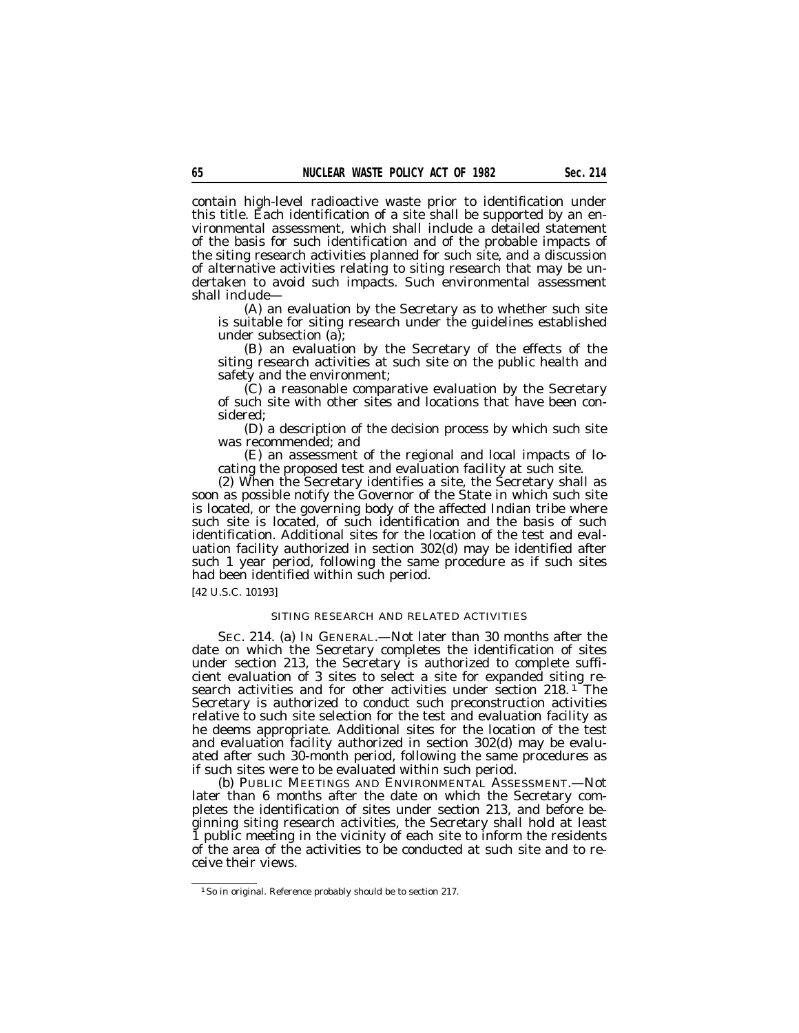contain high-level radioactive waste prior to identification under this title. Each identification of a site shall be supported by an environmental assessment, which shall include a detailed statement of the basis for such identification and of the probable impacts of the siting research activities planned for such site, and a discussion of alternative activities relating to siting research that may be undertaken to avoid such impacts. Such environmental assessment shall include—

(A) an evaluation by the Secretary as to whether such site is suitable for siting research under the guidelines established under subsection (a);

(B) an evaluation by the Secretary of the effects of the siting research activities at such site on the public health and safety and the environment;

(C) a reasonable comparative evaluation by the Secretary of such site with other sites and locations that have been considered;

(D) a description of the decision process by which such site was recommended; and

(E) an assessment of the regional and local impacts of locating the proposed test and evaluation facility at such site.

(2) When the Secretary identifies a site, the Secretary shall as soon as possible notify the Governor of the State in which such site is located, or the governing body of the affected Indian tribe where such site is located, of such identification and the basis of such identification. Additional sites for the location of the test and evaluation facility authorized in section 302(d) may be identified after such 1 year period, following the same procedure as if such sites had been identified within such period.

[42 U.S.C. 10193]

SITING RESEARCH AND RELATED ACTIVITIES

SEC. 214. (a) IN GENERAL.—Not later than 30 months after the date on which the Secretary completes the identification of sites under section 213, the Secretary is authorized to complete sufficient evaluation of 3 sites to select a site for expanded siting research activities and for other activities under section 218.[1] The Secretary is authorized to conduct such preconstruction activities relative to such site selection for the test and evaluation facility as he deems appropriate. Additional sites for the location of the test and evaluation facility authorized in section 302(d) may be evaluated after such 30-month period, following the same procedures as if such sites were to be evaluated within such period.

(b) PUBLIC MEETINGS AND ENVIRONMENTAL ASSESSMENT.—Not later than 6 months after the date on which the Secretary completes the identification of sites under section 213, and before beginning siting research activities, the Secretary shall hold at least 1 public meeting in the vicinity of each site to inform the residents of the area of the activities to be conducted at such site and to receive their views.

---

[1] So in original. Reference probably should be to section 217.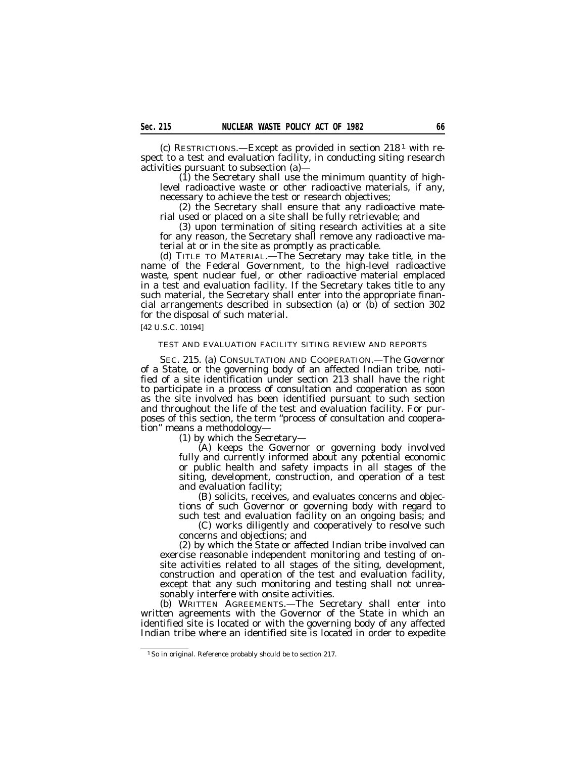(c) RESTRICTIONS.—Except as provided in section 218 [1] with respect to a test and evaluation facility, in conducting siting research activities pursuant to subsection (a)—

(1) the Secretary shall use the minimum quantity of high-level radioactive waste or other radioactive materials, if any, necessary to achieve the test or research objectives;

(2) the Secretary shall ensure that any radioactive material used or placed on a site shall be fully retrievable; and

(3) upon termination of siting research activities at a site for any reason, the Secretary shall remove any radioactive material at or in the site as promptly as practicable.

(d) TITLE TO MATERIAL.—The Secretary may take title, in the name of the Federal Government, to the high-level radioactive waste, spent nuclear fuel, or other radioactive material emplaced in a test and evaluation facility. If the Secretary takes title to any such material, the Secretary shall enter into the appropriate financial arrangements described in subsection (a) or (b) of section 302 for the disposal of such material.

[42 U.S.C. 10194]

TEST AND EVALUATION FACILITY SITING REVIEW AND REPORTS

SEC. 215. (a) CONSULTATION AND COOPERATION.—The Governor of a State, or the governing body of an affected Indian tribe, notified of a site identification under section 213 shall have the right to participate in a process of consultation and cooperation as soon as the site involved has been identified pursuant to such section and throughout the life of the test and evaluation facility. For purposes of this section, the term "process of consultation and cooperation" means a methodology—

(1) by which the Secretary—

(A) keeps the Governor or governing body involved fully and currently informed about any potential economic or public health and safety impacts in all stages of the siting, development, construction, and operation of a test and evaluation facility;

(B) solicits, receives, and evaluates concerns and objections of such Governor or governing body with regard to such test and evaluation facility on an ongoing basis; and

(C) works diligently and cooperatively to resolve such concerns and objections; and

(2) by which the State or affected Indian tribe involved can exercise reasonable independent monitoring and testing of onsite activities related to all stages of the siting, development, construction and operation of the test and evaluation facility, except that any such monitoring and testing shall not unreasonably interfere with onsite activities.

(b) WRITTEN AGREEMENTS.—The Secretary shall enter into written agreements with the Governor of the State in which an identified site is located or with the governing body of any affected Indian tribe where an identified site is located in order to expedite

[1] So in original. Reference probably should be to section 217.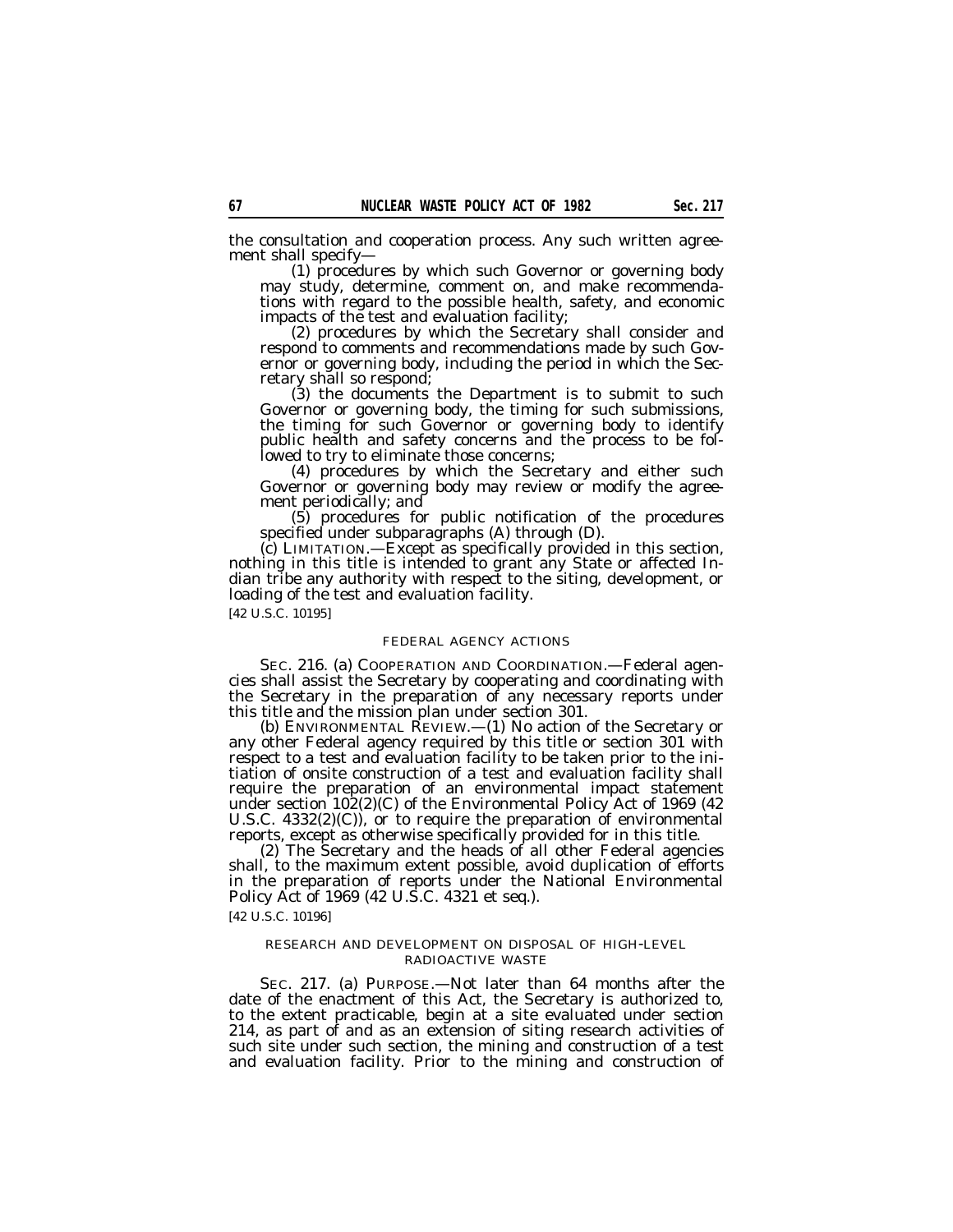the consultation and cooperation process. Any such written agreement shall specify—

(1) procedures by which such Governor or governing body may study, determine, comment on, and make recommendations with regard to the possible health, safety, and economic impacts of the test and evaluation facility;

(2) procedures by which the Secretary shall consider and respond to comments and recommendations made by such Governor or governing body, including the period in which the Secretary shall so respond;

(3) the documents the Department is to submit to such Governor or governing body, the timing for such submissions, the timing for such Governor or governing body to identify public health and safety concerns and the process to be followed to try to eliminate those concerns;

(4) procedures by which the Secretary and either such Governor or governing body may review or modify the agreement periodically; and

(5) procedures for public notification of the procedures specified under subparagraphs (A) through (D).

(c) LIMITATION.—Except as specifically provided in this section, nothing in this title is intended to grant any State or affected Indian tribe any authority with respect to the siting, development, or loading of the test and evaluation facility.

[42 U.S.C. 10195]

FEDERAL AGENCY ACTIONS

SEC. 216. (a) COOPERATION AND COORDINATION.—Federal agencies shall assist the Secretary by cooperating and coordinating with the Secretary in the preparation of any necessary reports under this title and the mission plan under section 301.

(b) ENVIRONMENTAL REVIEW.—(1) No action of the Secretary or any other Federal agency required by this title or section 301 with respect to a test and evaluation facility to be taken prior to the initiation of onsite construction of a test and evaluation facility shall require the preparation of an environmental impact statement under section 102(2)(C) of the Environmental Policy Act of 1969 (42 U.S.C. 4332(2)(C)), or to require the preparation of environmental reports, except as otherwise specifically provided for in this title.

(2) The Secretary and the heads of all other Federal agencies shall, to the maximum extent possible, avoid duplication of efforts in the preparation of reports under the National Environmental Policy Act of 1969 (42 U.S.C. 4321 et seq.).

[42 U.S.C. 10196]

RESEARCH AND DEVELOPMENT ON DISPOSAL OF HIGH-LEVEL RADIOACTIVE WASTE

SEC. 217. (a) PURPOSE.—Not later than 64 months after the date of the enactment of this Act, the Secretary is authorized to, to the extent practicable, begin at a site evaluated under section 214, as part of and as an extension of siting research activities of such site under such section, the mining and construction of a test and evaluation facility. Prior to the mining and construction of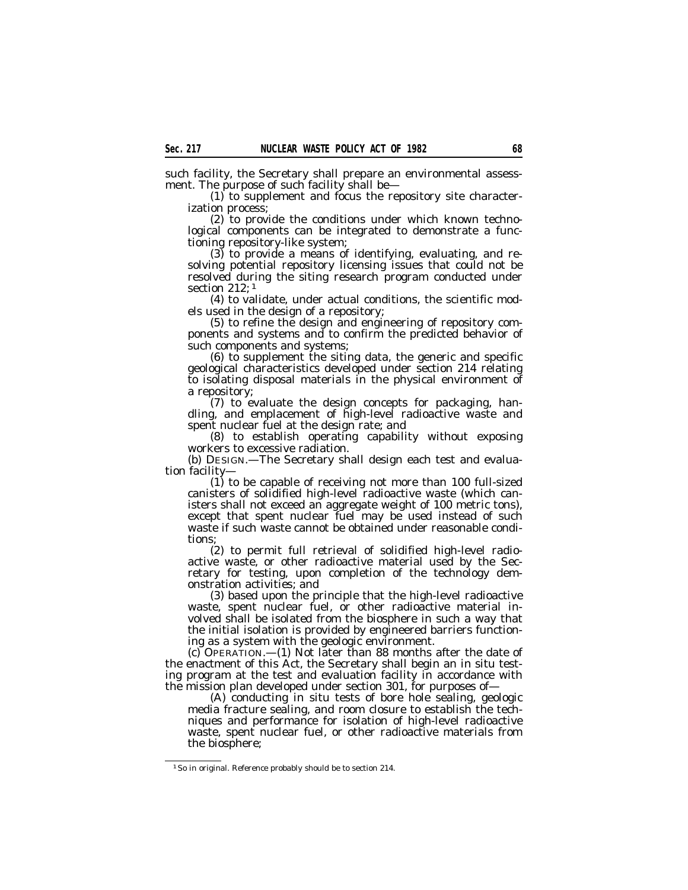such facility, the Secretary shall prepare an environmental assessment. The purpose of such facility shall be—

(1) to supplement and focus the repository site characterization process;

(2) to provide the conditions under which known technological components can be integrated to demonstrate a functioning repository-like system;

(3) to provide a means of identifying, evaluating, and resolving potential repository licensing issues that could not be resolved during the siting research program conducted under section 212; [1]

(4) to validate, under actual conditions, the scientific models used in the design of a repository;

(5) to refine the design and engineering of repository components and systems and to confirm the predicted behavior of such components and systems;

(6) to supplement the siting data, the generic and specific geological characteristics developed under section 214 relating to isolating disposal materials in the physical environment of a repository;

(7) to evaluate the design concepts for packaging, handling, and emplacement of high-level radioactive waste and spent nuclear fuel at the design rate; and

(8) to establish operating capability without exposing workers to excessive radiation.

(b) DESIGN.—The Secretary shall design each test and evaluation facility—

(1) to be capable of receiving not more than 100 full-sized canisters of solidified high-level radioactive waste (which canisters shall not exceed an aggregate weight of 100 metric tons), except that spent nuclear fuel may be used instead of such waste if such waste cannot be obtained under reasonable conditions;

(2) to permit full retrieval of solidified high-level radioactive waste, or other radioactive material used by the Secretary for testing, upon completion of the technology demonstration activities; and

(3) based upon the principle that the high-level radioactive waste, spent nuclear fuel, or other radioactive material involved shall be isolated from the biosphere in such a way that the initial isolation is provided by engineered barriers functioning as a system with the geologic environment.

(c) OPERATION.—(1) Not later than 88 months after the date of the enactment of this Act, the Secretary shall begin an in situ testing program at the test and evaluation facility in accordance with the mission plan developed under section 301, for purposes of—

(A) conducting in situ tests of bore hole sealing, geologic media fracture sealing, and room closure to establish the techniques and performance for isolation of high-level radioactive waste, spent nuclear fuel, or other radioactive materials from the biosphere;

---

[1] So in original. Reference probably should be to section 214.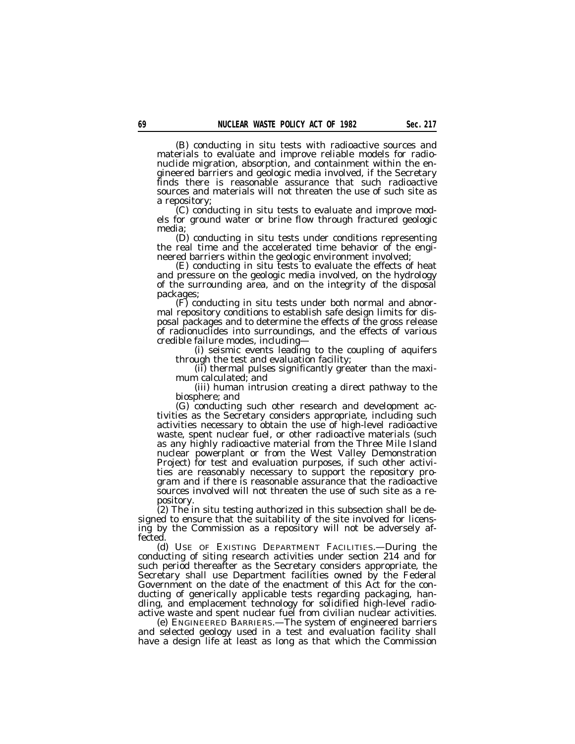(B) conducting in situ tests with radioactive sources and materials to evaluate and improve reliable models for radionuclide migration, absorption, and containment within the engineered barriers and geologic media involved, if the Secretary finds there is reasonable assurance that such radioactive sources and materials will not threaten the use of such site as a repository;

(C) conducting in situ tests to evaluate and improve models for ground water or brine flow through fractured geologic media;

(D) conducting in situ tests under conditions representing the real time and the accelerated time behavior of the engineered barriers within the geologic environment involved;

(E) conducting in situ tests to evaluate the effects of heat and pressure on the geologic media involved, on the hydrology of the surrounding area, and on the integrity of the disposal packages;

(F) conducting in situ tests under both normal and abnormal repository conditions to establish safe design limits for disposal packages and to determine the effects of the gross release of radionuclides into surroundings, and the effects of various credible failure modes, including—

(i) seismic events leading to the coupling of aquifers through the test and evaluation facility;

(ii) thermal pulses significantly greater than the maximum calculated; and

(iii) human intrusion creating a direct pathway to the biosphere; and

(G) conducting such other research and development activities as the Secretary considers appropriate, including such activities necessary to obtain the use of high-level radioactive waste, spent nuclear fuel, or other radioactive materials (such as any highly radioactive material from the Three Mile Island nuclear powerplant or from the West Valley Demonstration Project) for test and evaluation purposes, if such other activities are reasonably necessary to support the repository program and if there is reasonable assurance that the radioactive sources involved will not threaten the use of such site as a repository.

(2) The in situ testing authorized in this subsection shall be designed to ensure that the suitability of the site involved for licensing by the Commission as a repository will not be adversely affected.

(d) USE OF EXISTING DEPARTMENT FACILITIES.—During the conducting of siting research activities under section 214 and for such period thereafter as the Secretary considers appropriate, the Secretary shall use Department facilities owned by the Federal Government on the date of the enactment of this Act for the conducting of generically applicable tests regarding packaging, handling, and emplacement technology for solidified high-level radioactive waste and spent nuclear fuel from civilian nuclear activities.

(e) ENGINEERED BARRIERS.—The system of engineered barriers and selected geology used in a test and evaluation facility shall have a design life at least as long as that which the Commission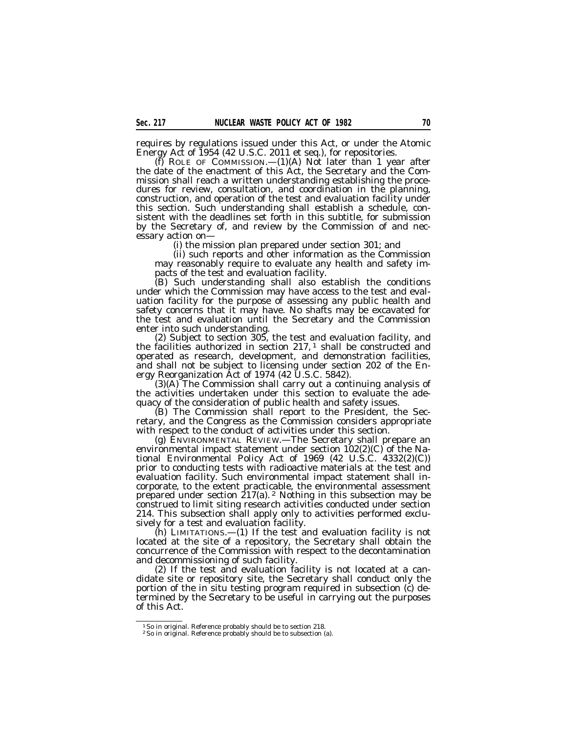requires by regulations issued under this Act, or under the Atomic Energy Act of 1954 (42 U.S.C. 2011 et seq.), for repositories.

(f) ROLE OF COMMISSION.—(1)(A) Not later than 1 year after the date of the enactment of this Act, the Secretary and the Commission shall reach a written understanding establishing the procedures for review, consultation, and coordination in the planning, construction, and operation of the test and evaluation facility under this section. Such understanding shall establish a schedule, consistent with the deadlines set forth in this subtitle, for submission by the Secretary of, and review by the Commission of and necessary action on—

(i) the mission plan prepared under section 301; and

(ii) such reports and other information as the Commission may reasonably require to evaluate any health and safety impacts of the test and evaluation facility.

(B) Such understanding shall also establish the conditions under which the Commission may have access to the test and evaluation facility for the purpose of assessing any public health and safety concerns that it may have. No shafts may be excavated for the test and evaluation until the Secretary and the Commission enter into such understanding.

(2) Subject to section 305, the test and evaluation facility, and the facilities authorized in section 217, [1] shall be constructed and operated as research, development, and demonstration facilities, and shall not be subject to licensing under section 202 of the Energy Reorganization Act of 1974 (42 U.S.C. 5842).

(3)(A) The Commission shall carry out a continuing analysis of the activities undertaken under this section to evaluate the adequacy of the consideration of public health and safety issues.

(B) The Commission shall report to the President, the Secretary, and the Congress as the Commission considers appropriate with respect to the conduct of activities under this section.

(g) ENVIRONMENTAL REVIEW.—The Secretary shall prepare an environmental impact statement under section 102(2)(C) of the National Environmental Policy Act of 1969 (42 U.S.C. 4332(2)(C)) prior to conducting tests with radioactive materials at the test and evaluation facility. Such environmental impact statement shall incorporate, to the extent practicable, the environmental assessment prepared under section 217(a). [2] Nothing in this subsection may be construed to limit siting research activities conducted under section 214. This subsection shall apply only to activities performed exclusively for a test and evaluation facility.

(h) LIMITATIONS.—(1) If the test and evaluation facility is not located at the site of a repository, the Secretary shall obtain the concurrence of the Commission with respect to the decontamination and decommissioning of such facility.

(2) If the test and evaluation facility is not located at a candidate site or repository site, the Secretary shall conduct only the portion of the in situ testing program required in subsection (c) determined by the Secretary to be useful in carrying out the purposes of this Act.

---

[1] So in original. Reference probably should be to section 218.

[2] So in original. Reference probably should be to subsection (a).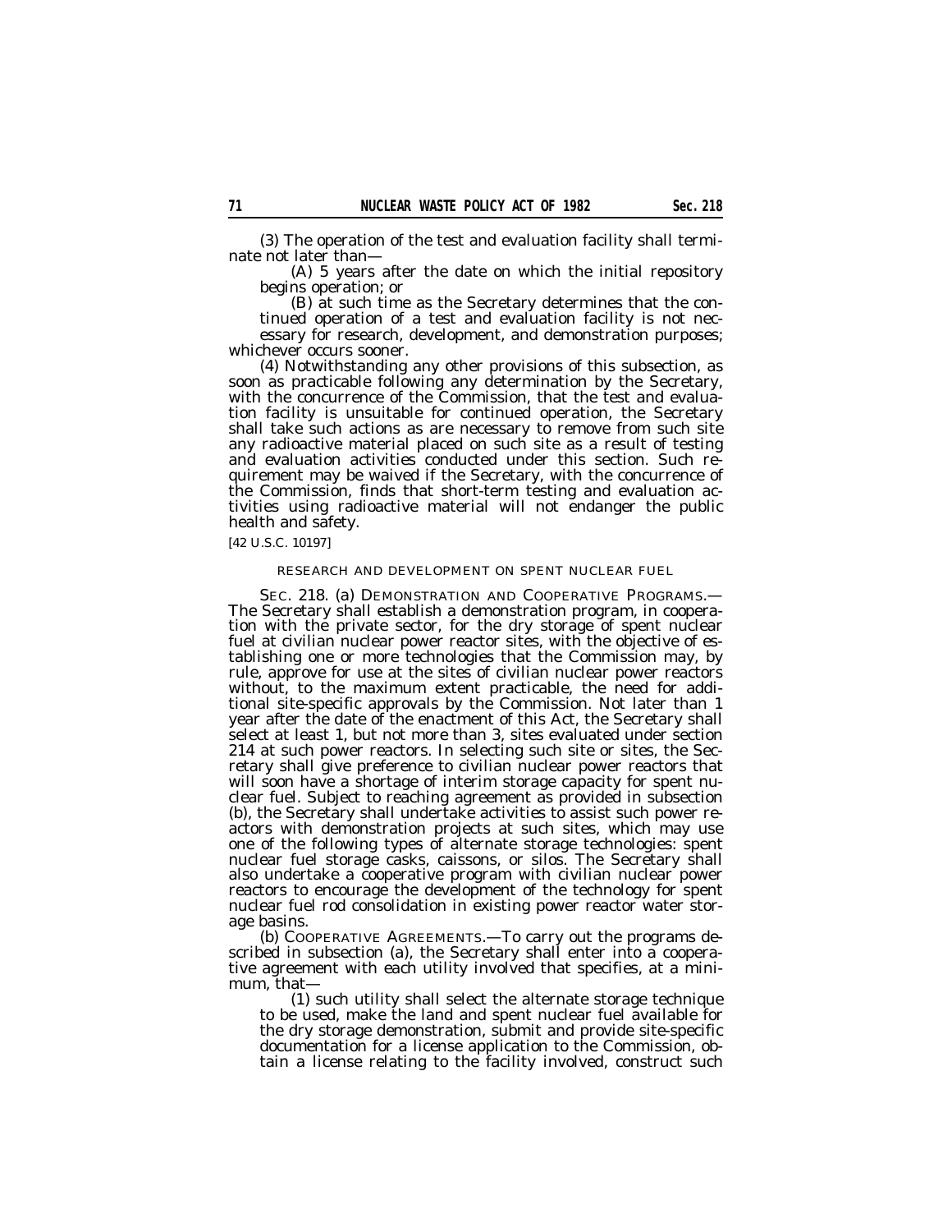(3) The operation of the test and evaluation facility shall terminate not later than—

(A) 5 years after the date on which the initial repository begins operation; or

(B) at such time as the Secretary determines that the continued operation of a test and evaluation facility is not necessary for research, development, and demonstration purposes;

whichever occurs sooner.

(4) Notwithstanding any other provisions of this subsection, as soon as practicable following any determination by the Secretary, with the concurrence of the Commission, that the test and evaluation facility is unsuitable for continued operation, the Secretary shall take such actions as are necessary to remove from such site any radioactive material placed on such site as a result of testing and evaluation activities conducted under this section. Such requirement may be waived if the Secretary, with the concurrence of the Commission, finds that short-term testing and evaluation activities using radioactive material will not endanger the public health and safety.

[42 U.S.C. 10197]

RESEARCH AND DEVELOPMENT ON SPENT NUCLEAR FUEL

SEC. 218. (a) DEMONSTRATION AND COOPERATIVE PROGRAMS.—The Secretary shall establish a demonstration program, in cooperation with the private sector, for the dry storage of spent nuclear fuel at civilian nuclear power reactor sites, with the objective of establishing one or more technologies that the Commission may, by rule, approve for use at the sites of civilian nuclear power reactors without, to the maximum extent practicable, the need for additional site-specific approvals by the Commission. Not later than 1 year after the date of the enactment of this Act, the Secretary shall select at least 1, but not more than 3, sites evaluated under section 214 at such power reactors. In selecting such site or sites, the Secretary shall give preference to civilian nuclear power reactors that will soon have a shortage of interim storage capacity for spent nuclear fuel. Subject to reaching agreement as provided in subsection (b), the Secretary shall undertake activities to assist such power reactors with demonstration projects at such sites, which may use one of the following types of alternate storage technologies: spent nuclear fuel storage casks, caissons, or silos. The Secretary shall also undertake a cooperative program with civilian nuclear power reactors to encourage the development of the technology for spent nuclear fuel rod consolidation in existing power reactor water storage basins.

(b) COOPERATIVE AGREEMENTS.—To carry out the programs described in subsection (a), the Secretary shall enter into a cooperative agreement with each utility involved that specifies, at a minimum, that—

(1) such utility shall select the alternate storage technique to be used, make the land and spent nuclear fuel available for the dry storage demonstration, submit and provide site-specific documentation for a license application to the Commission, obtain a license relating to the facility involved, construct such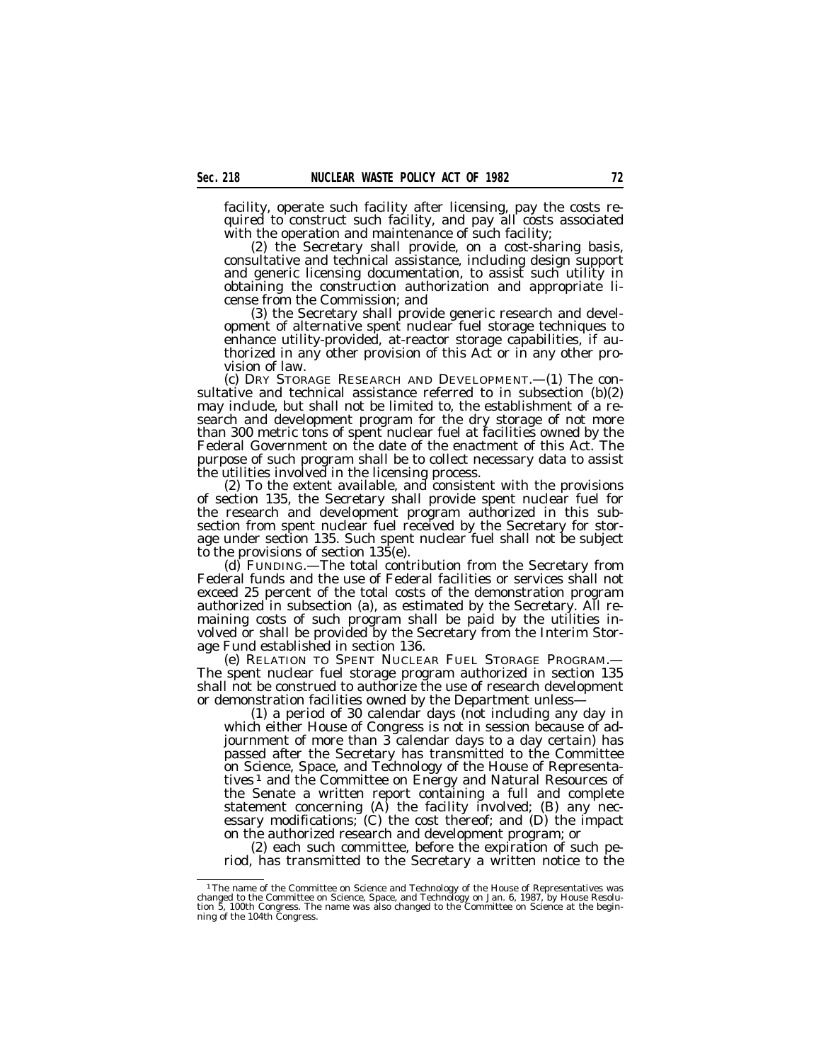facility, operate such facility after licensing, pay the costs required to construct such facility, and pay all costs associated with the operation and maintenance of such facility;

(2) the Secretary shall provide, on a cost-sharing basis, consultative and technical assistance, including design support and generic licensing documentation, to assist such utility in obtaining the construction authorization and appropriate license from the Commission; and

(3) the Secretary shall provide generic research and development of alternative spent nuclear fuel storage techniques to enhance utility-provided, at-reactor storage capabilities, if authorized in any other provision of this Act or in any other provision of law.

(c) DRY STORAGE RESEARCH AND DEVELOPMENT.—(1) The consultative and technical assistance referred to in subsection (b)(2) may include, but shall not be limited to, the establishment of a research and development program for the dry storage of not more than 300 metric tons of spent nuclear fuel at facilities owned by the Federal Government on the date of the enactment of this Act. The purpose of such program shall be to collect necessary data to assist the utilities involved in the licensing process.

(2) To the extent available, and consistent with the provisions of section 135, the Secretary shall provide spent nuclear fuel for the research and development program authorized in this subsection from spent nuclear fuel received by the Secretary for storage under section 135. Such spent nuclear fuel shall not be subject to the provisions of section 135(e).

(d) FUNDING.—The total contribution from the Secretary from Federal funds and the use of Federal facilities or services shall not exceed 25 percent of the total costs of the demonstration program authorized in subsection (a), as estimated by the Secretary. All remaining costs of such program shall be paid by the utilities involved or shall be provided by the Secretary from the Interim Storage Fund established in section 136.

(e) RELATION TO SPENT NUCLEAR FUEL STORAGE PROGRAM.—The spent nuclear fuel storage program authorized in section 135 shall not be construed to authorize the use of research development or demonstration facilities owned by the Department unless—

(1) a period of 30 calendar days (not including any day in which either House of Congress is not in session because of adjournment of more than 3 calendar days to a day certain) has passed after the Secretary has transmitted to the Committee on Science, Space, and Technology of the House of Representatives [1] and the Committee on Energy and Natural Resources of the Senate a written report containing a full and complete statement concerning (A) the facility involved; (B) any necessary modifications; (C) the cost thereof; and (D) the impact on the authorized research and development program; or

(2) each such committee, before the expiration of such period, has transmitted to the Secretary a written notice to the

---

[1] The name of the Committee on Science and Technology of the House of Representatives was changed to the Committee on Science, Space, and Technology on Jan. 6, 1987, by House Resolution 5, 100th Congress. The name was also changed to the Committee on Science at the beginning of the 104th Congress.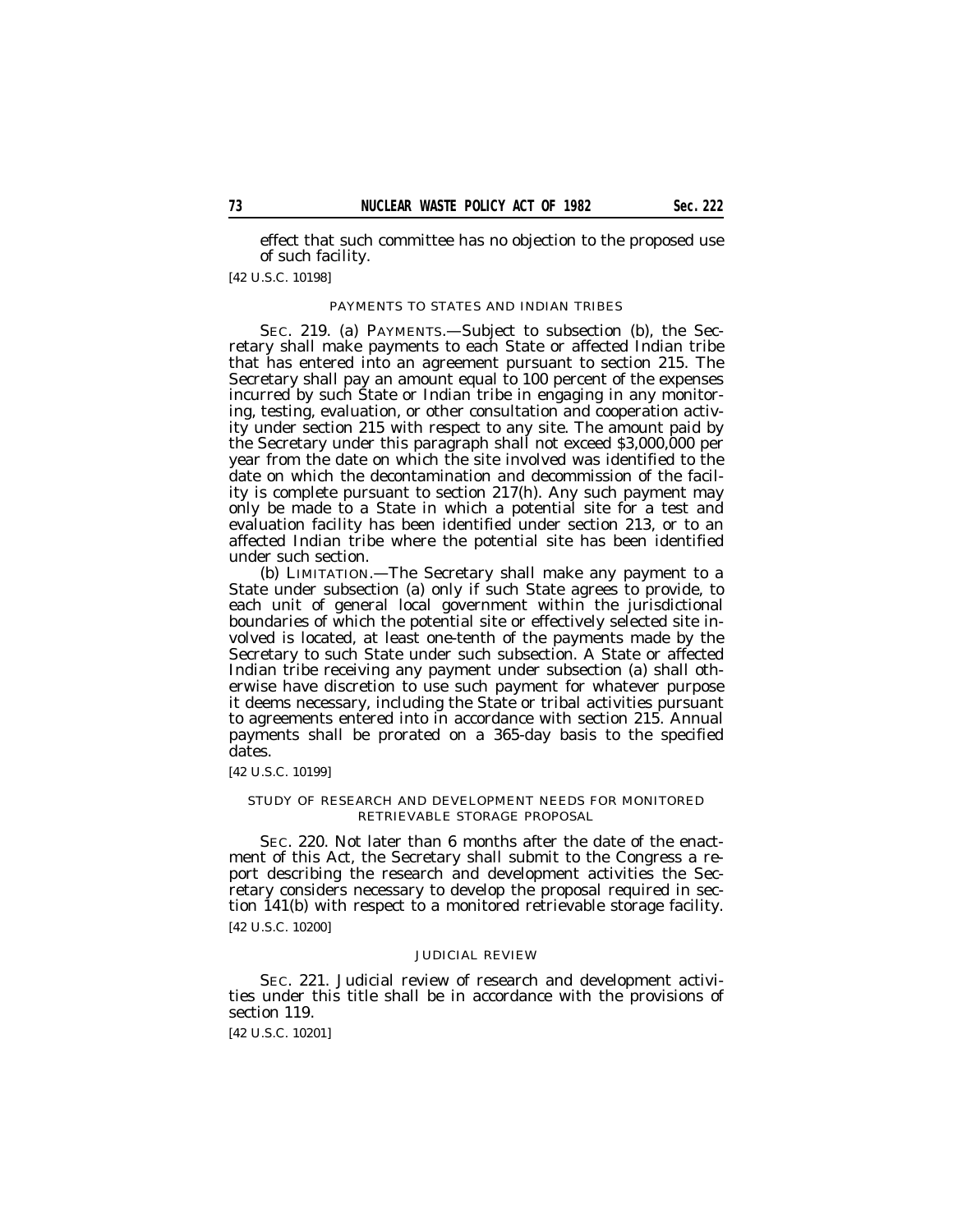effect that such committee has no objection to the proposed use of such facility.

[42 U.S.C. 10198]

PAYMENTS TO STATES AND INDIAN TRIBES

SEC. 219. (a) PAYMENTS.—Subject to subsection (b), the Secretary shall make payments to each State or affected Indian tribe that has entered into an agreement pursuant to section 215. The Secretary shall pay an amount equal to 100 percent of the expenses incurred by such State or Indian tribe in engaging in any monitoring, testing, evaluation, or other consultation and cooperation activity under section 215 with respect to any site. The amount paid by the Secretary under this paragraph shall not exceed $3,000,000 per year from the date on which the site involved was identified to the date on which the decontamination and decommission of the facility is complete pursuant to section 217(h). Any such payment may only be made to a State in which a potential site for a test and evaluation facility has been identified under section 213, or to an affected Indian tribe where the potential site has been identified under such section.

(b) LIMITATION.—The Secretary shall make any payment to a State under subsection (a) only if such State agrees to provide, to each unit of general local government within the jurisdictional boundaries of which the potential site or effectively selected site involved is located, at least one-tenth of the payments made by the Secretary to such State under such subsection. A State or affected Indian tribe receiving any payment under subsection (a) shall otherwise have discretion to use such payment for whatever purpose it deems necessary, including the State or tribal activities pursuant to agreements entered into in accordance with section 215. Annual payments shall be prorated on a 365-day basis to the specified dates.

[42 U.S.C. 10199]

STUDY OF RESEARCH AND DEVELOPMENT NEEDS FOR MONITORED RETRIEVABLE STORAGE PROPOSAL

SEC. 220. Not later than 6 months after the date of the enactment of this Act, the Secretary shall submit to the Congress a report describing the research and development activities the Secretary considers necessary to develop the proposal required in section 141(b) with respect to a monitored retrievable storage facility.

[42 U.S.C. 10200]

JUDICIAL REVIEW

SEC. 221. Judicial review of research and development activities under this title shall be in accordance with the provisions of section 119.

[42 U.S.C. 10201]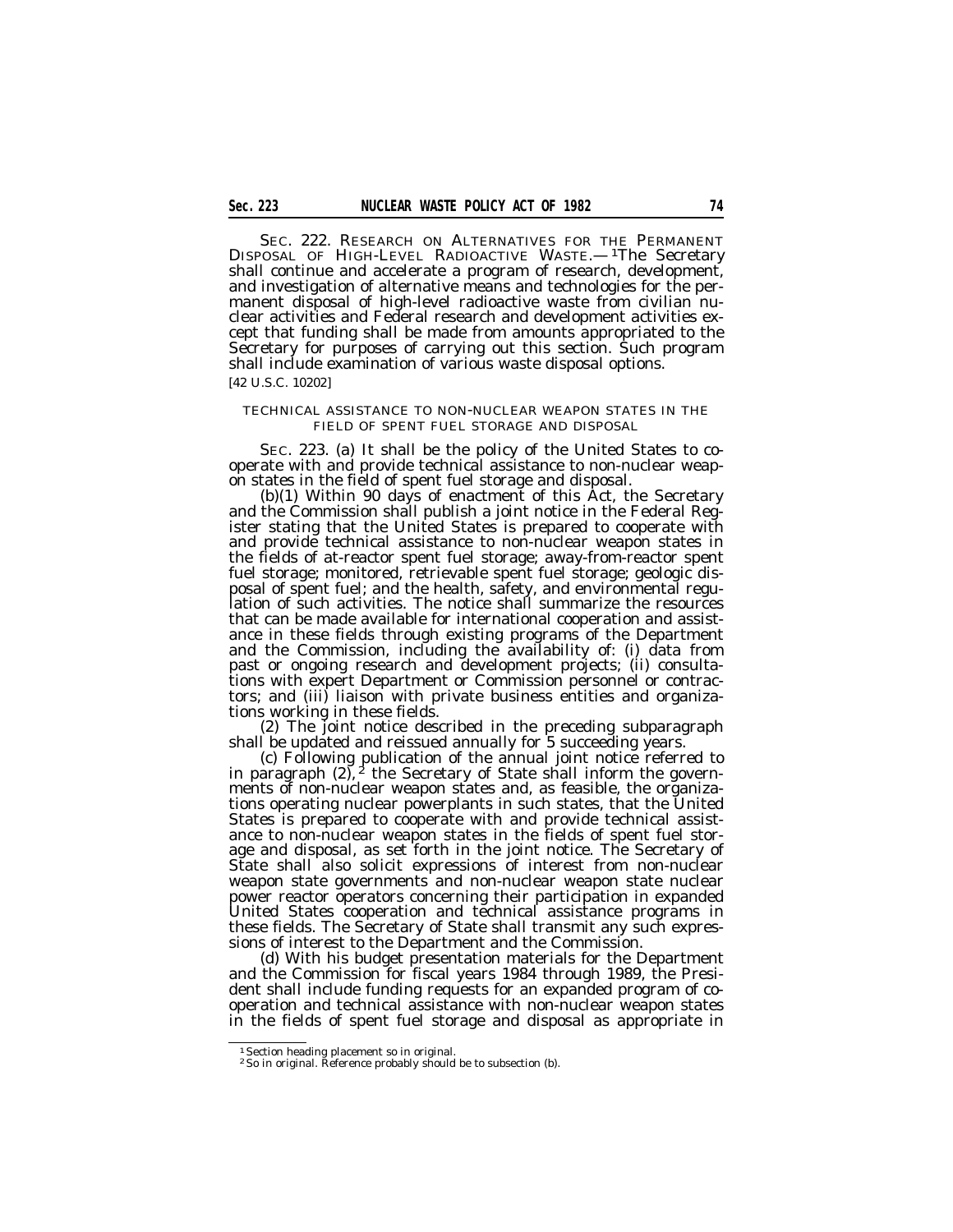SEC. 222. RESEARCH ON ALTERNATIVES FOR THE PERMANENT DISPOSAL OF HIGH-LEVEL RADIOACTIVE WASTE.—[1]The Secretary shall continue and accelerate a program of research, development, and investigation of alternative means and technologies for the permanent disposal of high-level radioactive waste from civilian nuclear activities and Federal research and development activities except that funding shall be made from amounts appropriated to the Secretary for purposes of carrying out this section. Such program shall include examination of various waste disposal options.

[42 U.S.C. 10202]

TECHNICAL ASSISTANCE TO NON-NUCLEAR WEAPON STATES IN THE FIELD OF SPENT FUEL STORAGE AND DISPOSAL

SEC. 223. (a) It shall be the policy of the United States to cooperate with and provide technical assistance to non-nuclear weapon states in the field of spent fuel storage and disposal.

(b)(1) Within 90 days of enactment of this Act, the Secretary and the Commission shall publish a joint notice in the Federal Register stating that the United States is prepared to cooperate with and provide technical assistance to non-nuclear weapon states in the fields of at-reactor spent fuel storage; away-from-reactor spent fuel storage; monitored, retrievable spent fuel storage; geologic disposal of spent fuel; and the health, safety, and environmental regulation of such activities. The notice shall summarize the resources that can be made available for international cooperation and assistance in these fields through existing programs of the Department and the Commission, including the availability of: (i) data from past or ongoing research and development projects; (ii) consultations with expert Department or Commission personnel or contractors; and (iii) liaison with private business entities and organizations working in these fields.

(2) The joint notice described in the preceding subparagraph shall be updated and reissued annually for 5 succeeding years.

(c) Following publication of the annual joint notice referred to in paragraph (2),[2] the Secretary of State shall inform the governments of non-nuclear weapon states and, as feasible, the organizations operating nuclear powerplants in such states, that the United States is prepared to cooperate with and provide technical assistance to non-nuclear weapon states in the fields of spent fuel storage and disposal, as set forth in the joint notice. The Secretary of State shall also solicit expressions of interest from non-nuclear weapon state governments and non-nuclear weapon state nuclear power reactor operators concerning their participation in expanded United States cooperation and technical assistance programs in these fields. The Secretary of State shall transmit any such expressions of interest to the Department and the Commission.

(d) With his budget presentation materials for the Department and the Commission for fiscal years 1984 through 1989, the President shall include funding requests for an expanded program of cooperation and technical assistance with non-nuclear weapon states in the fields of spent fuel storage and disposal as appropriate in

[1] Section heading placement so in original.

[2] So in original. Reference probably should be to subsection (b).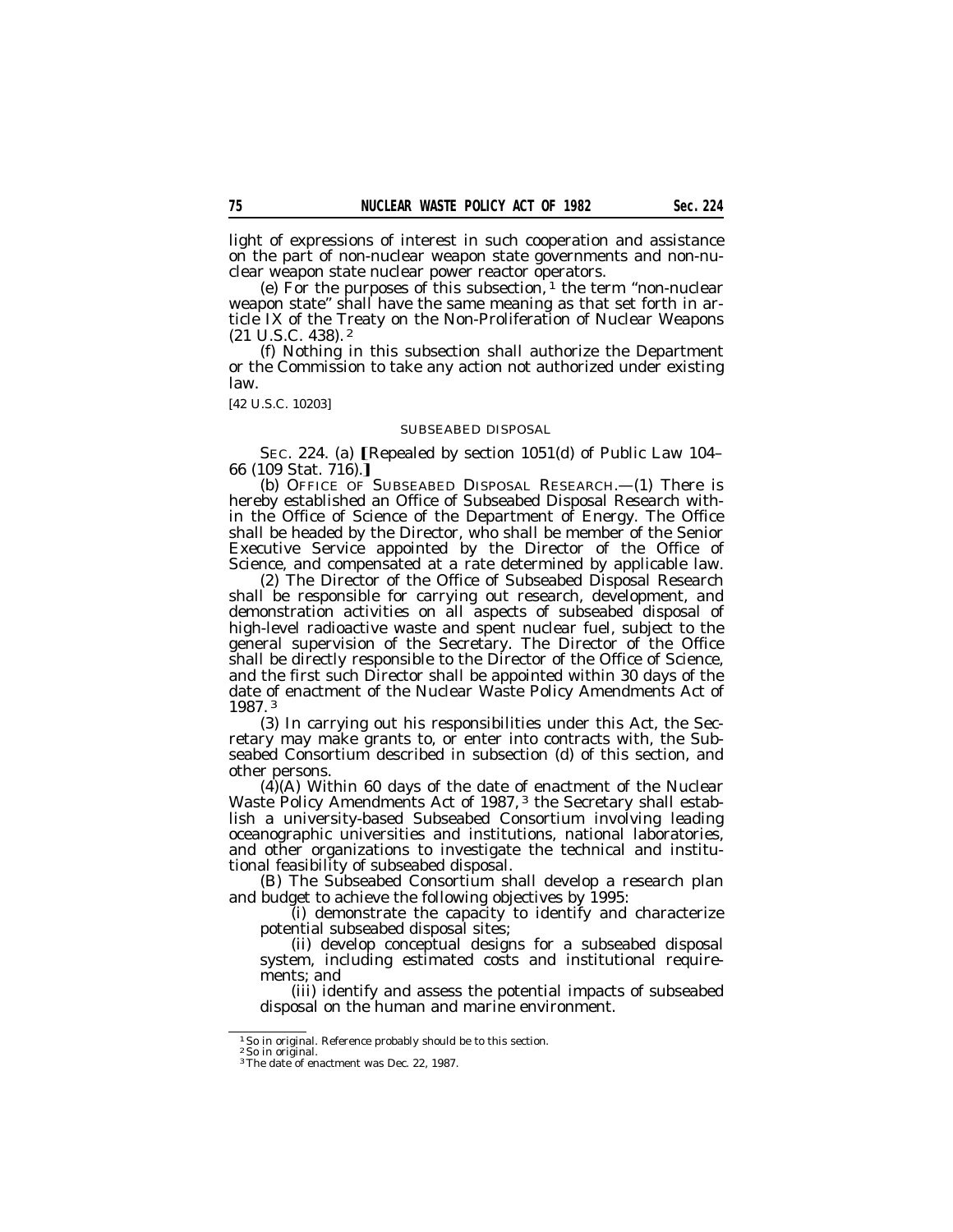light of expressions of interest in such cooperation and assistance on the part of non-nuclear weapon state governments and non-nuclear weapon state nuclear power reactor operators.

(e) For the purposes of this subsection, [1] the term "non-nuclear weapon state" shall have the same meaning as that set forth in article IX of the Treaty on the Non-Proliferation of Nuclear Weapons (21 U.S.C. 438). [2]

(f) Nothing in this subsection shall authorize the Department or the Commission to take any action not authorized under existing law.

[42 U.S.C. 10203]

SUBSEABED DISPOSAL

SEC. 224. (a) [Repealed by section 1051(d) of Public Law 104–66 (109 Stat. 716).]

(b) OFFICE OF SUBSEABED DISPOSAL RESEARCH.—(1) There is hereby established an Office of Subseabed Disposal Research within the Office of Science of the Department of Energy. The Office shall be headed by the Director, who shall be member of the Senior Executive Service appointed by the Director of the Office of Science, and compensated at a rate determined by applicable law.

(2) The Director of the Office of Subseabed Disposal Research shall be responsible for carrying out research, development, and demonstration activities on all aspects of subseabed disposal of high-level radioactive waste and spent nuclear fuel, subject to the general supervision of the Secretary. The Director of the Office shall be directly responsible to the Director of the Office of Science, and the first such Director shall be appointed within 30 days of the date of enactment of the Nuclear Waste Policy Amendments Act of 1987. [3]

(3) In carrying out his responsibilities under this Act, the Secretary may make grants to, or enter into contracts with, the Subseabed Consortium described in subsection (d) of this section, and other persons.

(4)(A) Within 60 days of the date of enactment of the Nuclear Waste Policy Amendments Act of 1987, [3] the Secretary shall establish a university-based Subseabed Consortium involving leading oceanographic universities and institutions, national laboratories, and other organizations to investigate the technical and institutional feasibility of subseabed disposal.

(B) The Subseabed Consortium shall develop a research plan and budget to achieve the following objectives by 1995:

(i) demonstrate the capacity to identify and characterize potential subseabed disposal sites;

(ii) develop conceptual designs for a subseabed disposal system, including estimated costs and institutional requirements; and

(iii) identify and assess the potential impacts of subseabed disposal on the human and marine environment.

---

[1] So in original. Reference probably should be to this section.

[2] So in original.

[3] The date of enactment was Dec. 22, 1987.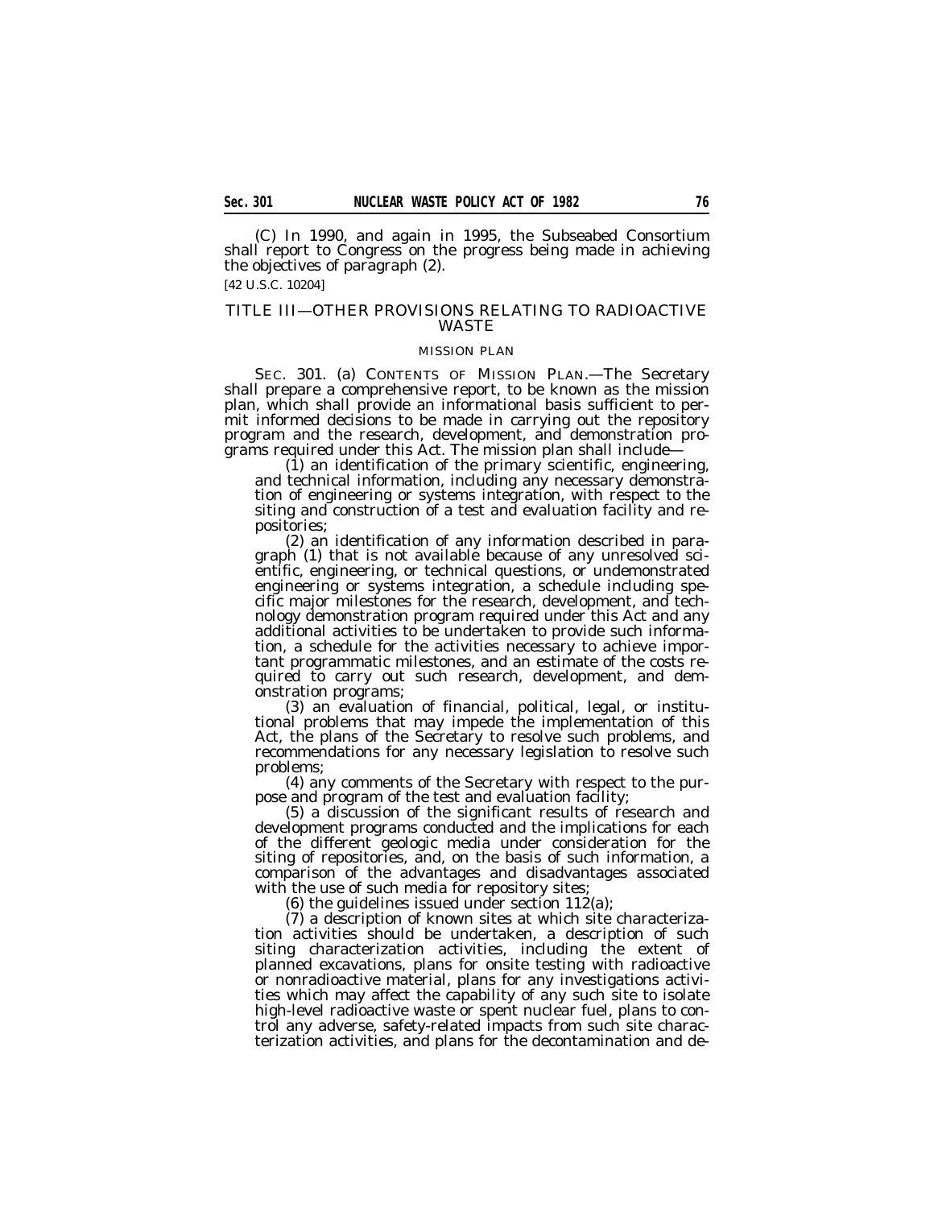(C) In 1990, and again in 1995, the Subseabed Consortium shall report to Congress on the progress being made in achieving the objectives of paragraph (2).

[42 U.S.C. 10204]

## TITLE III—OTHER PROVISIONS RELATING TO RADIOACTIVE WASTE

### MISSION PLAN

SEC. 301. (a) CONTENTS OF MISSION PLAN.—The Secretary shall prepare a comprehensive report, to be known as the mission plan, which shall provide an informational basis sufficient to permit informed decisions to be made in carrying out the repository program and the research, development, and demonstration programs required under this Act. The mission plan shall include—

(1) an identification of the primary scientific, engineering, and technical information, including any necessary demonstration of engineering or systems integration, with respect to the siting and construction of a test and evaluation facility and repositories;

(2) an identification of any information described in paragraph (1) that is not available because of any unresolved scientific, engineering, or technical questions, or undemonstrated engineering or systems integration, a schedule including specific major milestones for the research, development, and technology demonstration program required under this Act and any additional activities to be undertaken to provide such information, a schedule for the activities necessary to achieve important programmatic milestones, and an estimate of the costs required to carry out such research, development, and demonstration programs;

(3) an evaluation of financial, political, legal, or institutional problems that may impede the implementation of this Act, the plans of the Secretary to resolve such problems, and recommendations for any necessary legislation to resolve such problems;

(4) any comments of the Secretary with respect to the purpose and program of the test and evaluation facility;

(5) a discussion of the significant results of research and development programs conducted and the implications for each of the different geologic media under consideration for the siting of repositories, and, on the basis of such information, a comparison of the advantages and disadvantages associated with the use of such media for repository sites;

(6) the guidelines issued under section 112(a);

(7) a description of known sites at which site characterization activities should be undertaken, a description of such siting characterization activities, including the extent of planned excavations, plans for onsite testing with radioactive or nonradioactive material, plans for any investigations activities which may affect the capability of any such site to isolate high-level radioactive waste or spent nuclear fuel, plans to control any adverse, safety-related impacts from such site characterization activities, and plans for the decontamination and de-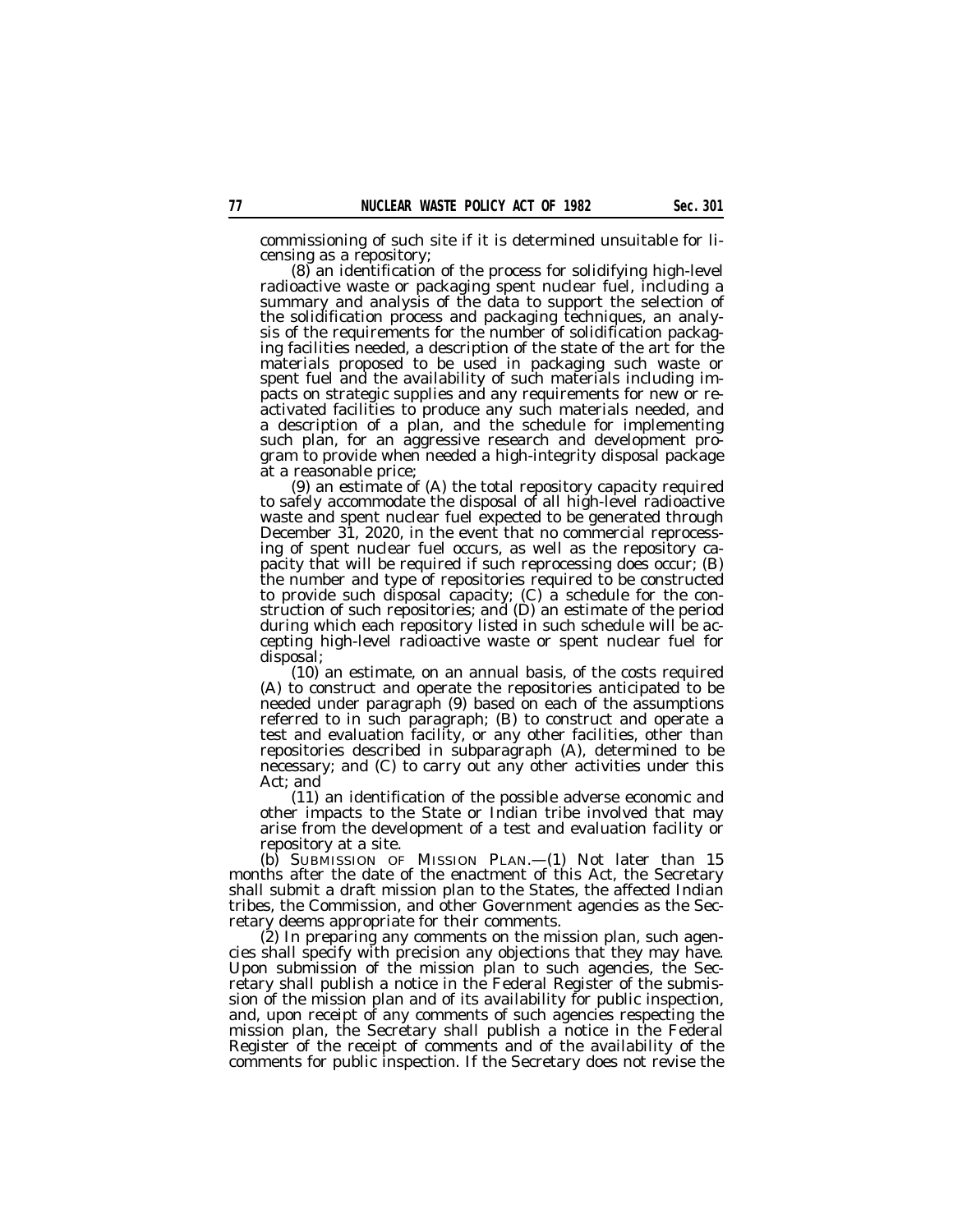commissioning of such site if it is determined unsuitable for licensing as a repository;

(8) an identification of the process for solidifying high-level radioactive waste or packaging spent nuclear fuel, including a summary and analysis of the data to support the selection of the solidification process and packaging techniques, an analysis of the requirements for the number of solidification packaging facilities needed, a description of the state of the art for the materials proposed to be used in packaging such waste or spent fuel and the availability of such materials including impacts on strategic supplies and any requirements for new or reactivated facilities to produce any such materials needed, and a description of a plan, and the schedule for implementing such plan, for an aggressive research and development program to provide when needed a high-integrity disposal package at a reasonable price;

(9) an estimate of (A) the total repository capacity required to safely accommodate the disposal of all high-level radioactive waste and spent nuclear fuel expected to be generated through December 31, 2020, in the event that no commercial reprocessing of spent nuclear fuel occurs, as well as the repository capacity that will be required if such reprocessing does occur; (B) the number and type of repositories required to be constructed to provide such disposal capacity; (C) a schedule for the construction of such repositories; and (D) an estimate of the period during which each repository listed in such schedule will be accepting high-level radioactive waste or spent nuclear fuel for disposal;

(10) an estimate, on an annual basis, of the costs required (A) to construct and operate the repositories anticipated to be needed under paragraph (9) based on each of the assumptions referred to in such paragraph; (B) to construct and operate a test and evaluation facility, or any other facilities, other than repositories described in subparagraph (A), determined to be necessary; and (C) to carry out any other activities under this Act; and

(11) an identification of the possible adverse economic and other impacts to the State or Indian tribe involved that may arise from the development of a test and evaluation facility or repository at a site.

(b) SUBMISSION OF MISSION PLAN.—(1) Not later than 15 months after the date of the enactment of this Act, the Secretary shall submit a draft mission plan to the States, the affected Indian tribes, the Commission, and other Government agencies as the Secretary deems appropriate for their comments.

(2) In preparing any comments on the mission plan, such agencies shall specify with precision any objections that they may have. Upon submission of the mission plan to such agencies, the Secretary shall publish a notice in the Federal Register of the submission of the mission plan and of its availability for public inspection, and, upon receipt of any comments of such agencies respecting the mission plan, the Secretary shall publish a notice in the Federal Register of the receipt of comments and of the availability of the comments for public inspection. If the Secretary does not revise the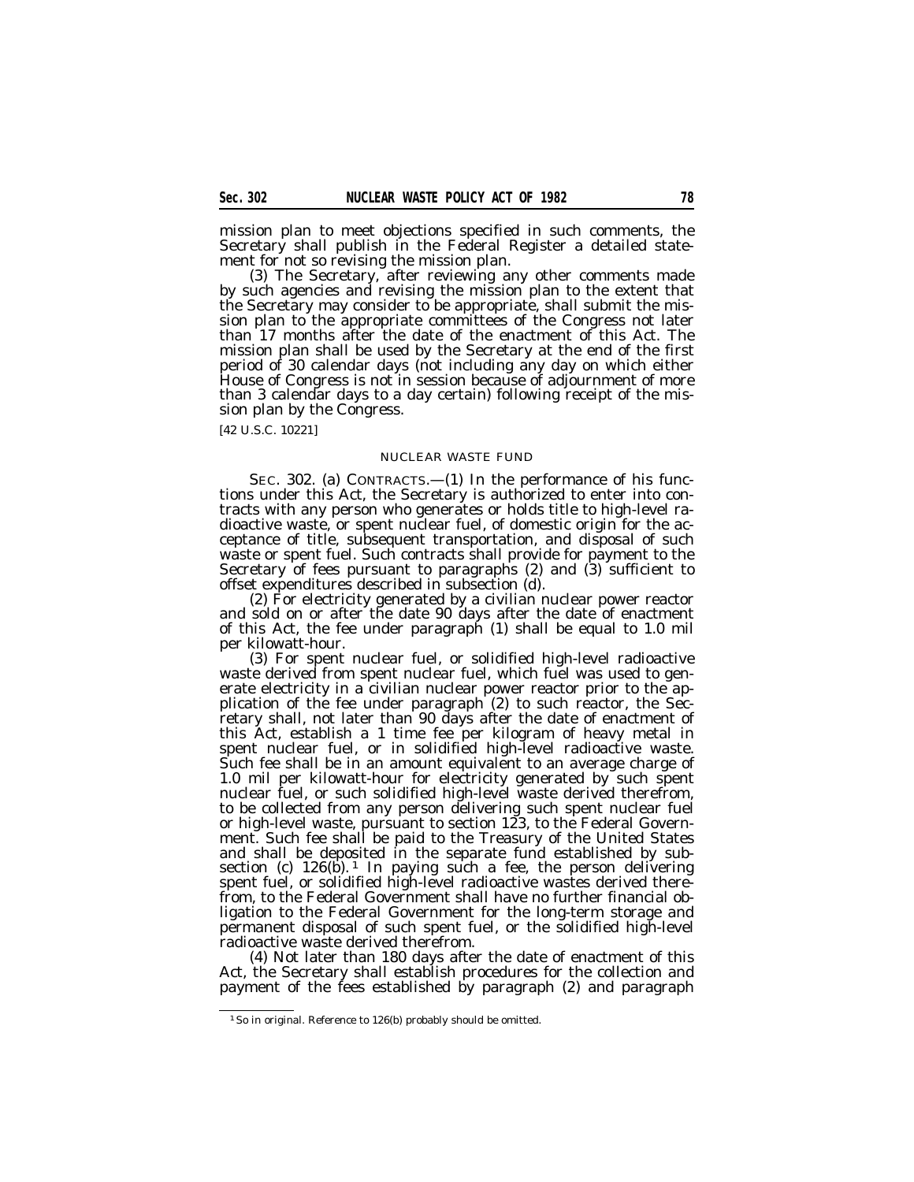mission plan to meet objections specified in such comments, the Secretary shall publish in the Federal Register a detailed statement for not so revising the mission plan.

(3) The Secretary, after reviewing any other comments made by such agencies and revising the mission plan to the extent that the Secretary may consider to be appropriate, shall submit the mission plan to the appropriate committees of the Congress not later than 17 months after the date of the enactment of this Act. The mission plan shall be used by the Secretary at the end of the first period of 30 calendar days (not including any day on which either House of Congress is not in session because of adjournment of more than 3 calendar days to a day certain) following receipt of the mission plan by the Congress.

[42 U.S.C. 10221]

NUCLEAR WASTE FUND

SEC. 302. (a) CONTRACTS.—(1) In the performance of his functions under this Act, the Secretary is authorized to enter into contracts with any person who generates or holds title to high-level radioactive waste, or spent nuclear fuel, of domestic origin for the acceptance of title, subsequent transportation, and disposal of such waste or spent fuel. Such contracts shall provide for payment to the Secretary of fees pursuant to paragraphs (2) and (3) sufficient to offset expenditures described in subsection (d).

(2) For electricity generated by a civilian nuclear power reactor and sold on or after the date 90 days after the date of enactment of this Act, the fee under paragraph (1) shall be equal to 1.0 mil per kilowatt-hour.

(3) For spent nuclear fuel, or solidified high-level radioactive waste derived from spent nuclear fuel, which fuel was used to generate electricity in a civilian nuclear power reactor prior to the application of the fee under paragraph (2) to such reactor, the Secretary shall, not later than 90 days after the date of enactment of this Act, establish a 1 time fee per kilogram of heavy metal in spent nuclear fuel, or in solidified high-level radioactive waste. Such fee shall be in an amount equivalent to an average charge of 1.0 mil per kilowatt-hour for electricity generated by such spent nuclear fuel, or such solidified high-level waste derived therefrom, to be collected from any person delivering such spent nuclear fuel or high-level waste, pursuant to section 123, to the Federal Government. Such fee shall be paid to the Treasury of the United States and shall be deposited in the separate fund established by subsection (c) 126(b).[1] In paying such a fee, the person delivering spent fuel, or solidified high-level radioactive wastes derived therefrom, to the Federal Government shall have no further financial obligation to the Federal Government for the long-term storage and permanent disposal of such spent fuel, or the solidified high-level radioactive waste derived therefrom.

(4) Not later than 180 days after the date of enactment of this Act, the Secretary shall establish procedures for the collection and payment of the fees established by paragraph (2) and paragraph

[1] So in original. Reference to 126(b) probably should be omitted.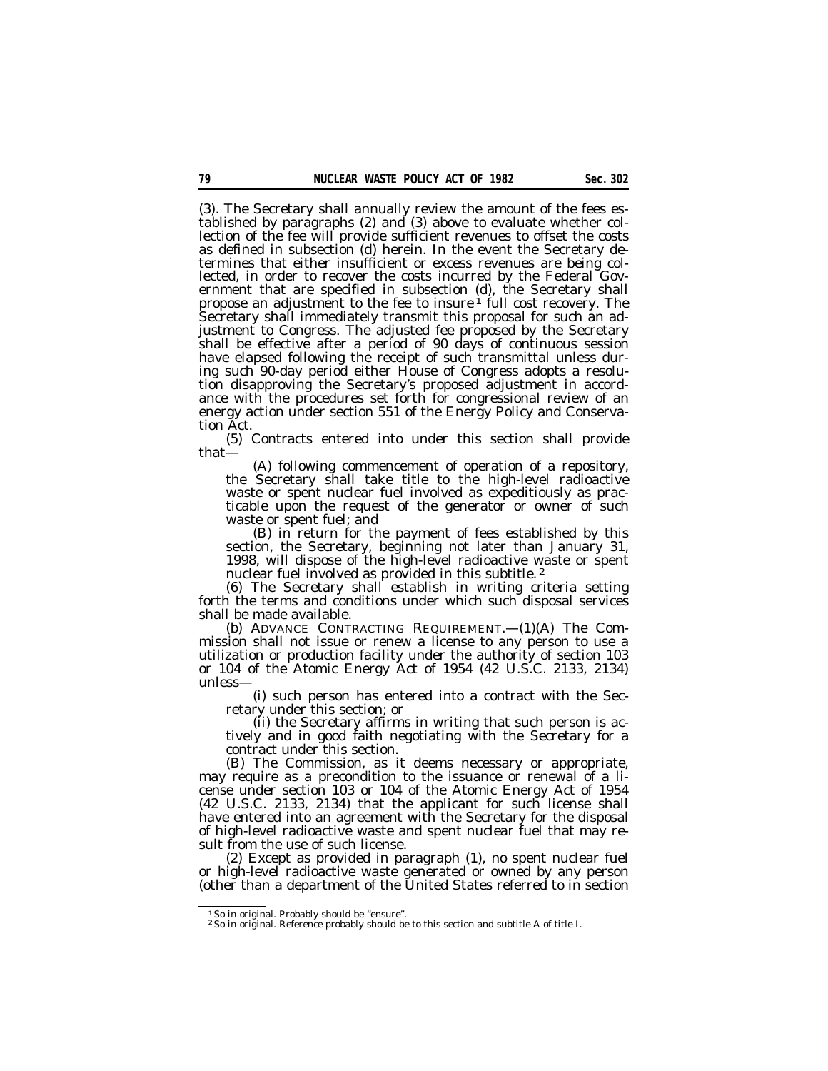(3). The Secretary shall annually review the amount of the fees established by paragraphs (2) and (3) above to evaluate whether collection of the fee will provide sufficient revenues to offset the costs as defined in subsection (d) herein. In the event the Secretary determines that either insufficient or excess revenues are being collected, in order to recover the costs incurred by the Federal Government that are specified in subsection (d), the Secretary shall propose an adjustment to the fee to insure[1] full cost recovery. The Secretary shall immediately transmit this proposal for such an adjustment to Congress. The adjusted fee proposed by the Secretary shall be effective after a period of 90 days of continuous session have elapsed following the receipt of such transmittal unless during such 90-day period either House of Congress adopts a resolution disapproving the Secretary's proposed adjustment in accordance with the procedures set forth for congressional review of an energy action under section 551 of the Energy Policy and Conservation Act.

(5) Contracts entered into under this section shall provide that—

(A) following commencement of operation of a repository, the Secretary shall take title to the high-level radioactive waste or spent nuclear fuel involved as expeditiously as practicable upon the request of the generator or owner of such waste or spent fuel; and

(B) in return for the payment of fees established by this section, the Secretary, beginning not later than January 31, 1998, will dispose of the high-level radioactive waste or spent nuclear fuel involved as provided in this subtitle.[2]

(6) The Secretary shall establish in writing criteria setting forth the terms and conditions under which such disposal services shall be made available.

(b) ADVANCE CONTRACTING REQUIREMENT.—(1)(A) The Commission shall not issue or renew a license to any person to use a utilization or production facility under the authority of section 103 or 104 of the Atomic Energy Act of 1954 (42 U.S.C. 2133, 2134) unless—

(i) such person has entered into a contract with the Secretary under this section; or

(ii) the Secretary affirms in writing that such person is actively and in good faith negotiating with the Secretary for a contract under this section.

(B) The Commission, as it deems necessary or appropriate, may require as a precondition to the issuance or renewal of a license under section 103 or 104 of the Atomic Energy Act of 1954 (42 U.S.C. 2133, 2134) that the applicant for such license shall have entered into an agreement with the Secretary for the disposal of high-level radioactive waste and spent nuclear fuel that may result from the use of such license.

(2) Except as provided in paragraph (1), no spent nuclear fuel or high-level radioactive waste generated or owned by any person (other than a department of the United States referred to in section

---

[1] So in original. Probably should be "ensure".

[2] So in original. Reference probably should be to this section and subtitle A of title I.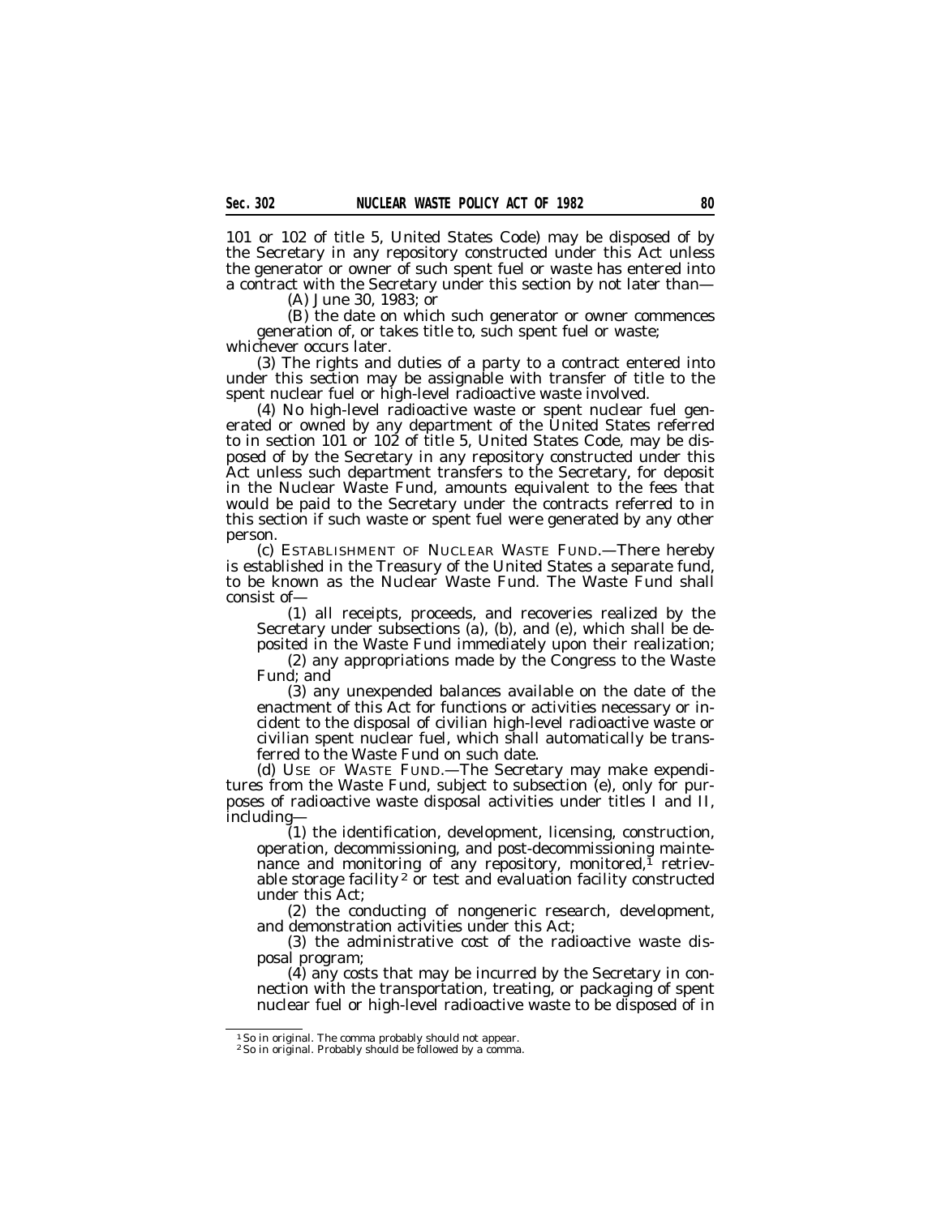101 or 102 of title 5, United States Code) may be disposed of by the Secretary in any repository constructed under this Act unless the generator or owner of such spent fuel or waste has entered into a contract with the Secretary under this section by not later than—

(A) June 30, 1983; or

(B) the date on which such generator or owner commences generation of, or takes title to, such spent fuel or waste;

whichever occurs later.

(3) The rights and duties of a party to a contract entered into under this section may be assignable with transfer of title to the spent nuclear fuel or high-level radioactive waste involved.

(4) No high-level radioactive waste or spent nuclear fuel generated or owned by any department of the United States referred to in section 101 or 102 of title 5, United States Code, may be disposed of by the Secretary in any repository constructed under this Act unless such department transfers to the Secretary, for deposit in the Nuclear Waste Fund, amounts equivalent to the fees that would be paid to the Secretary under the contracts referred to in this section if such waste or spent fuel were generated by any other person.

(c) ESTABLISHMENT OF NUCLEAR WASTE FUND.—There hereby is established in the Treasury of the United States a separate fund, to be known as the Nuclear Waste Fund. The Waste Fund shall consist of—

(1) all receipts, proceeds, and recoveries realized by the Secretary under subsections (a), (b), and (e), which shall be deposited in the Waste Fund immediately upon their realization;

(2) any appropriations made by the Congress to the Waste Fund; and

(3) any unexpended balances available on the date of the enactment of this Act for functions or activities necessary or incident to the disposal of civilian high-level radioactive waste or civilian spent nuclear fuel, which shall automatically be transferred to the Waste Fund on such date.

(d) USE OF WASTE FUND.—The Secretary may make expenditures from the Waste Fund, subject to subsection (e), only for purposes of radioactive waste disposal activities under titles I and II, including—

(1) the identification, development, licensing, construction, operation, decommissioning, and post-decommissioning maintenance and monitoring of any repository, monitored,[1] retrievable storage facility[2] or test and evaluation facility constructed under this Act;

(2) the conducting of nongeneric research, development, and demonstration activities under this Act;

(3) the administrative cost of the radioactive waste disposal program;

(4) any costs that may be incurred by the Secretary in connection with the transportation, treating, or packaging of spent nuclear fuel or high-level radioactive waste to be disposed of in

---

[1] So in original. The comma probably should not appear.

[2] So in original. Probably should be followed by a comma.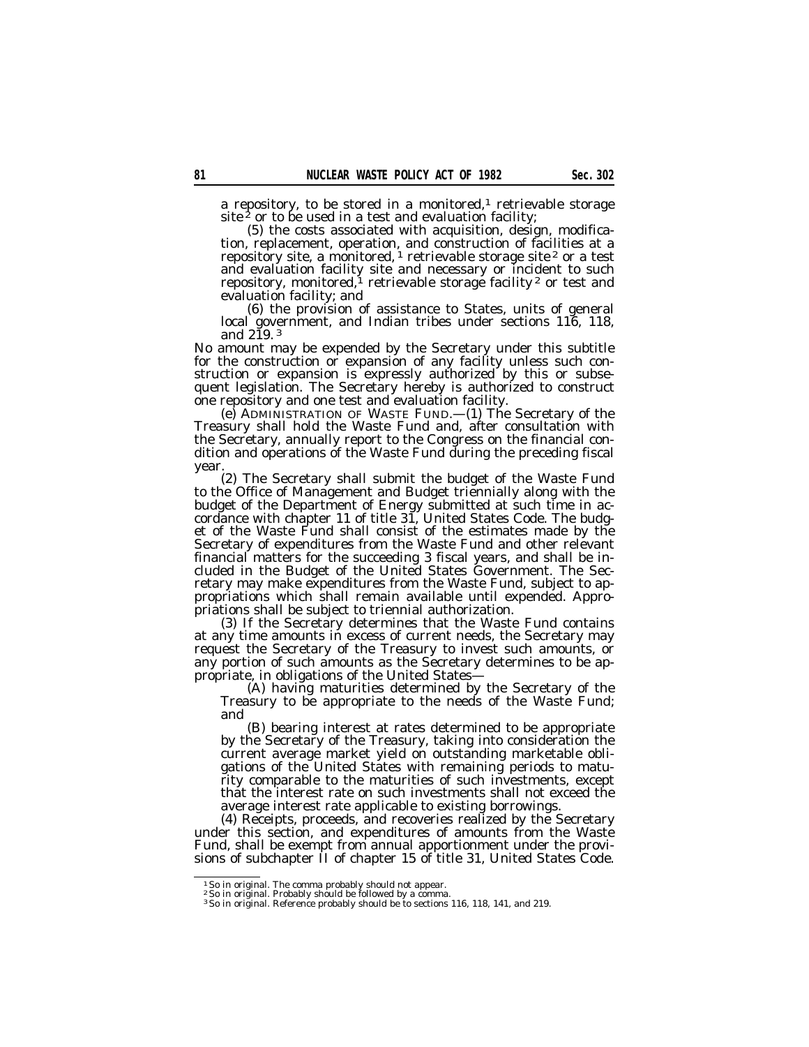a repository, to be stored in a monitored,[1] retrievable storage site[2] or to be used in a test and evaluation facility;

(5) the costs associated with acquisition, design, modification, replacement, operation, and construction of facilities at a repository site, a monitored,[1] retrievable storage site[2] or a test and evaluation facility site and necessary or incident to such repository, monitored,[1] retrievable storage facility[2] or test and evaluation facility; and

(6) the provision of assistance to States, units of general local government, and Indian tribes under sections 116, 118, and 219.[3]

No amount may be expended by the Secretary under this subtitle for the construction or expansion of any facility unless such construction or expansion is expressly authorized by this or subsequent legislation. The Secretary hereby is authorized to construct one repository and one test and evaluation facility.

(e) ADMINISTRATION OF WASTE FUND.—(1) The Secretary of the Treasury shall hold the Waste Fund and, after consultation with the Secretary, annually report to the Congress on the financial condition and operations of the Waste Fund during the preceding fiscal year.

(2) The Secretary shall submit the budget of the Waste Fund to the Office of Management and Budget triennially along with the budget of the Department of Energy submitted at such time in accordance with chapter 11 of title 31, United States Code. The budget of the Waste Fund shall consist of the estimates made by the Secretary of expenditures from the Waste Fund and other relevant financial matters for the succeeding 3 fiscal years, and shall be included in the Budget of the United States Government. The Secretary may make expenditures from the Waste Fund, subject to appropriations which shall remain available until expended. Appropriations shall be subject to triennial authorization.

(3) If the Secretary determines that the Waste Fund contains at any time amounts in excess of current needs, the Secretary may request the Secretary of the Treasury to invest such amounts, or any portion of such amounts as the Secretary determines to be appropriate, in obligations of the United States—

(A) having maturities determined by the Secretary of the Treasury to be appropriate to the needs of the Waste Fund; and

(B) bearing interest at rates determined to be appropriate by the Secretary of the Treasury, taking into consideration the current average market yield on outstanding marketable obligations of the United States with remaining periods to maturity comparable to the maturities of such investments, except that the interest rate on such investments shall not exceed the average interest rate applicable to existing borrowings.

(4) Receipts, proceeds, and recoveries realized by the Secretary under this section, and expenditures of amounts from the Waste Fund, shall be exempt from annual apportionment under the provisions of subchapter II of chapter 15 of title 31, United States Code.

---

[1] So in original. The comma probably should not appear.
[2] So in original. Probably should be followed by a comma.
[3] So in original. Reference probably should be to sections 116, 118, 141, and 219.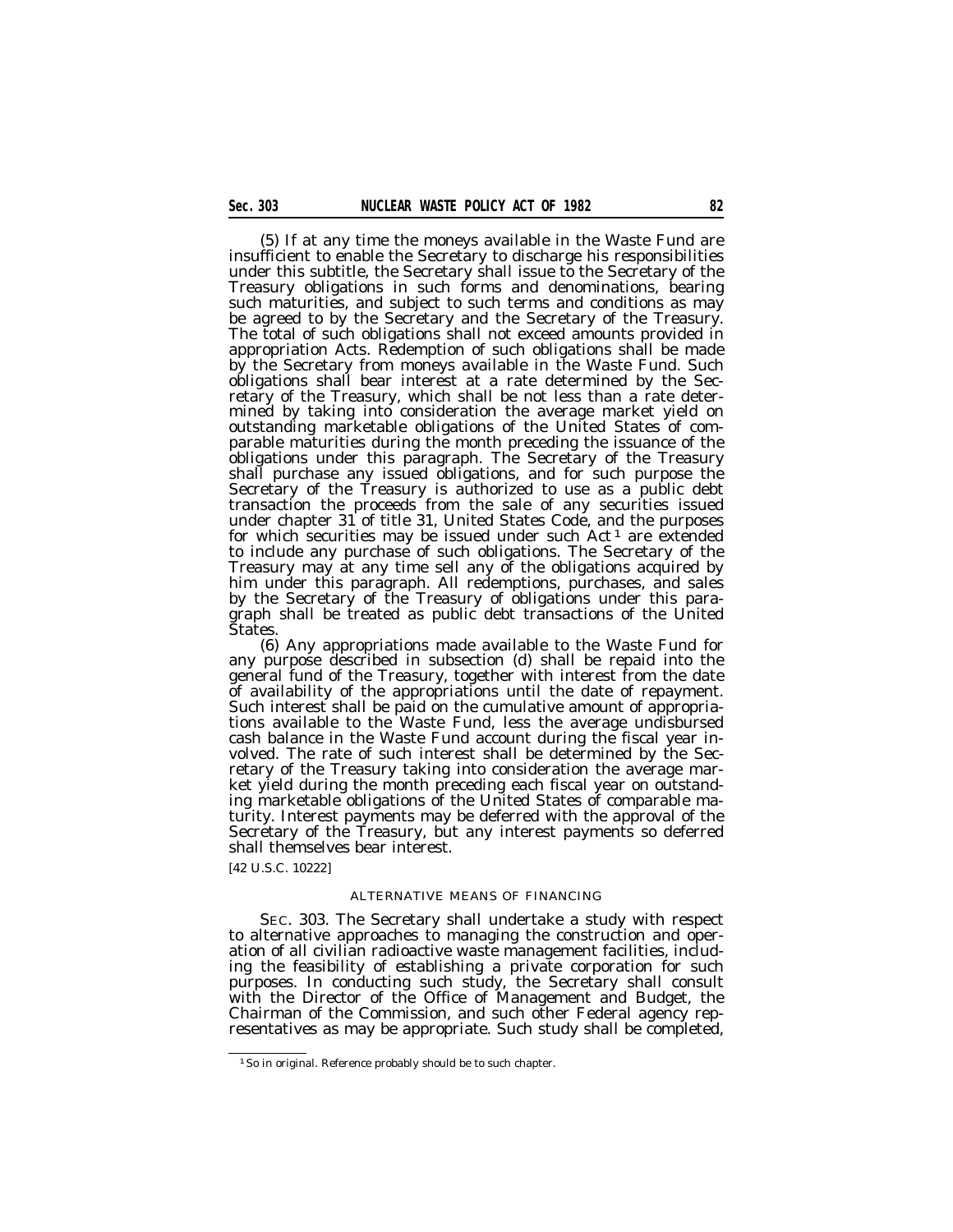(5) If at any time the moneys available in the Waste Fund are insufficient to enable the Secretary to discharge his responsibilities under this subtitle, the Secretary shall issue to the Secretary of the Treasury obligations in such forms and denominations, bearing such maturities, and subject to such terms and conditions as may be agreed to by the Secretary and the Secretary of the Treasury. The total of such obligations shall not exceed amounts provided in appropriation Acts. Redemption of such obligations shall be made by the Secretary from moneys available in the Waste Fund. Such obligations shall bear interest at a rate determined by the Secretary of the Treasury, which shall be not less than a rate determined by taking into consideration the average market yield on outstanding marketable obligations of the United States of comparable maturities during the month preceding the issuance of the obligations under this paragraph. The Secretary of the Treasury shall purchase any issued obligations, and for such purpose the Secretary of the Treasury is authorized to use as a public debt transaction the proceeds from the sale of any securities issued under chapter 31 of title 31, United States Code, and the purposes for which securities may be issued under such Act[1] are extended to include any purchase of such obligations. The Secretary of the Treasury may at any time sell any of the obligations acquired by him under this paragraph. All redemptions, purchases, and sales by the Secretary of the Treasury of obligations under this paragraph shall be treated as public debt transactions of the United States.

(6) Any appropriations made available to the Waste Fund for any purpose described in subsection (d) shall be repaid into the general fund of the Treasury, together with interest from the date of availability of the appropriations until the date of repayment. Such interest shall be paid on the cumulative amount of appropriations available to the Waste Fund, less the average undisbursed cash balance in the Waste Fund account during the fiscal year involved. The rate of such interest shall be determined by the Secretary of the Treasury taking into consideration the average market yield during the month preceding each fiscal year on outstanding marketable obligations of the United States of comparable maturity. Interest payments may be deferred with the approval of the Secretary of the Treasury, but any interest payments so deferred shall themselves bear interest.

[42 U.S.C. 10222]

ALTERNATIVE MEANS OF FINANCING

SEC. 303. The Secretary shall undertake a study with respect to alternative approaches to managing the construction and operation of all civilian radioactive waste management facilities, including the feasibility of establishing a private corporation for such purposes. In conducting such study, the Secretary shall consult with the Director of the Office of Management and Budget, the Chairman of the Commission, and such other Federal agency representatives as may be appropriate. Such study shall be completed,

[1] So in original. Reference probably should be to such chapter.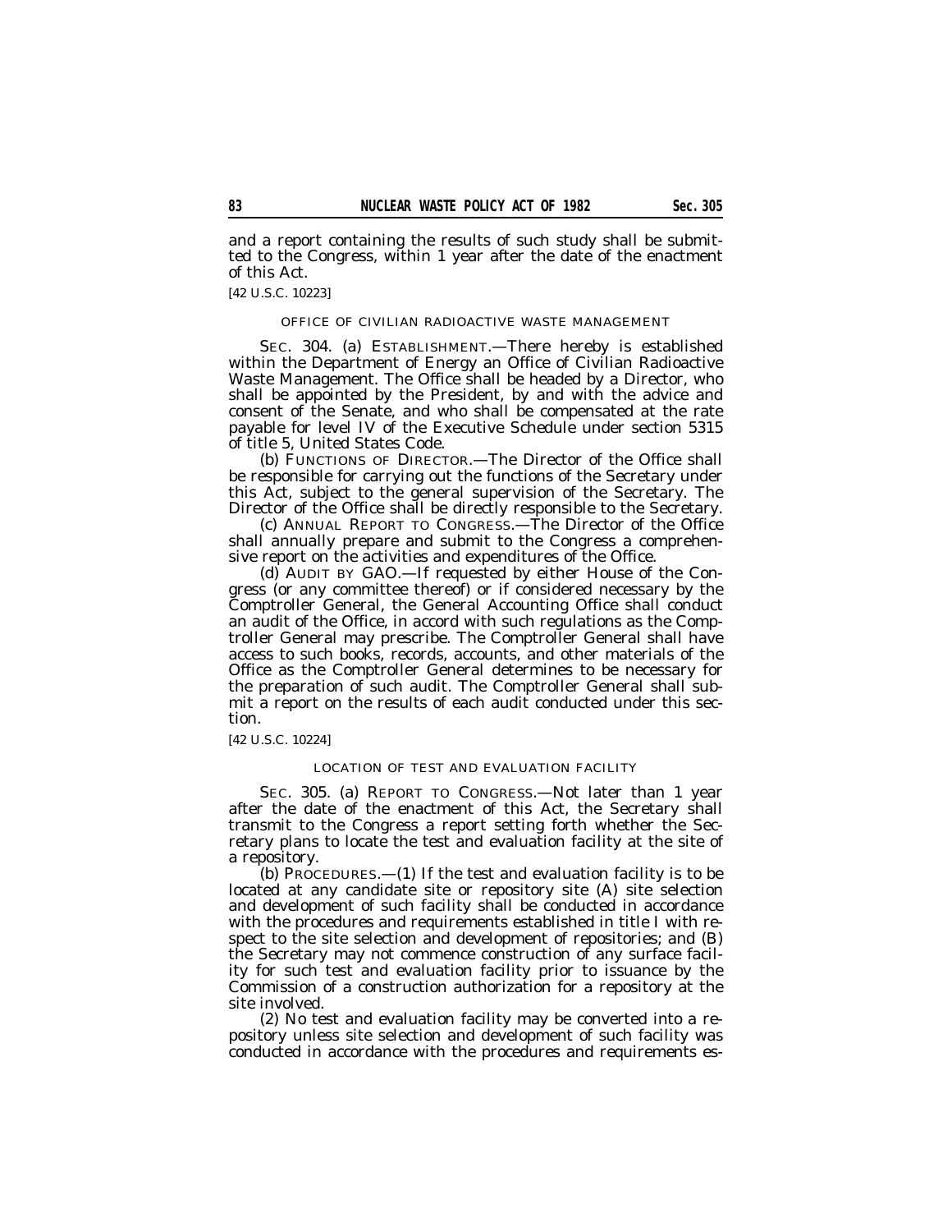and a report containing the results of such study shall be submitted to the Congress, within 1 year after the date of the enactment of this Act.

[42 U.S.C. 10223]

OFFICE OF CIVILIAN RADIOACTIVE WASTE MANAGEMENT

SEC. 304. (a) ESTABLISHMENT.—There hereby is established within the Department of Energy an Office of Civilian Radioactive Waste Management. The Office shall be headed by a Director, who shall be appointed by the President, by and with the advice and consent of the Senate, and who shall be compensated at the rate payable for level IV of the Executive Schedule under section 5315 of title 5, United States Code.

(b) FUNCTIONS OF DIRECTOR.—The Director of the Office shall be responsible for carrying out the functions of the Secretary under this Act, subject to the general supervision of the Secretary. The Director of the Office shall be directly responsible to the Secretary.

(c) ANNUAL REPORT TO CONGRESS.—The Director of the Office shall annually prepare and submit to the Congress a comprehensive report on the activities and expenditures of the Office.

(d) AUDIT BY GAO.—If requested by either House of the Congress (or any committee thereof) or if considered necessary by the Comptroller General, the General Accounting Office shall conduct an audit of the Office, in accord with such regulations as the Comptroller General may prescribe. The Comptroller General shall have access to such books, records, accounts, and other materials of the Office as the Comptroller General determines to be necessary for the preparation of such audit. The Comptroller General shall submit a report on the results of each audit conducted under this section.

[42 U.S.C. 10224]

LOCATION OF TEST AND EVALUATION FACILITY

SEC. 305. (a) REPORT TO CONGRESS.—Not later than 1 year after the date of the enactment of this Act, the Secretary shall transmit to the Congress a report setting forth whether the Secretary plans to locate the test and evaluation facility at the site of a repository.

(b) PROCEDURES.—(1) If the test and evaluation facility is to be located at any candidate site or repository site (A) site selection and development of such facility shall be conducted in accordance with the procedures and requirements established in title I with respect to the site selection and development of repositories; and (B) the Secretary may not commence construction of any surface facility for such test and evaluation facility prior to issuance by the Commission of a construction authorization for a repository at the site involved.

(2) No test and evaluation facility may be converted into a repository unless site selection and development of such facility was conducted in accordance with the procedures and requirements es-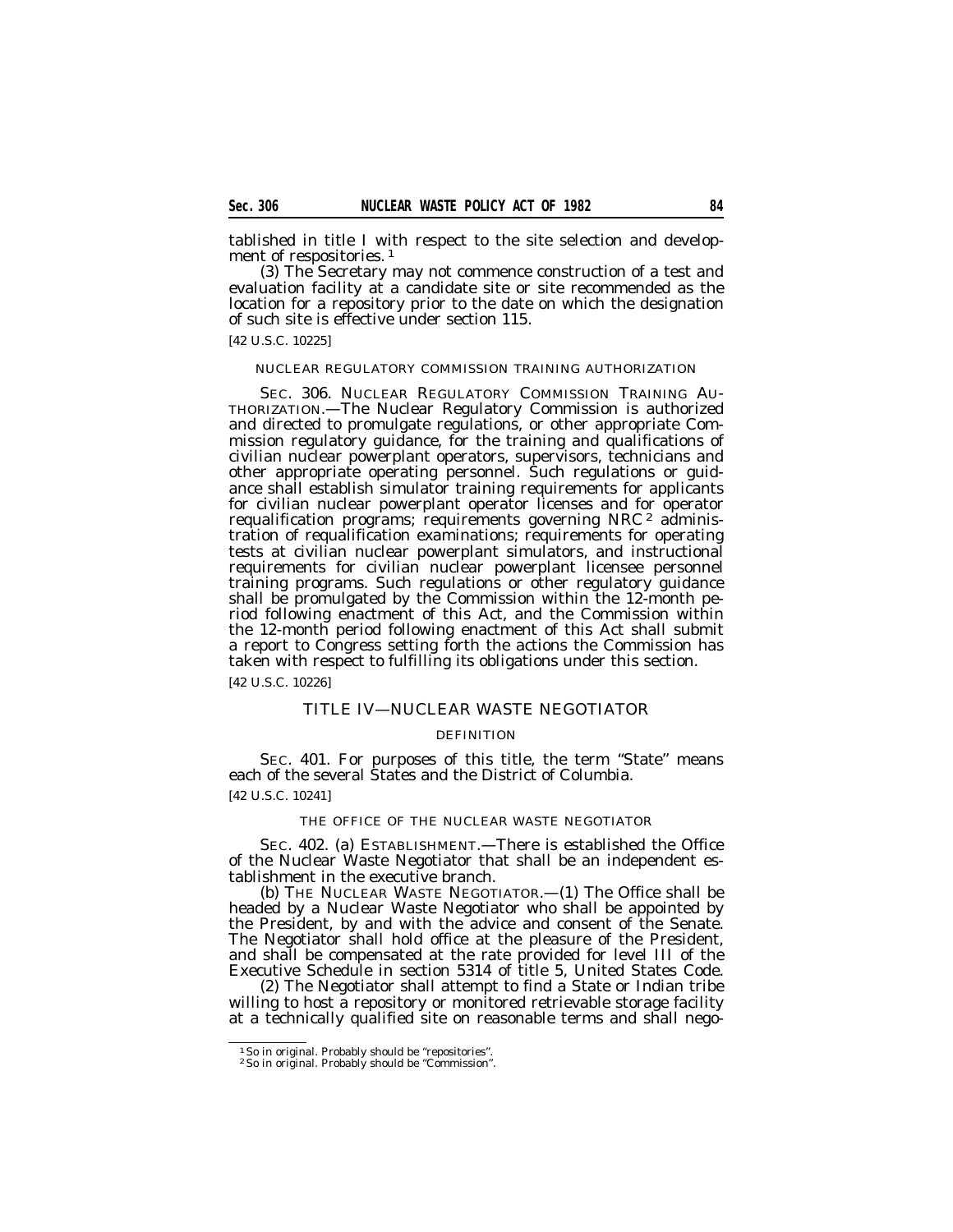tablished in title I with respect to the site selection and development of respositories. [1]

(3) The Secretary may not commence construction of a test and evaluation facility at a candidate site or site recommended as the location for a repository prior to the date on which the designation of such site is effective under section 115.

[42 U.S.C. 10225]

NUCLEAR REGULATORY COMMISSION TRAINING AUTHORIZATION

SEC. 306. NUCLEAR REGULATORY COMMISSION TRAINING AUTHORIZATION.—The Nuclear Regulatory Commission is authorized and directed to promulgate regulations, or other appropriate Commission regulatory guidance, for the training and qualifications of civilian nuclear powerplant operators, supervisors, technicians and other appropriate operating personnel. Such regulations or guidance shall establish simulator training requirements for applicants for civilian nuclear powerplant operator licenses and for operator requalification programs; requirements governing NRC [2] administration of requalification examinations; requirements for operating tests at civilian nuclear powerplant simulators, and instructional requirements for civilian nuclear powerplant licensee personnel training programs. Such regulations or other regulatory guidance shall be promulgated by the Commission within the 12-month period following enactment of this Act, and the Commission within the 12-month period following enactment of this Act shall submit a report to Congress setting forth the actions the Commission has taken with respect to fulfilling its obligations under this section.

[42 U.S.C. 10226]

## TITLE IV—NUCLEAR WASTE NEGOTIATOR

DEFINITION

SEC. 401. For purposes of this title, the term "State" means each of the several States and the District of Columbia.

[42 U.S.C. 10241]

THE OFFICE OF THE NUCLEAR WASTE NEGOTIATOR

SEC. 402. (a) ESTABLISHMENT.—There is established the Office of the Nuclear Waste Negotiator that shall be an independent establishment in the executive branch.

(b) THE NUCLEAR WASTE NEGOTIATOR.—(1) The Office shall be headed by a Nuclear Waste Negotiator who shall be appointed by the President, by and with the advice and consent of the Senate. The Negotiator shall hold office at the pleasure of the President, and shall be compensated at the rate provided for level III of the Executive Schedule in section 5314 of title 5, United States Code.

(2) The Negotiator shall attempt to find a State or Indian tribe willing to host a repository or monitored retrievable storage facility at a technically qualified site on reasonable terms and shall nego-

[1] So in original. Probably should be "repositories".

[2] So in original. Probably should be "Commission".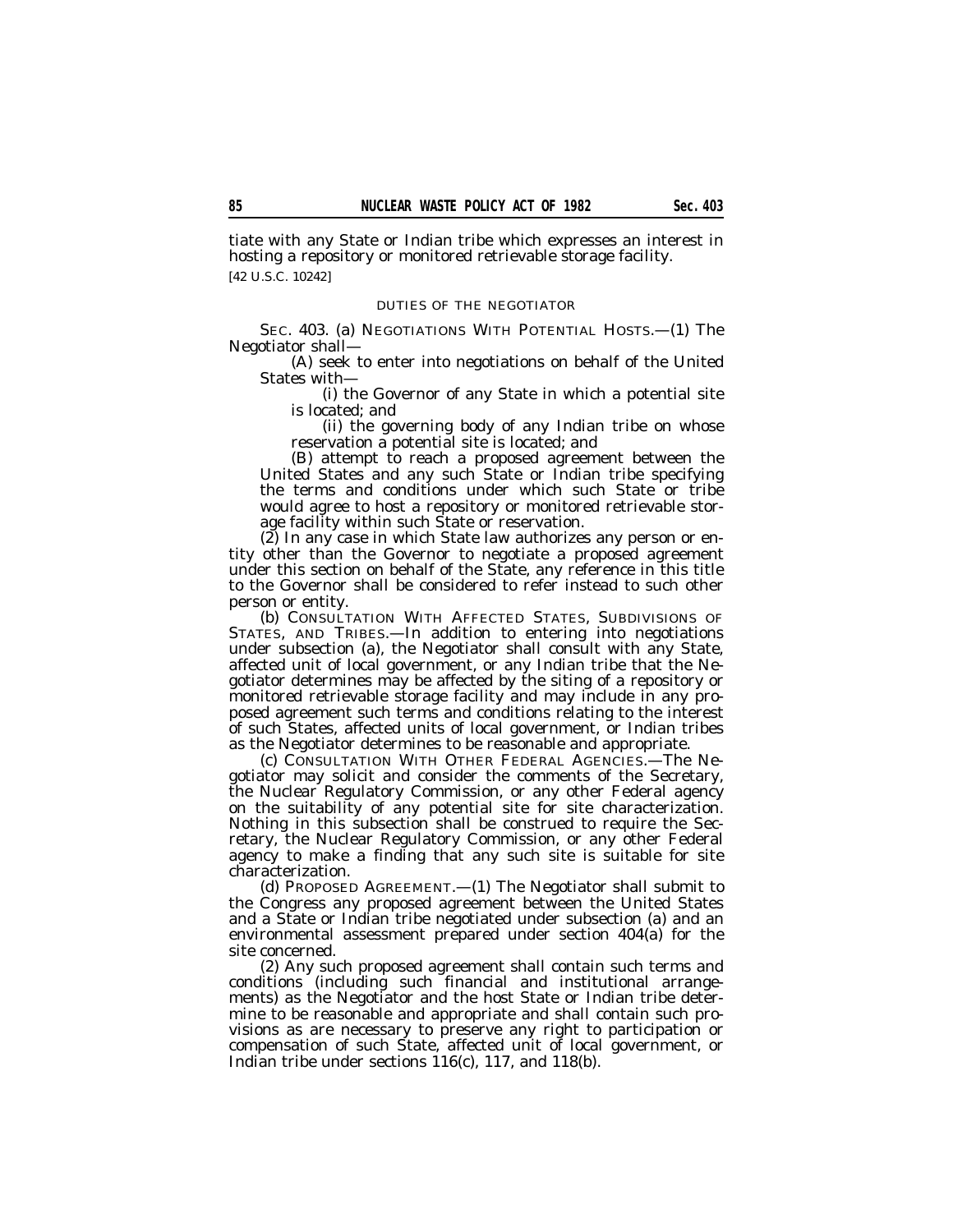tiate with any State or Indian tribe which expresses an interest in hosting a repository or monitored retrievable storage facility.

[42 U.S.C. 10242]

DUTIES OF THE NEGOTIATOR

SEC. 403. (a) NEGOTIATIONS WITH POTENTIAL HOSTS.—(1) The Negotiator shall—

(A) seek to enter into negotiations on behalf of the United States with—

(i) the Governor of any State in which a potential site is located; and

(ii) the governing body of any Indian tribe on whose reservation a potential site is located; and

(B) attempt to reach a proposed agreement between the United States and any such State or Indian tribe specifying the terms and conditions under which such State or tribe would agree to host a repository or monitored retrievable storage facility within such State or reservation.

(2) In any case in which State law authorizes any person or entity other than the Governor to negotiate a proposed agreement under this section on behalf of the State, any reference in this title to the Governor shall be considered to refer instead to such other person or entity.

(b) CONSULTATION WITH AFFECTED STATES, SUBDIVISIONS OF STATES, AND TRIBES.—In addition to entering into negotiations under subsection (a), the Negotiator shall consult with any State, affected unit of local government, or any Indian tribe that the Negotiator determines may be affected by the siting of a repository or monitored retrievable storage facility and may include in any proposed agreement such terms and conditions relating to the interest of such States, affected units of local government, or Indian tribes as the Negotiator determines to be reasonable and appropriate.

(c) CONSULTATION WITH OTHER FEDERAL AGENCIES.—The Negotiator may solicit and consider the comments of the Secretary, the Nuclear Regulatory Commission, or any other Federal agency on the suitability of any potential site for site characterization. Nothing in this subsection shall be construed to require the Secretary, the Nuclear Regulatory Commission, or any other Federal agency to make a finding that any such site is suitable for site characterization.

(d) PROPOSED AGREEMENT.—(1) The Negotiator shall submit to the Congress any proposed agreement between the United States and a State or Indian tribe negotiated under subsection (a) and an environmental assessment prepared under section 404(a) for the site concerned.

(2) Any such proposed agreement shall contain such terms and conditions (including such financial and institutional arrangements) as the Negotiator and the host State or Indian tribe determine to be reasonable and appropriate and shall contain such provisions as are necessary to preserve any right to participation or compensation of such State, affected unit of local government, or Indian tribe under sections 116(c), 117, and 118(b).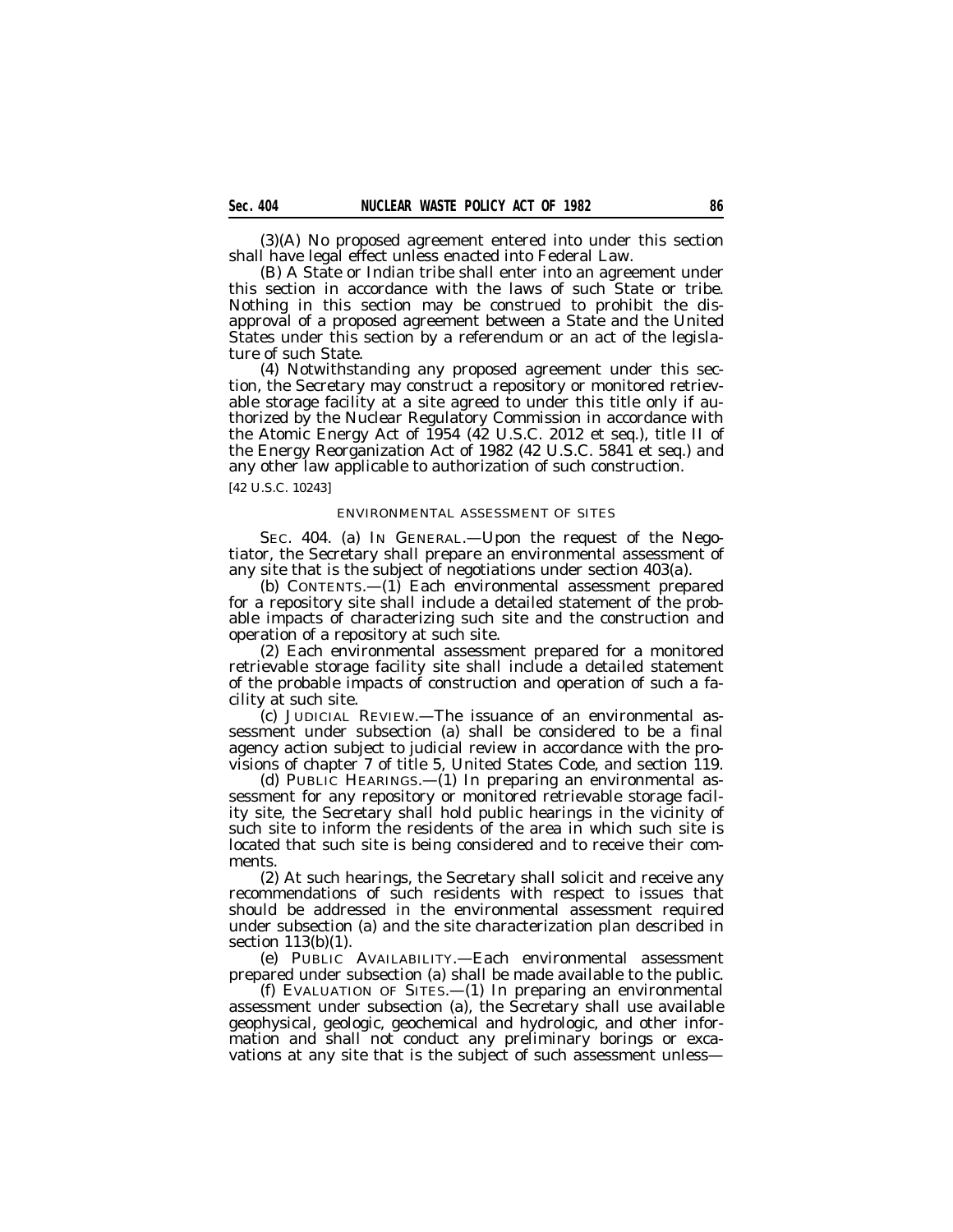(3)(A) No proposed agreement entered into under this section shall have legal effect unless enacted into Federal Law.

(B) A State or Indian tribe shall enter into an agreement under this section in accordance with the laws of such State or tribe. Nothing in this section may be construed to prohibit the disapproval of a proposed agreement between a State and the United States under this section by a referendum or an act of the legislature of such State.

(4) Notwithstanding any proposed agreement under this section, the Secretary may construct a repository or monitored retrievable storage facility at a site agreed to under this title only if authorized by the Nuclear Regulatory Commission in accordance with the Atomic Energy Act of 1954 (42 U.S.C. 2012 et seq.), title II of the Energy Reorganization Act of 1982 (42 U.S.C. 5841 et seq.) and any other law applicable to authorization of such construction.

[42 U.S.C. 10243]

ENVIRONMENTAL ASSESSMENT OF SITES

SEC. 404. (a) IN GENERAL.—Upon the request of the Negotiator, the Secretary shall prepare an environmental assessment of any site that is the subject of negotiations under section 403(a).

(b) CONTENTS.—(1) Each environmental assessment prepared for a repository site shall include a detailed statement of the probable impacts of characterizing such site and the construction and operation of a repository at such site.

(2) Each environmental assessment prepared for a monitored retrievable storage facility site shall include a detailed statement of the probable impacts of construction and operation of such a facility at such site.

(c) JUDICIAL REVIEW.—The issuance of an environmental assessment under subsection (a) shall be considered to be a final agency action subject to judicial review in accordance with the provisions of chapter 7 of title 5, United States Code, and section 119.

(d) PUBLIC HEARINGS.—(1) In preparing an environmental assessment for any repository or monitored retrievable storage facility site, the Secretary shall hold public hearings in the vicinity of such site to inform the residents of the area in which such site is located that such site is being considered and to receive their comments.

(2) At such hearings, the Secretary shall solicit and receive any recommendations of such residents with respect to issues that should be addressed in the environmental assessment required under subsection (a) and the site characterization plan described in section 113(b)(1).

(e) PUBLIC AVAILABILITY.—Each environmental assessment prepared under subsection (a) shall be made available to the public.

(f) EVALUATION OF SITES.—(1) In preparing an environmental assessment under subsection (a), the Secretary shall use available geophysical, geologic, geochemical and hydrologic, and other information and shall not conduct any preliminary borings or excavations at any site that is the subject of such assessment unless—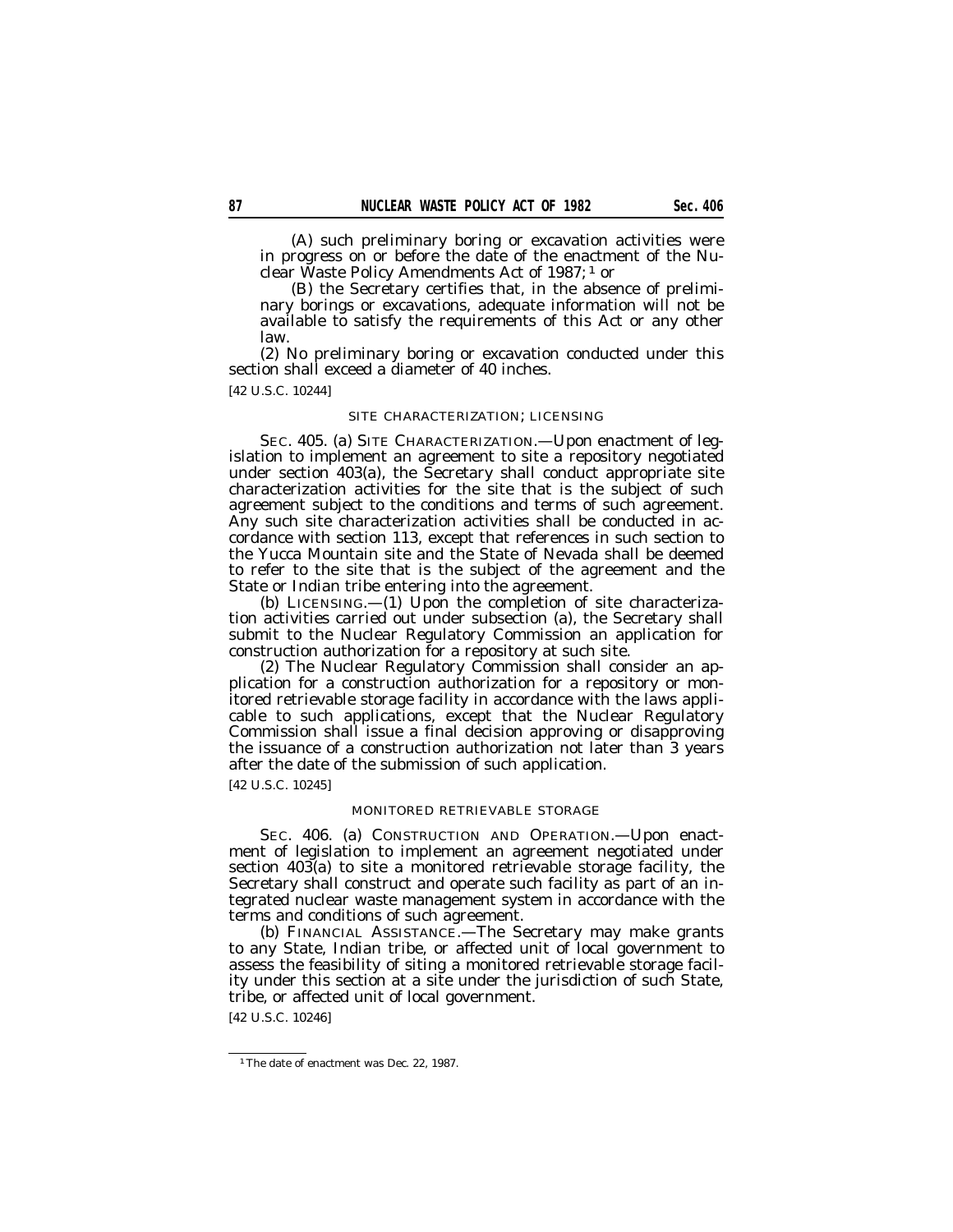(A) such preliminary boring or excavation activities were in progress on or before the date of the enactment of the Nuclear Waste Policy Amendments Act of 1987; [1] or

(B) the Secretary certifies that, in the absence of preliminary borings or excavations, adequate information will not be available to satisfy the requirements of this Act or any other law.

(2) No preliminary boring or excavation conducted under this section shall exceed a diameter of 40 inches.

[42 U.S.C. 10244]

SITE CHARACTERIZATION; LICENSING

SEC. 405. (a) SITE CHARACTERIZATION.—Upon enactment of legislation to implement an agreement to site a repository negotiated under section 403(a), the Secretary shall conduct appropriate site characterization activities for the site that is the subject of such agreement subject to the conditions and terms of such agreement. Any such site characterization activities shall be conducted in accordance with section 113, except that references in such section to the Yucca Mountain site and the State of Nevada shall be deemed to refer to the site that is the subject of the agreement and the State or Indian tribe entering into the agreement.

(b) LICENSING.—(1) Upon the completion of site characterization activities carried out under subsection (a), the Secretary shall submit to the Nuclear Regulatory Commission an application for construction authorization for a repository at such site.

(2) The Nuclear Regulatory Commission shall consider an application for a construction authorization for a repository or monitored retrievable storage facility in accordance with the laws applicable to such applications, except that the Nuclear Regulatory Commission shall issue a final decision approving or disapproving the issuance of a construction authorization not later than 3 years after the date of the submission of such application.

[42 U.S.C. 10245]

MONITORED RETRIEVABLE STORAGE

SEC. 406. (a) CONSTRUCTION AND OPERATION.—Upon enactment of legislation to implement an agreement negotiated under section 403(a) to site a monitored retrievable storage facility, the Secretary shall construct and operate such facility as part of an integrated nuclear waste management system in accordance with the terms and conditions of such agreement.

(b) FINANCIAL ASSISTANCE.—The Secretary may make grants to any State, Indian tribe, or affected unit of local government to assess the feasibility of siting a monitored retrievable storage facility under this section at a site under the jurisdiction of such State, tribe, or affected unit of local government.

[42 U.S.C. 10246]

[1] The date of enactment was Dec. 22, 1987.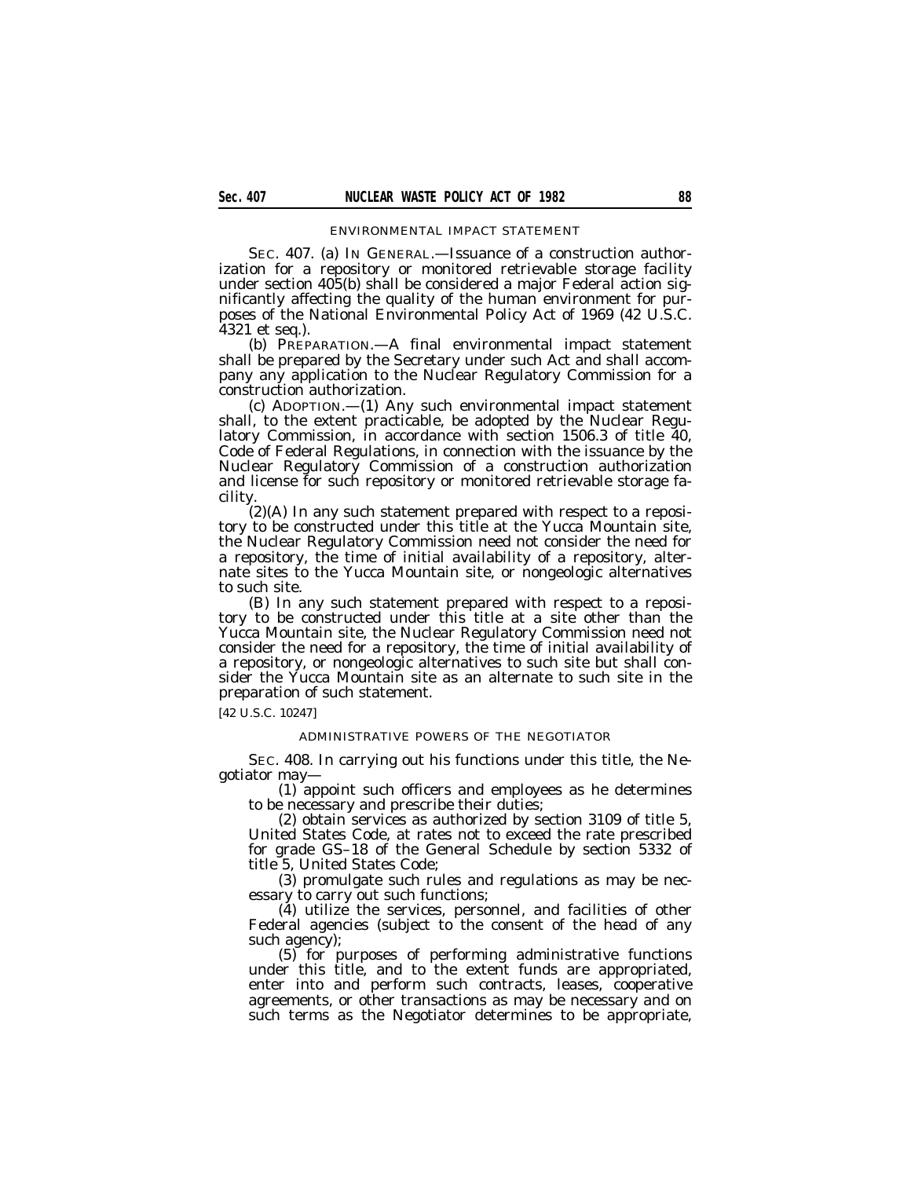### ENVIRONMENTAL IMPACT STATEMENT

SEC. 407. (a) IN GENERAL.—Issuance of a construction authorization for a repository or monitored retrievable storage facility under section 405(b) shall be considered a major Federal action significantly affecting the quality of the human environment for purposes of the National Environmental Policy Act of 1969 (42 U.S.C. 4321 et seq.).

(b) PREPARATION.—A final environmental impact statement shall be prepared by the Secretary under such Act and shall accompany any application to the Nuclear Regulatory Commission for a construction authorization.

(c) ADOPTION.—(1) Any such environmental impact statement shall, to the extent practicable, be adopted by the Nuclear Regulatory Commission, in accordance with section 1506.3 of title 40, Code of Federal Regulations, in connection with the issuance by the Nuclear Regulatory Commission of a construction authorization and license for such repository or monitored retrievable storage facility.

(2)(A) In any such statement prepared with respect to a repository to be constructed under this title at the Yucca Mountain site, the Nuclear Regulatory Commission need not consider the need for a repository, the time of initial availability of a repository, alternate sites to the Yucca Mountain site, or nongeologic alternatives to such site.

(B) In any such statement prepared with respect to a repository to be constructed under this title at a site other than the Yucca Mountain site, the Nuclear Regulatory Commission need not consider the need for a repository, the time of initial availability of a repository, or nongeologic alternatives to such site but shall consider the Yucca Mountain site as an alternate to such site in the preparation of such statement.

[42 U.S.C. 10247]

### ADMINISTRATIVE POWERS OF THE NEGOTIATOR

SEC. 408. In carrying out his functions under this title, the Negotiator may—

(1) appoint such officers and employees as he determines to be necessary and prescribe their duties;

(2) obtain services as authorized by section 3109 of title 5, United States Code, at rates not to exceed the rate prescribed for grade GS–18 of the General Schedule by section 5332 of title 5, United States Code;

(3) promulgate such rules and regulations as may be necessary to carry out such functions;

(4) utilize the services, personnel, and facilities of other Federal agencies (subject to the consent of the head of any such agency);

(5) for purposes of performing administrative functions under this title, and to the extent funds are appropriated, enter into and perform such contracts, leases, cooperative agreements, or other transactions as may be necessary and on such terms as the Negotiator determines to be appropriate,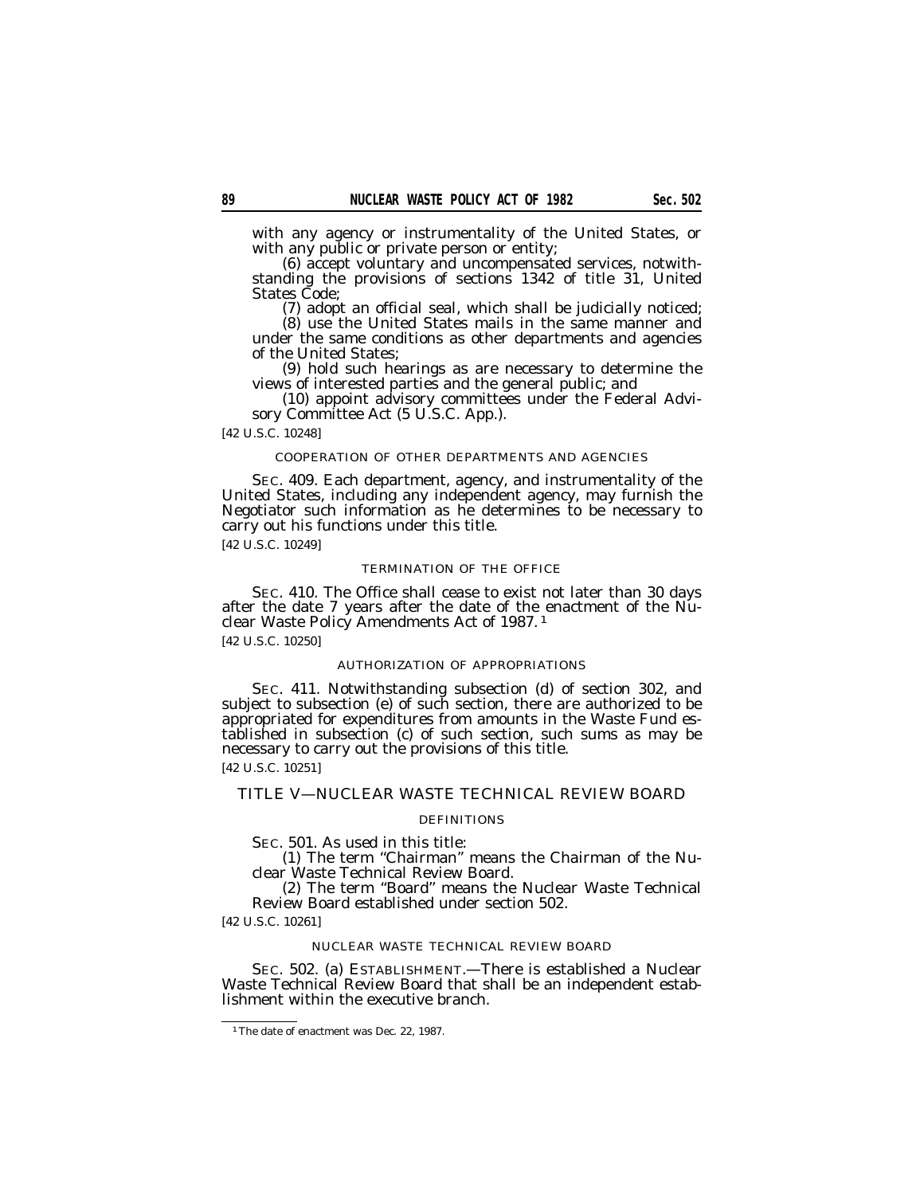with any agency or instrumentality of the United States, or with any public or private person or entity;

(6) accept voluntary and uncompensated services, notwithstanding the provisions of sections 1342 of title 31, United States Code;

(7) adopt an official seal, which shall be judicially noticed;

(8) use the United States mails in the same manner and under the same conditions as other departments and agencies of the United States;

(9) hold such hearings as are necessary to determine the views of interested parties and the general public; and

(10) appoint advisory committees under the Federal Advisory Committee Act (5 U.S.C. App.).

[42 U.S.C. 10248]

COOPERATION OF OTHER DEPARTMENTS AND AGENCIES

SEC. 409. Each department, agency, and instrumentality of the United States, including any independent agency, may furnish the Negotiator such information as he determines to be necessary to carry out his functions under this title.

[42 U.S.C. 10249]

TERMINATION OF THE OFFICE

SEC. 410. The Office shall cease to exist not later than 30 days after the date 7 years after the date of the enactment of the Nuclear Waste Policy Amendments Act of 1987. [1]

[42 U.S.C. 10250]

AUTHORIZATION OF APPROPRIATIONS

SEC. 411. Notwithstanding subsection (d) of section 302, and subject to subsection (e) of such section, there are authorized to be appropriated for expenditures from amounts in the Waste Fund established in subsection (c) of such section, such sums as may be necessary to carry out the provisions of this title.

[42 U.S.C. 10251]

## TITLE V—NUCLEAR WASTE TECHNICAL REVIEW BOARD

DEFINITIONS

SEC. 501. As used in this title:

(1) The term "Chairman" means the Chairman of the Nuclear Waste Technical Review Board.

(2) The term "Board" means the Nuclear Waste Technical Review Board established under section 502.

[42 U.S.C. 10261]

NUCLEAR WASTE TECHNICAL REVIEW BOARD

SEC. 502. (a) ESTABLISHMENT.—There is established a Nuclear Waste Technical Review Board that shall be an independent establishment within the executive branch.

[1] The date of enactment was Dec. 22, 1987.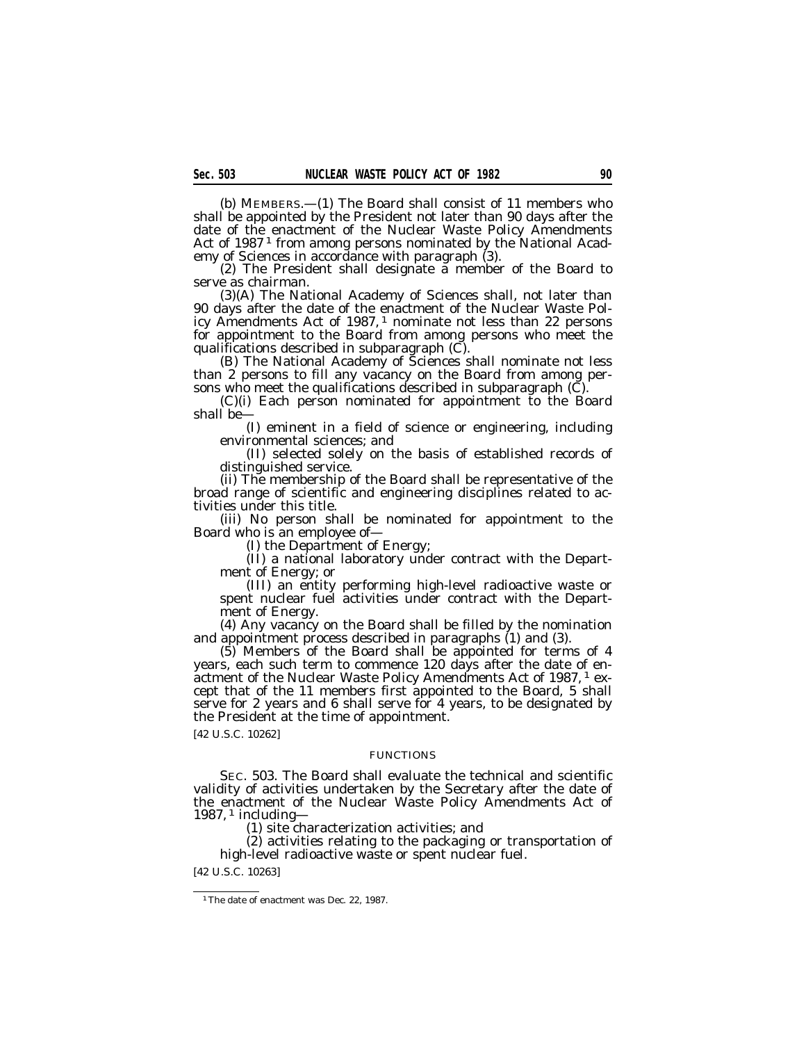(b) MEMBERS.—(1) The Board shall consist of 11 members who shall be appointed by the President not later than 90 days after the date of the enactment of the Nuclear Waste Policy Amendments Act of 1987 [1] from among persons nominated by the National Academy of Sciences in accordance with paragraph (3).

(2) The President shall designate a member of the Board to serve as chairman.

(3)(A) The National Academy of Sciences shall, not later than 90 days after the date of the enactment of the Nuclear Waste Policy Amendments Act of 1987, [1] nominate not less than 22 persons for appointment to the Board from among persons who meet the qualifications described in subparagraph (C).

(B) The National Academy of Sciences shall nominate not less than 2 persons to fill any vacancy on the Board from among persons who meet the qualifications described in subparagraph (C).

(C)(i) Each person nominated for appointment to the Board shall be—

(I) eminent in a field of science or engineering, including environmental sciences; and

(II) selected solely on the basis of established records of distinguished service.

(ii) The membership of the Board shall be representative of the broad range of scientific and engineering disciplines related to activities under this title.

(iii) No person shall be nominated for appointment to the Board who is an employee of—

(I) the Department of Energy;

(II) a national laboratory under contract with the Department of Energy; or

(III) an entity performing high-level radioactive waste or spent nuclear fuel activities under contract with the Department of Energy.

(4) Any vacancy on the Board shall be filled by the nomination and appointment process described in paragraphs (1) and (3).

(5) Members of the Board shall be appointed for terms of 4 years, each such term to commence 120 days after the date of enactment of the Nuclear Waste Policy Amendments Act of 1987, [1] except that of the 11 members first appointed to the Board, 5 shall serve for 2 years and 6 shall serve for 4 years, to be designated by the President at the time of appointment.

[42 U.S.C. 10262]

FUNCTIONS

SEC. 503. The Board shall evaluate the technical and scientific validity of activities undertaken by the Secretary after the date of the enactment of the Nuclear Waste Policy Amendments Act of 1987, [1] including—

(1) site characterization activities; and

(2) activities relating to the packaging or transportation of high-level radioactive waste or spent nuclear fuel.

[42 U.S.C. 10263]

[1] The date of enactment was Dec. 22, 1987.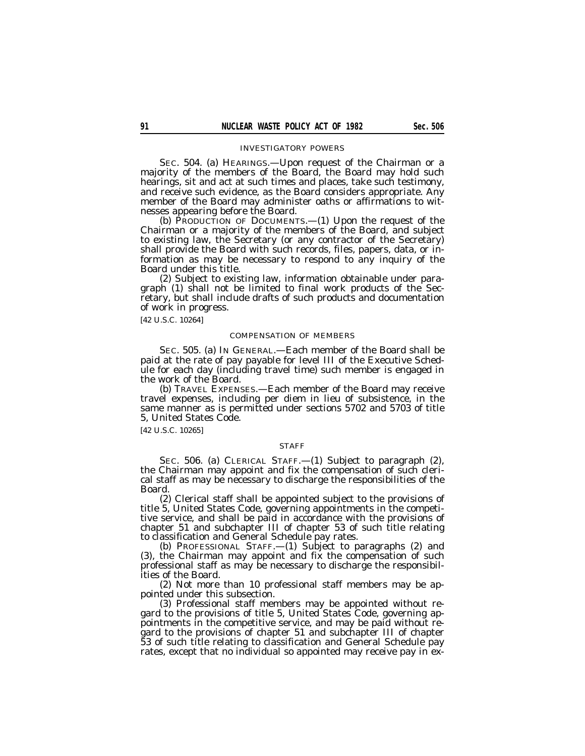INVESTIGATORY POWERS

SEC. 504. (a) HEARINGS.—Upon request of the Chairman or a majority of the members of the Board, the Board may hold such hearings, sit and act at such times and places, take such testimony, and receive such evidence, as the Board considers appropriate. Any member of the Board may administer oaths or affirmations to witnesses appearing before the Board.

(b) PRODUCTION OF DOCUMENTS.—(1) Upon the request of the Chairman or a majority of the members of the Board, and subject to existing law, the Secretary (or any contractor of the Secretary) shall provide the Board with such records, files, papers, data, or information as may be necessary to respond to any inquiry of the Board under this title.

(2) Subject to existing law, information obtainable under paragraph (1) shall not be limited to final work products of the Secretary, but shall include drafts of such products and documentation of work in progress.

[42 U.S.C. 10264]

COMPENSATION OF MEMBERS

SEC. 505. (a) IN GENERAL.—Each member of the Board shall be paid at the rate of pay payable for level III of the Executive Schedule for each day (including travel time) such member is engaged in the work of the Board.

(b) TRAVEL EXPENSES.—Each member of the Board may receive travel expenses, including per diem in lieu of subsistence, in the same manner as is permitted under sections 5702 and 5703 of title 5, United States Code.

[42 U.S.C. 10265]

STAFF

SEC. 506. (a) CLERICAL STAFF.—(1) Subject to paragraph (2), the Chairman may appoint and fix the compensation of such clerical staff as may be necessary to discharge the responsibilities of the Board.

(2) Clerical staff shall be appointed subject to the provisions of title 5, United States Code, governing appointments in the competitive service, and shall be paid in accordance with the provisions of chapter 51 and subchapter III of chapter 53 of such title relating to classification and General Schedule pay rates.

(b) PROFESSIONAL STAFF.—(1) Subject to paragraphs (2) and (3), the Chairman may appoint and fix the compensation of such professional staff as may be necessary to discharge the responsibilities of the Board.

(2) Not more than 10 professional staff members may be appointed under this subsection.

(3) Professional staff members may be appointed without regard to the provisions of title 5, United States Code, governing appointments in the competitive service, and may be paid without regard to the provisions of chapter 51 and subchapter III of chapter 53 of such title relating to classification and General Schedule pay rates, except that no individual so appointed may receive pay in ex-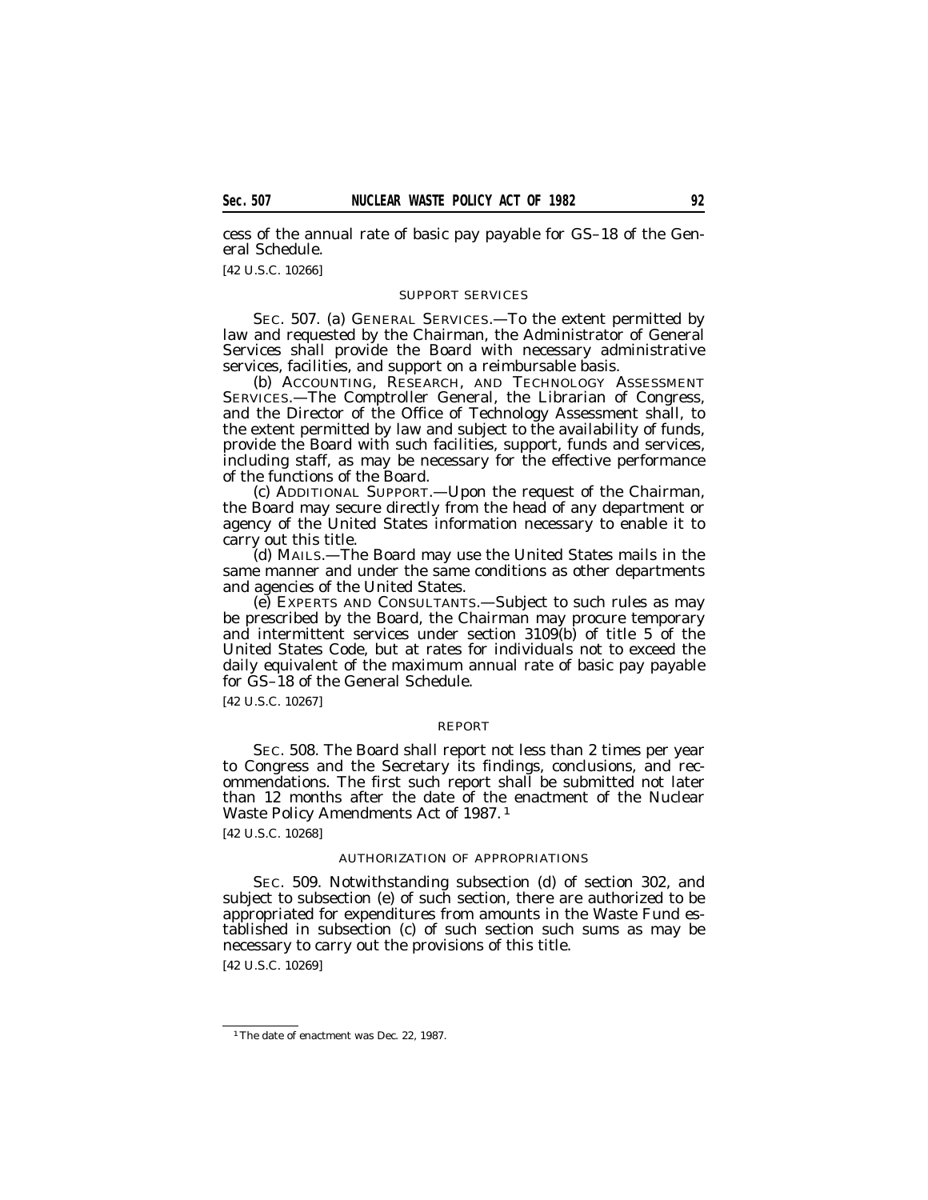cess of the annual rate of basic pay payable for GS–18 of the General Schedule.

[42 U.S.C. 10266]

SUPPORT SERVICES

SEC. 507. (a) GENERAL SERVICES.—To the extent permitted by law and requested by the Chairman, the Administrator of General Services shall provide the Board with necessary administrative services, facilities, and support on a reimbursable basis.

(b) ACCOUNTING, RESEARCH, AND TECHNOLOGY ASSESSMENT SERVICES.—The Comptroller General, the Librarian of Congress, and the Director of the Office of Technology Assessment shall, to the extent permitted by law and subject to the availability of funds, provide the Board with such facilities, support, funds and services, including staff, as may be necessary for the effective performance of the functions of the Board.

(c) ADDITIONAL SUPPORT.—Upon the request of the Chairman, the Board may secure directly from the head of any department or agency of the United States information necessary to enable it to carry out this title.

(d) MAILS.—The Board may use the United States mails in the same manner and under the same conditions as other departments and agencies of the United States.

(e) EXPERTS AND CONSULTANTS.—Subject to such rules as may be prescribed by the Board, the Chairman may procure temporary and intermittent services under section 3109(b) of title 5 of the United States Code, but at rates for individuals not to exceed the daily equivalent of the maximum annual rate of basic pay payable for GS–18 of the General Schedule.

[42 U.S.C. 10267]

REPORT

SEC. 508. The Board shall report not less than 2 times per year to Congress and the Secretary its findings, conclusions, and recommendations. The first such report shall be submitted not later than 12 months after the date of the enactment of the Nuclear Waste Policy Amendments Act of 1987. [1]

[42 U.S.C. 10268]

AUTHORIZATION OF APPROPRIATIONS

SEC. 509. Notwithstanding subsection (d) of section 302, and subject to subsection (e) of such section, there are authorized to be appropriated for expenditures from amounts in the Waste Fund established in subsection (c) of such section such sums as may be necessary to carry out the provisions of this title.

[42 U.S.C. 10269]

---

[1] The date of enactment was Dec. 22, 1987.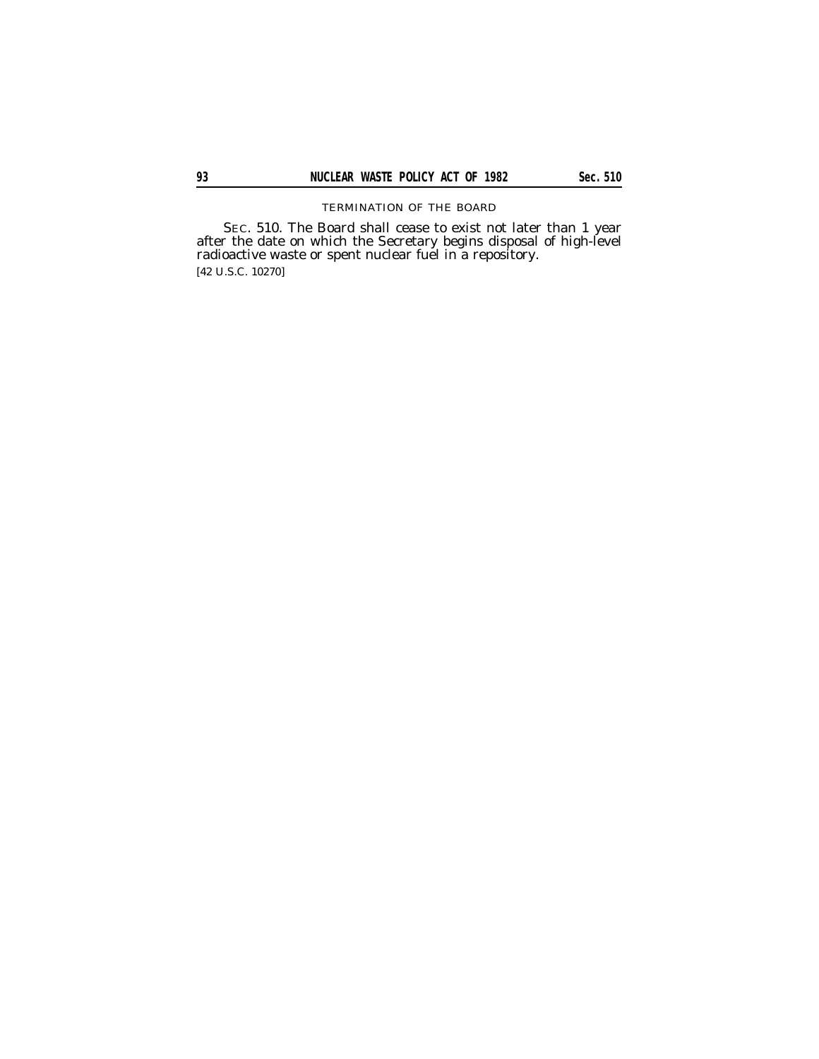TERMINATION OF THE BOARD

SEC. 510. The Board shall cease to exist not later than 1 year after the date on which the Secretary begins disposal of high-level radioactive waste or spent nuclear fuel in a repository.

[42 U.S.C. 10270]